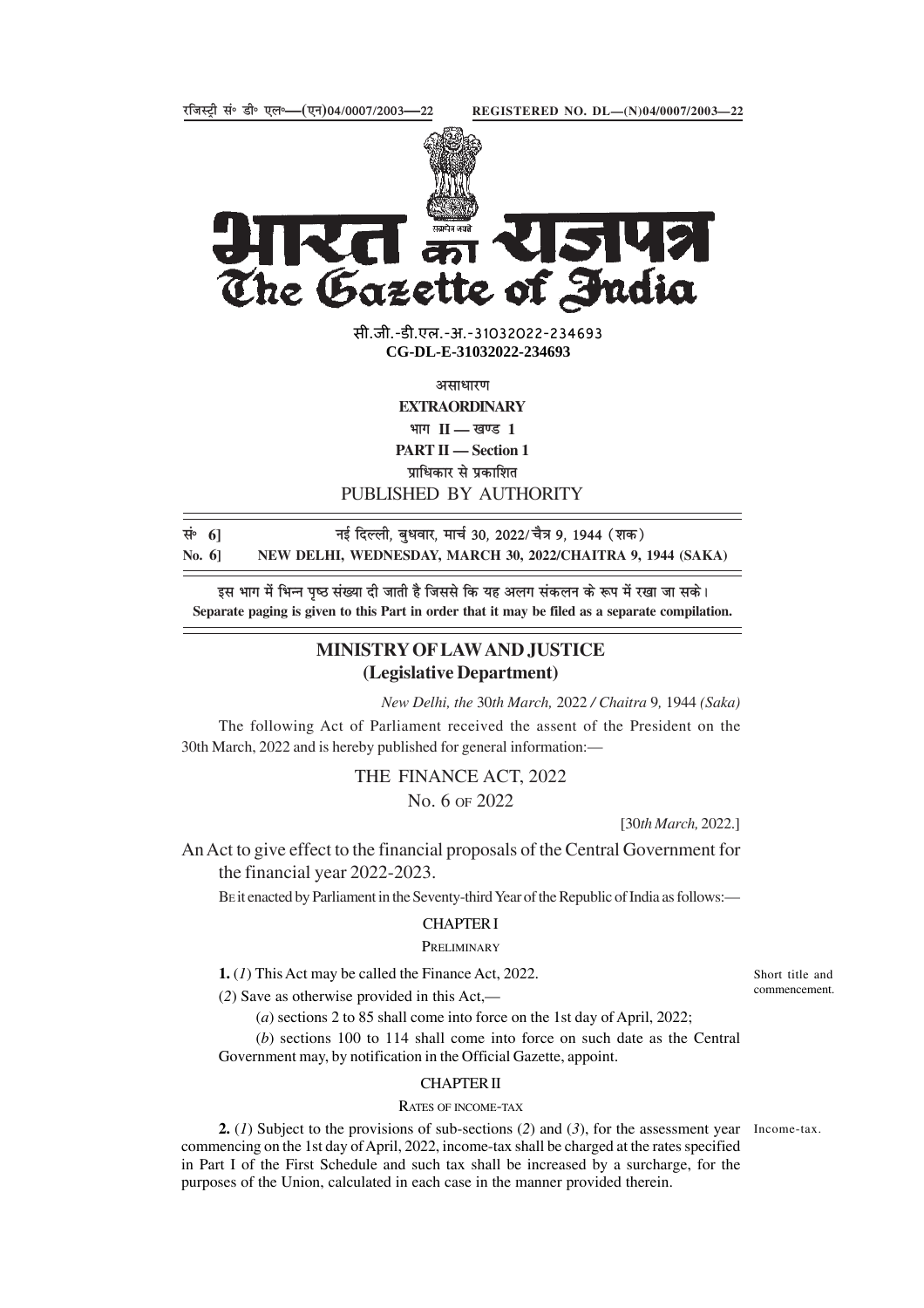रजिस्ट्री सं॰ डी॰ एल॰—(एन)04/0007/2003—22 REGISTERED NO. DL—(N)04/0007/2003—22

# भारत का राजपत्र
# The Gazette of India

सी.जी.-डी.एल.-अ.-31032022-234693
**CG-DL-E-31032022-234693**

असाधारण
**EXTRAORDINARY**
भाग II — खण्ड 1
**PART II — Section 1**
प्राधिकार से प्रकाशित
PUBLISHED BY AUTHORITY

**सं॰ 6]** नई दिल्ली, बुधवार, मार्च 30, 2022/चैत्र 9, 1944 (शक)
**No. 6]** **NEW DELHI, WEDNESDAY, MARCH 30, 2022/CHAITRA 9, 1944 (SAKA)**

इस भाग में भिन्न पृष्ठ संख्या दी जाती है जिससे कि यह अलग संकलन के रूप में रखा जा सके।
**Separate paging is given to this Part in order that it may be filed as a separate compilation.**

## MINISTRY OF LAW AND JUSTICE
## (Legislative Department)

*New Delhi, the* 30*th March,* 2022 */ Chaitra* 9, 1944 *(Saka)*

The following Act of Parliament received the assent of the President on the 30th March, 2022 and is hereby published for general information:—

## THE FINANCE ACT, 2022
No. 6 OF 2022

[30*th March,* 2022.]

An Act to give effect to the financial proposals of the Central Government for the financial year 2022-2023.

BE it enacted by Parliament in the Seventy-third Year of the Republic of India as follows:—

### CHAPTER I
PRELIMINARY

Short title and commencement.

**1.** (*1*) This Act may be called the Finance Act, 2022.

(*2*) Save as otherwise provided in this Act,—

(*a*) sections 2 to 85 shall come into force on the 1st day of April, 2022;

(*b*) sections 100 to 114 shall come into force on such date as the Central Government may, by notification in the Official Gazette, appoint.

### CHAPTER II
RATES OF INCOME-TAX

Income-tax.

**2.** (*1*) Subject to the provisions of sub-sections (*2*) and (*3*), for the assessment year commencing on the 1st day of April, 2022, income-tax shall be charged at the rates specified in Part I of the First Schedule and such tax shall be increased by a surcharge, for the purposes of the Union, calculated in each case in the manner provided therein.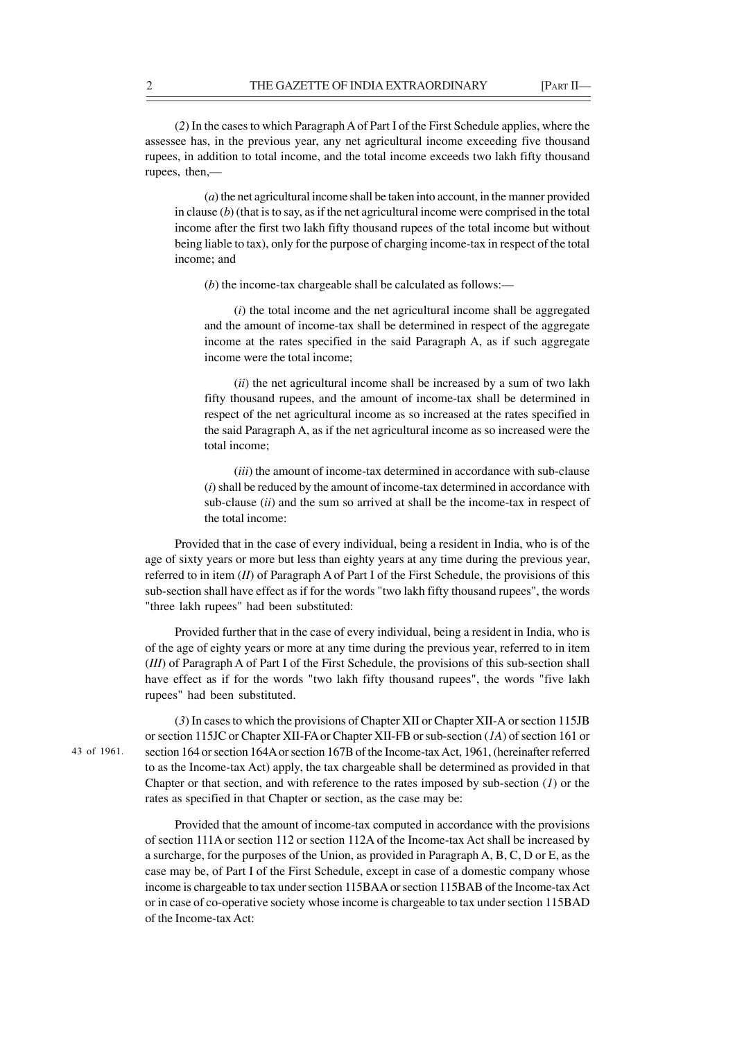(*2*) In the cases to which Paragraph A of Part I of the First Schedule applies, where the assessee has, in the previous year, any net agricultural income exceeding five thousand rupees, in addition to total income, and the total income exceeds two lakh fifty thousand rupees, then,—

(*a*) the net agricultural income shall be taken into account, in the manner provided in clause (*b*) (that is to say, as if the net agricultural income were comprised in the total income after the first two lakh fifty thousand rupees of the total income but without being liable to tax), only for the purpose of charging income-tax in respect of the total income; and

(*b*) the income-tax chargeable shall be calculated as follows:—

(*i*) the total income and the net agricultural income shall be aggregated and the amount of income-tax shall be determined in respect of the aggregate income at the rates specified in the said Paragraph A, as if such aggregate income were the total income;

(*ii*) the net agricultural income shall be increased by a sum of two lakh fifty thousand rupees, and the amount of income-tax shall be determined in respect of the net agricultural income as so increased at the rates specified in the said Paragraph A, as if the net agricultural income as so increased were the total income;

(*iii*) the amount of income-tax determined in accordance with sub-clause (*i*) shall be reduced by the amount of income-tax determined in accordance with sub-clause (*ii*) and the sum so arrived at shall be the income-tax in respect of the total income:

Provided that in the case of every individual, being a resident in India, who is of the age of sixty years or more but less than eighty years at any time during the previous year, referred to in item (*II*) of Paragraph A of Part I of the First Schedule, the provisions of this sub-section shall have effect as if for the words "two lakh fifty thousand rupees", the words "three lakh rupees" had been substituted:

Provided further that in the case of every individual, being a resident in India, who is of the age of eighty years or more at any time during the previous year, referred to in item (*III*) of Paragraph A of Part I of the First Schedule, the provisions of this sub-section shall have effect as if for the words "two lakh fifty thousand rupees", the words "five lakh rupees" had been substituted.

(*3*) In cases to which the provisions of Chapter XII or Chapter XII-A or section 115JB or section 115JC or Chapter XII-FA or Chapter XII-FB or sub-section (*1A*) of section 161 or section 164 or section 164A or section 167B of the Income-tax Act, 1961, (hereinafter referred to as the Income-tax Act) apply, the tax chargeable shall be determined as provided in that Chapter or that section, and with reference to the rates imposed by sub-section (*1*) or the rates as specified in that Chapter or section, as the case may be:

43 of 1961.

Provided that the amount of income-tax computed in accordance with the provisions of section 111A or section 112 or section 112A of the Income-tax Act shall be increased by a surcharge, for the purposes of the Union, as provided in Paragraph A, B, C, D or E, as the case may be, of Part I of the First Schedule, except in case of a domestic company whose income is chargeable to tax under section 115BAA or section 115BAB of the Income-tax Act or in case of co-operative society whose income is chargeable to tax under section 115BAD of the Income-tax Act: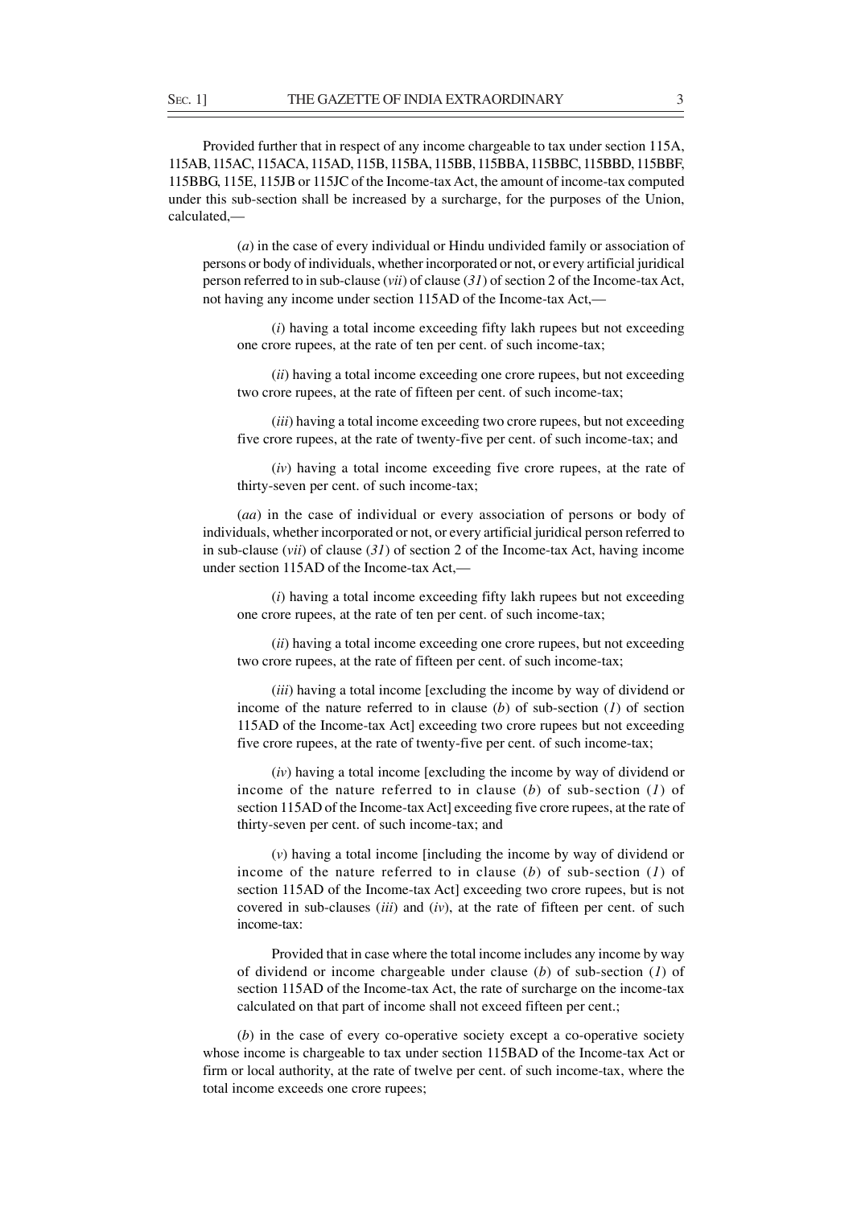Provided further that in respect of any income chargeable to tax under section 115A, 115AB, 115AC, 115ACA, 115AD, 115B, 115BA, 115BB, 115BBA, 115BBC, 115BBD, 115BBF, 115BBG, 115E, 115JB or 115JC of the Income-tax Act, the amount of income-tax computed under this sub-section shall be increased by a surcharge, for the purposes of the Union, calculated,—

(*a*) in the case of every individual or Hindu undivided family or association of persons or body of individuals, whether incorporated or not, or every artificial juridical person referred to in sub-clause (*vii*) of clause (*31*) of section 2 of the Income-tax Act, not having any income under section 115AD of the Income-tax Act,—

(*i*) having a total income exceeding fifty lakh rupees but not exceeding one crore rupees, at the rate of ten per cent. of such income-tax;

(*ii*) having a total income exceeding one crore rupees, but not exceeding two crore rupees, at the rate of fifteen per cent. of such income-tax;

(*iii*) having a total income exceeding two crore rupees, but not exceeding five crore rupees, at the rate of twenty-five per cent. of such income-tax; and

(*iv*) having a total income exceeding five crore rupees, at the rate of thirty-seven per cent. of such income-tax;

(*aa*) in the case of individual or every association of persons or body of individuals, whether incorporated or not, or every artificial juridical person referred to in sub-clause (*vii*) of clause (*31*) of section 2 of the Income-tax Act, having income under section 115AD of the Income-tax Act,—

(*i*) having a total income exceeding fifty lakh rupees but not exceeding one crore rupees, at the rate of ten per cent. of such income-tax;

(*ii*) having a total income exceeding one crore rupees, but not exceeding two crore rupees, at the rate of fifteen per cent. of such income-tax;

(*iii*) having a total income [excluding the income by way of dividend or income of the nature referred to in clause (*b*) of sub-section (*1*) of section 115AD of the Income-tax Act] exceeding two crore rupees but not exceeding five crore rupees, at the rate of twenty-five per cent. of such income-tax;

(*iv*) having a total income [excluding the income by way of dividend or income of the nature referred to in clause (*b*) of sub-section (*1*) of section 115AD of the Income-tax Act] exceeding five crore rupees, at the rate of thirty-seven per cent. of such income-tax; and

(*v*) having a total income [including the income by way of dividend or income of the nature referred to in clause (*b*) of sub-section (*1*) of section 115AD of the Income-tax Act] exceeding two crore rupees, but is not covered in sub-clauses (*iii*) and (*iv*), at the rate of fifteen per cent. of such income-tax:

Provided that in case where the total income includes any income by way of dividend or income chargeable under clause (*b*) of sub-section (*1*) of section 115AD of the Income-tax Act, the rate of surcharge on the income-tax calculated on that part of income shall not exceed fifteen per cent.;

(*b*) in the case of every co-operative society except a co-operative society whose income is chargeable to tax under section 115BAD of the Income-tax Act or firm or local authority, at the rate of twelve per cent. of such income-tax, where the total income exceeds one crore rupees;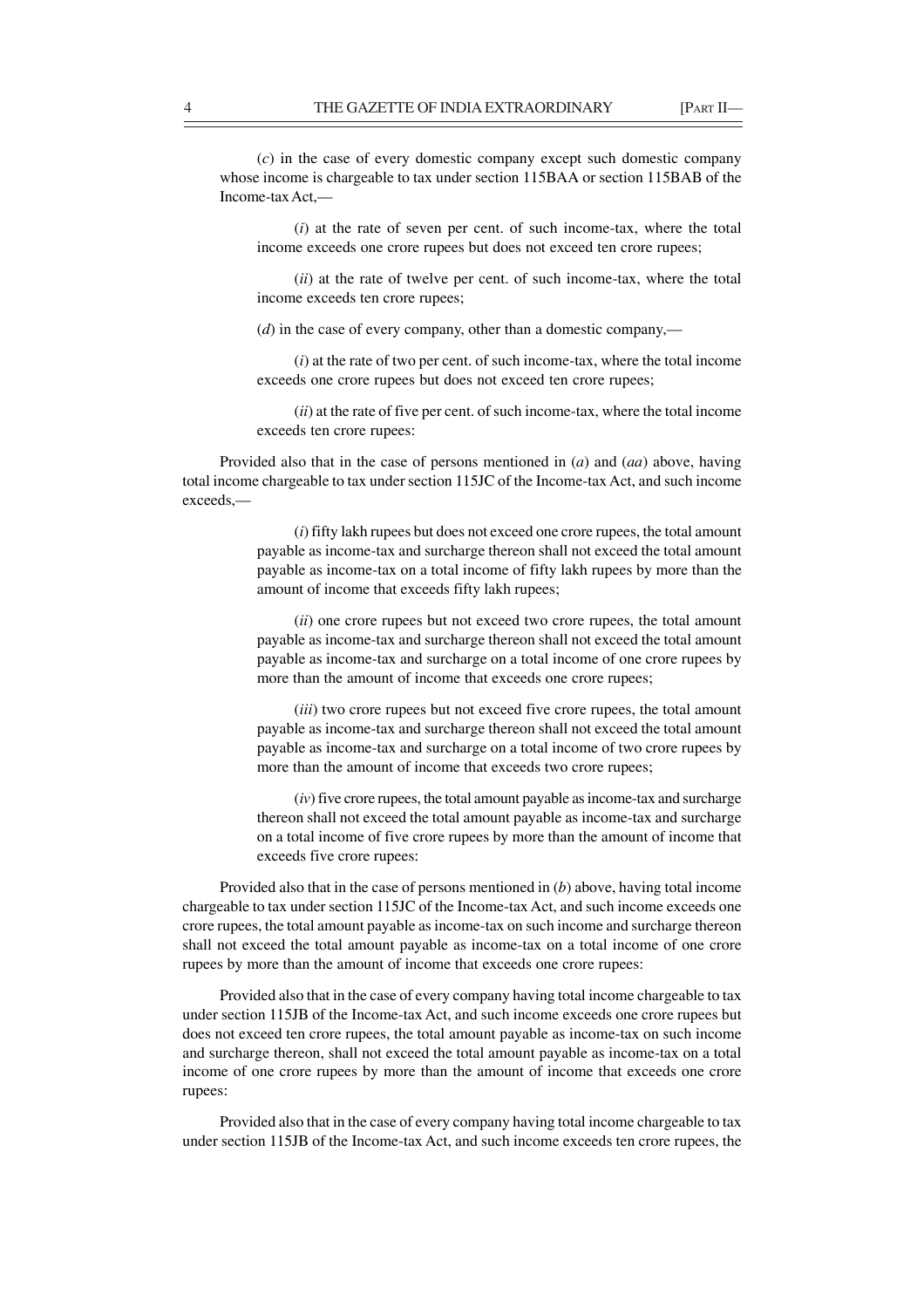(*c*) in the case of every domestic company except such domestic company whose income is chargeable to tax under section 115BAA or section 115BAB of the Income-tax Act,—

(*i*) at the rate of seven per cent. of such income-tax, where the total income exceeds one crore rupees but does not exceed ten crore rupees;

(*ii*) at the rate of twelve per cent. of such income-tax, where the total income exceeds ten crore rupees;

(*d*) in the case of every company, other than a domestic company,—

(*i*) at the rate of two per cent. of such income-tax, where the total income exceeds one crore rupees but does not exceed ten crore rupees;

(*ii*) at the rate of five per cent. of such income-tax, where the total income exceeds ten crore rupees:

Provided also that in the case of persons mentioned in (*a*) and (*aa*) above, having total income chargeable to tax under section 115JC of the Income-tax Act, and such income exceeds,—

(*i*) fifty lakh rupees but does not exceed one crore rupees, the total amount payable as income-tax and surcharge thereon shall not exceed the total amount payable as income-tax on a total income of fifty lakh rupees by more than the amount of income that exceeds fifty lakh rupees;

(*ii*) one crore rupees but not exceed two crore rupees, the total amount payable as income-tax and surcharge thereon shall not exceed the total amount payable as income-tax and surcharge on a total income of one crore rupees by more than the amount of income that exceeds one crore rupees;

(*iii*) two crore rupees but not exceed five crore rupees, the total amount payable as income-tax and surcharge thereon shall not exceed the total amount payable as income-tax and surcharge on a total income of two crore rupees by more than the amount of income that exceeds two crore rupees;

(*iv*) five crore rupees, the total amount payable as income-tax and surcharge thereon shall not exceed the total amount payable as income-tax and surcharge on a total income of five crore rupees by more than the amount of income that exceeds five crore rupees:

Provided also that in the case of persons mentioned in (*b*) above, having total income chargeable to tax under section 115JC of the Income-tax Act, and such income exceeds one crore rupees, the total amount payable as income-tax on such income and surcharge thereon shall not exceed the total amount payable as income-tax on a total income of one crore rupees by more than the amount of income that exceeds one crore rupees:

Provided also that in the case of every company having total income chargeable to tax under section 115JB of the Income-tax Act, and such income exceeds one crore rupees but does not exceed ten crore rupees, the total amount payable as income-tax on such income and surcharge thereon, shall not exceed the total amount payable as income-tax on a total income of one crore rupees by more than the amount of income that exceeds one crore rupees:

Provided also that in the case of every company having total income chargeable to tax under section 115JB of the Income-tax Act, and such income exceeds ten crore rupees, the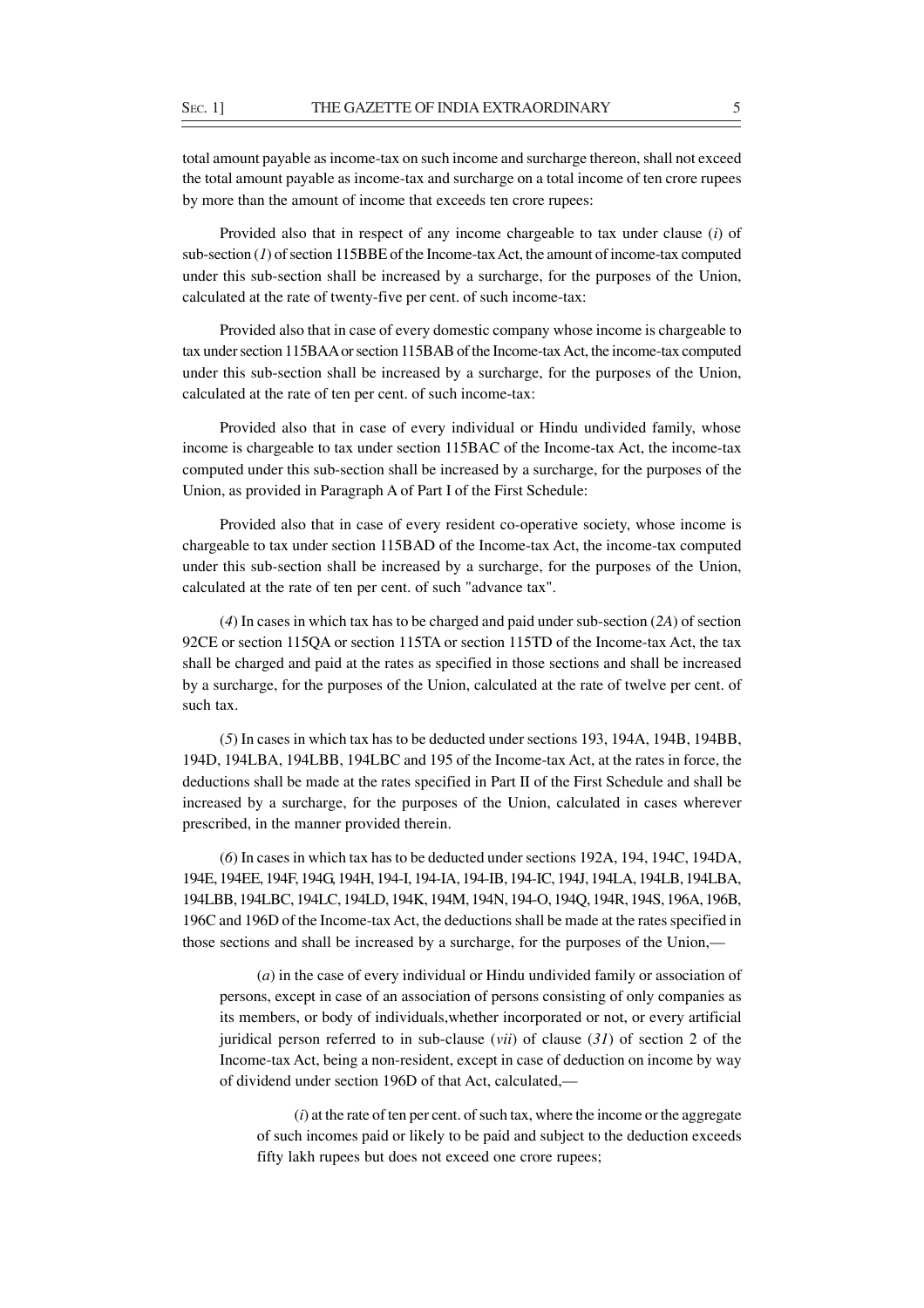total amount payable as income-tax on such income and surcharge thereon, shall not exceed the total amount payable as income-tax and surcharge on a total income of ten crore rupees by more than the amount of income that exceeds ten crore rupees:

Provided also that in respect of any income chargeable to tax under clause (*i*) of sub-section (*1*) of section 115BBE of the Income-tax Act, the amount of income-tax computed under this sub-section shall be increased by a surcharge, for the purposes of the Union, calculated at the rate of twenty-five per cent. of such income-tax:

Provided also that in case of every domestic company whose income is chargeable to tax under section 115BAA or section 115BAB of the Income-tax Act, the income-tax computed under this sub-section shall be increased by a surcharge, for the purposes of the Union, calculated at the rate of ten per cent. of such income-tax:

Provided also that in case of every individual or Hindu undivided family, whose income is chargeable to tax under section 115BAC of the Income-tax Act, the income-tax computed under this sub-section shall be increased by a surcharge, for the purposes of the Union, as provided in Paragraph A of Part I of the First Schedule:

Provided also that in case of every resident co-operative society, whose income is chargeable to tax under section 115BAD of the Income-tax Act, the income-tax computed under this sub-section shall be increased by a surcharge, for the purposes of the Union, calculated at the rate of ten per cent. of such "advance tax".

(*4*) In cases in which tax has to be charged and paid under sub-section (*2A*) of section 92CE or section 115QA or section 115TA or section 115TD of the Income-tax Act, the tax shall be charged and paid at the rates as specified in those sections and shall be increased by a surcharge, for the purposes of the Union, calculated at the rate of twelve per cent. of such tax.

(*5*) In cases in which tax has to be deducted under sections 193, 194A, 194B, 194BB, 194D, 194LBA, 194LBB, 194LBC and 195 of the Income-tax Act, at the rates in force, the deductions shall be made at the rates specified in Part II of the First Schedule and shall be increased by a surcharge, for the purposes of the Union, calculated in cases wherever prescribed, in the manner provided therein.

(*6*) In cases in which tax has to be deducted under sections 192A, 194, 194C, 194DA, 194E, 194EE, 194F, 194G, 194H, 194-I, 194-IA, 194-IB, 194-IC, 194J, 194LA, 194LB, 194LBA, 194LBB, 194LBC, 194LC, 194LD, 194K, 194M, 194N, 194-O, 194Q, 194R, 194S, 196A, 196B, 196C and 196D of the Income-tax Act, the deductions shall be made at the rates specified in those sections and shall be increased by a surcharge, for the purposes of the Union,—

(*a*) in the case of every individual or Hindu undivided family or association of persons, except in case of an association of persons consisting of only companies as its members, or body of individuals,whether incorporated or not, or every artificial juridical person referred to in sub-clause (*vii*) of clause (*31*) of section 2 of the Income-tax Act, being a non-resident, except in case of deduction on income by way of dividend under section 196D of that Act, calculated,—

(*i*) at the rate of ten per cent. of such tax, where the income or the aggregate of such incomes paid or likely to be paid and subject to the deduction exceeds fifty lakh rupees but does not exceed one crore rupees;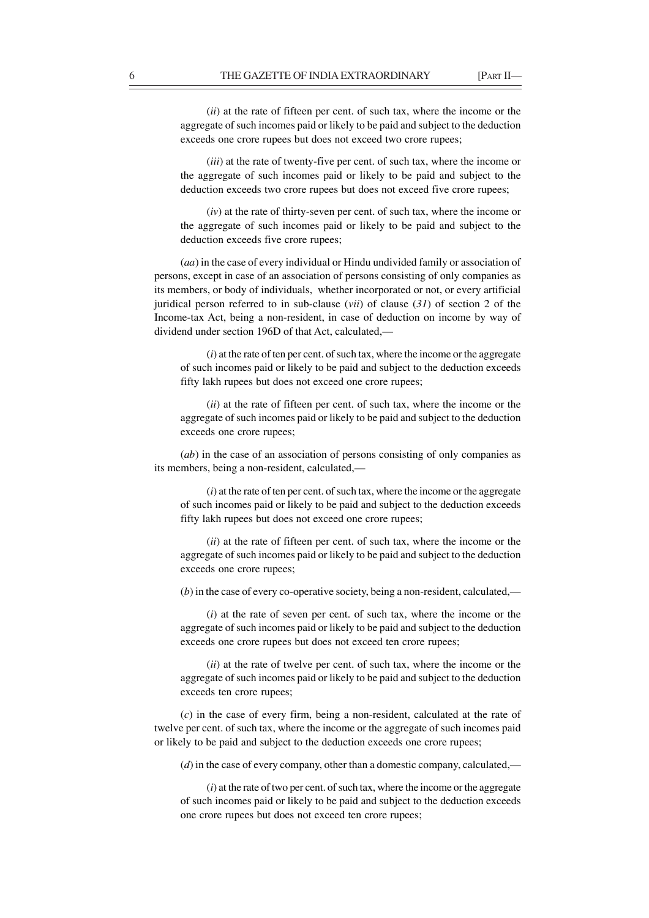(*ii*) at the rate of fifteen per cent. of such tax, where the income or the aggregate of such incomes paid or likely to be paid and subject to the deduction exceeds one crore rupees but does not exceed two crore rupees;

(*iii*) at the rate of twenty-five per cent. of such tax, where the income or the aggregate of such incomes paid or likely to be paid and subject to the deduction exceeds two crore rupees but does not exceed five crore rupees;

(*iv*) at the rate of thirty-seven per cent. of such tax, where the income or the aggregate of such incomes paid or likely to be paid and subject to the deduction exceeds five crore rupees;

(*aa*) in the case of every individual or Hindu undivided family or association of persons, except in case of an association of persons consisting of only companies as its members, or body of individuals, whether incorporated or not, or every artificial juridical person referred to in sub-clause (*vii*) of clause (*31*) of section 2 of the Income-tax Act, being a non-resident, in case of deduction on income by way of dividend under section 196D of that Act, calculated,—

(*i*) at the rate of ten per cent. of such tax, where the income or the aggregate of such incomes paid or likely to be paid and subject to the deduction exceeds fifty lakh rupees but does not exceed one crore rupees;

(*ii*) at the rate of fifteen per cent. of such tax, where the income or the aggregate of such incomes paid or likely to be paid and subject to the deduction exceeds one crore rupees;

(*ab*) in the case of an association of persons consisting of only companies as its members, being a non-resident, calculated,—

(*i*) at the rate of ten per cent. of such tax, where the income or the aggregate of such incomes paid or likely to be paid and subject to the deduction exceeds fifty lakh rupees but does not exceed one crore rupees;

(*ii*) at the rate of fifteen per cent. of such tax, where the income or the aggregate of such incomes paid or likely to be paid and subject to the deduction exceeds one crore rupees;

(*b*) in the case of every co-operative society, being a non-resident, calculated,—

(*i*) at the rate of seven per cent. of such tax, where the income or the aggregate of such incomes paid or likely to be paid and subject to the deduction exceeds one crore rupees but does not exceed ten crore rupees;

(*ii*) at the rate of twelve per cent. of such tax, where the income or the aggregate of such incomes paid or likely to be paid and subject to the deduction exceeds ten crore rupees;

(*c*) in the case of every firm, being a non-resident, calculated at the rate of twelve per cent. of such tax, where the income or the aggregate of such incomes paid or likely to be paid and subject to the deduction exceeds one crore rupees;

(*d*) in the case of every company, other than a domestic company, calculated,—

(*i*) at the rate of two per cent. of such tax, where the income or the aggregate of such incomes paid or likely to be paid and subject to the deduction exceeds one crore rupees but does not exceed ten crore rupees;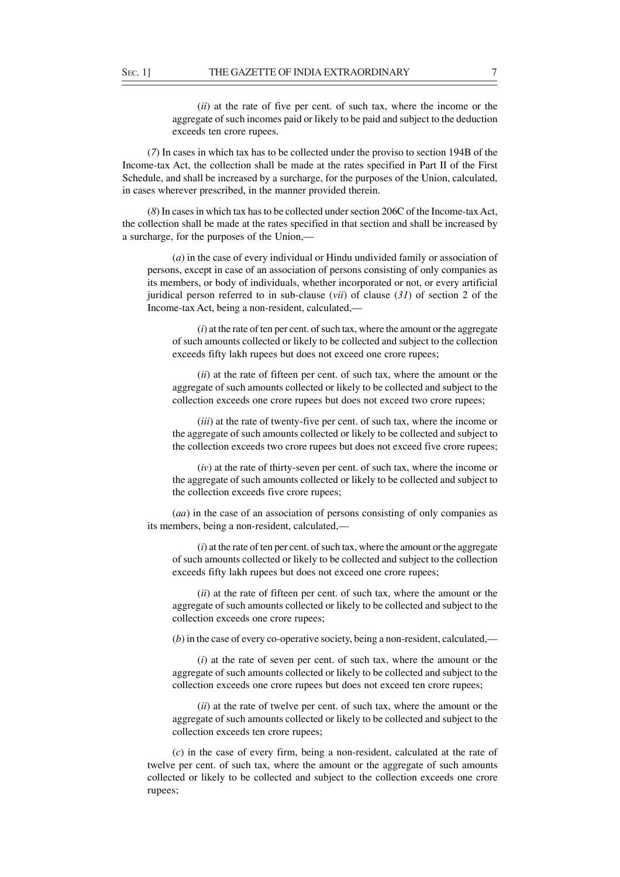(*ii*) at the rate of five per cent. of such tax, where the income or the aggregate of such incomes paid or likely to be paid and subject to the deduction exceeds ten crore rupees.

(*7*) In cases in which tax has to be collected under the proviso to section 194B of the Income-tax Act, the collection shall be made at the rates specified in Part II of the First Schedule, and shall be increased by a surcharge, for the purposes of the Union, calculated, in cases wherever prescribed, in the manner provided therein.

(*8*) In cases in which tax has to be collected under section 206C of the Income-tax Act, the collection shall be made at the rates specified in that section and shall be increased by a surcharge, for the purposes of the Union,—

(*a*) in the case of every individual or Hindu undivided family or association of persons, except in case of an association of persons consisting of only companies as its members, or body of individuals, whether incorporated or not, or every artificial juridical person referred to in sub-clause (*vii*) of clause (*31*) of section 2 of the Income-tax Act, being a non-resident, calculated,—

(*i*) at the rate of ten per cent. of such tax, where the amount or the aggregate of such amounts collected or likely to be collected and subject to the collection exceeds fifty lakh rupees but does not exceed one crore rupees;

(*ii*) at the rate of fifteen per cent. of such tax, where the amount or the aggregate of such amounts collected or likely to be collected and subject to the collection exceeds one crore rupees but does not exceed two crore rupees;

(*iii*) at the rate of twenty-five per cent. of such tax, where the income or the aggregate of such amounts collected or likely to be collected and subject to the collection exceeds two crore rupees but does not exceed five crore rupees;

(*iv*) at the rate of thirty-seven per cent. of such tax, where the income or the aggregate of such amounts collected or likely to be collected and subject to the collection exceeds five crore rupees;

(*aa*) in the case of an association of persons consisting of only companies as its members, being a non-resident, calculated,—

(*i*) at the rate of ten per cent. of such tax, where the amount or the aggregate of such amounts collected or likely to be collected and subject to the collection exceeds fifty lakh rupees but does not exceed one crore rupees;

(*ii*) at the rate of fifteen per cent. of such tax, where the amount or the aggregate of such amounts collected or likely to be collected and subject to the collection exceeds one crore rupees;

(*b*) in the case of every co-operative society, being a non-resident, calculated,—

(*i*) at the rate of seven per cent. of such tax, where the amount or the aggregate of such amounts collected or likely to be collected and subject to the collection exceeds one crore rupees but does not exceed ten crore rupees;

(*ii*) at the rate of twelve per cent. of such tax, where the amount or the aggregate of such amounts collected or likely to be collected and subject to the collection exceeds ten crore rupees;

(*c*) in the case of every firm, being a non-resident, calculated at the rate of twelve per cent. of such tax, where the amount or the aggregate of such amounts collected or likely to be collected and subject to the collection exceeds one crore rupees;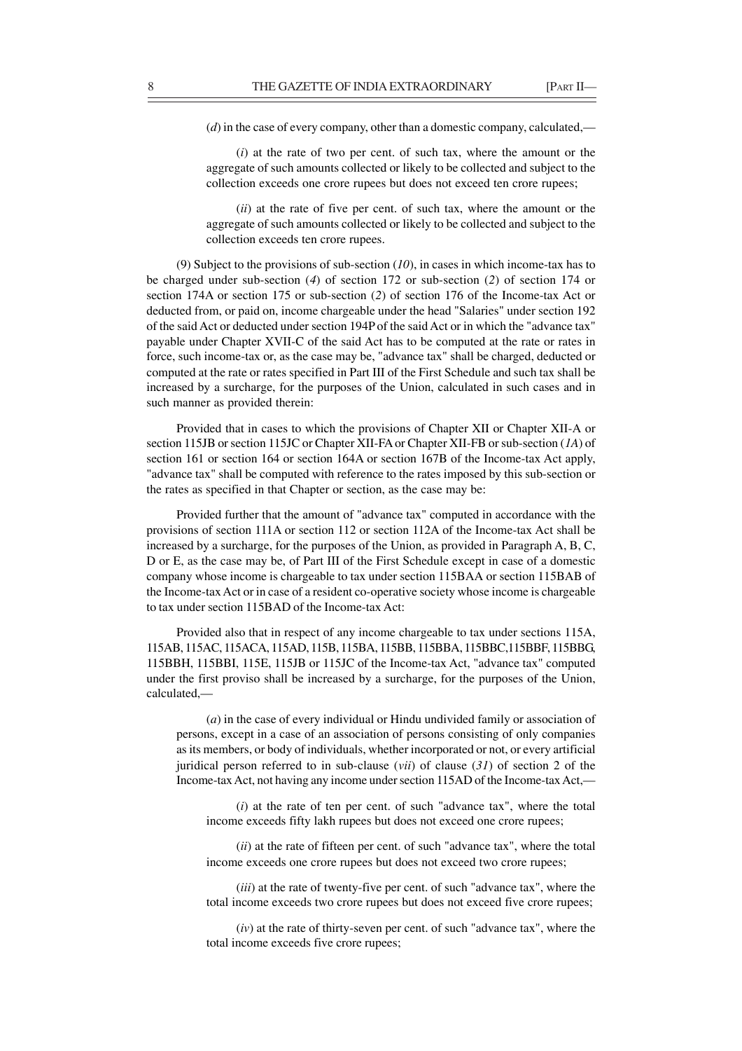(*d*) in the case of every company, other than a domestic company, calculated,—

(*i*) at the rate of two per cent. of such tax, where the amount or the aggregate of such amounts collected or likely to be collected and subject to the collection exceeds one crore rupees but does not exceed ten crore rupees;

(*ii*) at the rate of five per cent. of such tax, where the amount or the aggregate of such amounts collected or likely to be collected and subject to the collection exceeds ten crore rupees.

(9) Subject to the provisions of sub-section (*10*), in cases in which income-tax has to be charged under sub-section (*4*) of section 172 or sub-section (*2*) of section 174 or section 174A or section 175 or sub-section (*2*) of section 176 of the Income-tax Act or deducted from, or paid on, income chargeable under the head "Salaries" under section 192 of the said Act or deducted under section 194P of the said Act or in which the "advance tax" payable under Chapter XVII-C of the said Act has to be computed at the rate or rates in force, such income-tax or, as the case may be, "advance tax" shall be charged, deducted or computed at the rate or rates specified in Part III of the First Schedule and such tax shall be increased by a surcharge, for the purposes of the Union, calculated in such cases and in such manner as provided therein:

Provided that in cases to which the provisions of Chapter XII or Chapter XII-A or section 115JB or section 115JC or Chapter XII-FA or Chapter XII-FB or sub-section (*1A*) of section 161 or section 164 or section 164A or section 167B of the Income-tax Act apply, "advance tax" shall be computed with reference to the rates imposed by this sub-section or the rates as specified in that Chapter or section, as the case may be:

Provided further that the amount of "advance tax" computed in accordance with the provisions of section 111A or section 112 or section 112A of the Income-tax Act shall be increased by a surcharge, for the purposes of the Union, as provided in Paragraph A, B, C, D or E, as the case may be, of Part III of the First Schedule except in case of a domestic company whose income is chargeable to tax under section 115BAA or section 115BAB of the Income-tax Act or in case of a resident co-operative society whose income is chargeable to tax under section 115BAD of the Income-tax Act:

Provided also that in respect of any income chargeable to tax under sections 115A, 115AB, 115AC, 115ACA, 115AD, 115B, 115BA, 115BB, 115BBA, 115BBC,115BBF, 115BBG, 115BBH, 115BBI, 115E, 115JB or 115JC of the Income-tax Act, "advance tax" computed under the first proviso shall be increased by a surcharge, for the purposes of the Union, calculated,—

(*a*) in the case of every individual or Hindu undivided family or association of persons, except in a case of an association of persons consisting of only companies as its members, or body of individuals, whether incorporated or not, or every artificial juridical person referred to in sub-clause (*vii*) of clause (*31*) of section 2 of the Income-tax Act, not having any income under section 115AD of the Income-tax Act,—

(*i*) at the rate of ten per cent. of such "advance tax", where the total income exceeds fifty lakh rupees but does not exceed one crore rupees;

(*ii*) at the rate of fifteen per cent. of such "advance tax", where the total income exceeds one crore rupees but does not exceed two crore rupees;

(*iii*) at the rate of twenty-five per cent. of such "advance tax", where the total income exceeds two crore rupees but does not exceed five crore rupees;

(*iv*) at the rate of thirty-seven per cent. of such "advance tax", where the total income exceeds five crore rupees;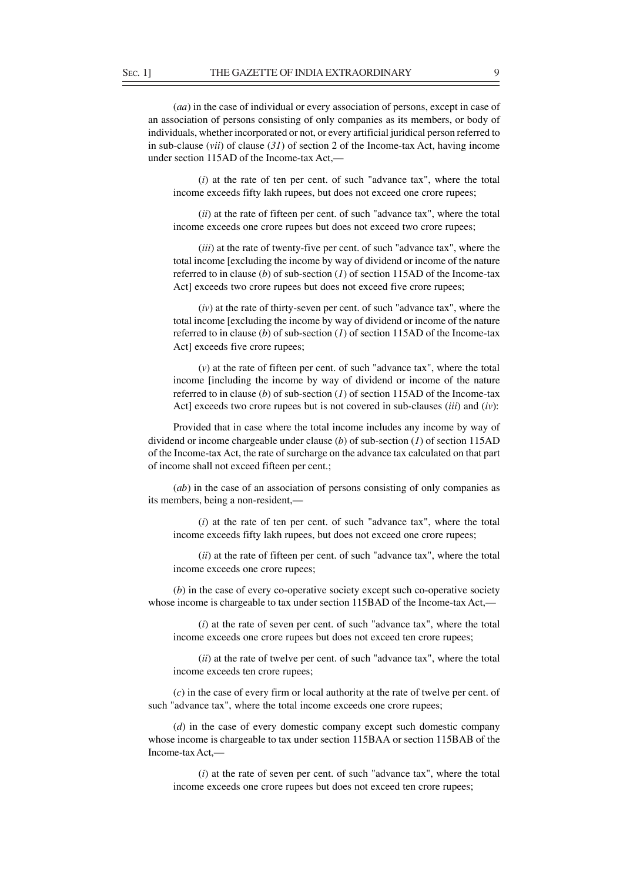(*aa*) in the case of individual or every association of persons, except in case of an association of persons consisting of only companies as its members, or body of individuals, whether incorporated or not, or every artificial juridical person referred to in sub-clause (*vii*) of clause (*31*) of section 2 of the Income-tax Act, having income under section 115AD of the Income-tax Act,—

(*i*) at the rate of ten per cent. of such "advance tax", where the total income exceeds fifty lakh rupees, but does not exceed one crore rupees;

(*ii*) at the rate of fifteen per cent. of such "advance tax", where the total income exceeds one crore rupees but does not exceed two crore rupees;

(*iii*) at the rate of twenty-five per cent. of such "advance tax", where the total income [excluding the income by way of dividend or income of the nature referred to in clause (*b*) of sub-section (*1*) of section 115AD of the Income-tax Act] exceeds two crore rupees but does not exceed five crore rupees;

(*iv*) at the rate of thirty-seven per cent. of such "advance tax", where the total income [excluding the income by way of dividend or income of the nature referred to in clause (*b*) of sub-section (*1*) of section 115AD of the Income-tax Act] exceeds five crore rupees;

(*v*) at the rate of fifteen per cent. of such "advance tax", where the total income [including the income by way of dividend or income of the nature referred to in clause (*b*) of sub-section (*1*) of section 115AD of the Income-tax Act] exceeds two crore rupees but is not covered in sub-clauses (*iii*) and (*iv*):

Provided that in case where the total income includes any income by way of dividend or income chargeable under clause (*b*) of sub-section (*1*) of section 115AD of the Income-tax Act, the rate of surcharge on the advance tax calculated on that part of income shall not exceed fifteen per cent.;

(*ab*) in the case of an association of persons consisting of only companies as its members, being a non-resident,—

(*i*) at the rate of ten per cent. of such "advance tax", where the total income exceeds fifty lakh rupees, but does not exceed one crore rupees;

(*ii*) at the rate of fifteen per cent. of such "advance tax", where the total income exceeds one crore rupees;

(*b*) in the case of every co-operative society except such co-operative society whose income is chargeable to tax under section 115BAD of the Income-tax Act,—

(*i*) at the rate of seven per cent. of such "advance tax", where the total income exceeds one crore rupees but does not exceed ten crore rupees;

(*ii*) at the rate of twelve per cent. of such "advance tax", where the total income exceeds ten crore rupees;

(*c*) in the case of every firm or local authority at the rate of twelve per cent. of such "advance tax", where the total income exceeds one crore rupees;

(*d*) in the case of every domestic company except such domestic company whose income is chargeable to tax under section 115BAA or section 115BAB of the Income-tax Act,—

(*i*) at the rate of seven per cent. of such "advance tax", where the total income exceeds one crore rupees but does not exceed ten crore rupees;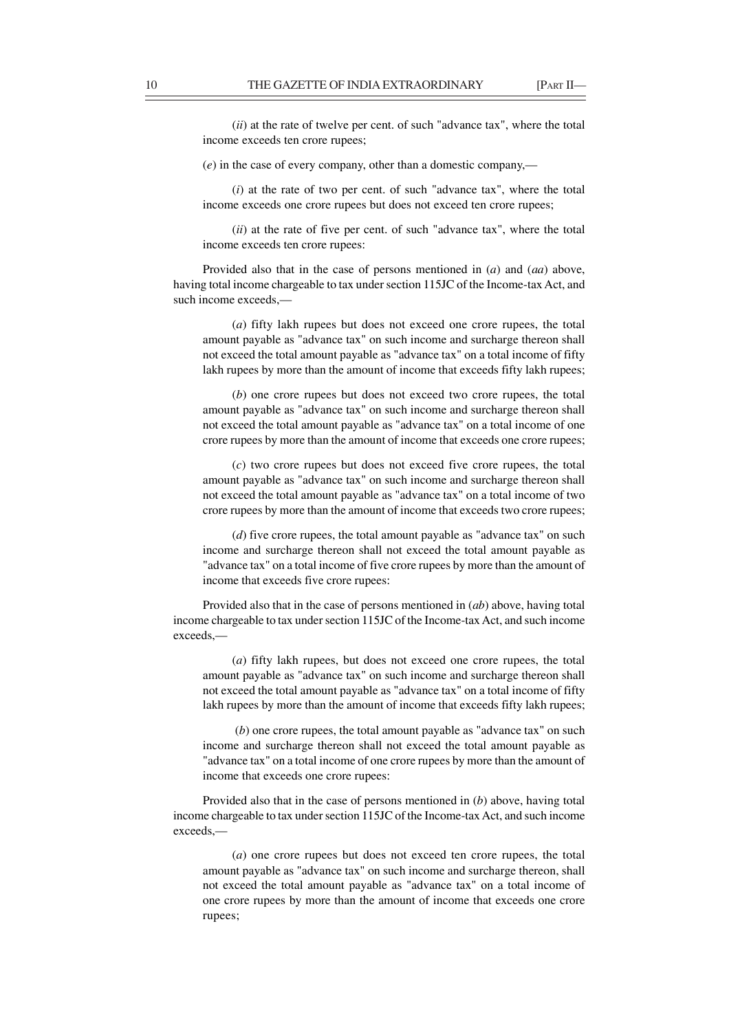(*ii*) at the rate of twelve per cent. of such "advance tax", where the total income exceeds ten crore rupees;

(*e*) in the case of every company, other than a domestic company,—

(*i*) at the rate of two per cent. of such "advance tax", where the total income exceeds one crore rupees but does not exceed ten crore rupees;

(*ii*) at the rate of five per cent. of such "advance tax", where the total income exceeds ten crore rupees:

Provided also that in the case of persons mentioned in (*a*) and (*aa*) above, having total income chargeable to tax under section 115JC of the Income-tax Act, and such income exceeds,—

(*a*) fifty lakh rupees but does not exceed one crore rupees, the total amount payable as "advance tax" on such income and surcharge thereon shall not exceed the total amount payable as "advance tax" on a total income of fifty lakh rupees by more than the amount of income that exceeds fifty lakh rupees;

(*b*) one crore rupees but does not exceed two crore rupees, the total amount payable as "advance tax" on such income and surcharge thereon shall not exceed the total amount payable as "advance tax" on a total income of one crore rupees by more than the amount of income that exceeds one crore rupees;

(*c*) two crore rupees but does not exceed five crore rupees, the total amount payable as "advance tax" on such income and surcharge thereon shall not exceed the total amount payable as "advance tax" on a total income of two crore rupees by more than the amount of income that exceeds two crore rupees;

(*d*) five crore rupees, the total amount payable as "advance tax" on such income and surcharge thereon shall not exceed the total amount payable as "advance tax" on a total income of five crore rupees by more than the amount of income that exceeds five crore rupees:

Provided also that in the case of persons mentioned in (*ab*) above, having total income chargeable to tax under section 115JC of the Income-tax Act, and such income exceeds,—

(*a*) fifty lakh rupees, but does not exceed one crore rupees, the total amount payable as "advance tax" on such income and surcharge thereon shall not exceed the total amount payable as "advance tax" on a total income of fifty lakh rupees by more than the amount of income that exceeds fifty lakh rupees;

(*b*) one crore rupees, the total amount payable as "advance tax" on such income and surcharge thereon shall not exceed the total amount payable as "advance tax" on a total income of one crore rupees by more than the amount of income that exceeds one crore rupees:

Provided also that in the case of persons mentioned in (*b*) above, having total income chargeable to tax under section 115JC of the Income-tax Act, and such income exceeds,—

(*a*) one crore rupees but does not exceed ten crore rupees, the total amount payable as "advance tax" on such income and surcharge thereon, shall not exceed the total amount payable as "advance tax" on a total income of one crore rupees by more than the amount of income that exceeds one crore rupees;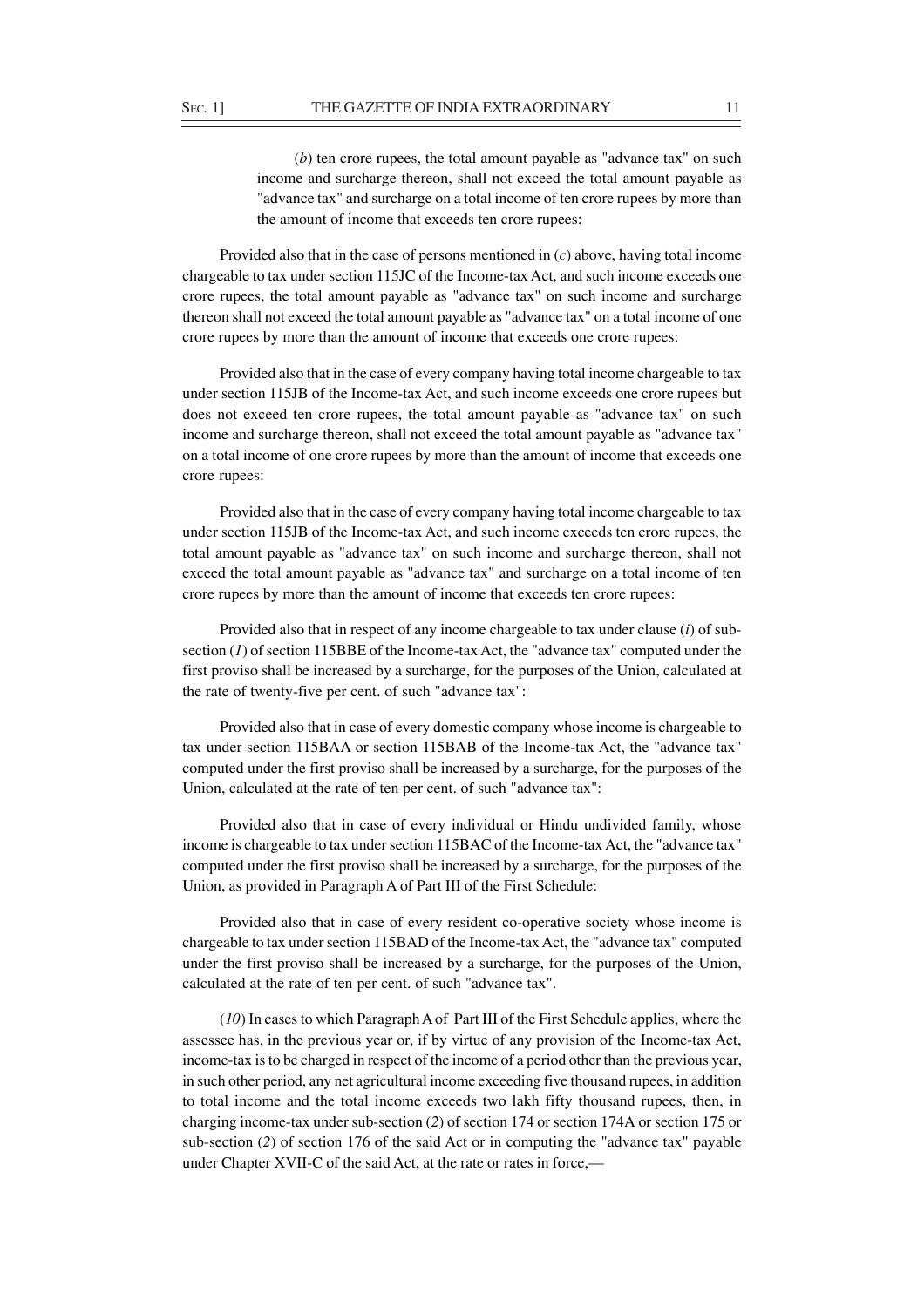(*b*) ten crore rupees, the total amount payable as "advance tax" on such income and surcharge thereon, shall not exceed the total amount payable as "advance tax" and surcharge on a total income of ten crore rupees by more than the amount of income that exceeds ten crore rupees:

Provided also that in the case of persons mentioned in (*c*) above, having total income chargeable to tax under section 115JC of the Income-tax Act, and such income exceeds one crore rupees, the total amount payable as "advance tax" on such income and surcharge thereon shall not exceed the total amount payable as "advance tax" on a total income of one crore rupees by more than the amount of income that exceeds one crore rupees:

Provided also that in the case of every company having total income chargeable to tax under section 115JB of the Income-tax Act, and such income exceeds one crore rupees but does not exceed ten crore rupees, the total amount payable as "advance tax" on such income and surcharge thereon, shall not exceed the total amount payable as "advance tax" on a total income of one crore rupees by more than the amount of income that exceeds one crore rupees:

Provided also that in the case of every company having total income chargeable to tax under section 115JB of the Income-tax Act, and such income exceeds ten crore rupees, the total amount payable as "advance tax" on such income and surcharge thereon, shall not exceed the total amount payable as "advance tax" and surcharge on a total income of ten crore rupees by more than the amount of income that exceeds ten crore rupees:

Provided also that in respect of any income chargeable to tax under clause (*i*) of sub-section (*1*) of section 115BBE of the Income-tax Act, the "advance tax" computed under the first proviso shall be increased by a surcharge, for the purposes of the Union, calculated at the rate of twenty-five per cent. of such "advance tax":

Provided also that in case of every domestic company whose income is chargeable to tax under section 115BAA or section 115BAB of the Income-tax Act, the "advance tax" computed under the first proviso shall be increased by a surcharge, for the purposes of the Union, calculated at the rate of ten per cent. of such "advance tax":

Provided also that in case of every individual or Hindu undivided family, whose income is chargeable to tax under section 115BAC of the Income-tax Act, the "advance tax" computed under the first proviso shall be increased by a surcharge, for the purposes of the Union, as provided in Paragraph A of Part III of the First Schedule:

Provided also that in case of every resident co-operative society whose income is chargeable to tax under section 115BAD of the Income-tax Act, the "advance tax" computed under the first proviso shall be increased by a surcharge, for the purposes of the Union, calculated at the rate of ten per cent. of such "advance tax".

(*10*) In cases to which Paragraph A of Part III of the First Schedule applies, where the assessee has, in the previous year or, if by virtue of any provision of the Income-tax Act, income-tax is to be charged in respect of the income of a period other than the previous year, in such other period, any net agricultural income exceeding five thousand rupees, in addition to total income and the total income exceeds two lakh fifty thousand rupees, then, in charging income-tax under sub-section (*2*) of section 174 or section 174A or section 175 or sub-section (*2*) of section 176 of the said Act or in computing the "advance tax" payable under Chapter XVII-C of the said Act, at the rate or rates in force,—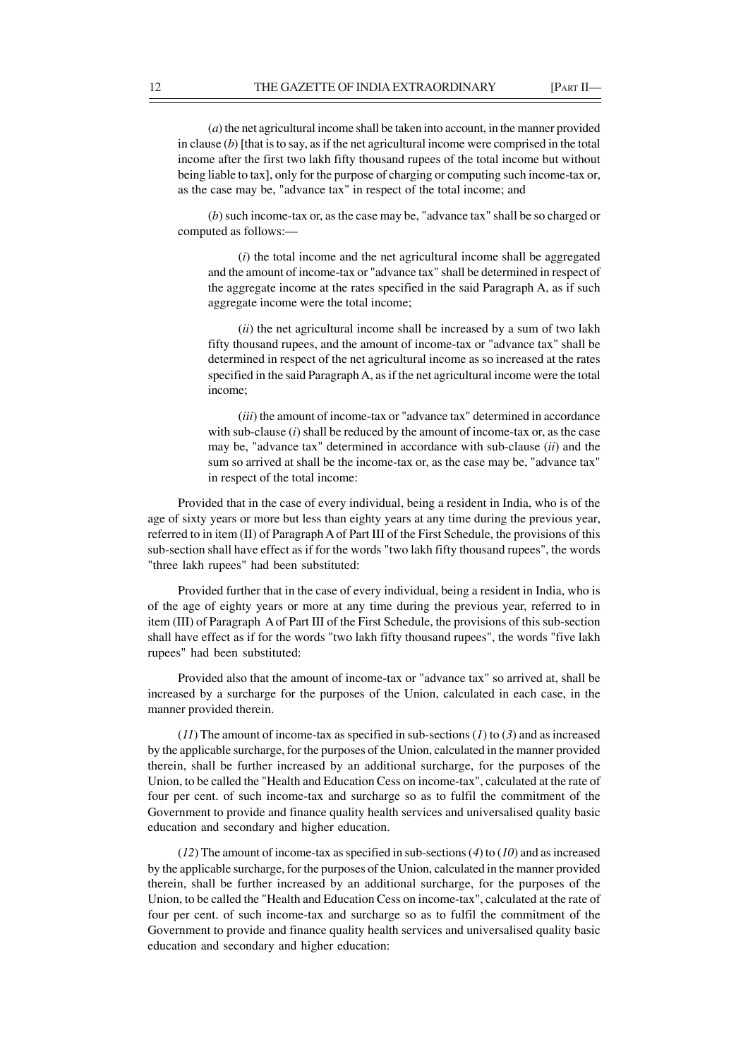(*a*) the net agricultural income shall be taken into account, in the manner provided in clause (*b*) [that is to say, as if the net agricultural income were comprised in the total income after the first two lakh fifty thousand rupees of the total income but without being liable to tax], only for the purpose of charging or computing such income-tax or, as the case may be, "advance tax" in respect of the total income; and

(*b*) such income-tax or, as the case may be, "advance tax" shall be so charged or computed as follows:—

(*i*) the total income and the net agricultural income shall be aggregated and the amount of income-tax or "advance tax" shall be determined in respect of the aggregate income at the rates specified in the said Paragraph A, as if such aggregate income were the total income;

(*ii*) the net agricultural income shall be increased by a sum of two lakh fifty thousand rupees, and the amount of income-tax or "advance tax" shall be determined in respect of the net agricultural income as so increased at the rates specified in the said Paragraph A, as if the net agricultural income were the total income;

(*iii*) the amount of income-tax or "advance tax" determined in accordance with sub-clause (*i*) shall be reduced by the amount of income-tax or, as the case may be, "advance tax" determined in accordance with sub-clause (*ii*) and the sum so arrived at shall be the income-tax or, as the case may be, "advance tax" in respect of the total income:

Provided that in the case of every individual, being a resident in India, who is of the age of sixty years or more but less than eighty years at any time during the previous year, referred to in item (II) of Paragraph A of Part III of the First Schedule, the provisions of this sub-section shall have effect as if for the words "two lakh fifty thousand rupees", the words "three lakh rupees" had been substituted:

Provided further that in the case of every individual, being a resident in India, who is of the age of eighty years or more at any time during the previous year, referred to in item (III) of Paragraph A of Part III of the First Schedule, the provisions of this sub-section shall have effect as if for the words "two lakh fifty thousand rupees", the words "five lakh rupees" had been substituted:

Provided also that the amount of income-tax or "advance tax" so arrived at, shall be increased by a surcharge for the purposes of the Union, calculated in each case, in the manner provided therein.

(*11*) The amount of income-tax as specified in sub-sections (*1*) to (*3*) and as increased by the applicable surcharge, for the purposes of the Union, calculated in the manner provided therein, shall be further increased by an additional surcharge, for the purposes of the Union, to be called the "Health and Education Cess on income-tax", calculated at the rate of four per cent. of such income-tax and surcharge so as to fulfil the commitment of the Government to provide and finance quality health services and universalised quality basic education and secondary and higher education.

(*12*) The amount of income-tax as specified in sub-sections (*4*) to (*10*) and as increased by the applicable surcharge, for the purposes of the Union, calculated in the manner provided therein, shall be further increased by an additional surcharge, for the purposes of the Union, to be called the "Health and Education Cess on income-tax", calculated at the rate of four per cent. of such income-tax and surcharge so as to fulfil the commitment of the Government to provide and finance quality health services and universalised quality basic education and secondary and higher education: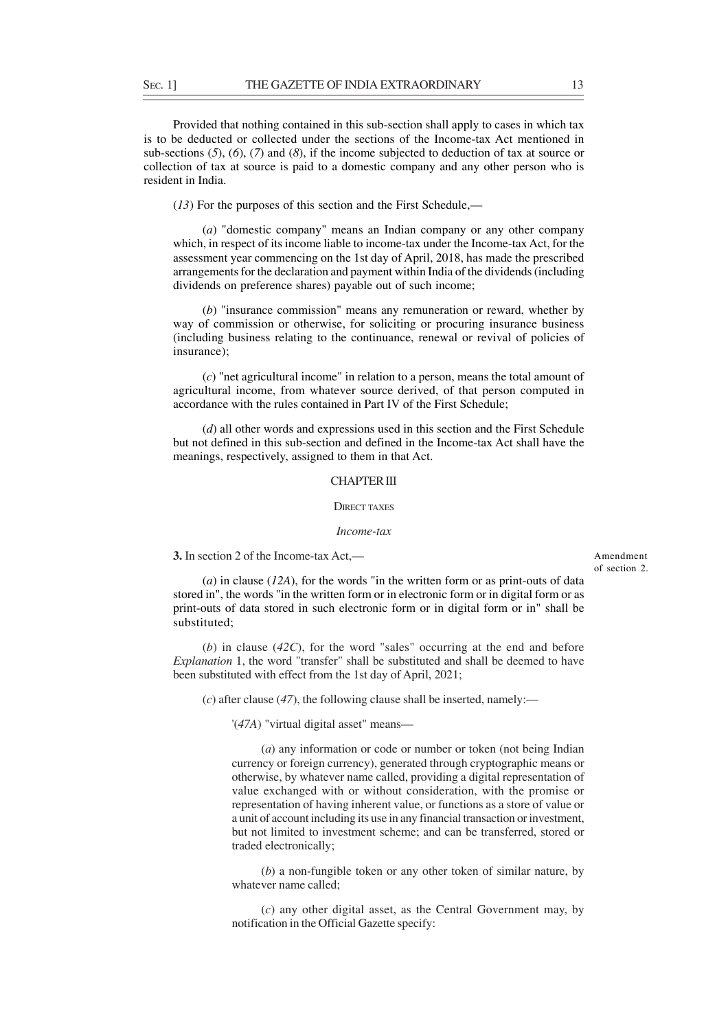Provided that nothing contained in this sub-section shall apply to cases in which tax is to be deducted or collected under the sections of the Income-tax Act mentioned in sub-sections (*5*), (*6*), (*7*) and (*8*), if the income subjected to deduction of tax at source or collection of tax at source is paid to a domestic company and any other person who is resident in India.

(*13*) For the purposes of this section and the First Schedule,—

(*a*) "domestic company" means an Indian company or any other company which, in respect of its income liable to income-tax under the Income-tax Act, for the assessment year commencing on the 1st day of April, 2018, has made the prescribed arrangements for the declaration and payment within India of the dividends (including dividends on preference shares) payable out of such income;

(*b*) "insurance commission" means any remuneration or reward, whether by way of commission or otherwise, for soliciting or procuring insurance business (including business relating to the continuance, renewal or revival of policies of insurance);

(*c*) "net agricultural income" in relation to a person, means the total amount of agricultural income, from whatever source derived, of that person computed in accordance with the rules contained in Part IV of the First Schedule;

(*d*) all other words and expressions used in this section and the First Schedule but not defined in this sub-section and defined in the Income-tax Act shall have the meanings, respectively, assigned to them in that Act.

## CHAPTER III

### DIRECT TAXES

*Income-tax*

Amendment of section 2.

**3.** In section 2 of the Income-tax Act,—

(*a*) in clause (*12A*), for the words "in the written form or as print-outs of data stored in", the words "in the written form or in electronic form or in digital form or as print-outs of data stored in such electronic form or in digital form or in" shall be substituted;

(*b*) in clause (*42C*), for the word "sales" occurring at the end and before *Explanation* 1, the word "transfer" shall be substituted and shall be deemed to have been substituted with effect from the 1st day of April, 2021;

(*c*) after clause (*47*), the following clause shall be inserted, namely:—

'(*47A*) "virtual digital asset" means—

(*a*) any information or code or number or token (not being Indian currency or foreign currency), generated through cryptographic means or otherwise, by whatever name called, providing a digital representation of value exchanged with or without consideration, with the promise or representation of having inherent value, or functions as a store of value or a unit of account including its use in any financial transaction or investment, but not limited to investment scheme; and can be transferred, stored or traded electronically;

(*b*) a non-fungible token or any other token of similar nature, by whatever name called;

(*c*) any other digital asset, as the Central Government may, by notification in the Official Gazette specify: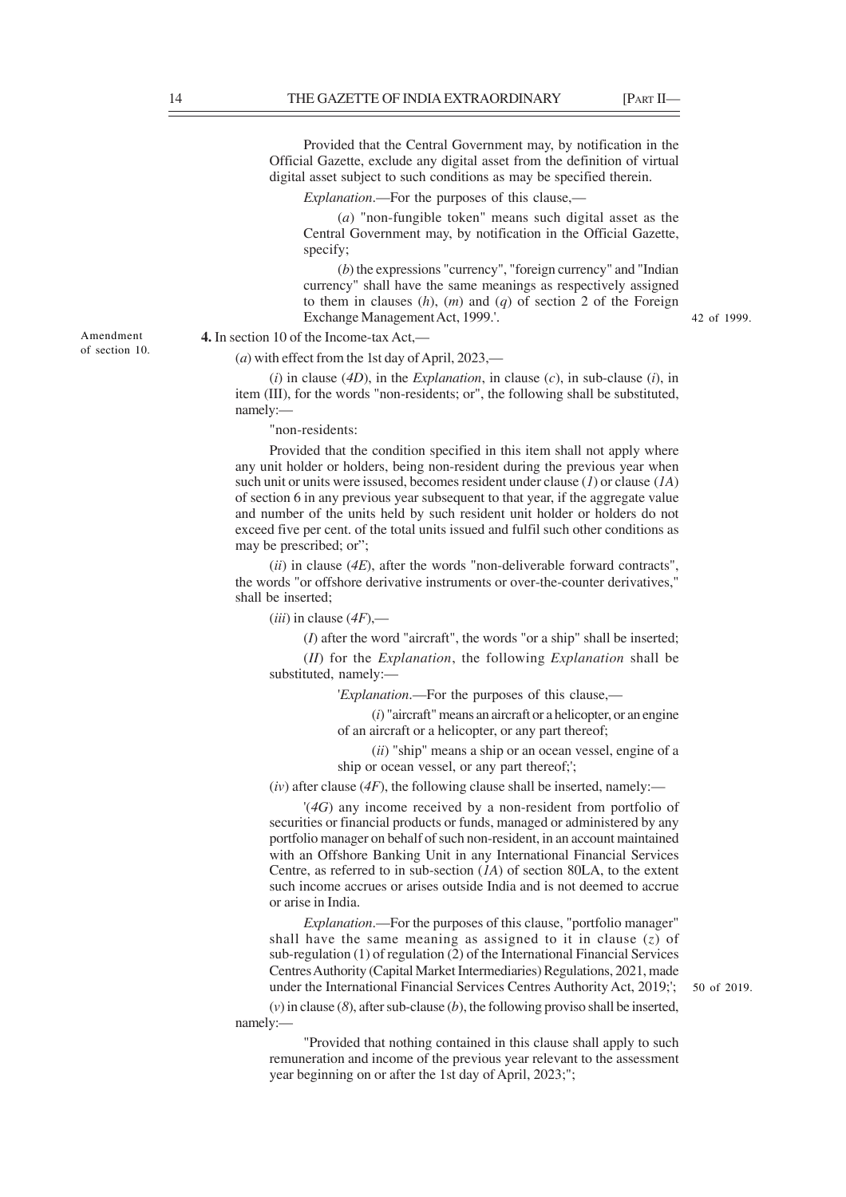Provided that the Central Government may, by notification in the Official Gazette, exclude any digital asset from the definition of virtual digital asset subject to such conditions as may be specified therein.

*Explanation*.—For the purposes of this clause,—

(*a*) "non-fungible token" means such digital asset as the Central Government may, by notification in the Official Gazette, specify;

(*b*) the expressions "currency", "foreign currency" and "Indian currency" shall have the same meanings as respectively assigned to them in clauses (*h*), (*m*) and (*q*) of section 2 of the Foreign Exchange Management Act, 1999.'. 42 of 1999.

Amendment of section 10.

**4.** In section 10 of the Income-tax Act,—

(*a*) with effect from the 1st day of April, 2023,—

(*i*) in clause (*4D*), in the *Explanation*, in clause (*c*), in sub-clause (*i*), in item (III), for the words "non-residents; or", the following shall be substituted, namely:—

"non-residents:

Provided that the condition specified in this item shall not apply where any unit holder or holders, being non-resident during the previous year when such unit or units were issued, becomes resident under clause (*1*) or clause (*1A*) of section 6 in any previous year subsequent to that year, if the aggregate value and number of the units held by such resident unit holder or holders do not exceed five per cent. of the total units issued and fulfil such other conditions as may be prescribed; or";

(*ii*) in clause (*4E*), after the words "non-deliverable forward contracts", the words "or offshore derivative instruments or over-the-counter derivatives," shall be inserted;

(*iii*) in clause (*4F*),—

(*I*) after the word "aircraft", the words "or a ship" shall be inserted;

(*II*) for the *Explanation*, the following *Explanation* shall be substituted, namely:—

'*Explanation*.—For the purposes of this clause,—

(*i*) "aircraft" means an aircraft or a helicopter, or an engine of an aircraft or a helicopter, or any part thereof;

(*ii*) "ship" means a ship or an ocean vessel, engine of a ship or ocean vessel, or any part thereof;';

(*iv*) after clause (*4F*), the following clause shall be inserted, namely:—

'(*4G*) any income received by a non-resident from portfolio of securities or financial products or funds, managed or administered by any portfolio manager on behalf of such non-resident, in an account maintained with an Offshore Banking Unit in any International Financial Services Centre, as referred to in sub-section (*1A*) of section 80LA, to the extent such income accrues or arises outside India and is not deemed to accrue or arise in India.

*Explanation*.—For the purposes of this clause, "portfolio manager" shall have the same meaning as assigned to it in clause (*z*) of sub-regulation (1) of regulation (2) of the International Financial Services Centres Authority (Capital Market Intermediaries) Regulations, 2021, made under the International Financial Services Centres Authority Act, 2019;'; 50 of 2019.

(*v*) in clause (*8*), after sub-clause (*b*), the following proviso shall be inserted, namely:—

"Provided that nothing contained in this clause shall apply to such remuneration and income of the previous year relevant to the assessment year beginning on or after the 1st day of April, 2023;";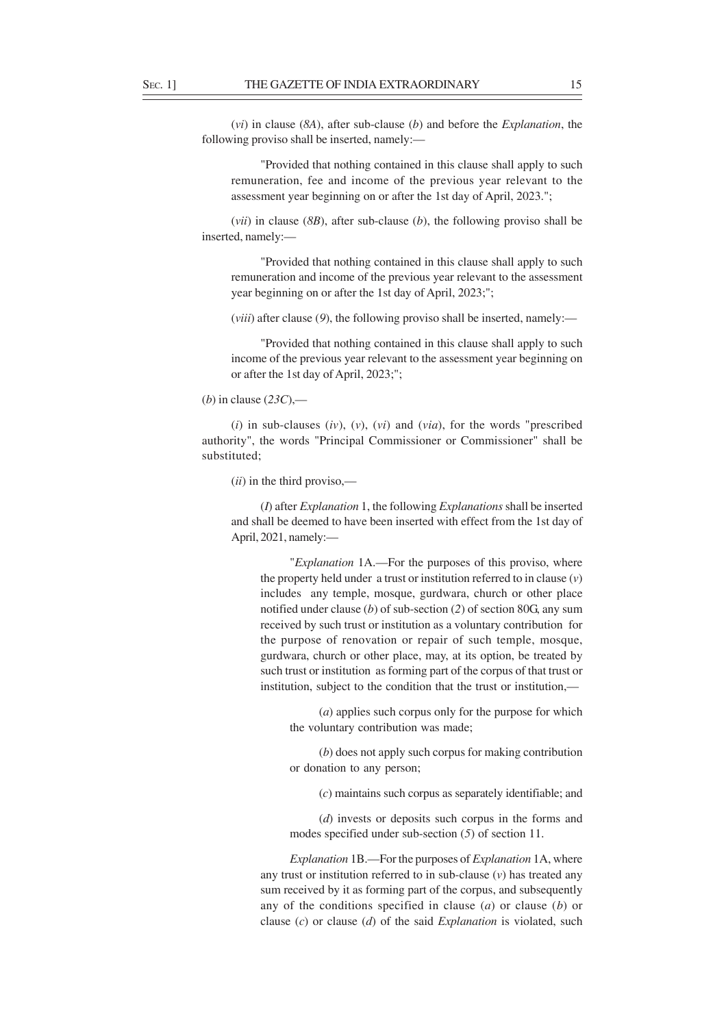(*vi*) in clause (*8A*), after sub-clause (*b*) and before the *Explanation*, the following proviso shall be inserted, namely:—

> "Provided that nothing contained in this clause shall apply to such remuneration, fee and income of the previous year relevant to the assessment year beginning on or after the 1st day of April, 2023.";

(*vii*) in clause (*8B*), after sub-clause (*b*), the following proviso shall be inserted, namely:—

> "Provided that nothing contained in this clause shall apply to such remuneration and income of the previous year relevant to the assessment year beginning on or after the 1st day of April, 2023;";

(*viii*) after clause (*9*), the following proviso shall be inserted, namely:—

> "Provided that nothing contained in this clause shall apply to such income of the previous year relevant to the assessment year beginning on or after the 1st day of April, 2023;";

(*b*) in clause (*23C*),—

(*i*) in sub-clauses (*iv*), (*v*), (*vi*) and (*via*), for the words "prescribed authority", the words "Principal Commissioner or Commissioner" shall be substituted;

(*ii*) in the third proviso,—

(*I*) after *Explanation* 1, the following *Explanations* shall be inserted and shall be deemed to have been inserted with effect from the 1st day of April, 2021, namely:—

> "*Explanation* 1A.—For the purposes of this proviso, where the property held under a trust or institution referred to in clause (*v*) includes any temple, mosque, gurdwara, church or other place notified under clause (*b*) of sub-section (*2*) of section 80G, any sum received by such trust or institution as a voluntary contribution for the purpose of renovation or repair of such temple, mosque, gurdwara, church or other place, may, at its option, be treated by such trust or institution as forming part of the corpus of that trust or institution, subject to the condition that the trust or institution,—
>
> (*a*) applies such corpus only for the purpose for which the voluntary contribution was made;
>
> (*b*) does not apply such corpus for making contribution or donation to any person;
>
> (*c*) maintains such corpus as separately identifiable; and
>
> (*d*) invests or deposits such corpus in the forms and modes specified under sub-section (*5*) of section 11.
>
> *Explanation* 1B.—For the purposes of *Explanation* 1A, where any trust or institution referred to in sub-clause (*v*) has treated any sum received by it as forming part of the corpus, and subsequently any of the conditions specified in clause (*a*) or clause (*b*) or clause (*c*) or clause (*d*) of the said *Explanation* is violated, such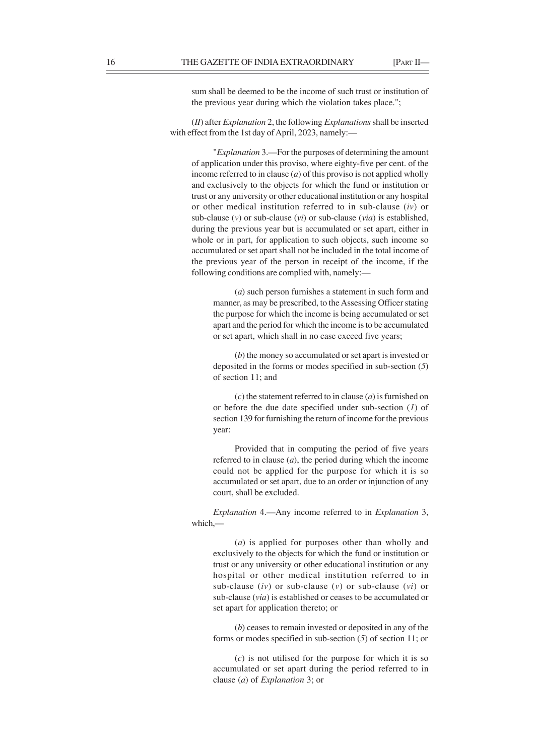sum shall be deemed to be the income of such trust or institution of the previous year during which the violation takes place.";

(*II*) after *Explanation* 2, the following *Explanations* shall be inserted with effect from the 1st day of April, 2023, namely:––

"*Explanation* 3.––For the purposes of determining the amount of application under this proviso, where eighty-five per cent. of the income referred to in clause (*a*) of this proviso is not applied wholly and exclusively to the objects for which the fund or institution or trust or any university or other educational institution or any hospital or other medical institution referred to in sub-clause (*iv*) or sub-clause (*v*) or sub-clause (*vi*) or sub-clause (*via*) is established, during the previous year but is accumulated or set apart, either in whole or in part, for application to such objects, such income so accumulated or set apart shall not be included in the total income of the previous year of the person in receipt of the income, if the following conditions are complied with, namely:––

(*a*) such person furnishes a statement in such form and manner, as may be prescribed, to the Assessing Officer stating the purpose for which the income is being accumulated or set apart and the period for which the income is to be accumulated or set apart, which shall in no case exceed five years;

(*b*) the money so accumulated or set apart is invested or deposited in the forms or modes specified in sub-section (*5*) of section 11; and

(*c*) the statement referred to in clause (*a*) is furnished on or before the due date specified under sub-section (*1*) of section 139 for furnishing the return of income for the previous year:

Provided that in computing the period of five years referred to in clause (*a*), the period during which the income could not be applied for the purpose for which it is so accumulated or set apart, due to an order or injunction of any court, shall be excluded.

*Explanation* 4.––Any income referred to in *Explanation* 3, which,––

(*a*) is applied for purposes other than wholly and exclusively to the objects for which the fund or institution or trust or any university or other educational institution or any hospital or other medical institution referred to in sub-clause (*iv*) or sub-clause (*v*) or sub-clause (*vi*) or sub-clause (*via*) is established or ceases to be accumulated or set apart for application thereto; or

(*b*) ceases to remain invested or deposited in any of the forms or modes specified in sub-section (*5*) of section 11; or

(*c*) is not utilised for the purpose for which it is so accumulated or set apart during the period referred to in clause (*a*) of *Explanation* 3; or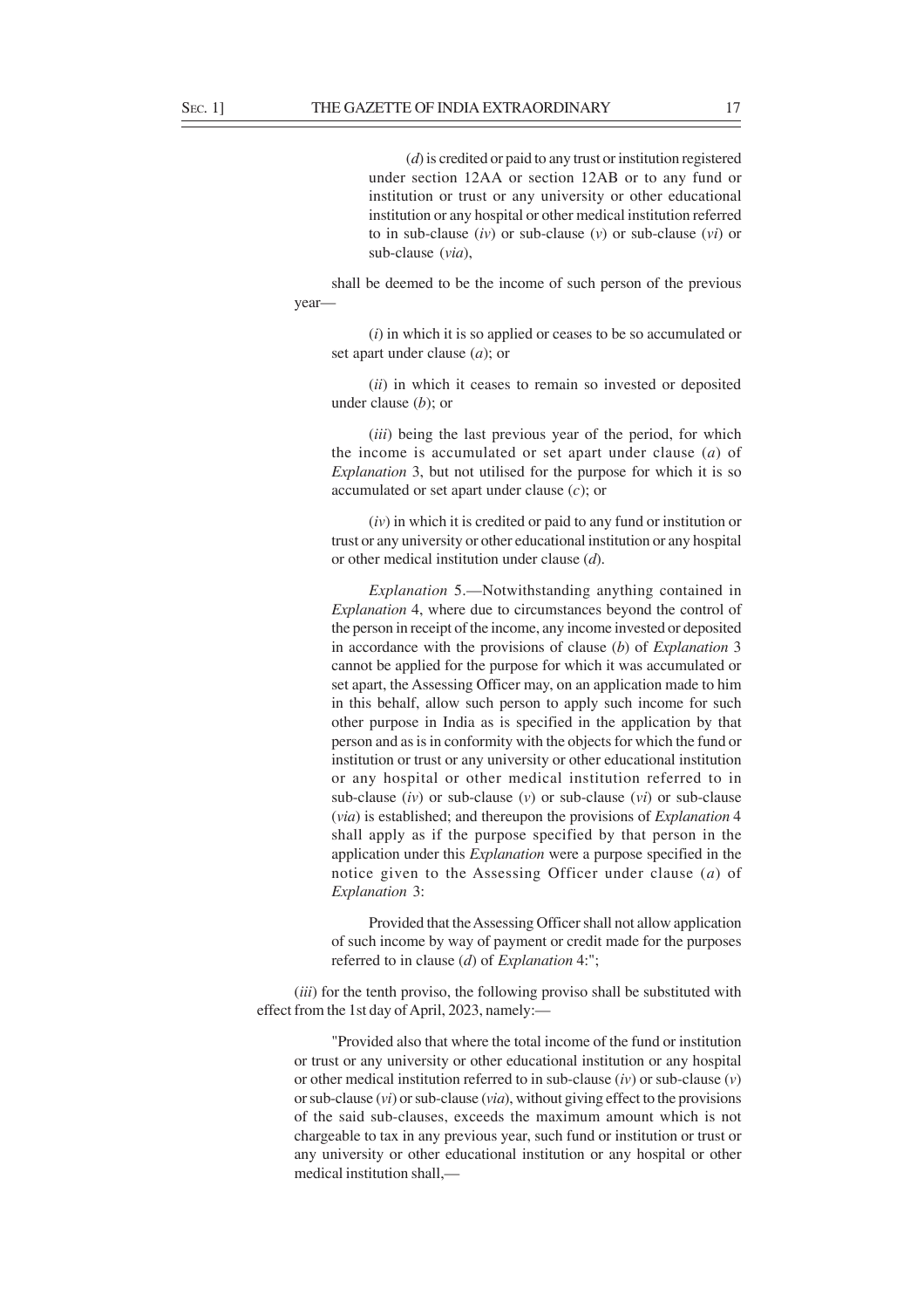(*d*) is credited or paid to any trust or institution registered under section 12AA or section 12AB or to any fund or institution or trust or any university or other educational institution or any hospital or other medical institution referred to in sub-clause (*iv*) or sub-clause (*v*) or sub-clause (*vi*) or sub-clause (*via*),

shall be deemed to be the income of such person of the previous year—

(*i*) in which it is so applied or ceases to be so accumulated or set apart under clause (*a*); or

(*ii*) in which it ceases to remain so invested or deposited under clause (*b*); or

(*iii*) being the last previous year of the period, for which the income is accumulated or set apart under clause (*a*) of *Explanation* 3, but not utilised for the purpose for which it is so accumulated or set apart under clause (*c*); or

(*iv*) in which it is credited or paid to any fund or institution or trust or any university or other educational institution or any hospital or other medical institution under clause (*d*).

*Explanation* 5.—Notwithstanding anything contained in *Explanation* 4, where due to circumstances beyond the control of the person in receipt of the income, any income invested or deposited in accordance with the provisions of clause (*b*) of *Explanation* 3 cannot be applied for the purpose for which it was accumulated or set apart, the Assessing Officer may, on an application made to him in this behalf, allow such person to apply such income for such other purpose in India as is specified in the application by that person and as is in conformity with the objects for which the fund or institution or trust or any university or other educational institution or any hospital or other medical institution referred to in sub-clause (*iv*) or sub-clause (*v*) or sub-clause (*vi*) or sub-clause (*via*) is established; and thereupon the provisions of *Explanation* 4 shall apply as if the purpose specified by that person in the application under this *Explanation* were a purpose specified in the notice given to the Assessing Officer under clause (*a*) of *Explanation* 3:

Provided that the Assessing Officer shall not allow application of such income by way of payment or credit made for the purposes referred to in clause (*d*) of *Explanation* 4:";

(*iii*) for the tenth proviso, the following proviso shall be substituted with effect from the 1st day of April, 2023, namely:—

"Provided also that where the total income of the fund or institution or trust or any university or other educational institution or any hospital or other medical institution referred to in sub-clause (*iv*) or sub-clause (*v*) or sub-clause (*vi*) or sub-clause (*via*), without giving effect to the provisions of the said sub-clauses, exceeds the maximum amount which is not chargeable to tax in any previous year, such fund or institution or trust or any university or other educational institution or any hospital or other medical institution shall,—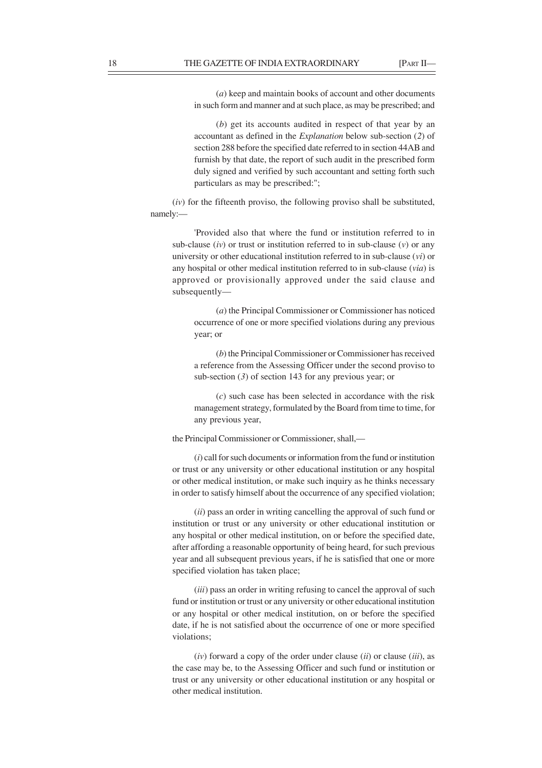(*a*) keep and maintain books of account and other documents in such form and manner and at such place, as may be prescribed; and

(*b*) get its accounts audited in respect of that year by an accountant as defined in the *Explanation* below sub-section (*2*) of section 288 before the specified date referred to in section 44AB and furnish by that date, the report of such audit in the prescribed form duly signed and verified by such accountant and setting forth such particulars as may be prescribed:";

(*iv*) for the fifteenth proviso, the following proviso shall be substituted, namely:—

'Provided also that where the fund or institution referred to in sub-clause (*iv*) or trust or institution referred to in sub-clause (*v*) or any university or other educational institution referred to in sub-clause (*vi*) or any hospital or other medical institution referred to in sub-clause (*via*) is approved or provisionally approved under the said clause and subsequently—

(*a*) the Principal Commissioner or Commissioner has noticed occurrence of one or more specified violations during any previous year; or

(*b*) the Principal Commissioner or Commissioner has received a reference from the Assessing Officer under the second proviso to sub-section (*3*) of section 143 for any previous year; or

(*c*) such case has been selected in accordance with the risk management strategy, formulated by the Board from time to time, for any previous year,

the Principal Commissioner or Commissioner, shall,—

(*i*) call for such documents or information from the fund or institution or trust or any university or other educational institution or any hospital or other medical institution, or make such inquiry as he thinks necessary in order to satisfy himself about the occurrence of any specified violation;

(*ii*) pass an order in writing cancelling the approval of such fund or institution or trust or any university or other educational institution or any hospital or other medical institution, on or before the specified date, after affording a reasonable opportunity of being heard, for such previous year and all subsequent previous years, if he is satisfied that one or more specified violation has taken place;

(*iii*) pass an order in writing refusing to cancel the approval of such fund or institution or trust or any university or other educational institution or any hospital or other medical institution, on or before the specified date, if he is not satisfied about the occurrence of one or more specified violations;

(*iv*) forward a copy of the order under clause (*ii*) or clause (*iii*), as the case may be, to the Assessing Officer and such fund or institution or trust or any university or other educational institution or any hospital or other medical institution.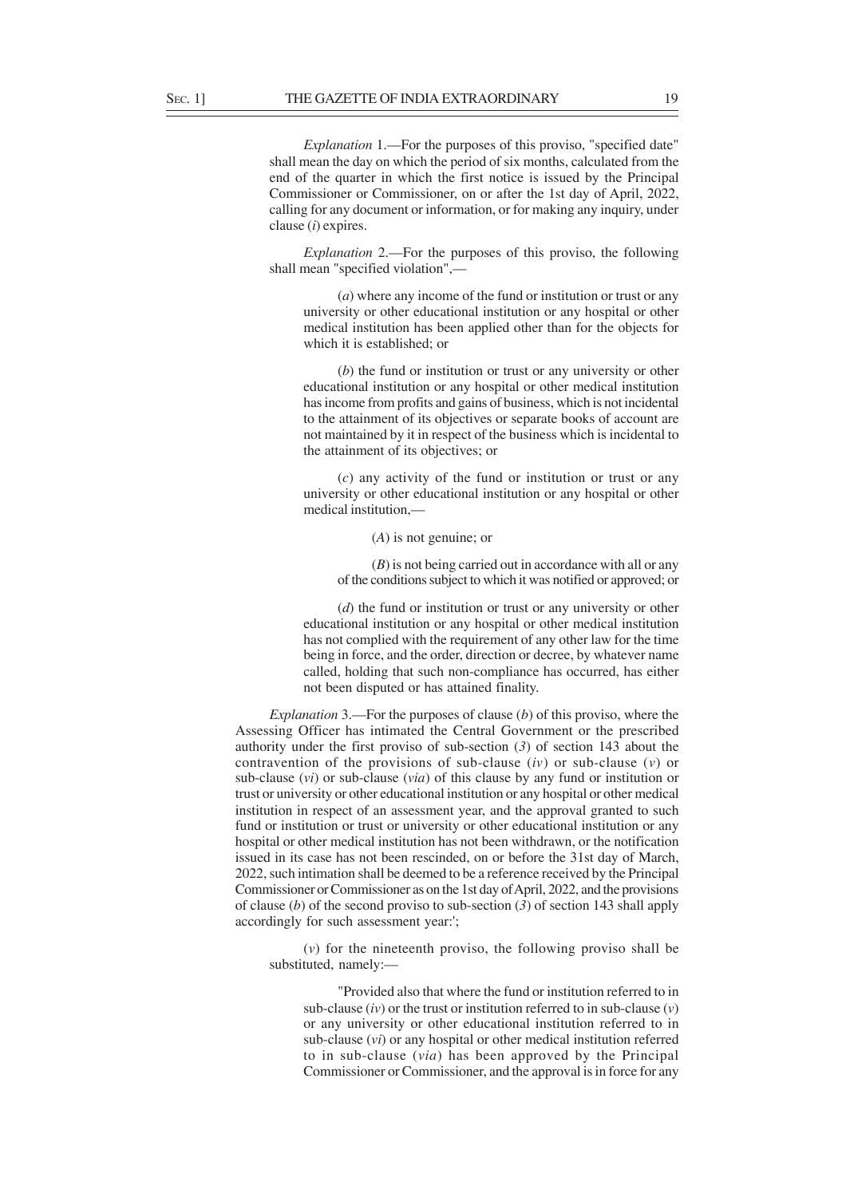*Explanation* 1.—For the purposes of this proviso, "specified date" shall mean the day on which the period of six months, calculated from the end of the quarter in which the first notice is issued by the Principal Commissioner or Commissioner, on or after the 1st day of April, 2022, calling for any document or information, or for making any inquiry, under clause (*i*) expires.

*Explanation* 2.—For the purposes of this proviso, the following shall mean "specified violation",—

(*a*) where any income of the fund or institution or trust or any university or other educational institution or any hospital or other medical institution has been applied other than for the objects for which it is established; or

(*b*) the fund or institution or trust or any university or other educational institution or any hospital or other medical institution has income from profits and gains of business, which is not incidental to the attainment of its objectives or separate books of account are not maintained by it in respect of the business which is incidental to the attainment of its objectives; or

(*c*) any activity of the fund or institution or trust or any university or other educational institution or any hospital or other medical institution,—

(*A*) is not genuine; or

(*B*) is not being carried out in accordance with all or any of the conditions subject to which it was notified or approved; or

(*d*) the fund or institution or trust or any university or other educational institution or any hospital or other medical institution has not complied with the requirement of any other law for the time being in force, and the order, direction or decree, by whatever name called, holding that such non-compliance has occurred, has either not been disputed or has attained finality.

*Explanation* 3.—For the purposes of clause (*b*) of this proviso, where the Assessing Officer has intimated the Central Government or the prescribed authority under the first proviso of sub-section (*3*) of section 143 about the contravention of the provisions of sub-clause (*iv*) or sub-clause (*v*) or sub-clause (*vi*) or sub-clause (*via*) of this clause by any fund or institution or trust or university or other educational institution or any hospital or other medical institution in respect of an assessment year, and the approval granted to such fund or institution or trust or university or other educational institution or any hospital or other medical institution has not been withdrawn, or the notification issued in its case has not been rescinded, on or before the 31st day of March, 2022, such intimation shall be deemed to be a reference received by the Principal Commissioner or Commissioner as on the 1st day of April, 2022, and the provisions of clause (*b*) of the second proviso to sub-section (*3*) of section 143 shall apply accordingly for such assessment year:';

(*v*) for the nineteenth proviso, the following proviso shall be substituted, namely:—

"Provided also that where the fund or institution referred to in sub-clause (*iv*) or the trust or institution referred to in sub-clause (*v*) or any university or other educational institution referred to in sub-clause (*vi*) or any hospital or other medical institution referred to in sub-clause (*via*) has been approved by the Principal Commissioner or Commissioner, and the approval is in force for any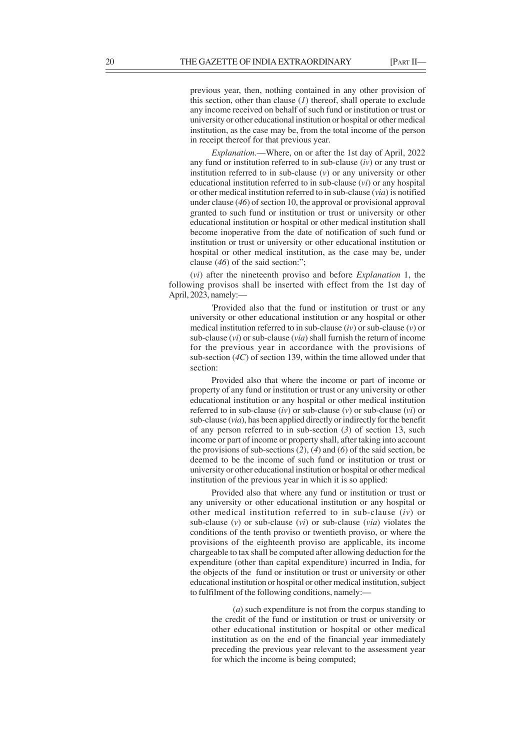previous year, then, nothing contained in any other provision of this section, other than clause (*1*) thereof, shall operate to exclude any income received on behalf of such fund or institution or trust or university or other educational institution or hospital or other medical institution, as the case may be, from the total income of the person in receipt thereof for that previous year.

*Explanation*.—Where, on or after the 1st day of April, 2022 any fund or institution referred to in sub-clause (*iv*) or any trust or institution referred to in sub-clause (*v*) or any university or other educational institution referred to in sub-clause (*vi*) or any hospital or other medical institution referred to in sub-clause (*via*) is notified under clause (*46*) of section 10, the approval or provisional approval granted to such fund or institution or trust or university or other educational institution or hospital or other medical institution shall become inoperative from the date of notification of such fund or institution or trust or university or other educational institution or hospital or other medical institution, as the case may be, under clause (*46*) of the said section:";

(*vi*) after the nineteenth proviso and before *Explanation* 1, the following provisos shall be inserted with effect from the 1st day of April, 2023, namely:—

'Provided also that the fund or institution or trust or any university or other educational institution or any hospital or other medical institution referred to in sub-clause (*iv*) or sub-clause (*v*) or sub-clause (*vi*) or sub-clause (*via*) shall furnish the return of income for the previous year in accordance with the provisions of sub-section (*4C*) of section 139, within the time allowed under that section:

Provided also that where the income or part of income or property of any fund or institution or trust or any university or other educational institution or any hospital or other medical institution referred to in sub-clause (*iv*) or sub-clause (*v*) or sub-clause (*vi*) or sub-clause (*via*), has been applied directly or indirectly for the benefit of any person referred to in sub-section (*3*) of section 13, such income or part of income or property shall, after taking into account the provisions of sub-sections (*2*), (*4*) and (*6*) of the said section, be deemed to be the income of such fund or institution or trust or university or other educational institution or hospital or other medical institution of the previous year in which it is so applied:

Provided also that where any fund or institution or trust or any university or other educational institution or any hospital or other medical institution referred to in sub-clause (*iv*) or sub-clause (*v*) or sub-clause (*vi*) or sub-clause (*via*) violates the conditions of the tenth proviso or twentieth proviso, or where the provisions of the eighteenth proviso are applicable, its income chargeable to tax shall be computed after allowing deduction for the expenditure (other than capital expenditure) incurred in India, for the objects of the fund or institution or trust or university or other educational institution or hospital or other medical institution, subject to fulfilment of the following conditions, namely:—

(*a*) such expenditure is not from the corpus standing to the credit of the fund or institution or trust or university or other educational institution or hospital or other medical institution as on the end of the financial year immediately preceding the previous year relevant to the assessment year for which the income is being computed;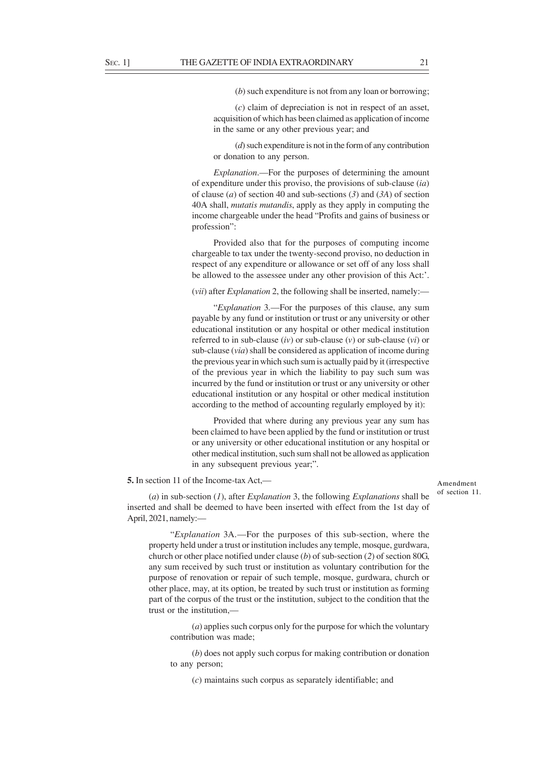(*b*) such expenditure is not from any loan or borrowing;

(*c*) claim of depreciation is not in respect of an asset, acquisition of which has been claimed as application of income in the same or any other previous year; and

(*d*) such expenditure is not in the form of any contribution or donation to any person.

*Explanation*.—For the purposes of determining the amount of expenditure under this proviso, the provisions of sub-clause (*ia*) of clause (*a*) of section 40 and sub-sections (*3*) and (*3A*) of section 40A shall, *mutatis mutandis*, apply as they apply in computing the income chargeable under the head "Profits and gains of business or profession":

Provided also that for the purposes of computing income chargeable to tax under the twenty-second proviso, no deduction in respect of any expenditure or allowance or set off of any loss shall be allowed to the assessee under any other provision of this Act:'.

(*vii*) after *Explanation* 2, the following shall be inserted, namely:—

"*Explanation* 3.—For the purposes of this clause, any sum payable by any fund or institution or trust or any university or other educational institution or any hospital or other medical institution referred to in sub-clause (*iv*) or sub-clause (*v*) or sub-clause (*vi*) or sub-clause (*via*) shall be considered as application of income during the previous year in which such sum is actually paid by it (irrespective of the previous year in which the liability to pay such sum was incurred by the fund or institution or trust or any university or other educational institution or any hospital or other medical institution according to the method of accounting regularly employed by it):

Provided that where during any previous year any sum has been claimed to have been applied by the fund or institution or trust or any university or other educational institution or any hospital or other medical institution, such sum shall not be allowed as application in any subsequent previous year;".

Amendment of section 11.

**5.** In section 11 of the Income-tax Act,—

(*a*) in sub-section (*1*), after *Explanation* 3, the following *Explanations* shall be inserted and shall be deemed to have been inserted with effect from the 1st day of April, 2021, namely:—

"*Explanation* 3A.—For the purposes of this sub-section, where the property held under a trust or institution includes any temple, mosque, gurdwara, church or other place notified under clause (*b*) of sub-section (*2*) of section 80G, any sum received by such trust or institution as voluntary contribution for the purpose of renovation or repair of such temple, mosque, gurdwara, church or other place, may, at its option, be treated by such trust or institution as forming part of the corpus of the trust or the institution, subject to the condition that the trust or the institution,—

(*a*) applies such corpus only for the purpose for which the voluntary contribution was made;

(*b*) does not apply such corpus for making contribution or donation to any person;

(*c*) maintains such corpus as separately identifiable; and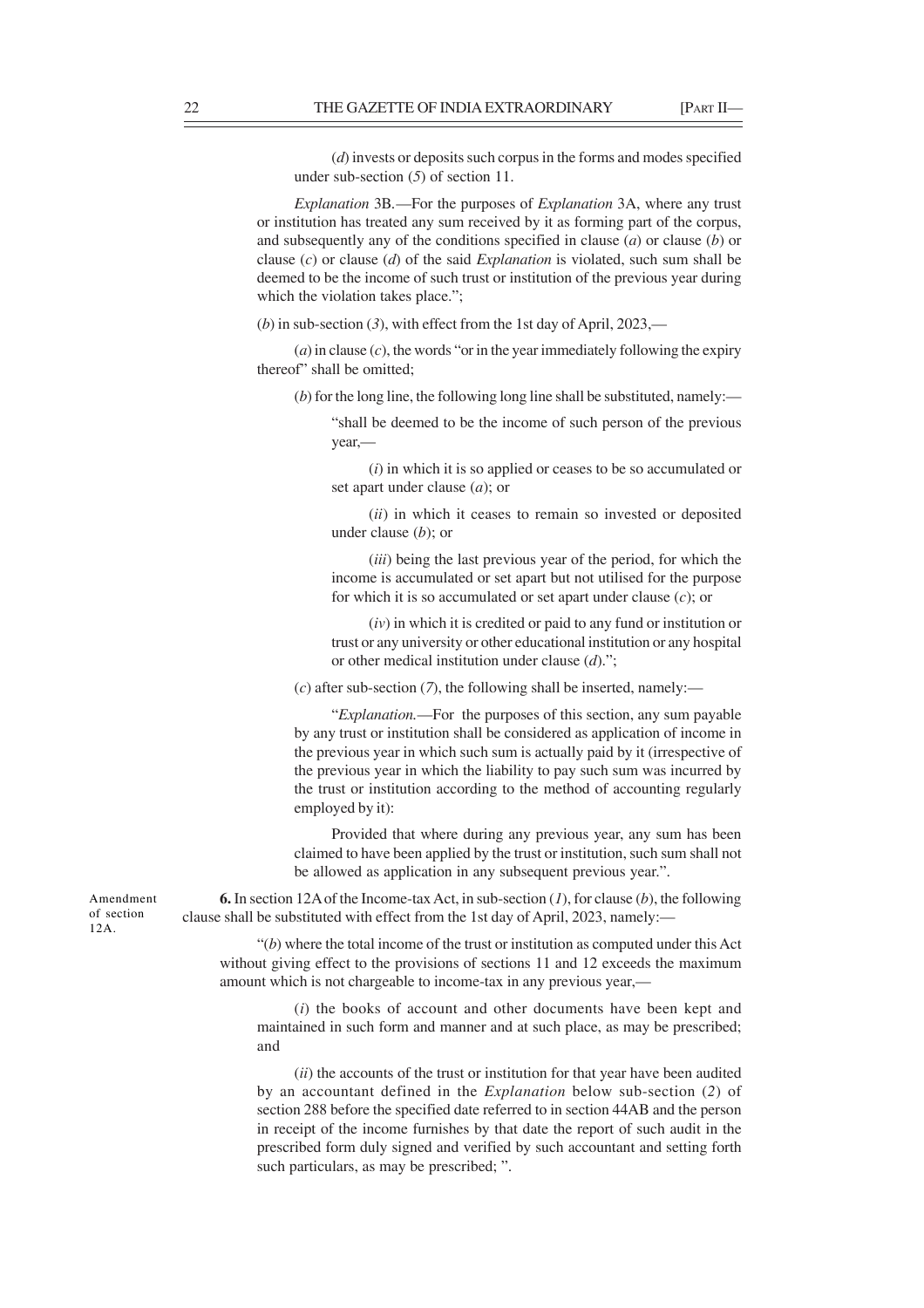(*d*) invests or deposits such corpus in the forms and modes specified under sub-section (*5*) of section 11.

*Explanation* 3B.—For the purposes of *Explanation* 3A, where any trust or institution has treated any sum received by it as forming part of the corpus, and subsequently any of the conditions specified in clause (*a*) or clause (*b*) or clause (*c*) or clause (*d*) of the said *Explanation* is violated, such sum shall be deemed to be the income of such trust or institution of the previous year during which the violation takes place.";

(*b*) in sub-section (*3*), with effect from the 1st day of April, 2023,—

(*a*) in clause (*c*), the words "or in the year immediately following the expiry thereof" shall be omitted;

(*b*) for the long line, the following long line shall be substituted, namely:—

"shall be deemed to be the income of such person of the previous year,—

(*i*) in which it is so applied or ceases to be so accumulated or set apart under clause (*a*); or

(*ii*) in which it ceases to remain so invested or deposited under clause (*b*); or

(*iii*) being the last previous year of the period, for which the income is accumulated or set apart but not utilised for the purpose for which it is so accumulated or set apart under clause (*c*); or

(*iv*) in which it is credited or paid to any fund or institution or trust or any university or other educational institution or any hospital or other medical institution under clause (*d*).";

(*c*) after sub-section (*7*), the following shall be inserted, namely:—

"*Explanation.*—For the purposes of this section, any sum payable by any trust or institution shall be considered as application of income in the previous year in which such sum is actually paid by it (irrespective of the previous year in which the liability to pay such sum was incurred by the trust or institution according to the method of accounting regularly employed by it):

Provided that where during any previous year, any sum has been claimed to have been applied by the trust or institution, such sum shall not be allowed as application in any subsequent previous year.".

Amendment of section 12A.

**6.** In section 12A of the Income-tax Act, in sub-section (*1*), for clause (*b*), the following clause shall be substituted with effect from the 1st day of April, 2023, namely:—

"(*b*) where the total income of the trust or institution as computed under this Act without giving effect to the provisions of sections 11 and 12 exceeds the maximum amount which is not chargeable to income-tax in any previous year,—

(*i*) the books of account and other documents have been kept and maintained in such form and manner and at such place, as may be prescribed; and

(*ii*) the accounts of the trust or institution for that year have been audited by an accountant defined in the *Explanation* below sub-section (*2*) of section 288 before the specified date referred to in section 44AB and the person in receipt of the income furnishes by that date the report of such audit in the prescribed form duly signed and verified by such accountant and setting forth such particulars, as may be prescribed; ".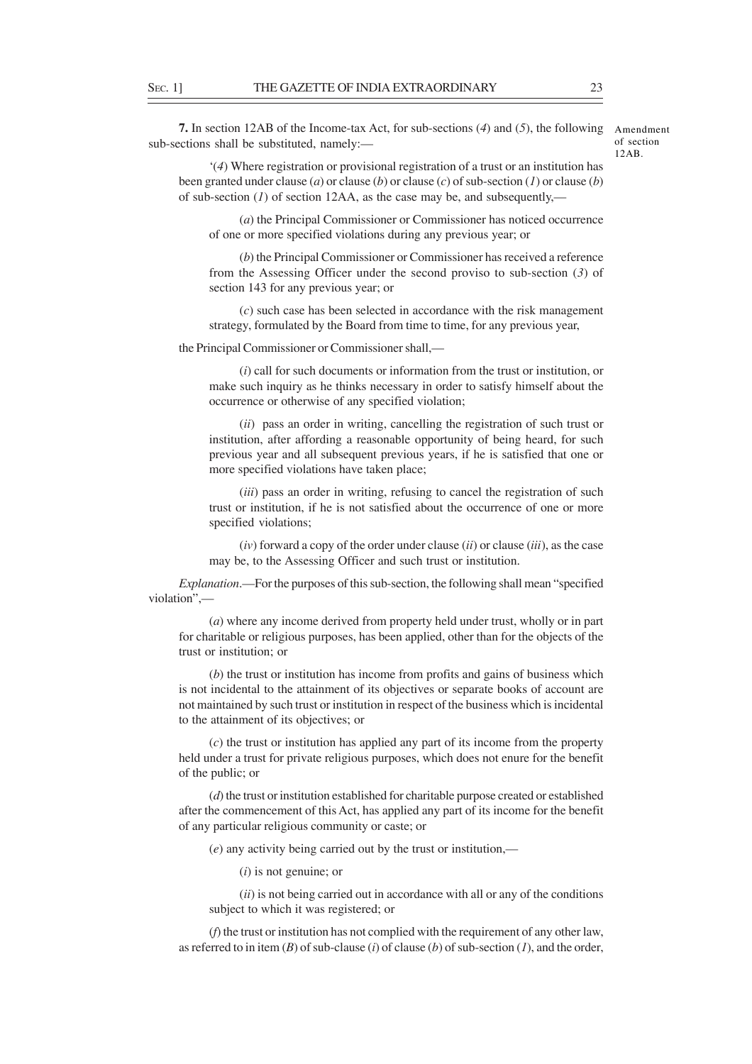**7.** In section 12AB of the Income-tax Act, for sub-sections (*4*) and (*5*), the following sub-sections shall be substituted, namely:—

Amendment of section 12AB.

'(*4*) Where registration or provisional registration of a trust or an institution has been granted under clause (*a*) or clause (*b*) or clause (*c*) of sub-section (*1*) or clause (*b*) of sub-section (*1*) of section 12AA, as the case may be, and subsequently,—

(*a*) the Principal Commissioner or Commissioner has noticed occurrence of one or more specified violations during any previous year; or

(*b*) the Principal Commissioner or Commissioner has received a reference from the Assessing Officer under the second proviso to sub-section (*3*) of section 143 for any previous year; or

(*c*) such case has been selected in accordance with the risk management strategy, formulated by the Board from time to time, for any previous year,

the Principal Commissioner or Commissioner shall,—

(*i*) call for such documents or information from the trust or institution, or make such inquiry as he thinks necessary in order to satisfy himself about the occurrence or otherwise of any specified violation;

(*ii*) pass an order in writing, cancelling the registration of such trust or institution, after affording a reasonable opportunity of being heard, for such previous year and all subsequent previous years, if he is satisfied that one or more specified violations have taken place;

(*iii*) pass an order in writing, refusing to cancel the registration of such trust or institution, if he is not satisfied about the occurrence of one or more specified violations;

(*iv*) forward a copy of the order under clause (*ii*) or clause (*iii*), as the case may be, to the Assessing Officer and such trust or institution.

*Explanation*.—For the purposes of this sub-section, the following shall mean "specified violation",—

(*a*) where any income derived from property held under trust, wholly or in part for charitable or religious purposes, has been applied, other than for the objects of the trust or institution; or

(*b*) the trust or institution has income from profits and gains of business which is not incidental to the attainment of its objectives or separate books of account are not maintained by such trust or institution in respect of the business which is incidental to the attainment of its objectives; or

(*c*) the trust or institution has applied any part of its income from the property held under a trust for private religious purposes, which does not enure for the benefit of the public; or

(*d*) the trust or institution established for charitable purpose created or established after the commencement of this Act, has applied any part of its income for the benefit of any particular religious community or caste; or

(*e*) any activity being carried out by the trust or institution,—

(*i*) is not genuine; or

(*ii*) is not being carried out in accordance with all or any of the conditions subject to which it was registered; or

(*f*) the trust or institution has not complied with the requirement of any other law, as referred to in item (*B*) of sub-clause (*i*) of clause (*b*) of sub-section (*1*), and the order,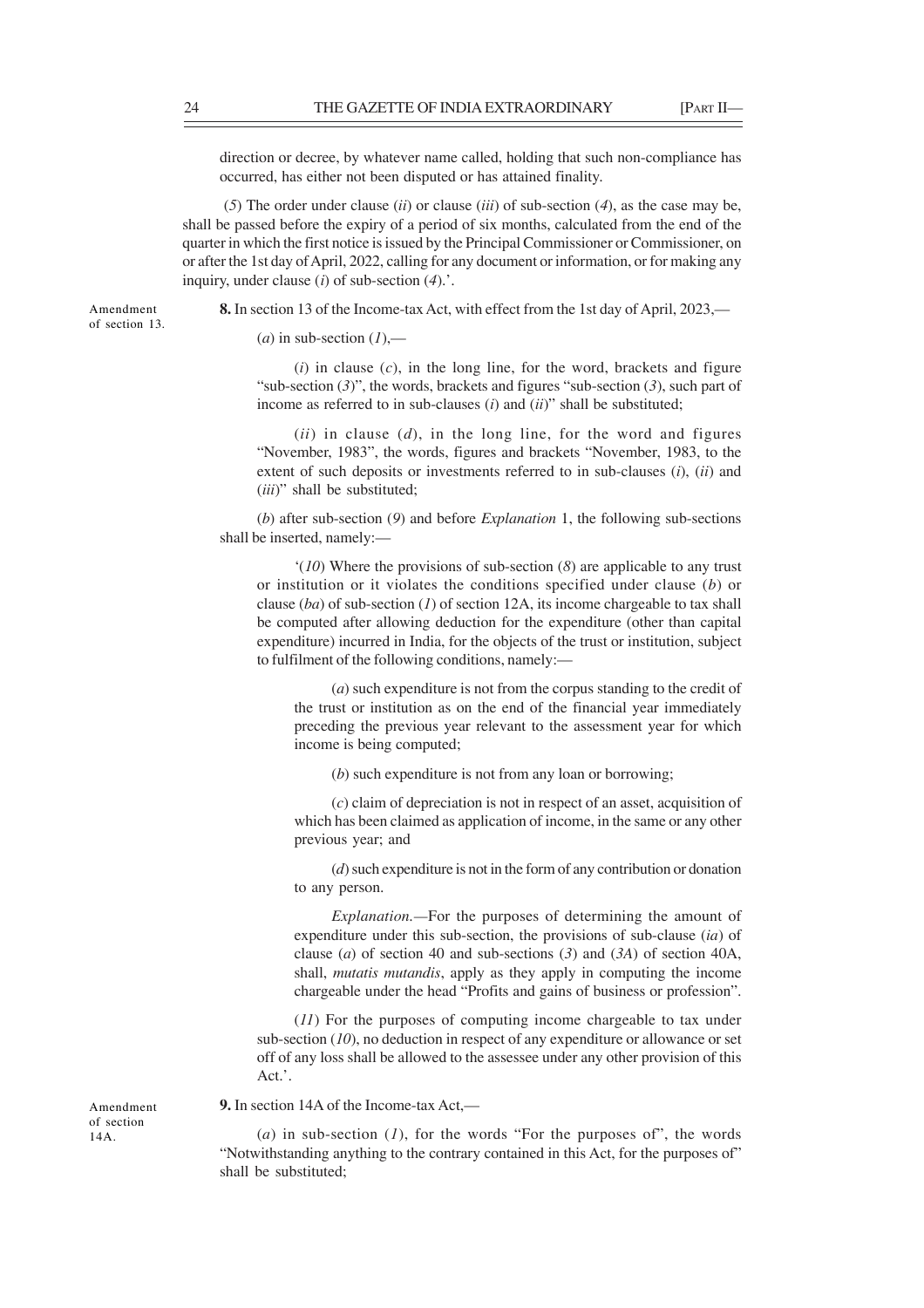direction or decree, by whatever name called, holding that such non-compliance has occurred, has either not been disputed or has attained finality.

(*5*) The order under clause (*ii*) or clause (*iii*) of sub-section (*4*), as the case may be, shall be passed before the expiry of a period of six months, calculated from the end of the quarter in which the first notice is issued by the Principal Commissioner or Commissioner, on or after the 1st day of April, 2022, calling for any document or information, or for making any inquiry, under clause (*i*) of sub-section (*4*).'.

Amendment of section 13.

**8.** In section 13 of the Income-tax Act, with effect from the 1st day of April, 2023,—

(*a*) in sub-section (*1*),—

(*i*) in clause (*c*), in the long line, for the word, brackets and figure "sub-section (*3*)", the words, brackets and figures "sub-section (*3*), such part of income as referred to in sub-clauses (*i*) and (*ii*)" shall be substituted;

(*ii*) in clause (*d*), in the long line, for the word and figures "November, 1983", the words, figures and brackets "November, 1983, to the extent of such deposits or investments referred to in sub-clauses (*i*), (*ii*) and (*iii*)" shall be substituted;

(*b*) after sub-section (*9*) and before *Explanation* 1, the following sub-sections shall be inserted, namely:—

'(*10*) Where the provisions of sub-section (*8*) are applicable to any trust or institution or it violates the conditions specified under clause (*b*) or clause (*ba*) of sub-section (*1*) of section 12A, its income chargeable to tax shall be computed after allowing deduction for the expenditure (other than capital expenditure) incurred in India, for the objects of the trust or institution, subject to fulfilment of the following conditions, namely:—

(*a*) such expenditure is not from the corpus standing to the credit of the trust or institution as on the end of the financial year immediately preceding the previous year relevant to the assessment year for which income is being computed;

(*b*) such expenditure is not from any loan or borrowing;

(*c*) claim of depreciation is not in respect of an asset, acquisition of which has been claimed as application of income, in the same or any other previous year; and

(*d*) such expenditure is not in the form of any contribution or donation to any person.

*Explanation.*—For the purposes of determining the amount of expenditure under this sub-section, the provisions of sub-clause (*ia*) of clause (*a*) of section 40 and sub-sections (*3*) and (*3A*) of section 40A, shall, *mutatis mutandis*, apply as they apply in computing the income chargeable under the head "Profits and gains of business or profession".

(*11*) For the purposes of computing income chargeable to tax under sub-section (*10*), no deduction in respect of any expenditure or allowance or set off of any loss shall be allowed to the assessee under any other provision of this Act.'.

Amendment of section 14A.

**9.** In section 14A of the Income-tax Act,—

(*a*) in sub-section (*1*), for the words "For the purposes of", the words "Notwithstanding anything to the contrary contained in this Act, for the purposes of" shall be substituted;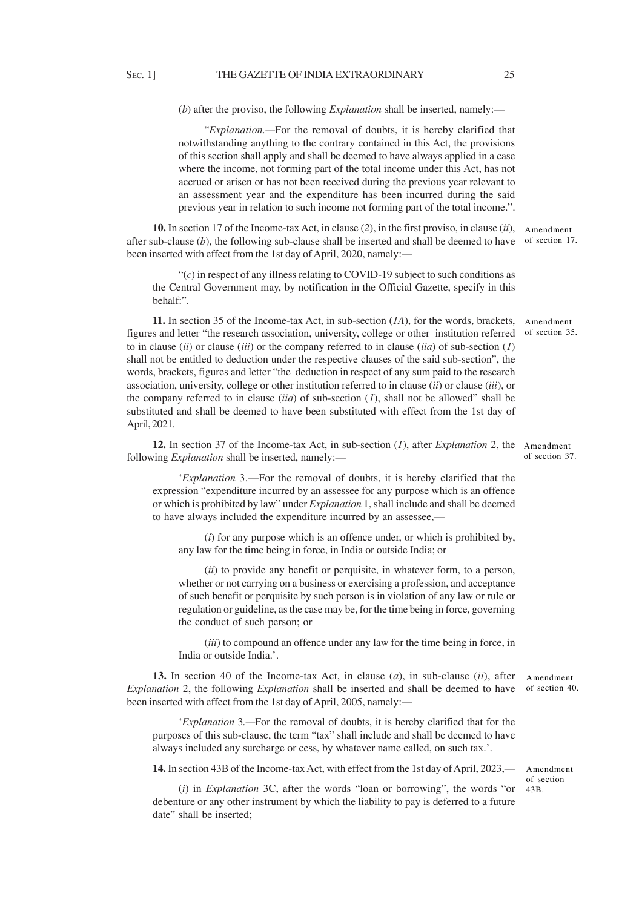(*b*) after the proviso, the following *Explanation* shall be inserted, namely:—

"*Explanation.*—For the removal of doubts, it is hereby clarified that notwithstanding anything to the contrary contained in this Act, the provisions of this section shall apply and shall be deemed to have always applied in a case where the income, not forming part of the total income under this Act, has not accrued or arisen or has not been received during the previous year relevant to an assessment year and the expenditure has been incurred during the said previous year in relation to such income not forming part of the total income.".

Amendment of section 17.

**10.** In section 17 of the Income-tax Act, in clause (*2*), in the first proviso, in clause (*ii*), after sub-clause (*b*), the following sub-clause shall be inserted and shall be deemed to have been inserted with effect from the 1st day of April, 2020, namely:—

"(*c*) in respect of any illness relating to COVID-19 subject to such conditions as the Central Government may, by notification in the Official Gazette, specify in this behalf:".

Amendment of section 35.

**11.** In section 35 of the Income-tax Act, in sub-section (*1A*), for the words, brackets, figures and letter "the research association, university, college or other institution referred to in clause (*ii*) or clause (*iii*) or the company referred to in clause (*iia*) of sub-section (*1*) shall not be entitled to deduction under the respective clauses of the said sub-section", the words, brackets, figures and letter "the deduction in respect of any sum paid to the research association, university, college or other institution referred to in clause (*ii*) or clause (*iii*), or the company referred to in clause (*iia*) of sub-section (*1*), shall not be allowed" shall be substituted and shall be deemed to have been substituted with effect from the 1st day of April, 2021.

Amendment of section 37.

**12.** In section 37 of the Income-tax Act, in sub-section (*1*), after *Explanation* 2, the following *Explanation* shall be inserted, namely:—

'*Explanation* 3.—For the removal of doubts, it is hereby clarified that the expression "expenditure incurred by an assessee for any purpose which is an offence or which is prohibited by law" under *Explanation* 1, shall include and shall be deemed to have always included the expenditure incurred by an assessee,—

(*i*) for any purpose which is an offence under, or which is prohibited by, any law for the time being in force, in India or outside India; or

(*ii*) to provide any benefit or perquisite, in whatever form, to a person, whether or not carrying on a business or exercising a profession, and acceptance of such benefit or perquisite by such person is in violation of any law or rule or regulation or guideline, as the case may be, for the time being in force, governing the conduct of such person; or

(*iii*) to compound an offence under any law for the time being in force, in India or outside India.'.

Amendment of section 40.

**13.** In section 40 of the Income-tax Act, in clause (*a*), in sub-clause (*ii*), after *Explanation* 2, the following *Explanation* shall be inserted and shall be deemed to have been inserted with effect from the 1st day of April, 2005, namely:—

'*Explanation* 3.—For the removal of doubts, it is hereby clarified that for the purposes of this sub-clause, the term "tax" shall include and shall be deemed to have always included any surcharge or cess, by whatever name called, on such tax.'.

Amendment of section 43B.

**14.** In section 43B of the Income-tax Act, with effect from the 1st day of April, 2023,—

(*i*) in *Explanation* 3C, after the words "loan or borrowing", the words "or debenture or any other instrument by which the liability to pay is deferred to a future date" shall be inserted;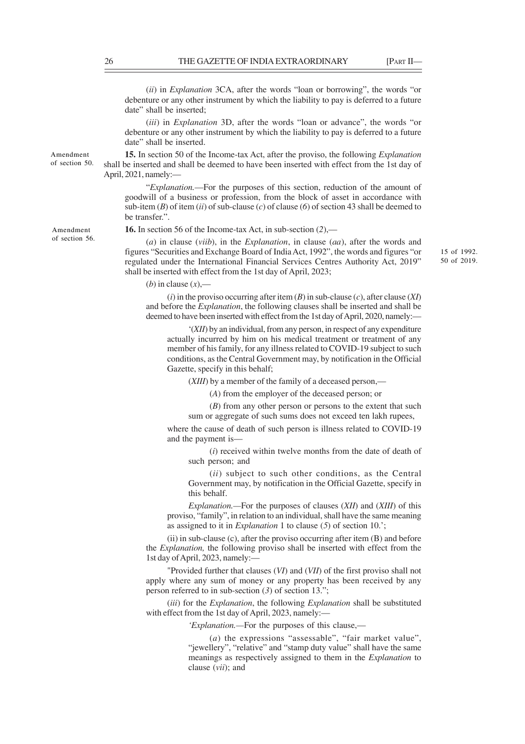(*ii*) in *Explanation* 3CA, after the words "loan or borrowing", the words "or debenture or any other instrument by which the liability to pay is deferred to a future date" shall be inserted;

(*iii*) in *Explanation* 3D, after the words "loan or advance", the words "or debenture or any other instrument by which the liability to pay is deferred to a future date" shall be inserted.

Amendment of section 50.

**15.** In section 50 of the Income-tax Act, after the proviso, the following *Explanation* shall be inserted and shall be deemed to have been inserted with effect from the 1st day of April, 2021, namely:—

"*Explanation.*—For the purposes of this section, reduction of the amount of goodwill of a business or profession, from the block of asset in accordance with sub-item (*B*) of item (*ii*) of sub-clause (*c*) of clause (*6*) of section 43 shall be deemed to be transfer.".

Amendment of section 56.

**16.** In section 56 of the Income-tax Act, in sub-section (*2*),—

(*a*) in clause (*viib*), in the *Explanation*, in clause (*aa*), after the words and figures "Securities and Exchange Board of India Act, 1992", the words and figures "or regulated under the International Financial Services Centres Authority Act, 2019" shall be inserted with effect from the 1st day of April, 2023;

15 of 1992.
50 of 2019.

(*b*) in clause (*x*),—

(*i*) in the proviso occurring after item (*B*) in sub-clause (*c*), after clause (*XI*) and before the *Explanation*, the following clauses shall be inserted and shall be deemed to have been inserted with effect from the 1st day of April, 2020, namely:—

'(*XII*) by an individual, from any person, in respect of any expenditure actually incurred by him on his medical treatment or treatment of any member of his family, for any illness related to COVID-19 subject to such conditions, as the Central Government may, by notification in the Official Gazette, specify in this behalf;

(*XIII*) by a member of the family of a deceased person,—

(*A*) from the employer of the deceased person; or

(*B*) from any other person or persons to the extent that such sum or aggregate of such sums does not exceed ten lakh rupees,

where the cause of death of such person is illness related to COVID-19 and the payment is—

(*i*) received within twelve months from the date of death of such person; and

(*ii*) subject to such other conditions, as the Central Government may, by notification in the Official Gazette, specify in this behalf.

*Explanation.*—For the purposes of clauses (*XII*) and (*XIII*) of this proviso, "family", in relation to an individual, shall have the same meaning as assigned to it in *Explanation* 1 to clause (*5*) of section 10.';

(ii) in sub-clause (c), after the proviso occurring after item (B) and before the *Explanation,* the following proviso shall be inserted with effect from the 1st day of April, 2023, namely:—

"Provided further that clauses (*VI*) and (*VII*) of the first proviso shall not apply where any sum of money or any property has been received by any person referred to in sub-section (*3*) of section 13.";

(*iii*) for the *Explanation*, the following *Explanation* shall be substituted with effect from the 1st day of April, 2023, namely:—

*'Explanation.*—For the purposes of this clause,—

(*a*) the expressions "assessable", "fair market value", "jewellery", "relative" and "stamp duty value" shall have the same meanings as respectively assigned to them in the *Explanation* to clause (*vii*); and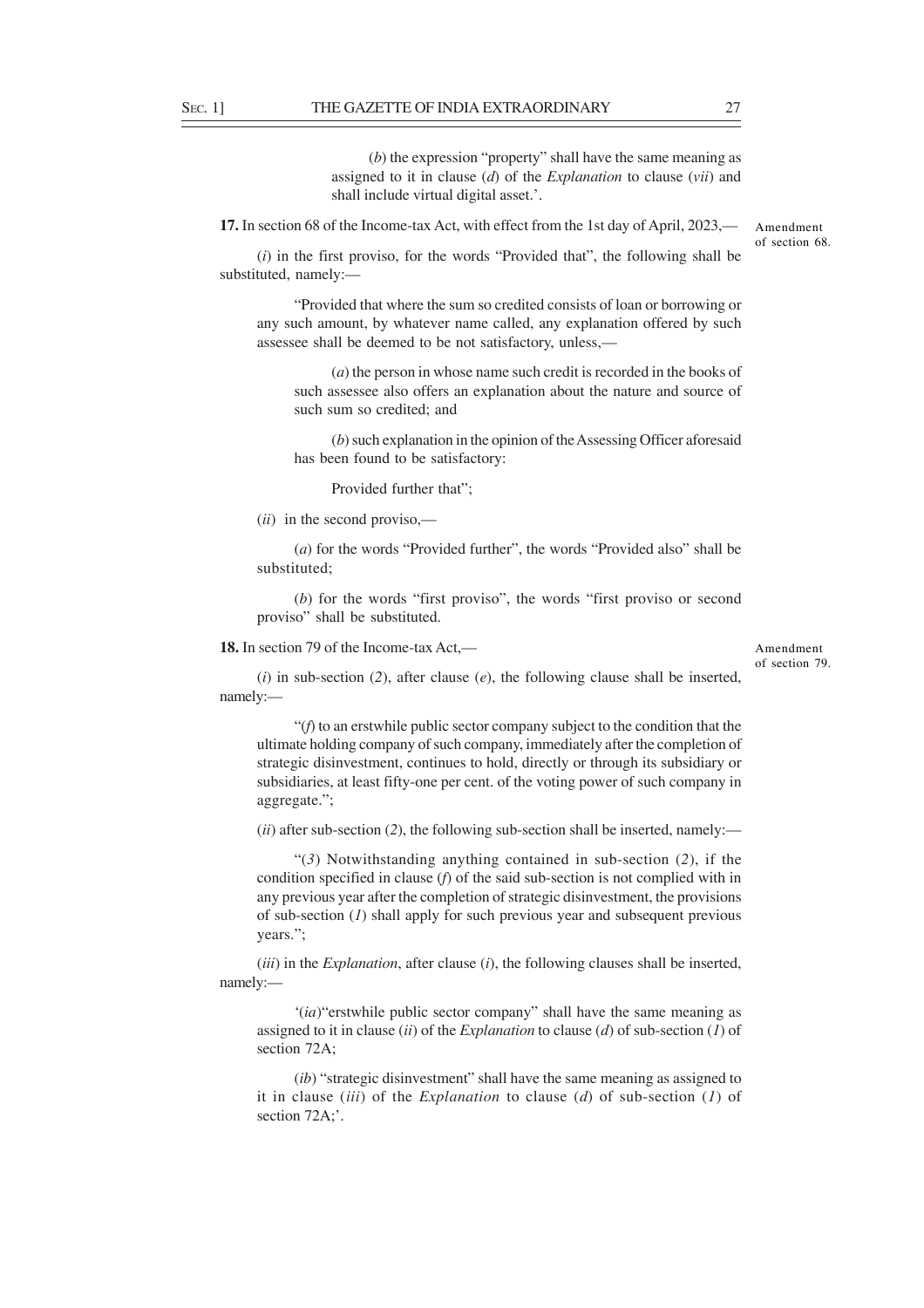(*b*) the expression "property" shall have the same meaning as assigned to it in clause (*d*) of the *Explanation* to clause (*vii*) and shall include virtual digital asset.'.

**17.** In section 68 of the Income-tax Act, with effect from the 1st day of April, 2023,— Amendment of section 68.

(*i*) in the first proviso, for the words "Provided that", the following shall be substituted, namely:—

"Provided that where the sum so credited consists of loan or borrowing or any such amount, by whatever name called, any explanation offered by such assessee shall be deemed to be not satisfactory, unless,—

(*a*) the person in whose name such credit is recorded in the books of such assessee also offers an explanation about the nature and source of such sum so credited; and

(*b*) such explanation in the opinion of the Assessing Officer aforesaid has been found to be satisfactory:

Provided further that";

(*ii*) in the second proviso,—

(*a*) for the words "Provided further", the words "Provided also" shall be substituted;

(*b*) for the words "first proviso", the words "first proviso or second proviso" shall be substituted.

**18.** In section 79 of the Income-tax Act,— Amendment of section 79.

(*i*) in sub-section (*2*), after clause (*e*), the following clause shall be inserted, namely:—

"(*f*) to an erstwhile public sector company subject to the condition that the ultimate holding company of such company, immediately after the completion of strategic disinvestment, continues to hold, directly or through its subsidiary or subsidiaries, at least fifty-one per cent. of the voting power of such company in aggregate.";

(*ii*) after sub-section (*2*), the following sub-section shall be inserted, namely:—

"(*3*) Notwithstanding anything contained in sub-section (*2*), if the condition specified in clause (*f*) of the said sub-section is not complied with in any previous year after the completion of strategic disinvestment, the provisions of sub-section (*1*) shall apply for such previous year and subsequent previous years.";

(*iii*) in the *Explanation*, after clause (*i*), the following clauses shall be inserted, namely:—

'(*ia*) "erstwhile public sector company" shall have the same meaning as assigned to it in clause (*ii*) of the *Explanation* to clause (*d*) of sub-section (*1*) of section 72A;

(*ib*) "strategic disinvestment" shall have the same meaning as assigned to it in clause (*iii*) of the *Explanation* to clause (*d*) of sub-section (*1*) of section 72A;'.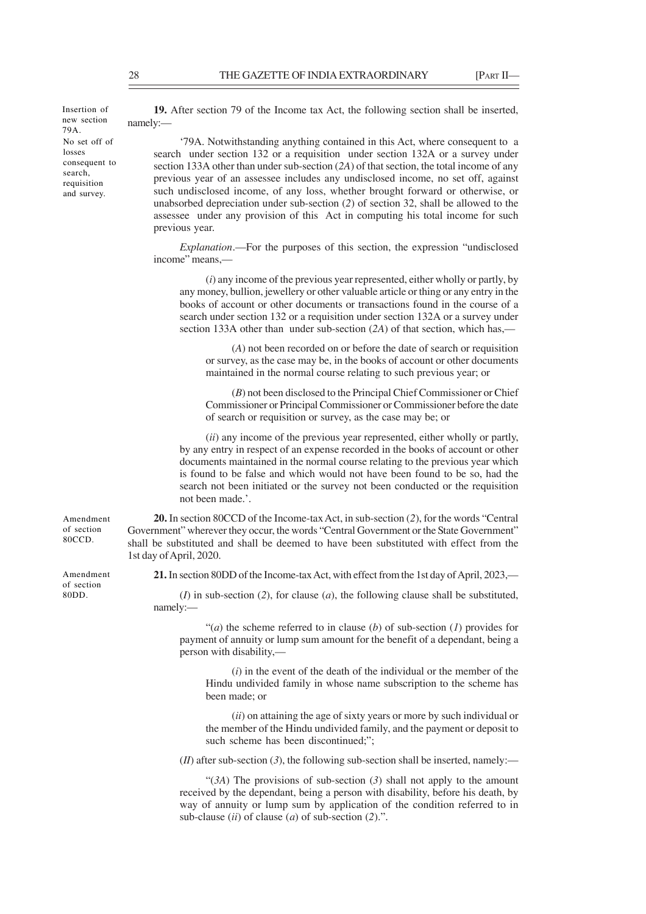Insertion of new section 79A.

No set off of losses consequent to search, requisition and survey.

**19.** After section 79 of the Income tax Act, the following section shall be inserted, namely:—

'79A. Notwithstanding anything contained in this Act, where consequent to a search under section 132 or a requisition under section 132A or a survey under section 133A other than under sub-section (*2A*) of that section, the total income of any previous year of an assessee includes any undisclosed income, no set off, against such undisclosed income, of any loss, whether brought forward or otherwise, or unabsorbed depreciation under sub-section (*2*) of section 32, shall be allowed to the assessee under any provision of this Act in computing his total income for such previous year.

*Explanation*.—For the purposes of this section, the expression "undisclosed income" means,—

(*i*) any income of the previous year represented, either wholly or partly, by any money, bullion, jewellery or other valuable article or thing or any entry in the books of account or other documents or transactions found in the course of a search under section 132 or a requisition under section 132A or a survey under section 133A other than under sub-section (*2A*) of that section, which has,—

(*A*) not been recorded on or before the date of search or requisition or survey, as the case may be, in the books of account or other documents maintained in the normal course relating to such previous year; or

(*B*) not been disclosed to the Principal Chief Commissioner or Chief Commissioner or Principal Commissioner or Commissioner before the date of search or requisition or survey, as the case may be; or

(*ii*) any income of the previous year represented, either wholly or partly, by any entry in respect of an expense recorded in the books of account or other documents maintained in the normal course relating to the previous year which is found to be false and which would not have been found to be so, had the search not been initiated or the survey not been conducted or the requisition not been made.'.

Amendment of section 80CCD.

**20.** In section 80CCD of the Income-tax Act, in sub-section (*2*), for the words "Central Government" wherever they occur, the words "Central Government or the State Government" shall be substituted and shall be deemed to have been substituted with effect from the 1st day of April, 2020.

Amendment of section 80DD.

**21.** In section 80DD of the Income-tax Act, with effect from the 1st day of April, 2023,—

(*I*) in sub-section (*2*), for clause (*a*), the following clause shall be substituted, namely:—

"(*a*) the scheme referred to in clause (*b*) of sub-section (*1*) provides for payment of annuity or lump sum amount for the benefit of a dependant, being a person with disability,—

(*i*) in the event of the death of the individual or the member of the Hindu undivided family in whose name subscription to the scheme has been made; or

(*ii*) on attaining the age of sixty years or more by such individual or the member of the Hindu undivided family, and the payment or deposit to such scheme has been discontinued;";

(*II*) after sub-section (*3*), the following sub-section shall be inserted, namely:—

"(*3A*) The provisions of sub-section (*3*) shall not apply to the amount received by the dependant, being a person with disability, before his death, by way of annuity or lump sum by application of the condition referred to in sub-clause (*ii*) of clause (*a*) of sub-section (*2*).".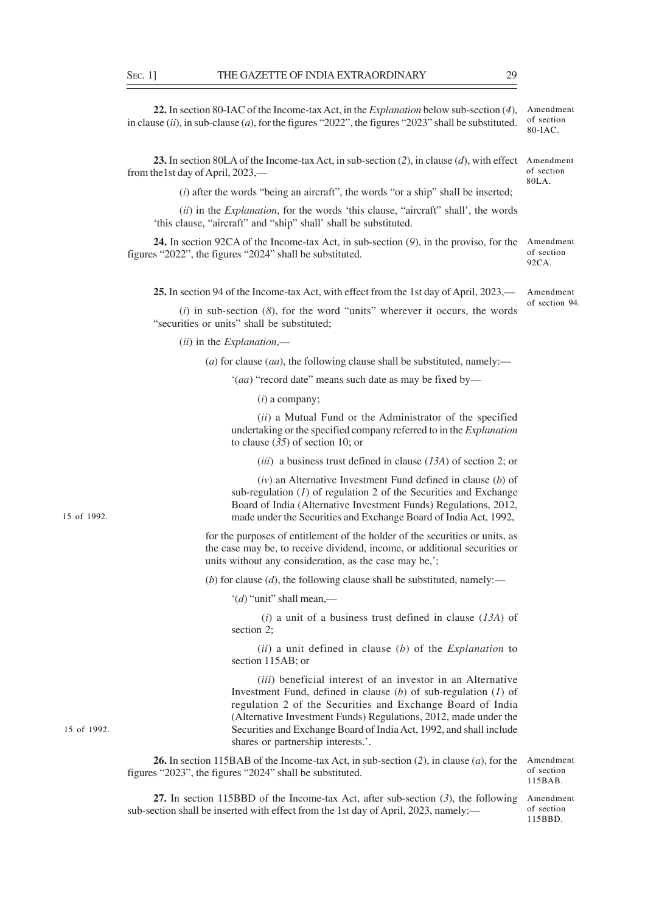**22.** In section 80-IAC of the Income-tax Act, in the *Explanation* below sub-section (*4*), in clause (*ii*), in sub-clause (*a*), for the figures "2022", the figures "2023" shall be substituted.

Amendment of section 80-IAC.

**23.** In section 80LA of the Income-tax Act, in sub-section (*2*), in clause (*d*), with effect from the1st day of April, 2023,—

Amendment of section 80LA.

(*i*) after the words "being an aircraft", the words "or a ship" shall be inserted;

(*ii*) in the *Explanation*, for the words 'this clause, "aircraft" shall', the words 'this clause, "aircraft" and "ship" shall' shall be substituted.

**24.** In section 92CA of the Income-tax Act, in sub-section (*9*), in the proviso, for the figures "2022", the figures "2024" shall be substituted.

Amendment of section 92CA.

**25.** In section 94 of the Income-tax Act, with effect from the 1st day of April, 2023,—

Amendment of section 94.

(*i*) in sub-section (*8*), for the word "units" wherever it occurs, the words "securities or units" shall be substituted;

(*ii*) in the *Explanation*,—

(*a*) for clause (*aa*), the following clause shall be substituted, namely:—

'(*aa*) "record date" means such date as may be fixed by—

(*i*) a company;

(*ii*) a Mutual Fund or the Administrator of the specified undertaking or the specified company referred to in the *Explanation* to clause (*35*) of section 10; or

(*iii*) a business trust defined in clause (*13A*) of section 2; or

(*iv*) an Alternative Investment Fund defined in clause (*b*) of sub-regulation (*1*) of regulation 2 of the Securities and Exchange Board of India (Alternative Investment Funds) Regulations, 2012, made under the Securities and Exchange Board of India Act, 1992,

15 of 1992.

for the purposes of entitlement of the holder of the securities or units, as the case may be, to receive dividend, income, or additional securities or units without any consideration, as the case may be,';

(*b*) for clause (*d*), the following clause shall be substituted, namely:—

'(*d*) "unit" shall mean,—

(*i*) a unit of a business trust defined in clause (*13A*) of section 2;

(*ii*) a unit defined in clause (*b*) of the *Explanation* to section 115AB; or

(*iii*) beneficial interest of an investor in an Alternative Investment Fund, defined in clause (*b*) of sub-regulation (*1*) of regulation 2 of the Securities and Exchange Board of India (Alternative Investment Funds) Regulations, 2012, made under the Securities and Exchange Board of India Act, 1992, and shall include shares or partnership interests.'.

15 of 1992.

**26.** In section 115BAB of the Income-tax Act, in sub-section (*2*), in clause (*a*), for the figures "2023", the figures "2024" shall be substituted.

Amendment of section 115BAB.

**27.** In section 115BBD of the Income-tax Act, after sub-section (*3*), the following sub-section shall be inserted with effect from the 1st day of April, 2023, namely:—

Amendment of section 115BBD.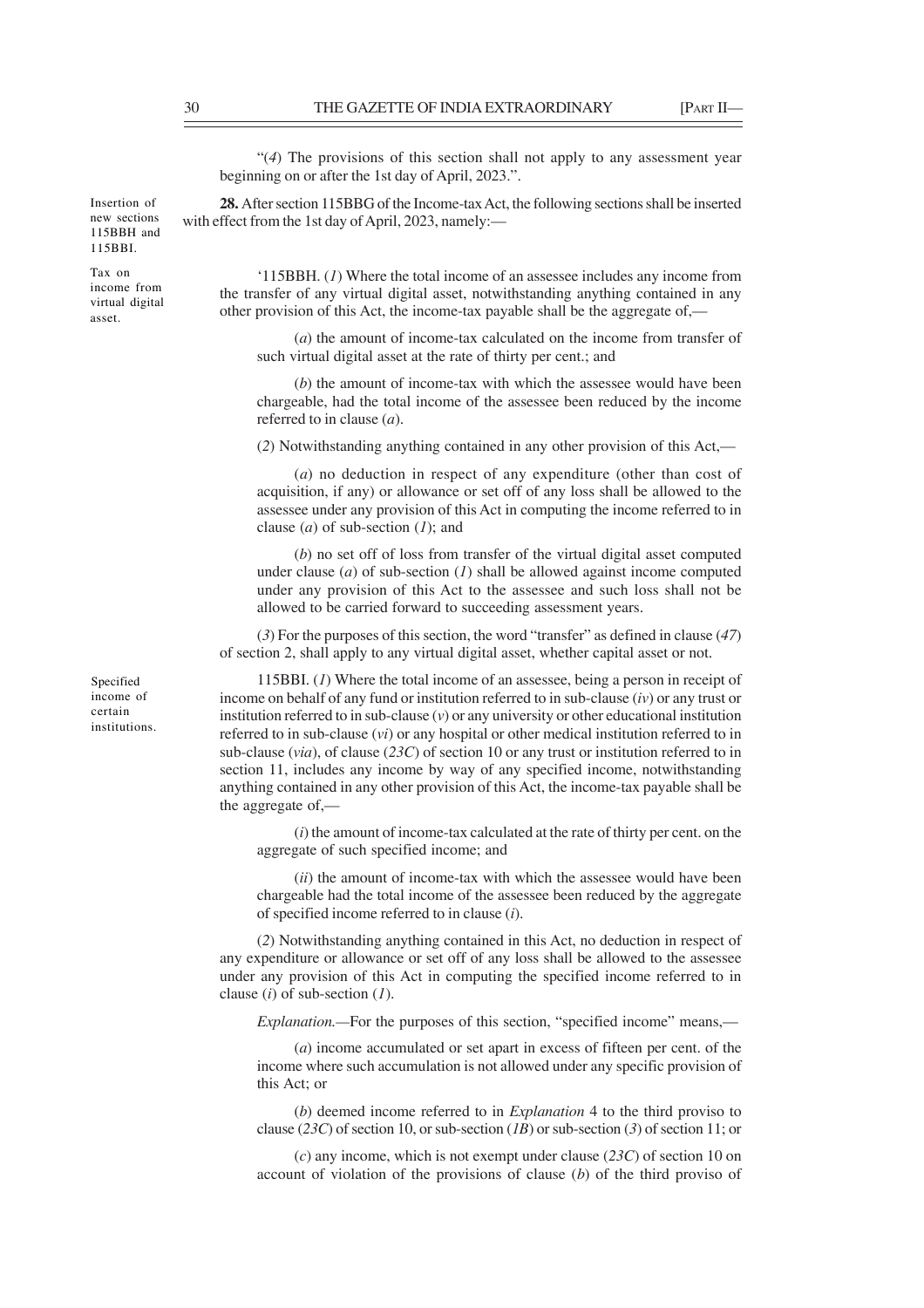"(*4*) The provisions of this section shall not apply to any assessment year beginning on or after the 1st day of April, 2023.".

Insertion of new sections 115BBH and 115BBI.

**28.** After section 115BBG of the Income-tax Act, the following sections shall be inserted with effect from the 1st day of April, 2023, namely:—

Tax on income from virtual digital asset.

'115BBH. (*1*) Where the total income of an assessee includes any income from the transfer of any virtual digital asset, notwithstanding anything contained in any other provision of this Act, the income-tax payable shall be the aggregate of,—

(*a*) the amount of income-tax calculated on the income from transfer of such virtual digital asset at the rate of thirty per cent.; and

(*b*) the amount of income-tax with which the assessee would have been chargeable, had the total income of the assessee been reduced by the income referred to in clause (*a*).

(*2*) Notwithstanding anything contained in any other provision of this Act,—

(*a*) no deduction in respect of any expenditure (other than cost of acquisition, if any) or allowance or set off of any loss shall be allowed to the assessee under any provision of this Act in computing the income referred to in clause (*a*) of sub-section (*1*); and

(*b*) no set off of loss from transfer of the virtual digital asset computed under clause (*a*) of sub-section (*1*) shall be allowed against income computed under any provision of this Act to the assessee and such loss shall not be allowed to be carried forward to succeeding assessment years.

(*3*) For the purposes of this section, the word "transfer" as defined in clause (*47*) of section 2, shall apply to any virtual digital asset, whether capital asset or not.

Specified income of certain institutions.

115BBI. (*1*) Where the total income of an assessee, being a person in receipt of income on behalf of any fund or institution referred to in sub-clause (*iv*) or any trust or institution referred to in sub-clause (*v*) or any university or other educational institution referred to in sub-clause (*vi*) or any hospital or other medical institution referred to in sub-clause (*via*), of clause (*23C*) of section 10 or any trust or institution referred to in section 11, includes any income by way of any specified income, notwithstanding anything contained in any other provision of this Act, the income-tax payable shall be the aggregate of,—

(*i*) the amount of income-tax calculated at the rate of thirty per cent. on the aggregate of such specified income; and

(*ii*) the amount of income-tax with which the assessee would have been chargeable had the total income of the assessee been reduced by the aggregate of specified income referred to in clause (*i*).

(*2*) Notwithstanding anything contained in this Act, no deduction in respect of any expenditure or allowance or set off of any loss shall be allowed to the assessee under any provision of this Act in computing the specified income referred to in clause (*i*) of sub-section (*1*).

*Explanation.*—For the purposes of this section, "specified income" means,—

(*a*) income accumulated or set apart in excess of fifteen per cent. of the income where such accumulation is not allowed under any specific provision of this Act; or

(*b*) deemed income referred to in *Explanation* 4 to the third proviso to clause (*23C*) of section 10, or sub-section (*1B*) or sub-section (*3*) of section 11; or

(*c*) any income, which is not exempt under clause (*23C*) of section 10 on account of violation of the provisions of clause (*b*) of the third proviso of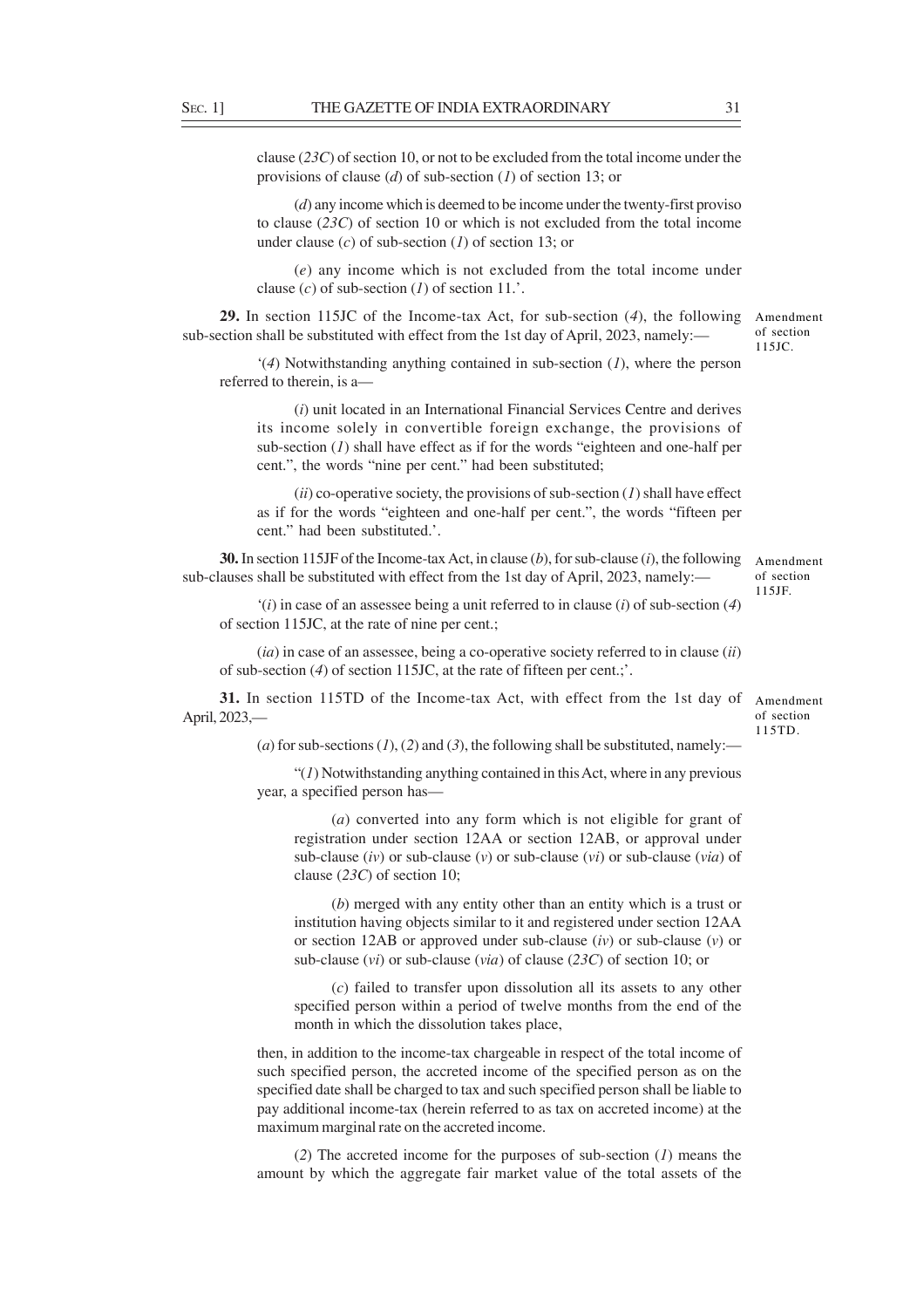clause (*23C*) of section 10, or not to be excluded from the total income under the provisions of clause (*d*) of sub-section (*1*) of section 13; or

(*d*) any income which is deemed to be income under the twenty-first proviso to clause (*23C*) of section 10 or which is not excluded from the total income under clause (*c*) of sub-section (*1*) of section 13; or

(*e*) any income which is not excluded from the total income under clause (*c*) of sub-section (*1*) of section 11.'.

**29.** In section 115JC of the Income-tax Act, for sub-section (*4*), the following sub-section shall be substituted with effect from the 1st day of April, 2023, namely:—

*Amendment of section 115JC.*

'(*4*) Notwithstanding anything contained in sub-section (*1*), where the person referred to therein, is a—

(*i*) unit located in an International Financial Services Centre and derives its income solely in convertible foreign exchange, the provisions of sub-section (*1*) shall have effect as if for the words "eighteen and one-half per cent.", the words "nine per cent." had been substituted;

(*ii*) co-operative society, the provisions of sub-section (*1*) shall have effect as if for the words "eighteen and one-half per cent.", the words "fifteen per cent." had been substituted.'.

**30.** In section 115JF of the Income-tax Act, in clause (*b*), for sub-clause (*i*), the following sub-clauses shall be substituted with effect from the 1st day of April, 2023, namely:—

*Amendment of section 115JF.*

'(*i*) in case of an assessee being a unit referred to in clause (*i*) of sub-section (*4*) of section 115JC, at the rate of nine per cent.;

(*ia*) in case of an assessee, being a co-operative society referred to in clause (*ii*) of sub-section (*4*) of section 115JC, at the rate of fifteen per cent.;'.

**31.** In section 115TD of the Income-tax Act, with effect from the 1st day of April, 2023,—

*Amendment of section 115TD.*

(*a*) for sub-sections (*1*), (*2*) and (*3*), the following shall be substituted, namely:—

"(*1*) Notwithstanding anything contained in this Act, where in any previous year, a specified person has—

(*a*) converted into any form which is not eligible for grant of registration under section 12AA or section 12AB, or approval under sub-clause (*iv*) or sub-clause (*v*) or sub-clause (*vi*) or sub-clause (*via*) of clause (*23C*) of section 10;

(*b*) merged with any entity other than an entity which is a trust or institution having objects similar to it and registered under section 12AA or section 12AB or approved under sub-clause (*iv*) or sub-clause (*v*) or sub-clause (*vi*) or sub-clause (*via*) of clause (*23C*) of section 10; or

(*c*) failed to transfer upon dissolution all its assets to any other specified person within a period of twelve months from the end of the month in which the dissolution takes place,

then, in addition to the income-tax chargeable in respect of the total income of such specified person, the accreted income of the specified person as on the specified date shall be charged to tax and such specified person shall be liable to pay additional income-tax (herein referred to as tax on accreted income) at the maximum marginal rate on the accreted income.

(*2*) The accreted income for the purposes of sub-section (*1*) means the amount by which the aggregate fair market value of the total assets of the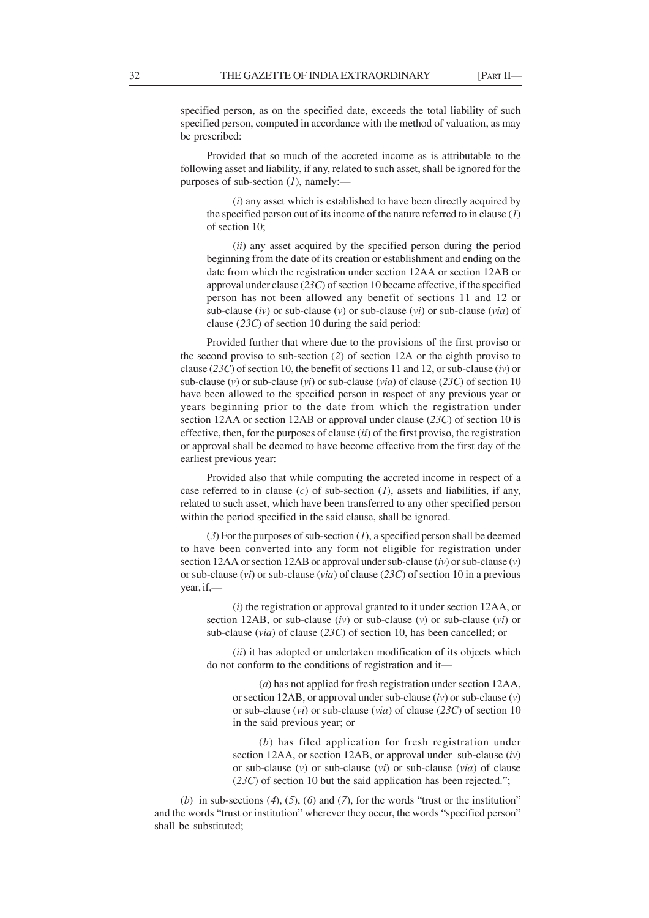specified person, as on the specified date, exceeds the total liability of such specified person, computed in accordance with the method of valuation, as may be prescribed:

Provided that so much of the accreted income as is attributable to the following asset and liability, if any, related to such asset, shall be ignored for the purposes of sub-section (*1*), namely:—

(*i*) any asset which is established to have been directly acquired by the specified person out of its income of the nature referred to in clause (*1*) of section 10;

(*ii*) any asset acquired by the specified person during the period beginning from the date of its creation or establishment and ending on the date from which the registration under section 12AA or section 12AB or approval under clause (*23C*) of section 10 became effective, if the specified person has not been allowed any benefit of sections 11 and 12 or sub-clause (*iv*) or sub-clause (*v*) or sub-clause (*vi*) or sub-clause (*via*) of clause (*23C*) of section 10 during the said period:

Provided further that where due to the provisions of the first proviso or the second proviso to sub-section (*2*) of section 12A or the eighth proviso to clause (*23C*) of section 10, the benefit of sections 11 and 12, or sub-clause (*iv*) or sub-clause (*v*) or sub-clause (*vi*) or sub-clause (*via*) of clause (*23C*) of section 10 have been allowed to the specified person in respect of any previous year or years beginning prior to the date from which the registration under section 12AA or section 12AB or approval under clause (*23C*) of section 10 is effective, then, for the purposes of clause (*ii*) of the first proviso, the registration or approval shall be deemed to have become effective from the first day of the earliest previous year:

Provided also that while computing the accreted income in respect of a case referred to in clause (*c*) of sub-section (*1*), assets and liabilities, if any, related to such asset, which have been transferred to any other specified person within the period specified in the said clause, shall be ignored.

(*3*) For the purposes of sub-section (*1*), a specified person shall be deemed to have been converted into any form not eligible for registration under section 12AA or section 12AB or approval under sub-clause (*iv*) or sub-clause (*v*) or sub-clause (*vi*) or sub-clause (*via*) of clause (*23C*) of section 10 in a previous year, if,—

(*i*) the registration or approval granted to it under section 12AA, or section 12AB, or sub-clause (*iv*) or sub-clause (*v*) or sub-clause (*vi*) or sub-clause (*via*) of clause (*23C*) of section 10, has been cancelled; or

(*ii*) it has adopted or undertaken modification of its objects which do not conform to the conditions of registration and it—

(*a*) has not applied for fresh registration under section 12AA, or section 12AB, or approval under sub-clause (*iv*) or sub-clause (*v*) or sub-clause (*vi*) or sub-clause (*via*) of clause (*23C*) of section 10 in the said previous year; or

(*b*) has filed application for fresh registration under section 12AA, or section 12AB, or approval under sub-clause (*iv*) or sub-clause (*v*) or sub-clause (*vi*) or sub-clause (*via*) of clause (*23C*) of section 10 but the said application has been rejected.";

(*b*) in sub-sections (*4*), (*5*), (*6*) and (*7*), for the words "trust or the institution" and the words "trust or institution" wherever they occur, the words "specified person" shall be substituted;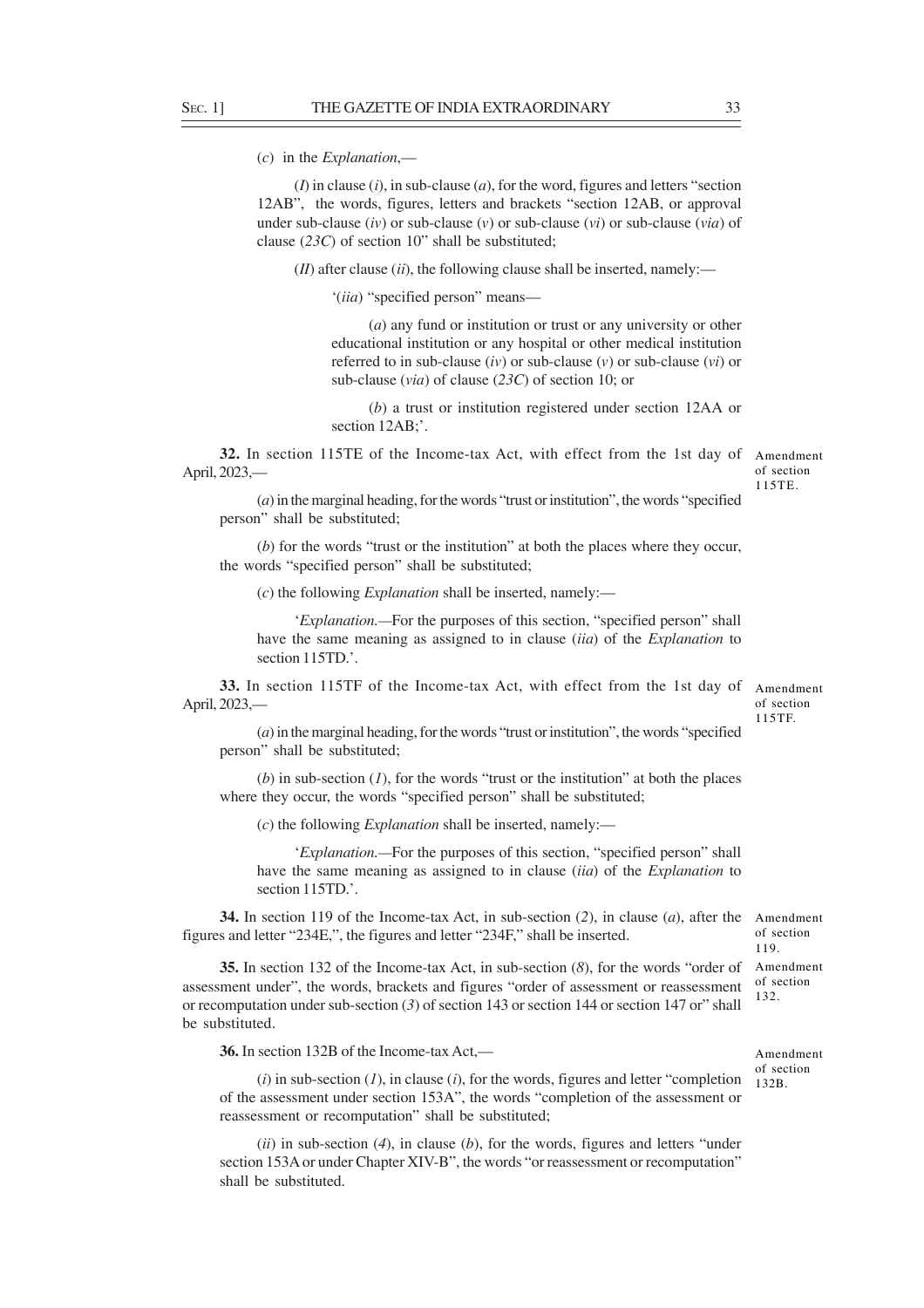(*c*) in the *Explanation*,—

(*I*) in clause (*i*), in sub-clause (*a*), for the word, figures and letters "section 12AB", the words, figures, letters and brackets "section 12AB, or approval under sub-clause (*iv*) or sub-clause (*v*) or sub-clause (*vi*) or sub-clause (*via*) of clause (*23C*) of section 10" shall be substituted;

(*II*) after clause (*ii*), the following clause shall be inserted, namely:—

'(*iia*) "specified person" means—

(*a*) any fund or institution or trust or any university or other educational institution or any hospital or other medical institution referred to in sub-clause (*iv*) or sub-clause (*v*) or sub-clause (*vi*) or sub-clause (*via*) of clause (*23C*) of section 10; or

(*b*) a trust or institution registered under section 12AA or section 12AB;'.

Amendment of section 115TE.

**32.** In section 115TE of the Income-tax Act, with effect from the 1st day of April, 2023,—

(*a*) in the marginal heading, for the words "trust or institution", the words "specified person" shall be substituted;

(*b*) for the words "trust or the institution" at both the places where they occur, the words "specified person" shall be substituted;

(*c*) the following *Explanation* shall be inserted, namely:—

'*Explanation.*—For the purposes of this section, "specified person" shall have the same meaning as assigned to in clause (*iia*) of the *Explanation* to section 115TD.'.

Amendment of section 115TF.

**33.** In section 115TF of the Income-tax Act, with effect from the 1st day of April, 2023,—

(*a*) in the marginal heading, for the words "trust or institution", the words "specified person" shall be substituted;

(*b*) in sub-section (*1*), for the words "trust or the institution" at both the places where they occur, the words "specified person" shall be substituted;

(*c*) the following *Explanation* shall be inserted, namely:—

'*Explanation.*—For the purposes of this section, "specified person" shall have the same meaning as assigned to in clause (*iia*) of the *Explanation* to section 115TD.'.

Amendment of section 119.

**34.** In section 119 of the Income-tax Act, in sub-section (*2*), in clause (*a*), after the figures and letter "234E,", the figures and letter "234F," shall be inserted.

Amendment of section 132.

**35.** In section 132 of the Income-tax Act, in sub-section (*8*), for the words "order of assessment under", the words, brackets and figures "order of assessment or reassessment or recomputation under sub-section (*3*) of section 143 or section 144 or section 147 or" shall be substituted.

Amendment of section 132B.

**36.** In section 132B of the Income-tax Act,—

(*i*) in sub-section (*1*), in clause (*i*), for the words, figures and letter "completion of the assessment under section 153A", the words "completion of the assessment or reassessment or recomputation" shall be substituted;

(*ii*) in sub-section (*4*), in clause (*b*), for the words, figures and letters "under section 153A or under Chapter XIV-B", the words "or reassessment or recomputation" shall be substituted.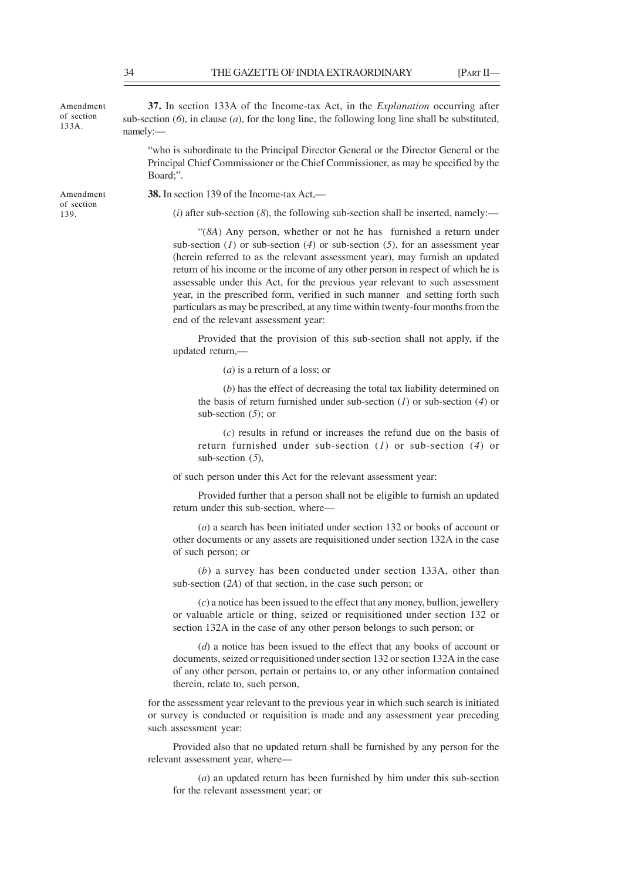Amendment of section 133A.

**37.** In section 133A of the Income-tax Act, in the *Explanation* occurring after sub-section (*6*), in clause (*a*), for the long line, the following long line shall be substituted, namely:—

"who is subordinate to the Principal Director General or the Director General or the Principal Chief Commissioner or the Chief Commissioner, as may be specified by the Board;".

Amendment of section 139.

**38.** In section 139 of the Income-tax Act,—

(*i*) after sub-section (*8*), the following sub-section shall be inserted, namely:—

"(*8A*) Any person, whether or not he has furnished a return under sub-section (*1*) or sub-section (*4*) or sub-section (*5*), for an assessment year (herein referred to as the relevant assessment year), may furnish an updated return of his income or the income of any other person in respect of which he is assessable under this Act, for the previous year relevant to such assessment year, in the prescribed form, verified in such manner and setting forth such particulars as may be prescribed, at any time within twenty-four months from the end of the relevant assessment year:

Provided that the provision of this sub-section shall not apply, if the updated return,—

(*a*) is a return of a loss; or

(*b*) has the effect of decreasing the total tax liability determined on the basis of return furnished under sub-section (*1*) or sub-section (*4*) or sub-section (*5*); or

(*c*) results in refund or increases the refund due on the basis of return furnished under sub-section (*1*) or sub-section (*4*) or sub-section (*5*),

of such person under this Act for the relevant assessment year:

Provided further that a person shall not be eligible to furnish an updated return under this sub-section, where—

(*a*) a search has been initiated under section 132 or books of account or other documents or any assets are requisitioned under section 132A in the case of such person; or

(*b*) a survey has been conducted under section 133A, other than sub-section (*2A*) of that section, in the case such person; or

(*c*) a notice has been issued to the effect that any money, bullion, jewellery or valuable article or thing, seized or requisitioned under section 132 or section 132A in the case of any other person belongs to such person; or

(*d*) a notice has been issued to the effect that any books of account or documents, seized or requisitioned under section 132 or section 132A in the case of any other person, pertain or pertains to, or any other information contained therein, relate to, such person,

for the assessment year relevant to the previous year in which such search is initiated or survey is conducted or requisition is made and any assessment year preceding such assessment year:

Provided also that no updated return shall be furnished by any person for the relevant assessment year, where—

(*a*) an updated return has been furnished by him under this sub-section for the relevant assessment year; or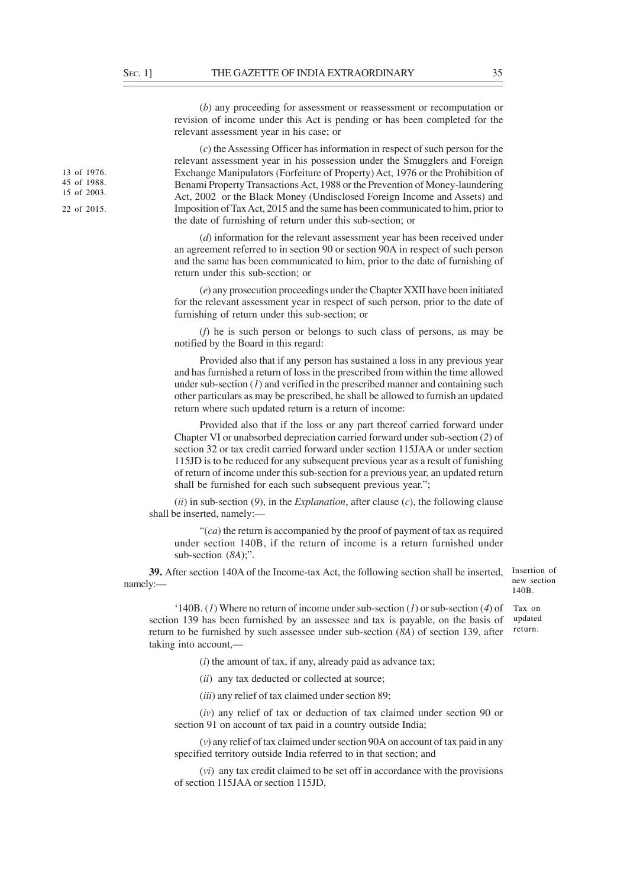(*b*) any proceeding for assessment or reassessment or recomputation or revision of income under this Act is pending or has been completed for the relevant assessment year in his case; or

13 of 1976.
45 of 1988.
15 of 2003.
22 of 2015.

(*c*) the Assessing Officer has information in respect of such person for the relevant assessment year in his possession under the Smugglers and Foreign Exchange Manipulators (Forfeiture of Property) Act, 1976 or the Prohibition of Benami Property Transactions Act, 1988 or the Prevention of Money-laundering Act, 2002 or the Black Money (Undisclosed Foreign Income and Assets) and Imposition of Tax Act, 2015 and the same has been communicated to him, prior to the date of furnishing of return under this sub-section; or

(*d*) information for the relevant assessment year has been received under an agreement referred to in section 90 or section 90A in respect of such person and the same has been communicated to him, prior to the date of furnishing of return under this sub-section; or

(*e*) any prosecution proceedings under the Chapter XXII have been initiated for the relevant assessment year in respect of such person, prior to the date of furnishing of return under this sub-section; or

(*f*) he is such person or belongs to such class of persons, as may be notified by the Board in this regard:

Provided also that if any person has sustained a loss in any previous year and has furnished a return of loss in the prescribed from within the time allowed under sub-section (*1*) and verified in the prescribed manner and containing such other particulars as may be prescribed, he shall be allowed to furnish an updated return where such updated return is a return of income:

Provided also that if the loss or any part thereof carried forward under Chapter VI or unabsorbed depreciation carried forward under sub-section (*2*) of section 32 or tax credit carried forward under section 115JAA or under section 115JD is to be reduced for any subsequent previous year as a result of funishing of return of income under this sub-section for a previous year, an updated return shall be furnished for each such subsequent previous year.";

(*ii*) in sub-section (*9*), in the *Explanation*, after clause (*c*), the following clause shall be inserted, namely:—

"(*ca*) the return is accompanied by the proof of payment of tax as required under section 140B, if the return of income is a return furnished under sub-section (*8A*);".

Insertion of new section 140B.

**39.** After section 140A of the Income-tax Act, the following section shall be inserted, namely:—

Tax on updated return.

'140B. (*1*) Where no return of income under sub-section (*1*) or sub-section (*4*) of section 139 has been furnished by an assessee and tax is payable, on the basis of return to be furnished by such assessee under sub-section (*8A*) of section 139, after taking into account,—

(*i*) the amount of tax, if any, already paid as advance tax;

(*ii*) any tax deducted or collected at source;

(*iii*) any relief of tax claimed under section 89;

(*iv*) any relief of tax or deduction of tax claimed under section 90 or section 91 on account of tax paid in a country outside India;

(*v*) any relief of tax claimed under section 90A on account of tax paid in any specified territory outside India referred to in that section; and

(*vi*) any tax credit claimed to be set off in accordance with the provisions of section 115JAA or section 115JD,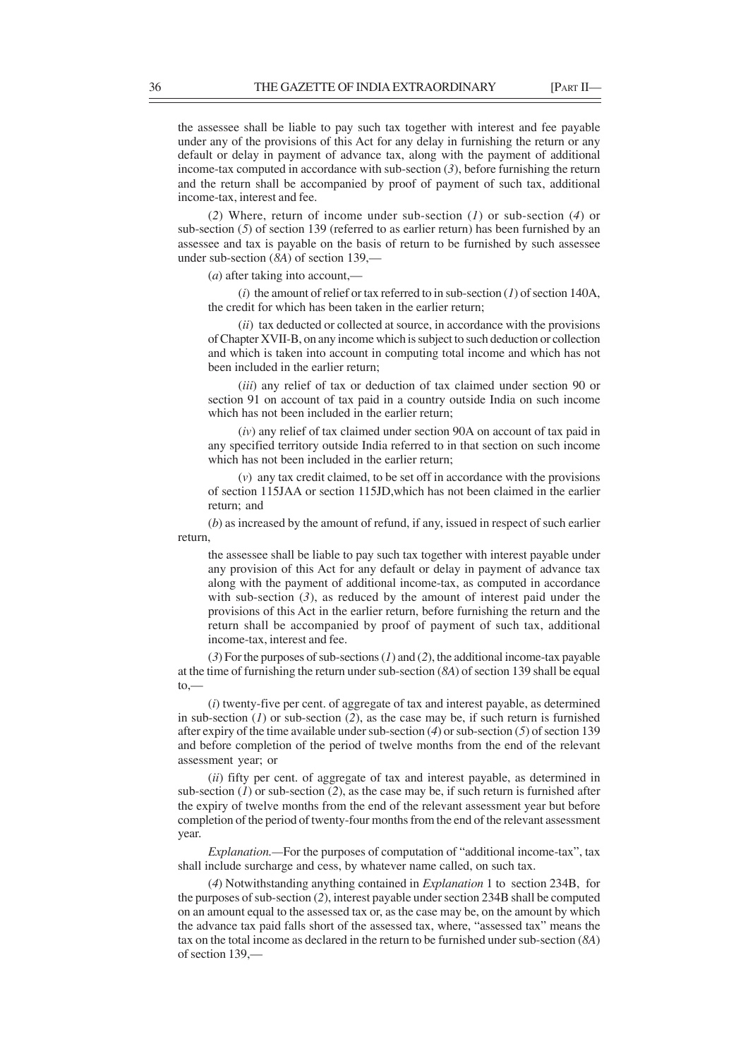the assessee shall be liable to pay such tax together with interest and fee payable under any of the provisions of this Act for any delay in furnishing the return or any default or delay in payment of advance tax, along with the payment of additional income-tax computed in accordance with sub-section (*3*), before furnishing the return and the return shall be accompanied by proof of payment of such tax, additional income-tax, interest and fee.

(*2*) Where, return of income under sub-section (*1*) or sub-section (*4*) or sub-section (*5*) of section 139 (referred to as earlier return) has been furnished by an assessee and tax is payable on the basis of return to be furnished by such assessee under sub-section (*8A*) of section 139,—

(*a*) after taking into account,—

(*i*) the amount of relief or tax referred to in sub-section (*1*) of section 140A, the credit for which has been taken in the earlier return;

(*ii*) tax deducted or collected at source, in accordance with the provisions of Chapter XVII-B, on any income which is subject to such deduction or collection and which is taken into account in computing total income and which has not been included in the earlier return;

(*iii*) any relief of tax or deduction of tax claimed under section 90 or section 91 on account of tax paid in a country outside India on such income which has not been included in the earlier return;

(*iv*) any relief of tax claimed under section 90A on account of tax paid in any specified territory outside India referred to in that section on such income which has not been included in the earlier return;

(*v*) any tax credit claimed, to be set off in accordance with the provisions of section 115JAA or section 115JD,which has not been claimed in the earlier return; and

(*b*) as increased by the amount of refund, if any, issued in respect of such earlier return,

the assessee shall be liable to pay such tax together with interest payable under any provision of this Act for any default or delay in payment of advance tax along with the payment of additional income-tax, as computed in accordance with sub-section (*3*), as reduced by the amount of interest paid under the provisions of this Act in the earlier return, before furnishing the return and the return shall be accompanied by proof of payment of such tax, additional income-tax, interest and fee.

(*3*) For the purposes of sub-sections (*1*) and (*2*), the additional income-tax payable at the time of furnishing the return under sub-section (*8A*) of section 139 shall be equal to,—

(*i*) twenty-five per cent. of aggregate of tax and interest payable, as determined in sub-section (*1*) or sub-section (*2*), as the case may be, if such return is furnished after expiry of the time available under sub-section (*4*) or sub-section (*5*) of section 139 and before completion of the period of twelve months from the end of the relevant assessment year; or

(*ii*) fifty per cent. of aggregate of tax and interest payable, as determined in sub-section (*1*) or sub-section (*2*), as the case may be, if such return is furnished after the expiry of twelve months from the end of the relevant assessment year but before completion of the period of twenty-four months from the end of the relevant assessment year.

*Explanation.*—For the purposes of computation of "additional income-tax", tax shall include surcharge and cess, by whatever name called, on such tax.

(*4*) Notwithstanding anything contained in *Explanation* 1 to section 234B, for the purposes of sub-section (*2*), interest payable under section 234B shall be computed on an amount equal to the assessed tax or, as the case may be, on the amount by which the advance tax paid falls short of the assessed tax, where, "assessed tax" means the tax on the total income as declared in the return to be furnished under sub-section (*8A*) of section 139,—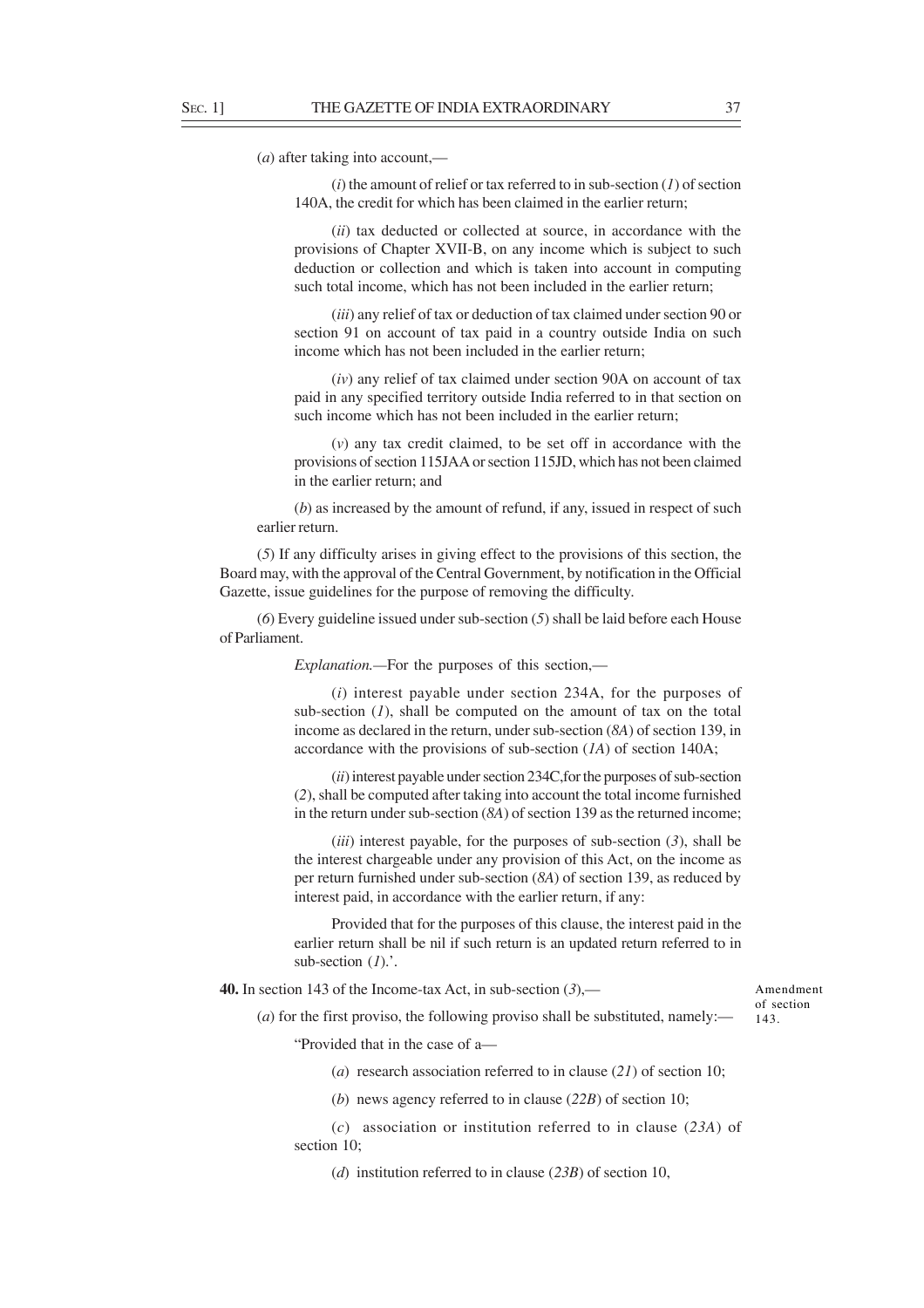(*a*) after taking into account,—

(*i*) the amount of relief or tax referred to in sub-section (*1*) of section 140A, the credit for which has been claimed in the earlier return;

(*ii*) tax deducted or collected at source, in accordance with the provisions of Chapter XVII-B, on any income which is subject to such deduction or collection and which is taken into account in computing such total income, which has not been included in the earlier return;

(*iii*) any relief of tax or deduction of tax claimed under section 90 or section 91 on account of tax paid in a country outside India on such income which has not been included in the earlier return;

(*iv*) any relief of tax claimed under section 90A on account of tax paid in any specified territory outside India referred to in that section on such income which has not been included in the earlier return;

(*v*) any tax credit claimed, to be set off in accordance with the provisions of section 115JAA or section 115JD, which has not been claimed in the earlier return; and

(*b*) as increased by the amount of refund, if any, issued in respect of such earlier return.

(*5*) If any difficulty arises in giving effect to the provisions of this section, the Board may, with the approval of the Central Government, by notification in the Official Gazette, issue guidelines for the purpose of removing the difficulty.

(*6*) Every guideline issued under sub-section (*5*) shall be laid before each House of Parliament.

*Explanation.*—For the purposes of this section,—

(*i*) interest payable under section 234A, for the purposes of sub-section (*1*), shall be computed on the amount of tax on the total income as declared in the return, under sub-section (*8A*) of section 139, in accordance with the provisions of sub-section (*1A*) of section 140A;

(*ii*) interest payable under section 234C,for the purposes of sub-section (*2*), shall be computed after taking into account the total income furnished in the return under sub-section (*8A*) of section 139 as the returned income;

(*iii*) interest payable, for the purposes of sub-section (*3*), shall be the interest chargeable under any provision of this Act, on the income as per return furnished under sub-section (*8A*) of section 139, as reduced by interest paid, in accordance with the earlier return, if any:

Provided that for the purposes of this clause, the interest paid in the earlier return shall be nil if such return is an updated return referred to in sub-section (*1*).'.

Amendment of section 143.

**40.** In section 143 of the Income-tax Act, in sub-section (*3*),—

(*a*) for the first proviso, the following proviso shall be substituted, namely:—

"Provided that in the case of a—

(*a*) research association referred to in clause (*21*) of section 10;

(*b*) news agency referred to in clause (*22B*) of section 10;

(*c*) association or institution referred to in clause (*23A*) of section 10;

(*d*) institution referred to in clause (*23B*) of section 10,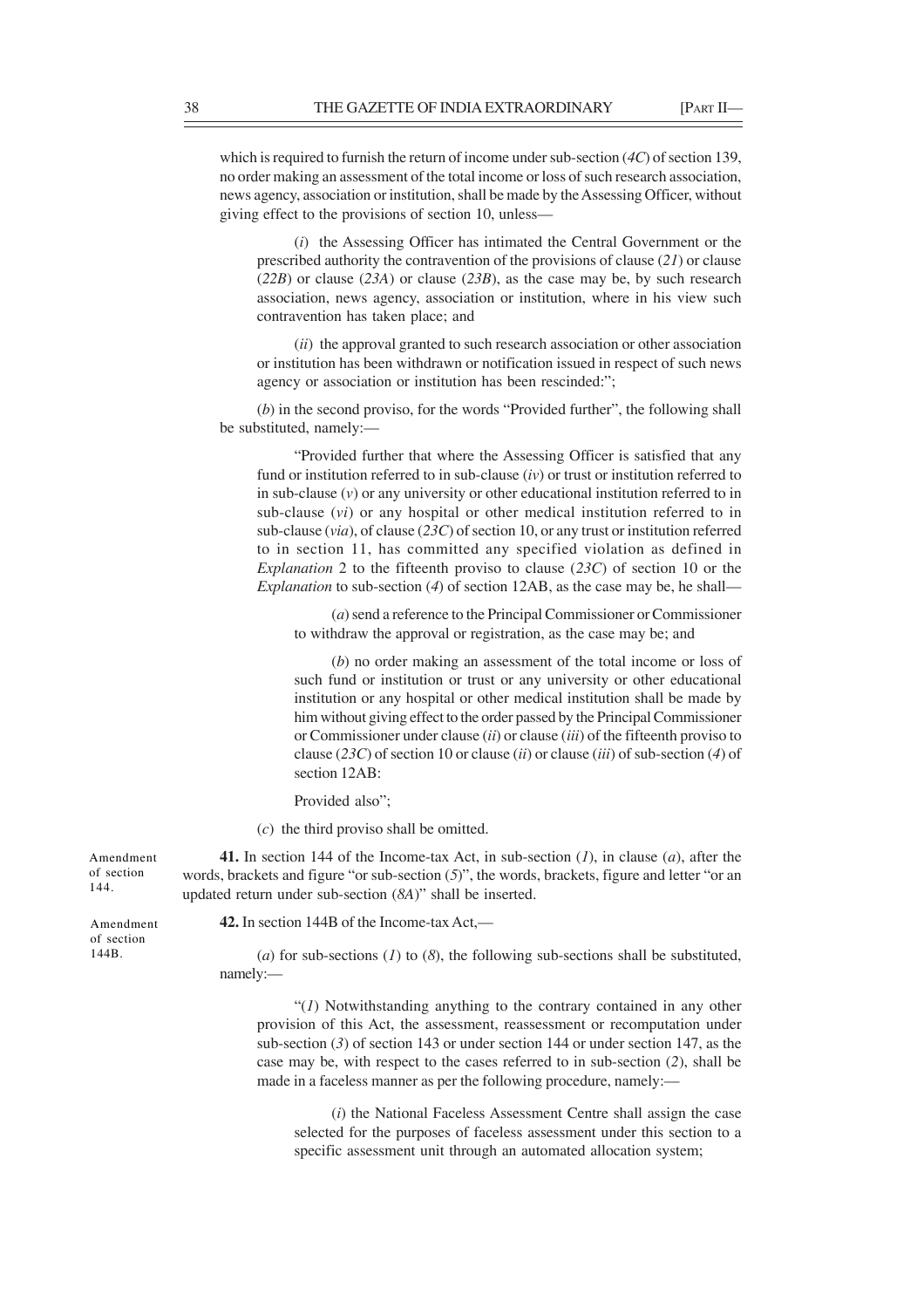which is required to furnish the return of income under sub-section (*4C*) of section 139, no order making an assessment of the total income or loss of such research association, news agency, association or institution, shall be made by the Assessing Officer, without giving effect to the provisions of section 10, unless—

(*i*) the Assessing Officer has intimated the Central Government or the prescribed authority the contravention of the provisions of clause (*21*) or clause (*22B*) or clause (*23A*) or clause (*23B*), as the case may be, by such research association, news agency, association or institution, where in his view such contravention has taken place; and

(*ii*) the approval granted to such research association or other association or institution has been withdrawn or notification issued in respect of such news agency or association or institution has been rescinded:";

(*b*) in the second proviso, for the words "Provided further", the following shall be substituted, namely:—

"Provided further that where the Assessing Officer is satisfied that any fund or institution referred to in sub-clause (*iv*) or trust or institution referred to in sub-clause (*v*) or any university or other educational institution referred to in sub-clause (*vi*) or any hospital or other medical institution referred to in sub-clause (*via*), of clause (*23C*) of section 10, or any trust or institution referred to in section 11, has committed any specified violation as defined in *Explanation* 2 to the fifteenth proviso to clause (*23C*) of section 10 or the *Explanation* to sub-section (*4*) of section 12AB, as the case may be, he shall—

(*a*) send a reference to the Principal Commissioner or Commissioner to withdraw the approval or registration, as the case may be; and

(*b*) no order making an assessment of the total income or loss of such fund or institution or trust or any university or other educational institution or any hospital or other medical institution shall be made by him without giving effect to the order passed by the Principal Commissioner or Commissioner under clause (*ii*) or clause (*iii*) of the fifteenth proviso to clause (*23C*) of section 10 or clause (*ii*) or clause (*iii*) of sub-section (*4*) of section 12AB:

Provided also";

(*c*) the third proviso shall be omitted.

Amendment of section 144.

**41.** In section 144 of the Income-tax Act, in sub-section (*1*), in clause (*a*), after the words, brackets and figure "or sub-section (*5*)", the words, brackets, figure and letter "or an updated return under sub-section (*8A*)" shall be inserted.

Amendment of section 144B.

**42.** In section 144B of the Income-tax Act,—

(*a*) for sub-sections (*1*) to (*8*), the following sub-sections shall be substituted, namely:—

"(*1*) Notwithstanding anything to the contrary contained in any other provision of this Act, the assessment, reassessment or recomputation under sub-section (*3*) of section 143 or under section 144 or under section 147, as the case may be, with respect to the cases referred to in sub-section (*2*), shall be made in a faceless manner as per the following procedure, namely:—

(*i*) the National Faceless Assessment Centre shall assign the case selected for the purposes of faceless assessment under this section to a specific assessment unit through an automated allocation system;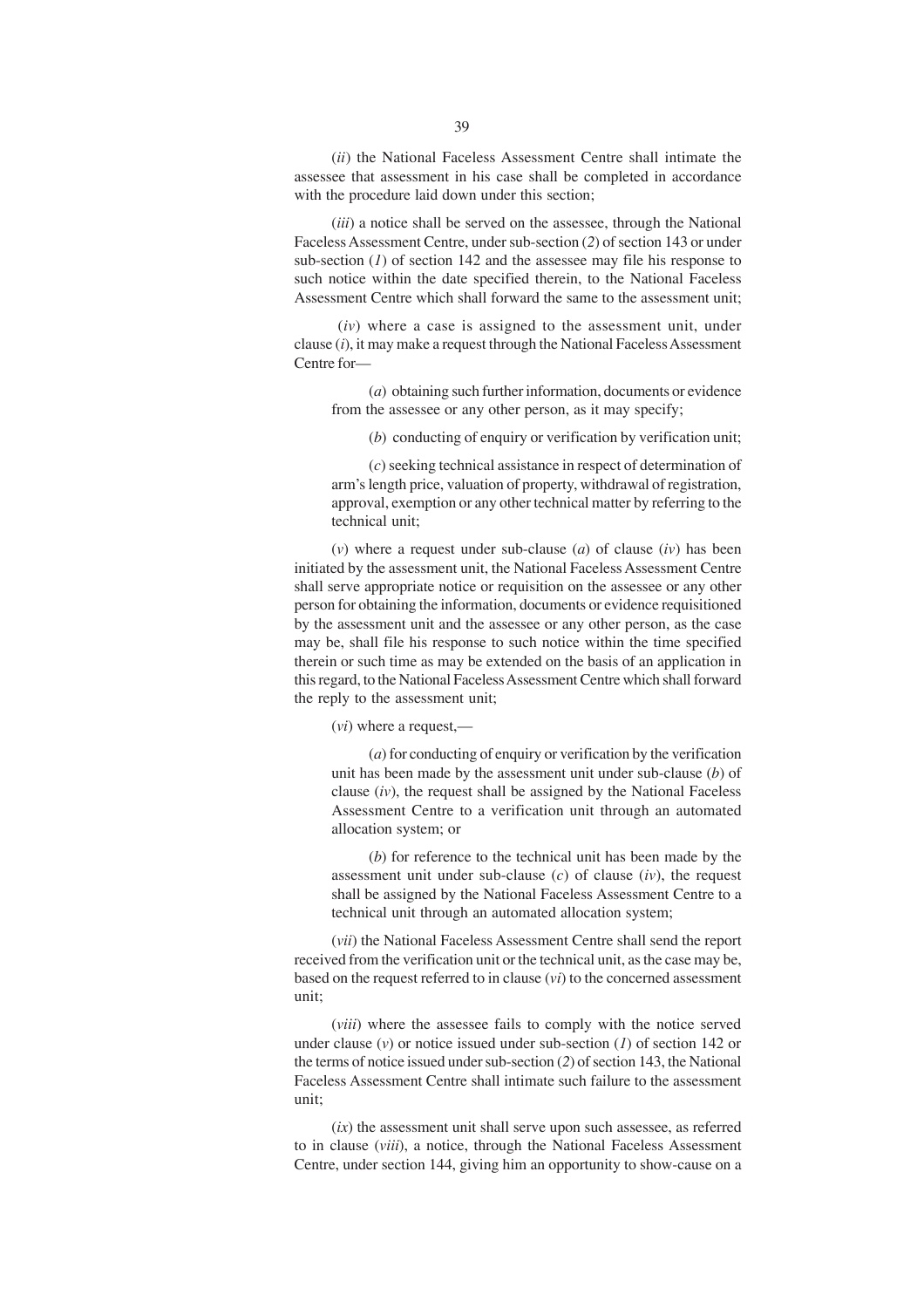(*ii*) the National Faceless Assessment Centre shall intimate the assessee that assessment in his case shall be completed in accordance with the procedure laid down under this section;

(*iii*) a notice shall be served on the assessee, through the National Faceless Assessment Centre, under sub-section (*2*) of section 143 or under sub-section (*1*) of section 142 and the assessee may file his response to such notice within the date specified therein, to the National Faceless Assessment Centre which shall forward the same to the assessment unit;

(*iv*) where a case is assigned to the assessment unit, under clause (*i*), it may make a request through the National Faceless Assessment Centre for—

(*a*) obtaining such further information, documents or evidence from the assessee or any other person, as it may specify;

(*b*) conducting of enquiry or verification by verification unit;

(*c*) seeking technical assistance in respect of determination of arm's length price, valuation of property, withdrawal of registration, approval, exemption or any other technical matter by referring to the technical unit;

(*v*) where a request under sub-clause (*a*) of clause (*iv*) has been initiated by the assessment unit, the National Faceless Assessment Centre shall serve appropriate notice or requisition on the assessee or any other person for obtaining the information, documents or evidence requisitioned by the assessment unit and the assessee or any other person, as the case may be, shall file his response to such notice within the time specified therein or such time as may be extended on the basis of an application in this regard, to the National Faceless Assessment Centre which shall forward the reply to the assessment unit;

(*vi*) where a request,—

(*a*) for conducting of enquiry or verification by the verification unit has been made by the assessment unit under sub-clause (*b*) of clause (*iv*), the request shall be assigned by the National Faceless Assessment Centre to a verification unit through an automated allocation system; or

(*b*) for reference to the technical unit has been made by the assessment unit under sub-clause (*c*) of clause (*iv*), the request shall be assigned by the National Faceless Assessment Centre to a technical unit through an automated allocation system;

(*vii*) the National Faceless Assessment Centre shall send the report received from the verification unit or the technical unit, as the case may be, based on the request referred to in clause (*vi*) to the concerned assessment unit;

(*viii*) where the assessee fails to comply with the notice served under clause (*v*) or notice issued under sub-section (*1*) of section 142 or the terms of notice issued under sub-section (*2*) of section 143, the National Faceless Assessment Centre shall intimate such failure to the assessment unit;

(*ix*) the assessment unit shall serve upon such assessee, as referred to in clause (*viii*), a notice, through the National Faceless Assessment Centre, under section 144, giving him an opportunity to show-cause on a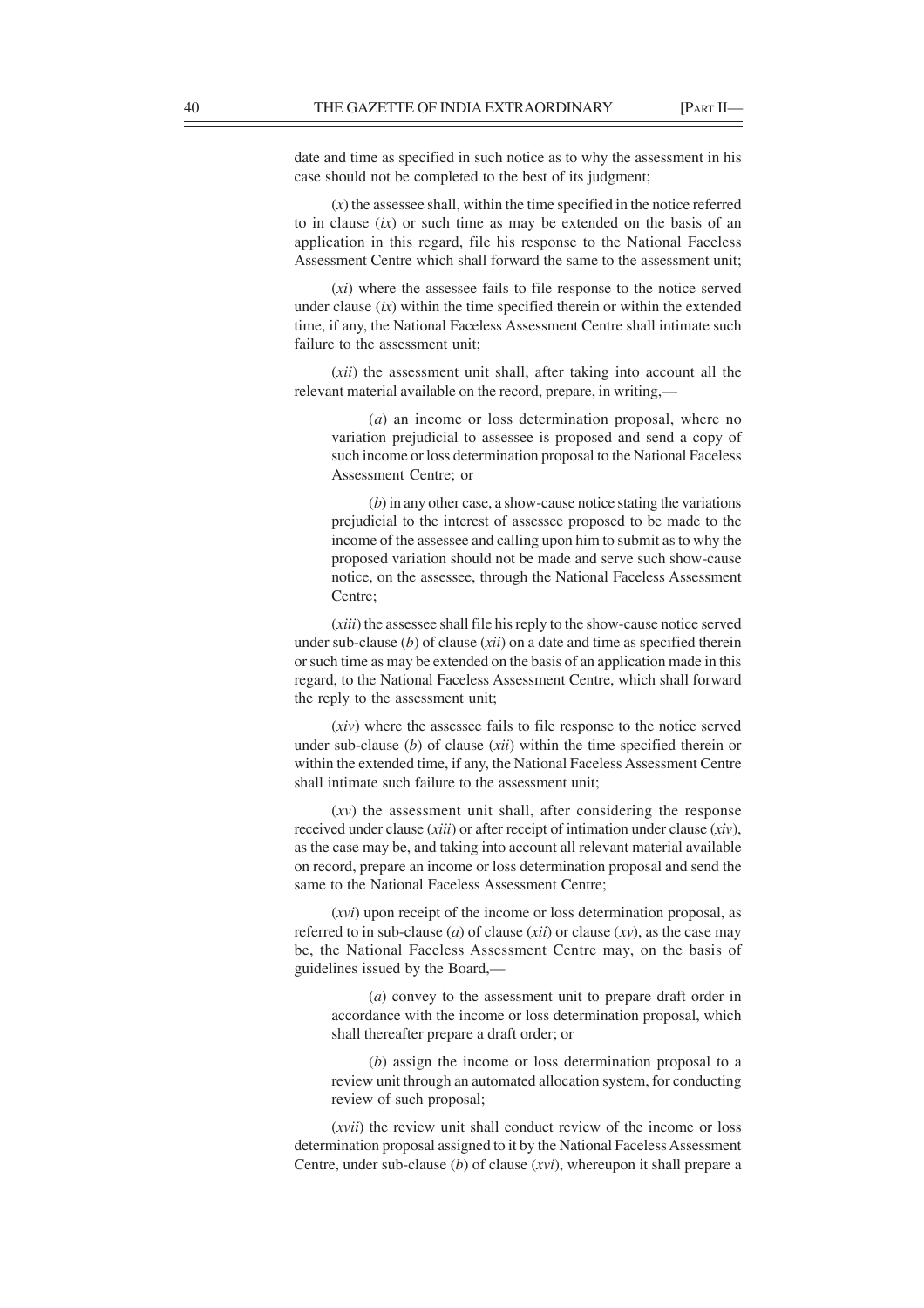date and time as specified in such notice as to why the assessment in his case should not be completed to the best of its judgment;

(*x*) the assessee shall, within the time specified in the notice referred to in clause (*ix*) or such time as may be extended on the basis of an application in this regard, file his response to the National Faceless Assessment Centre which shall forward the same to the assessment unit;

(*xi*) where the assessee fails to file response to the notice served under clause (*ix*) within the time specified therein or within the extended time, if any, the National Faceless Assessment Centre shall intimate such failure to the assessment unit;

(*xii*) the assessment unit shall, after taking into account all the relevant material available on the record, prepare, in writing,—

(*a*) an income or loss determination proposal, where no variation prejudicial to assessee is proposed and send a copy of such income or loss determination proposal to the National Faceless Assessment Centre; or

(*b*) in any other case, a show-cause notice stating the variations prejudicial to the interest of assessee proposed to be made to the income of the assessee and calling upon him to submit as to why the proposed variation should not be made and serve such show-cause notice, on the assessee, through the National Faceless Assessment Centre;

(*xiii*) the assessee shall file his reply to the show-cause notice served under sub-clause (*b*) of clause (*xii*) on a date and time as specified therein or such time as may be extended on the basis of an application made in this regard, to the National Faceless Assessment Centre, which shall forward the reply to the assessment unit;

(*xiv*) where the assessee fails to file response to the notice served under sub-clause (*b*) of clause (*xii*) within the time specified therein or within the extended time, if any, the National Faceless Assessment Centre shall intimate such failure to the assessment unit;

(*xv*) the assessment unit shall, after considering the response received under clause (*xiii*) or after receipt of intimation under clause (*xiv*), as the case may be, and taking into account all relevant material available on record, prepare an income or loss determination proposal and send the same to the National Faceless Assessment Centre;

(*xvi*) upon receipt of the income or loss determination proposal, as referred to in sub-clause (*a*) of clause (*xii*) or clause (*xv*), as the case may be, the National Faceless Assessment Centre may, on the basis of guidelines issued by the Board,—

(*a*) convey to the assessment unit to prepare draft order in accordance with the income or loss determination proposal, which shall thereafter prepare a draft order; or

(*b*) assign the income or loss determination proposal to a review unit through an automated allocation system, for conducting review of such proposal;

(*xvii*) the review unit shall conduct review of the income or loss determination proposal assigned to it by the National Faceless Assessment Centre, under sub-clause (*b*) of clause (*xvi*), whereupon it shall prepare a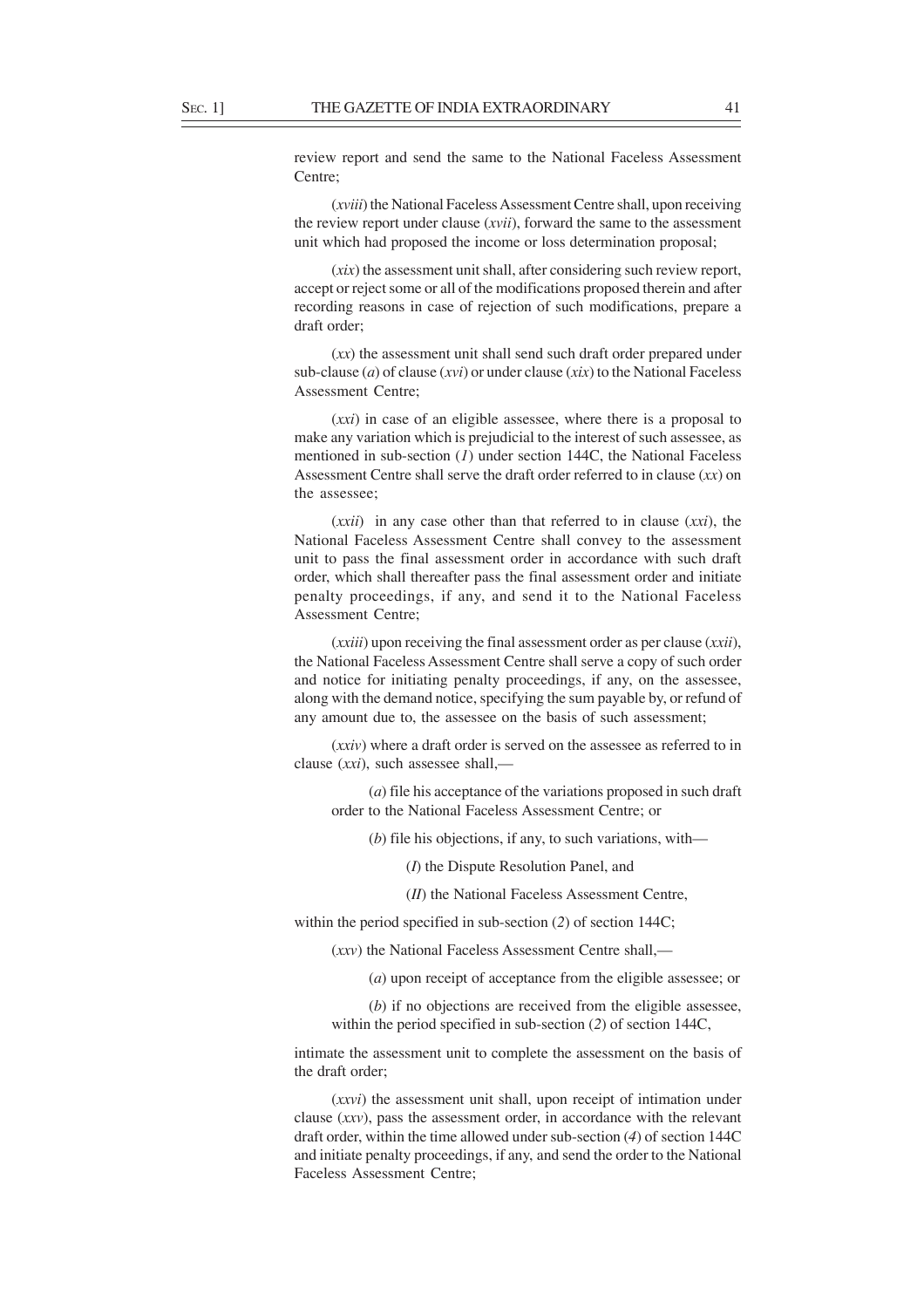review report and send the same to the National Faceless Assessment Centre;

(*xviii*) the National Faceless Assessment Centre shall, upon receiving the review report under clause (*xvii*), forward the same to the assessment unit which had proposed the income or loss determination proposal;

(*xix*) the assessment unit shall, after considering such review report, accept or reject some or all of the modifications proposed therein and after recording reasons in case of rejection of such modifications, prepare a draft order;

(*xx*) the assessment unit shall send such draft order prepared under sub-clause (*a*) of clause (*xvi*) or under clause (*xix*) to the National Faceless Assessment Centre;

(*xxi*) in case of an eligible assessee, where there is a proposal to make any variation which is prejudicial to the interest of such assessee, as mentioned in sub-section (*1*) under section 144C, the National Faceless Assessment Centre shall serve the draft order referred to in clause (*xx*) on the assessee;

(*xxii*) in any case other than that referred to in clause (*xxi*), the National Faceless Assessment Centre shall convey to the assessment unit to pass the final assessment order in accordance with such draft order, which shall thereafter pass the final assessment order and initiate penalty proceedings, if any, and send it to the National Faceless Assessment Centre;

(*xxiii*) upon receiving the final assessment order as per clause (*xxii*), the National Faceless Assessment Centre shall serve a copy of such order and notice for initiating penalty proceedings, if any, on the assessee, along with the demand notice, specifying the sum payable by, or refund of any amount due to, the assessee on the basis of such assessment;

(*xxiv*) where a draft order is served on the assessee as referred to in clause (*xxi*), such assessee shall,—

(*a*) file his acceptance of the variations proposed in such draft order to the National Faceless Assessment Centre; or

(*b*) file his objections, if any, to such variations, with—

(*I*) the Dispute Resolution Panel, and

(*II*) the National Faceless Assessment Centre,

within the period specified in sub-section (*2*) of section 144C;

(*xxv*) the National Faceless Assessment Centre shall,—

(*a*) upon receipt of acceptance from the eligible assessee; or

(*b*) if no objections are received from the eligible assessee, within the period specified in sub-section (*2*) of section 144C,

intimate the assessment unit to complete the assessment on the basis of the draft order;

(*xxvi*) the assessment unit shall, upon receipt of intimation under clause (*xxv*), pass the assessment order, in accordance with the relevant draft order, within the time allowed under sub-section (*4*) of section 144C and initiate penalty proceedings, if any, and send the order to the National Faceless Assessment Centre;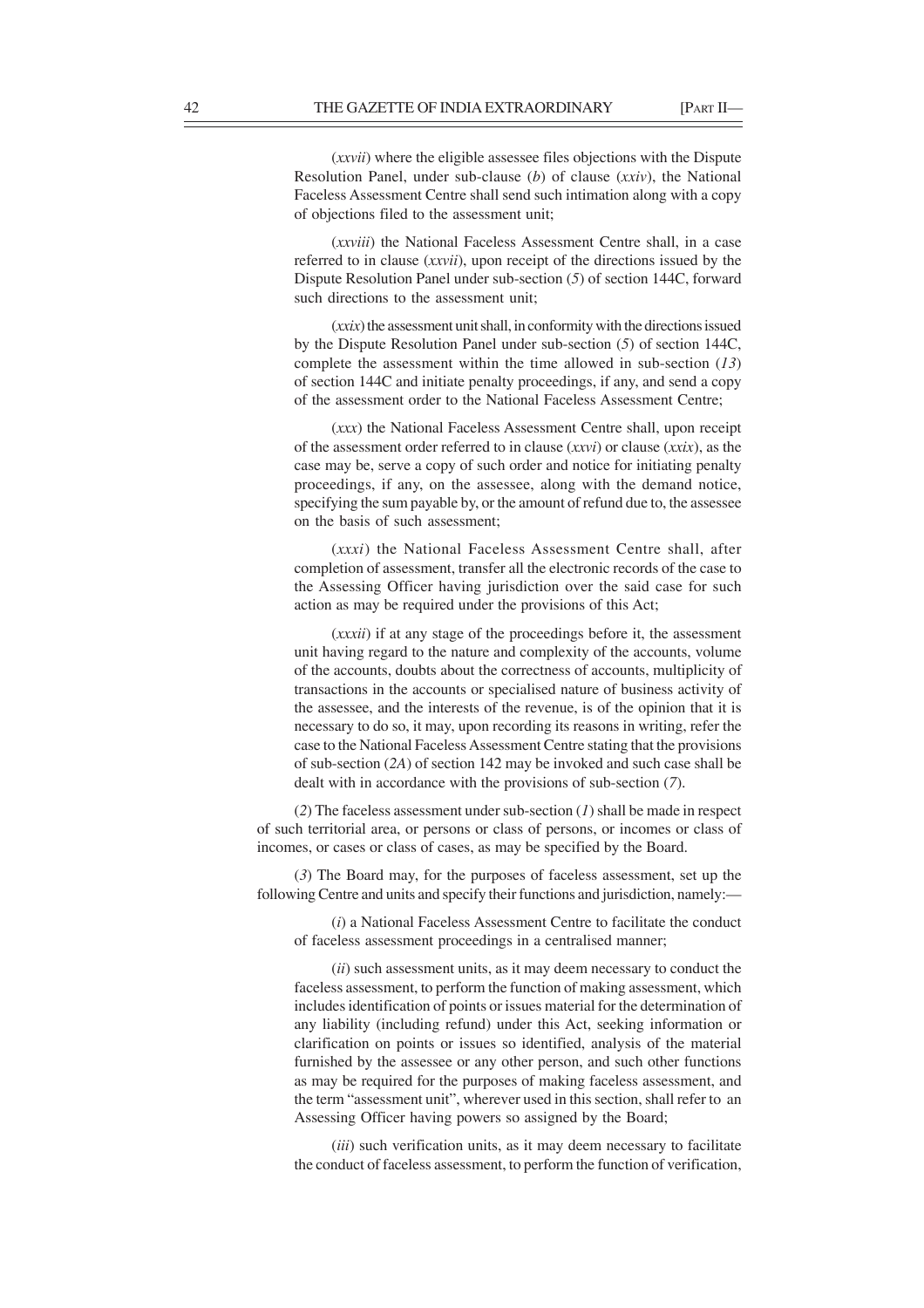(*xxvii*) where the eligible assessee files objections with the Dispute Resolution Panel, under sub-clause (*b*) of clause (*xxiv*), the National Faceless Assessment Centre shall send such intimation along with a copy of objections filed to the assessment unit;

(*xxviii*) the National Faceless Assessment Centre shall, in a case referred to in clause (*xxvii*), upon receipt of the directions issued by the Dispute Resolution Panel under sub-section (*5*) of section 144C, forward such directions to the assessment unit;

(*xxix*) the assessment unit shall, in conformity with the directions issued by the Dispute Resolution Panel under sub-section (*5*) of section 144C, complete the assessment within the time allowed in sub-section (*13*) of section 144C and initiate penalty proceedings, if any, and send a copy of the assessment order to the National Faceless Assessment Centre;

(*xxx*) the National Faceless Assessment Centre shall, upon receipt of the assessment order referred to in clause (*xxvi*) or clause (*xxix*), as the case may be, serve a copy of such order and notice for initiating penalty proceedings, if any, on the assessee, along with the demand notice, specifying the sum payable by, or the amount of refund due to, the assessee on the basis of such assessment;

(*xxxi*) the National Faceless Assessment Centre shall, after completion of assessment, transfer all the electronic records of the case to the Assessing Officer having jurisdiction over the said case for such action as may be required under the provisions of this Act;

(*xxxii*) if at any stage of the proceedings before it, the assessment unit having regard to the nature and complexity of the accounts, volume of the accounts, doubts about the correctness of accounts, multiplicity of transactions in the accounts or specialised nature of business activity of the assessee, and the interests of the revenue, is of the opinion that it is necessary to do so, it may, upon recording its reasons in writing, refer the case to the National Faceless Assessment Centre stating that the provisions of sub-section (*2A*) of section 142 may be invoked and such case shall be dealt with in accordance with the provisions of sub-section (*7*).

(*2*) The faceless assessment under sub-section (*1*) shall be made in respect of such territorial area, or persons or class of persons, or incomes or class of incomes, or cases or class of cases, as may be specified by the Board.

(*3*) The Board may, for the purposes of faceless assessment, set up the following Centre and units and specify their functions and jurisdiction, namely:—

(*i*) a National Faceless Assessment Centre to facilitate the conduct of faceless assessment proceedings in a centralised manner;

(*ii*) such assessment units, as it may deem necessary to conduct the faceless assessment, to perform the function of making assessment, which includes identification of points or issues material for the determination of any liability (including refund) under this Act, seeking information or clarification on points or issues so identified, analysis of the material furnished by the assessee or any other person, and such other functions as may be required for the purposes of making faceless assessment, and the term "assessment unit", wherever used in this section, shall refer to an Assessing Officer having powers so assigned by the Board;

(*iii*) such verification units, as it may deem necessary to facilitate the conduct of faceless assessment, to perform the function of verification,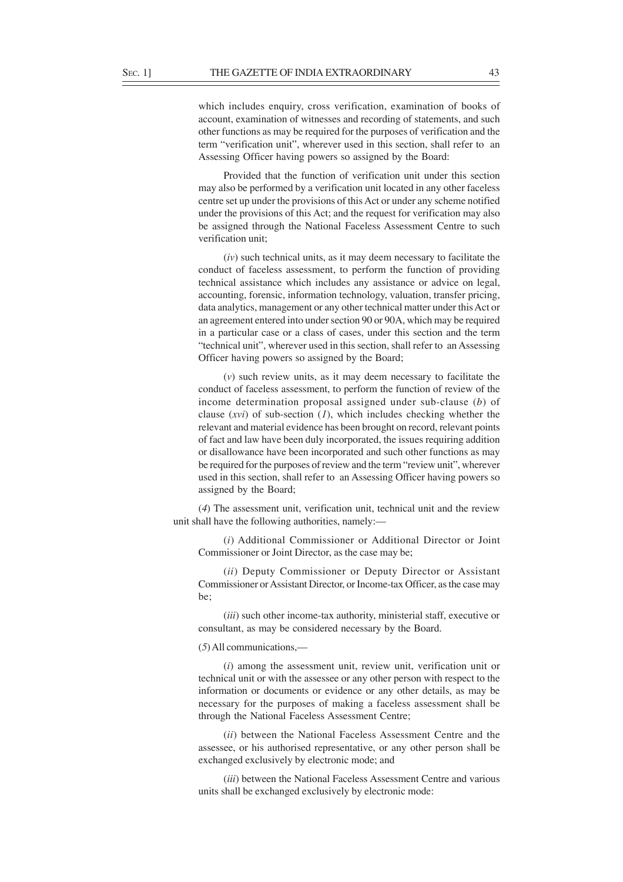which includes enquiry, cross verification, examination of books of account, examination of witnesses and recording of statements, and such other functions as may be required for the purposes of verification and the term "verification unit", wherever used in this section, shall refer to an Assessing Officer having powers so assigned by the Board:

Provided that the function of verification unit under this section may also be performed by a verification unit located in any other faceless centre set up under the provisions of this Act or under any scheme notified under the provisions of this Act; and the request for verification may also be assigned through the National Faceless Assessment Centre to such verification unit;

(*iv*) such technical units, as it may deem necessary to facilitate the conduct of faceless assessment, to perform the function of providing technical assistance which includes any assistance or advice on legal, accounting, forensic, information technology, valuation, transfer pricing, data analytics, management or any other technical matter under this Act or an agreement entered into under section 90 or 90A, which may be required in a particular case or a class of cases, under this section and the term "technical unit", wherever used in this section, shall refer to an Assessing Officer having powers so assigned by the Board;

(*v*) such review units, as it may deem necessary to facilitate the conduct of faceless assessment, to perform the function of review of the income determination proposal assigned under sub-clause (*b*) of clause (*xvi*) of sub-section (*1*), which includes checking whether the relevant and material evidence has been brought on record, relevant points of fact and law have been duly incorporated, the issues requiring addition or disallowance have been incorporated and such other functions as may be required for the purposes of review and the term "review unit", wherever used in this section, shall refer to an Assessing Officer having powers so assigned by the Board;

(*4*) The assessment unit, verification unit, technical unit and the review unit shall have the following authorities, namely:—

(*i*) Additional Commissioner or Additional Director or Joint Commissioner or Joint Director, as the case may be;

(*ii*) Deputy Commissioner or Deputy Director or Assistant Commissioner or Assistant Director, or Income-tax Officer, as the case may be;

(*iii*) such other income-tax authority, ministerial staff, executive or consultant, as may be considered necessary by the Board.

(*5*) All communications,—

(*i*) among the assessment unit, review unit, verification unit or technical unit or with the assessee or any other person with respect to the information or documents or evidence or any other details, as may be necessary for the purposes of making a faceless assessment shall be through the National Faceless Assessment Centre;

(*ii*) between the National Faceless Assessment Centre and the assessee, or his authorised representative, or any other person shall be exchanged exclusively by electronic mode; and

(*iii*) between the National Faceless Assessment Centre and various units shall be exchanged exclusively by electronic mode: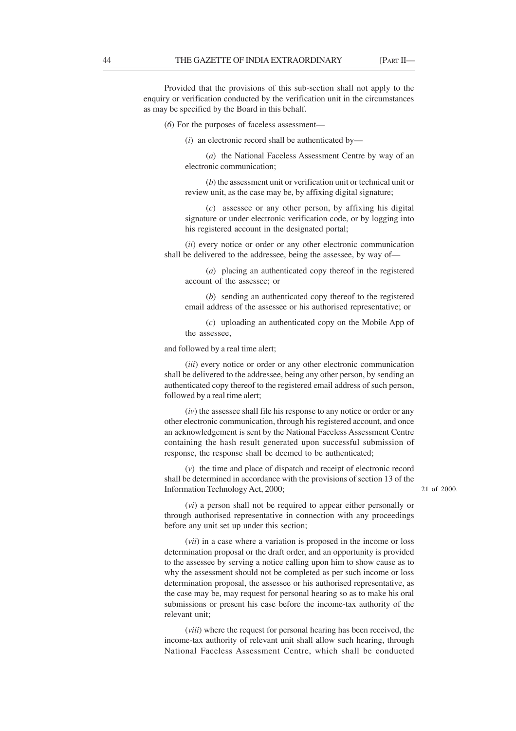Provided that the provisions of this sub-section shall not apply to the enquiry or verification conducted by the verification unit in the circumstances as may be specified by the Board in this behalf.

(*6*) For the purposes of faceless assessment—

(*i*) an electronic record shall be authenticated by—

(*a*) the National Faceless Assessment Centre by way of an electronic communication;

(*b*) the assessment unit or verification unit or technical unit or review unit, as the case may be, by affixing digital signature;

(*c*) assessee or any other person, by affixing his digital signature or under electronic verification code, or by logging into his registered account in the designated portal;

(*ii*) every notice or order or any other electronic communication shall be delivered to the addressee, being the assessee, by way of—

(*a*) placing an authenticated copy thereof in the registered account of the assessee; or

(*b*) sending an authenticated copy thereof to the registered email address of the assessee or his authorised representative; or

(*c*) uploading an authenticated copy on the Mobile App of the assessee,

and followed by a real time alert;

(*iii*) every notice or order or any other electronic communication shall be delivered to the addressee, being any other person, by sending an authenticated copy thereof to the registered email address of such person, followed by a real time alert;

(*iv*) the assessee shall file his response to any notice or order or any other electronic communication, through his registered account, and once an acknowledgement is sent by the National Faceless Assessment Centre containing the hash result generated upon successful submission of response, the response shall be deemed to be authenticated;

(*v*) the time and place of dispatch and receipt of electronic record shall be determined in accordance with the provisions of section 13 of the Information Technology Act, 2000; 21 of 2000.

(*vi*) a person shall not be required to appear either personally or through authorised representative in connection with any proceedings before any unit set up under this section;

(*vii*) in a case where a variation is proposed in the income or loss determination proposal or the draft order, and an opportunity is provided to the assessee by serving a notice calling upon him to show cause as to why the assessment should not be completed as per such income or loss determination proposal, the assessee or his authorised representative, as the case may be, may request for personal hearing so as to make his oral submissions or present his case before the income-tax authority of the relevant unit;

(*viii*) where the request for personal hearing has been received, the income-tax authority of relevant unit shall allow such hearing, through National Faceless Assessment Centre, which shall be conducted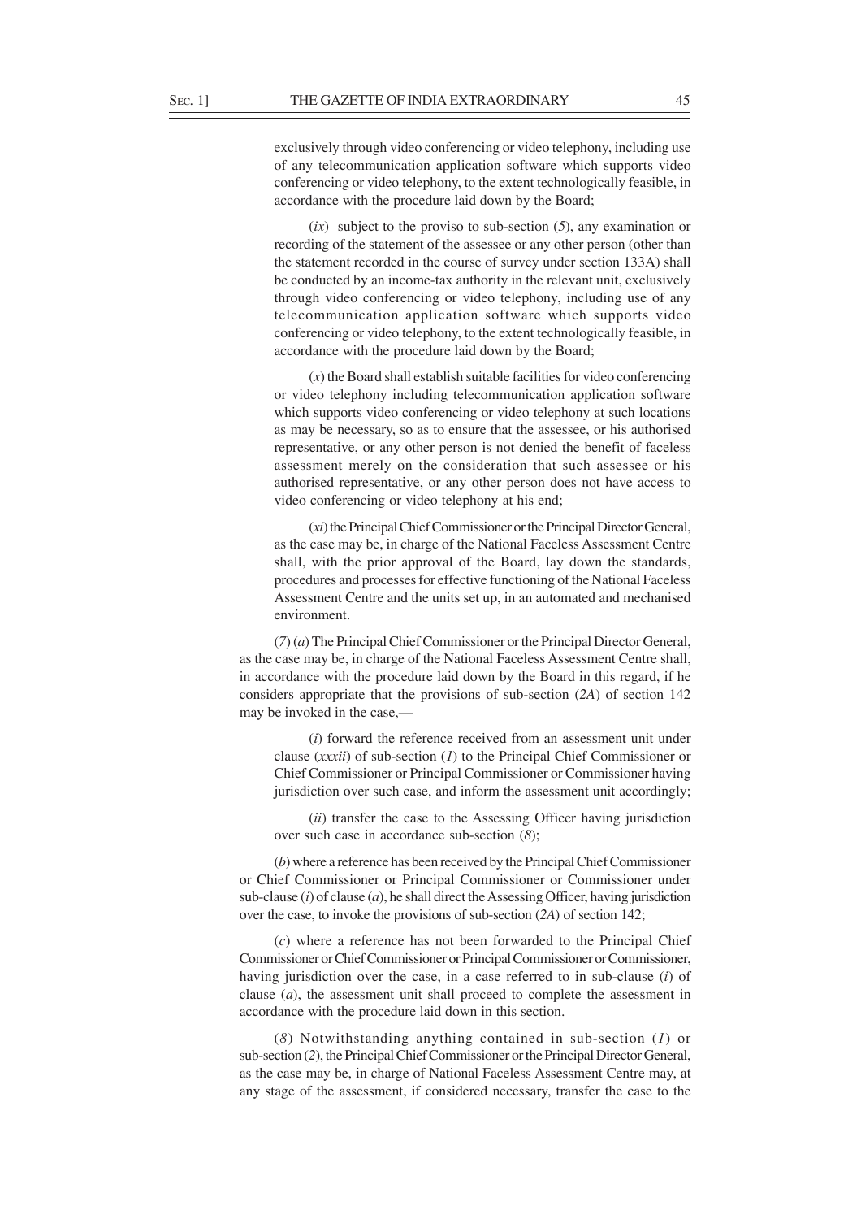exclusively through video conferencing or video telephony, including use of any telecommunication application software which supports video conferencing or video telephony, to the extent technologically feasible, in accordance with the procedure laid down by the Board;

(*ix*) subject to the proviso to sub-section (*5*), any examination or recording of the statement of the assessee or any other person (other than the statement recorded in the course of survey under section 133A) shall be conducted by an income-tax authority in the relevant unit, exclusively through video conferencing or video telephony, including use of any telecommunication application software which supports video conferencing or video telephony, to the extent technologically feasible, in accordance with the procedure laid down by the Board;

(*x*) the Board shall establish suitable facilities for video conferencing or video telephony including telecommunication application software which supports video conferencing or video telephony at such locations as may be necessary, so as to ensure that the assessee, or his authorised representative, or any other person is not denied the benefit of faceless assessment merely on the consideration that such assessee or his authorised representative, or any other person does not have access to video conferencing or video telephony at his end;

(*xi*) the Principal Chief Commissioner or the Principal Director General, as the case may be, in charge of the National Faceless Assessment Centre shall, with the prior approval of the Board, lay down the standards, procedures and processes for effective functioning of the National Faceless Assessment Centre and the units set up, in an automated and mechanised environment.

(*7*) (*a*) The Principal Chief Commissioner or the Principal Director General, as the case may be, in charge of the National Faceless Assessment Centre shall, in accordance with the procedure laid down by the Board in this regard, if he considers appropriate that the provisions of sub-section (*2A*) of section 142 may be invoked in the case,—

(*i*) forward the reference received from an assessment unit under clause (*xxxii*) of sub-section (*1*) to the Principal Chief Commissioner or Chief Commissioner or Principal Commissioner or Commissioner having jurisdiction over such case, and inform the assessment unit accordingly;

(*ii*) transfer the case to the Assessing Officer having jurisdiction over such case in accordance sub-section (*8*);

(*b*) where a reference has been received by the Principal Chief Commissioner or Chief Commissioner or Principal Commissioner or Commissioner under sub-clause (*i*) of clause (*a*), he shall direct the Assessing Officer, having jurisdiction over the case, to invoke the provisions of sub-section (*2A*) of section 142;

(*c*) where a reference has not been forwarded to the Principal Chief Commissioner or Chief Commissioner or Principal Commissioner or Commissioner, having jurisdiction over the case, in a case referred to in sub-clause (*i*) of clause (*a*), the assessment unit shall proceed to complete the assessment in accordance with the procedure laid down in this section.

(*8*) Notwithstanding anything contained in sub-section (*1*) or sub-section (*2*), the Principal Chief Commissioner or the Principal Director General, as the case may be, in charge of National Faceless Assessment Centre may, at any stage of the assessment, if considered necessary, transfer the case to the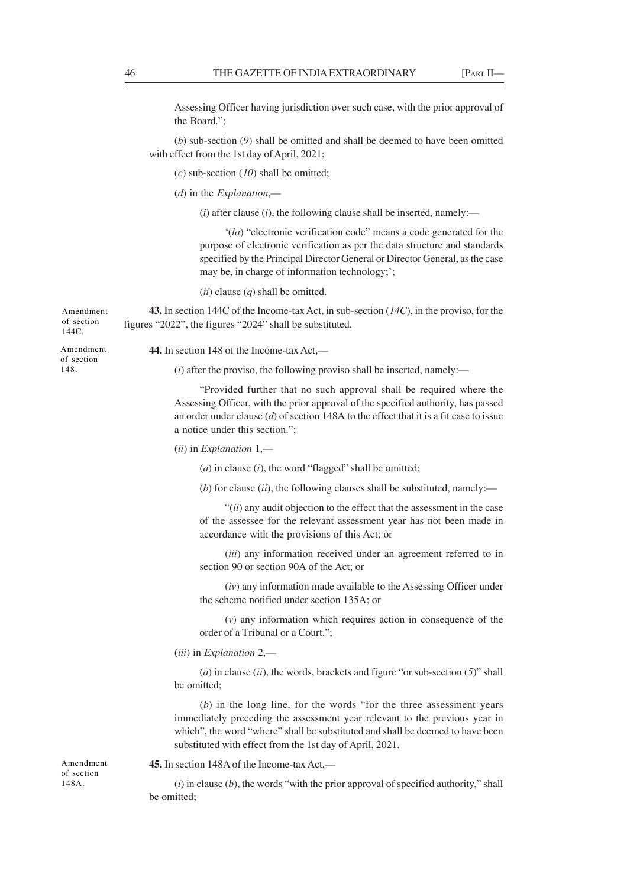Assessing Officer having jurisdiction over such case, with the prior approval of the Board.";

(*b*) sub-section (*9*) shall be omitted and shall be deemed to have been omitted with effect from the 1st day of April, 2021;

(*c*) sub-section (*10*) shall be omitted;

(*d*) in the *Explanation*,—

(*i*) after clause (*l*), the following clause shall be inserted, namely:—

'(*la*) "electronic verification code" means a code generated for the purpose of electronic verification as per the data structure and standards specified by the Principal Director General or Director General, as the case may be, in charge of information technology;';

(*ii*) clause (*q*) shall be omitted.

Amendment of section 144C.

**43.** In section 144C of the Income-tax Act, in sub-section (*14C*), in the proviso, for the figures "2022", the figures "2024" shall be substituted.

Amendment of section 148.

**44.** In section 148 of the Income-tax Act,—

(*i*) after the proviso, the following proviso shall be inserted, namely:—

"Provided further that no such approval shall be required where the Assessing Officer, with the prior approval of the specified authority, has passed an order under clause (*d*) of section 148A to the effect that it is a fit case to issue a notice under this section.";

(*ii*) in *Explanation* 1,—

(*a*) in clause (*i*), the word "flagged" shall be omitted;

(*b*) for clause (*ii*), the following clauses shall be substituted, namely:—

"(*ii*) any audit objection to the effect that the assessment in the case of the assessee for the relevant assessment year has not been made in accordance with the provisions of this Act; or

(*iii*) any information received under an agreement referred to in section 90 or section 90A of the Act; or

(*iv*) any information made available to the Assessing Officer under the scheme notified under section 135A; or

(*v*) any information which requires action in consequence of the order of a Tribunal or a Court.";

(*iii*) in *Explanation* 2,—

(*a*) in clause (*ii*), the words, brackets and figure "or sub-section (*5*)" shall be omitted;

(*b*) in the long line, for the words "for the three assessment years immediately preceding the assessment year relevant to the previous year in which", the word "where" shall be substituted and shall be deemed to have been substituted with effect from the 1st day of April, 2021.

Amendment of section 148A.

**45.** In section 148A of the Income-tax Act,—

(*i*) in clause (*b*), the words "with the prior approval of specified authority," shall be omitted;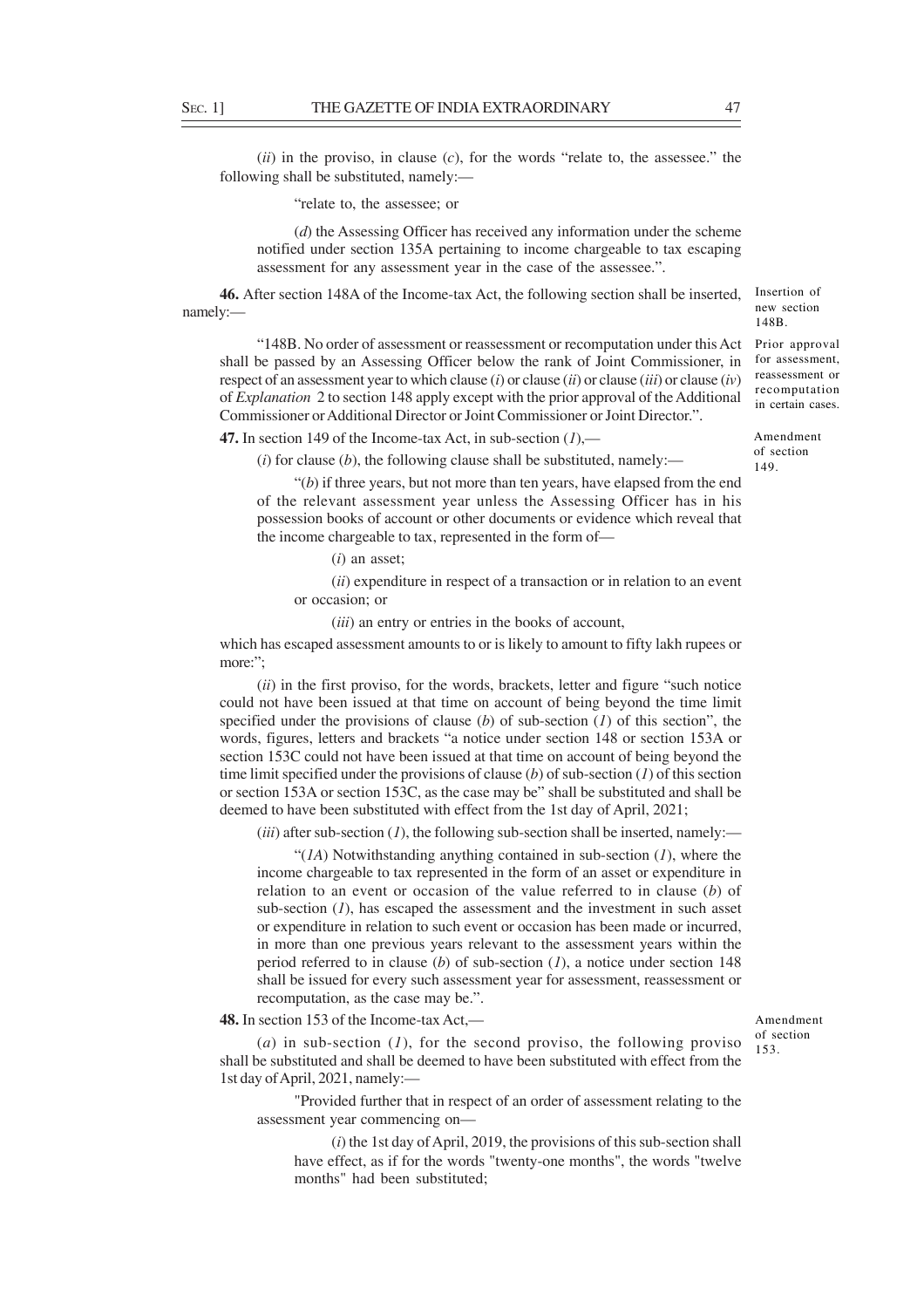(*ii*) in the proviso, in clause (*c*), for the words "relate to, the assessee." the following shall be substituted, namely:—

"relate to, the assessee; or

(*d*) the Assessing Officer has received any information under the scheme notified under section 135A pertaining to income chargeable to tax escaping assessment for any assessment year in the case of the assessee.".

**46.** After section 148A of the Income-tax Act, the following section shall be inserted, namely:—

Insertion of new section 148B.

"148B. No order of assessment or reassessment or recomputation under this Act shall be passed by an Assessing Officer below the rank of Joint Commissioner, in respect of an assessment year to which clause (*i*) or clause (*ii*) or clause (*iii*) or clause (*iv*) of *Explanation* 2 to section 148 apply except with the prior approval of the Additional Commissioner or Additional Director or Joint Commissioner or Joint Director.".

Prior approval for assessment, reassessment or recomputation in certain cases.

**47.** In section 149 of the Income-tax Act, in sub-section (*1*),—

Amendment of section 149.

(*i*) for clause (*b*), the following clause shall be substituted, namely:—

"(*b*) if three years, but not more than ten years, have elapsed from the end of the relevant assessment year unless the Assessing Officer has in his possession books of account or other documents or evidence which reveal that the income chargeable to tax, represented in the form of—

(*i*) an asset;

(*ii*) expenditure in respect of a transaction or in relation to an event or occasion; or

(*iii*) an entry or entries in the books of account,

which has escaped assessment amounts to or is likely to amount to fifty lakh rupees or more:";

(*ii*) in the first proviso, for the words, brackets, letter and figure "such notice could not have been issued at that time on account of being beyond the time limit specified under the provisions of clause (*b*) of sub-section (*1*) of this section", the words, figures, letters and brackets "a notice under section 148 or section 153A or section 153C could not have been issued at that time on account of being beyond the time limit specified under the provisions of clause (*b*) of sub-section (*1*) of this section or section 153A or section 153C, as the case may be" shall be substituted and shall be deemed to have been substituted with effect from the 1st day of April, 2021;

(*iii*) after sub-section (*1*), the following sub-section shall be inserted, namely:—

"(*1A*) Notwithstanding anything contained in sub-section (*1*), where the income chargeable to tax represented in the form of an asset or expenditure in relation to an event or occasion of the value referred to in clause (*b*) of sub-section (*1*), has escaped the assessment and the investment in such asset or expenditure in relation to such event or occasion has been made or incurred, in more than one previous years relevant to the assessment years within the period referred to in clause (*b*) of sub-section (*1*), a notice under section 148 shall be issued for every such assessment year for assessment, reassessment or recomputation, as the case may be.".

**48.** In section 153 of the Income-tax Act,—

Amendment of section 153.

(*a*) in sub-section (*1*), for the second proviso, the following proviso shall be substituted and shall be deemed to have been substituted with effect from the 1st day of April, 2021, namely:—

"Provided further that in respect of an order of assessment relating to the assessment year commencing on—

(*i*) the 1st day of April, 2019, the provisions of this sub-section shall have effect, as if for the words "twenty-one months", the words "twelve months" had been substituted;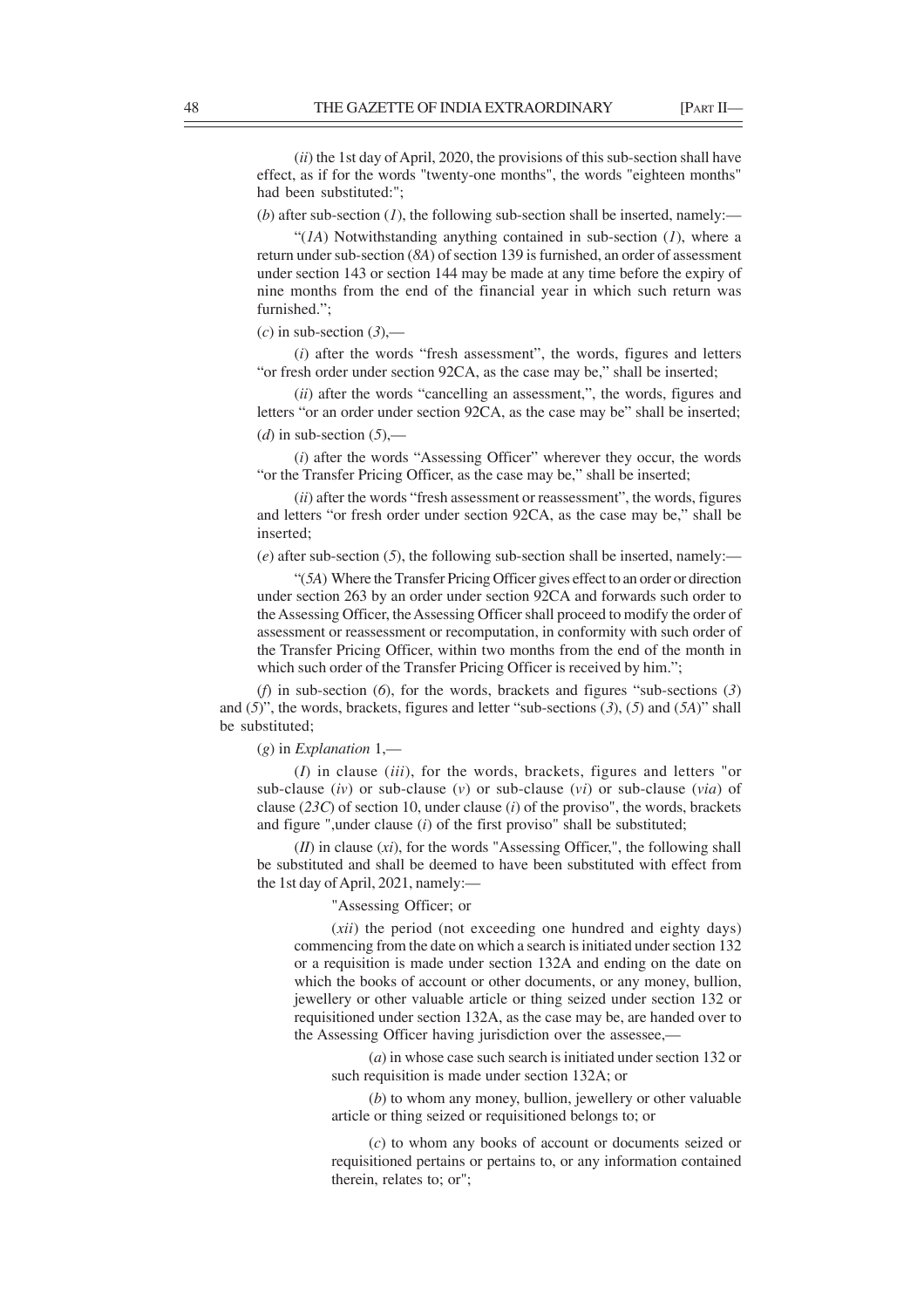(*ii*) the 1st day of April, 2020, the provisions of this sub-section shall have effect, as if for the words "twenty-one months", the words "eighteen months" had been substituted:";

(*b*) after sub-section (*1*), the following sub-section shall be inserted, namely:—

"(*1A*) Notwithstanding anything contained in sub-section (*1*), where a return under sub-section (*8A*) of section 139 is furnished, an order of assessment under section 143 or section 144 may be made at any time before the expiry of nine months from the end of the financial year in which such return was furnished.";

(*c*) in sub-section (*3*),—

(*i*) after the words "fresh assessment", the words, figures and letters "or fresh order under section 92CA, as the case may be," shall be inserted;

(*ii*) after the words "cancelling an assessment,", the words, figures and letters "or an order under section 92CA, as the case may be" shall be inserted;

(*d*) in sub-section (*5*),—

(*i*) after the words "Assessing Officer" wherever they occur, the words "or the Transfer Pricing Officer, as the case may be," shall be inserted;

(*ii*) after the words "fresh assessment or reassessment", the words, figures and letters "or fresh order under section 92CA, as the case may be," shall be inserted;

(*e*) after sub-section (*5*), the following sub-section shall be inserted, namely:—

"(*5A*) Where the Transfer Pricing Officer gives effect to an order or direction under section 263 by an order under section 92CA and forwards such order to the Assessing Officer, the Assessing Officer shall proceed to modify the order of assessment or reassessment or recomputation, in conformity with such order of the Transfer Pricing Officer, within two months from the end of the month in which such order of the Transfer Pricing Officer is received by him.";

(*f*) in sub-section (*6*), for the words, brackets and figures "sub-sections (*3*) and (*5*)", the words, brackets, figures and letter "sub-sections (*3*), (*5*) and (*5A*)" shall be substituted;

(*g*) in *Explanation* 1,—

(*I*) in clause (*iii*), for the words, brackets, figures and letters "or sub-clause (*iv*) or sub-clause (*v*) or sub-clause (*vi*) or sub-clause (*via*) of clause (*23C*) of section 10, under clause (*i*) of the proviso", the words, brackets and figure ",under clause (*i*) of the first proviso" shall be substituted;

(*II*) in clause (*xi*), for the words "Assessing Officer,", the following shall be substituted and shall be deemed to have been substituted with effect from the 1st day of April, 2021, namely:—

"Assessing Officer; or

(*xii*) the period (not exceeding one hundred and eighty days) commencing from the date on which a search is initiated under section 132 or a requisition is made under section 132A and ending on the date on which the books of account or other documents, or any money, bullion, jewellery or other valuable article or thing seized under section 132 or requisitioned under section 132A, as the case may be, are handed over to the Assessing Officer having jurisdiction over the assessee,—

(*a*) in whose case such search is initiated under section 132 or such requisition is made under section 132A; or

(*b*) to whom any money, bullion, jewellery or other valuable article or thing seized or requisitioned belongs to; or

(*c*) to whom any books of account or documents seized or requisitioned pertains or pertains to, or any information contained therein, relates to; or";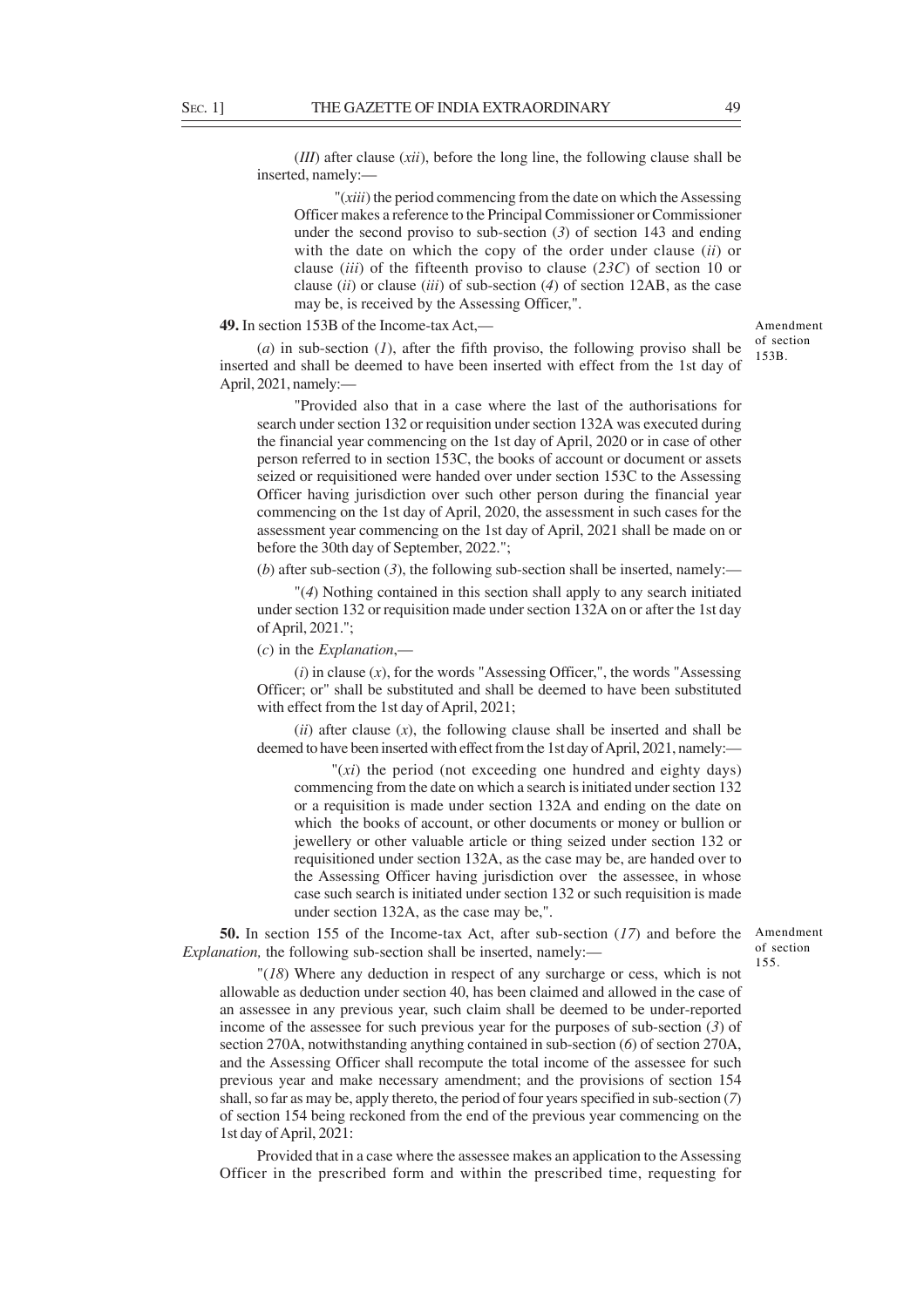(*III*) after clause (*xii*), before the long line, the following clause shall be inserted, namely:—

"(*xiii*) the period commencing from the date on which the Assessing Officer makes a reference to the Principal Commissioner or Commissioner under the second proviso to sub-section (*3*) of section 143 and ending with the date on which the copy of the order under clause (*ii*) or clause (*iii*) of the fifteenth proviso to clause (*23C*) of section 10 or clause (*ii*) or clause (*iii*) of sub-section (*4*) of section 12AB, as the case may be, is received by the Assessing Officer,".

**49.** In section 153B of the Income-tax Act,—

Amendment of section 153B.

(*a*) in sub-section (*1*), after the fifth proviso, the following proviso shall be inserted and shall be deemed to have been inserted with effect from the 1st day of April, 2021, namely:—

"Provided also that in a case where the last of the authorisations for search under section 132 or requisition under section 132A was executed during the financial year commencing on the 1st day of April, 2020 or in case of other person referred to in section 153C, the books of account or document or assets seized or requisitioned were handed over under section 153C to the Assessing Officer having jurisdiction over such other person during the financial year commencing on the 1st day of April, 2020, the assessment in such cases for the assessment year commencing on the 1st day of April, 2021 shall be made on or before the 30th day of September, 2022.";

(*b*) after sub-section (*3*), the following sub-section shall be inserted, namely:—

"(*4*) Nothing contained in this section shall apply to any search initiated under section 132 or requisition made under section 132A on or after the 1st day of April, 2021.";

(*c*) in the *Explanation*,—

(*i*) in clause (*x*), for the words "Assessing Officer,", the words "Assessing Officer; or" shall be substituted and shall be deemed to have been substituted with effect from the 1st day of April, 2021;

(*ii*) after clause (*x*), the following clause shall be inserted and shall be deemed to have been inserted with effect from the 1st day of April, 2021, namely:—

"(*xi*) the period (not exceeding one hundred and eighty days) commencing from the date on which a search is initiated under section 132 or a requisition is made under section 132A and ending on the date on which the books of account, or other documents or money or bullion or jewellery or other valuable article or thing seized under section 132 or requisitioned under section 132A, as the case may be, are handed over to the Assessing Officer having jurisdiction over the assessee, in whose case such search is initiated under section 132 or such requisition is made under section 132A, as the case may be,".

**50.** In section 155 of the Income-tax Act, after sub-section (*17*) and before the *Explanation,* the following sub-section shall be inserted, namely:—

Amendment of section 155.

"(*18*) Where any deduction in respect of any surcharge or cess, which is not allowable as deduction under section 40, has been claimed and allowed in the case of an assessee in any previous year, such claim shall be deemed to be under-reported income of the assessee for such previous year for the purposes of sub-section (*3*) of section 270A, notwithstanding anything contained in sub-section (*6*) of section 270A, and the Assessing Officer shall recompute the total income of the assessee for such previous year and make necessary amendment; and the provisions of section 154 shall, so far as may be, apply thereto, the period of four years specified in sub-section (*7*) of section 154 being reckoned from the end of the previous year commencing on the 1st day of April, 2021:

Provided that in a case where the assessee makes an application to the Assessing Officer in the prescribed form and within the prescribed time, requesting for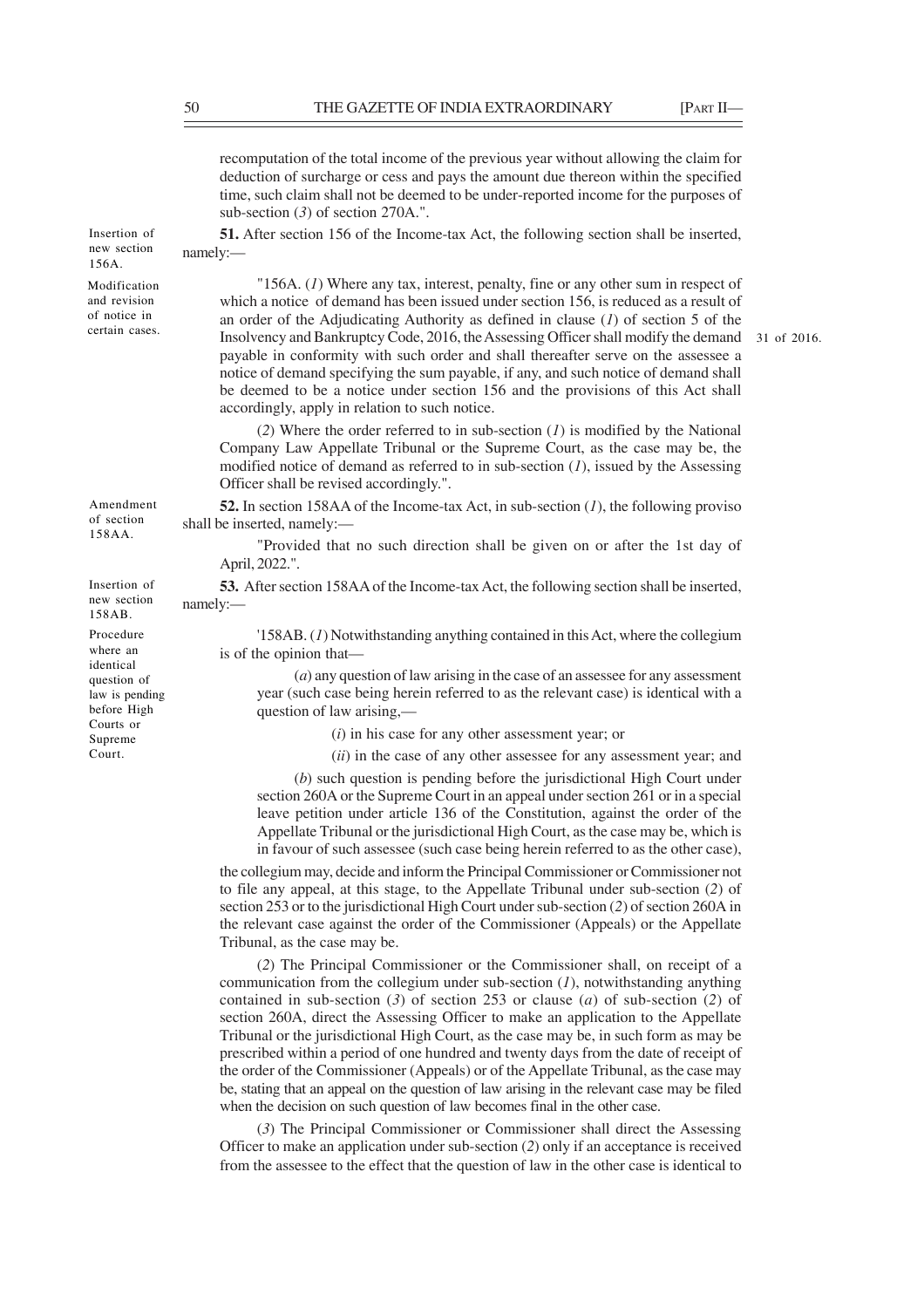recomputation of the total income of the previous year without allowing the claim for deduction of surcharge or cess and pays the amount due thereon within the specified time, such claim shall not be deemed to be under-reported income for the purposes of sub-section (*3*) of section 270A.".

Insertion of new section 156A.

**51.** After section 156 of the Income-tax Act, the following section shall be inserted, namely:—

Modification and revision of notice in certain cases.

"156A. (*1*) Where any tax, interest, penalty, fine or any other sum in respect of which a notice of demand has been issued under section 156, is reduced as a result of an order of the Adjudicating Authority as defined in clause (*1*) of section 5 of the Insolvency and Bankruptcy Code, 2016, the Assessing Officer shall modify the demand payable in conformity with such order and shall thereafter serve on the assessee a notice of demand specifying the sum payable, if any, and such notice of demand shall be deemed to be a notice under section 156 and the provisions of this Act shall accordingly, apply in relation to such notice.

31 of 2016.

(*2*) Where the order referred to in sub-section (*1*) is modified by the National Company Law Appellate Tribunal or the Supreme Court, as the case may be, the modified notice of demand as referred to in sub-section (*1*), issued by the Assessing Officer shall be revised accordingly.".

Amendment of section 158AA.

**52.** In section 158AA of the Income-tax Act, in sub-section (*1*), the following proviso shall be inserted, namely:—

"Provided that no such direction shall be given on or after the 1st day of April, 2022.".

Insertion of new section 158AB.

**53.** After section 158AA of the Income-tax Act, the following section shall be inserted, namely:—

Procedure where an identical question of law is pending before High Courts or Supreme Court.

'158AB. (*1*) Notwithstanding anything contained in this Act, where the collegium is of the opinion that—

(*a*) any question of law arising in the case of an assessee for any assessment year (such case being herein referred to as the relevant case) is identical with a question of law arising,—

(*i*) in his case for any other assessment year; or

(*ii*) in the case of any other assessee for any assessment year; and

(*b*) such question is pending before the jurisdictional High Court under section 260A or the Supreme Court in an appeal under section 261 or in a special leave petition under article 136 of the Constitution, against the order of the Appellate Tribunal or the jurisdictional High Court, as the case may be, which is in favour of such assessee (such case being herein referred to as the other case),

the collegium may, decide and inform the Principal Commissioner or Commissioner not to file any appeal, at this stage, to the Appellate Tribunal under sub-section (*2*) of section 253 or to the jurisdictional High Court under sub-section (*2*) of section 260A in the relevant case against the order of the Commissioner (Appeals) or the Appellate Tribunal, as the case may be.

(*2*) The Principal Commissioner or the Commissioner shall, on receipt of a communication from the collegium under sub-section (*1*), notwithstanding anything contained in sub-section (*3*) of section 253 or clause (*a*) of sub-section (*2*) of section 260A, direct the Assessing Officer to make an application to the Appellate Tribunal or the jurisdictional High Court, as the case may be, in such form as may be prescribed within a period of one hundred and twenty days from the date of receipt of the order of the Commissioner (Appeals) or of the Appellate Tribunal, as the case may be, stating that an appeal on the question of law arising in the relevant case may be filed when the decision on such question of law becomes final in the other case.

(*3*) The Principal Commissioner or Commissioner shall direct the Assessing Officer to make an application under sub-section (*2*) only if an acceptance is received from the assessee to the effect that the question of law in the other case is identical to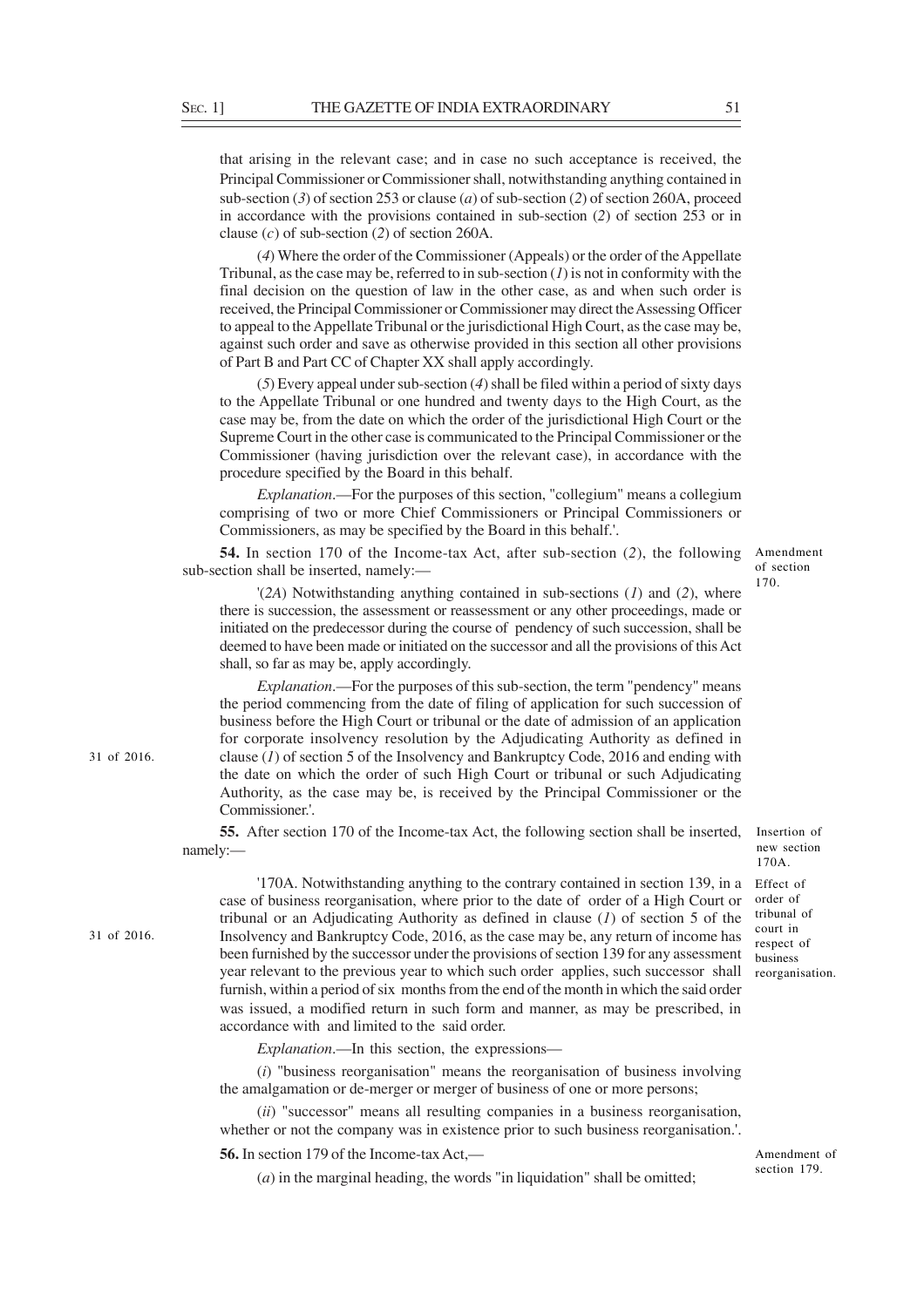that arising in the relevant case; and in case no such acceptance is received, the Principal Commissioner or Commissioner shall, notwithstanding anything contained in sub-section (*3*) of section 253 or clause (*a*) of sub-section (*2*) of section 260A, proceed in accordance with the provisions contained in sub-section (*2*) of section 253 or in clause (*c*) of sub-section (*2*) of section 260A.

(*4*) Where the order of the Commissioner (Appeals) or the order of the Appellate Tribunal, as the case may be, referred to in sub-section (*1*) is not in conformity with the final decision on the question of law in the other case, as and when such order is received, the Principal Commissioner or Commissioner may direct the Assessing Officer to appeal to the Appellate Tribunal or the jurisdictional High Court, as the case may be, against such order and save as otherwise provided in this section all other provisions of Part B and Part CC of Chapter XX shall apply accordingly.

(*5*) Every appeal under sub-section (*4*) shall be filed within a period of sixty days to the Appellate Tribunal or one hundred and twenty days to the High Court, as the case may be, from the date on which the order of the jurisdictional High Court or the Supreme Court in the other case is communicated to the Principal Commissioner or the Commissioner (having jurisdiction over the relevant case), in accordance with the procedure specified by the Board in this behalf.

*Explanation*.—For the purposes of this section, "collegium" means a collegium comprising of two or more Chief Commissioners or Principal Commissioners or Commissioners, as may be specified by the Board in this behalf.'.

Amendment of section 170.

**54.** In section 170 of the Income-tax Act, after sub-section (*2*), the following sub-section shall be inserted, namely:—

'(*2A*) Notwithstanding anything contained in sub-sections (*1*) and (*2*), where there is succession, the assessment or reassessment or any other proceedings, made or initiated on the predecessor during the course of pendency of such succession, shall be deemed to have been made or initiated on the successor and all the provisions of this Act shall, so far as may be, apply accordingly.

*Explanation*.—For the purposes of this sub-section, the term "pendency" means the period commencing from the date of filing of application for such succession of business before the High Court or tribunal or the date of admission of an application for corporate insolvency resolution by the Adjudicating Authority as defined in clause (*1*) of section 5 of the Insolvency and Bankruptcy Code, 2016 and ending with the date on which the order of such High Court or tribunal or such Adjudicating Authority, as the case may be, is received by the Principal Commissioner or the Commissioner.'.

31 of 2016.

Insertion of new section 170A.

**55.** After section 170 of the Income-tax Act, the following section shall be inserted, namely:—

Effect of order of tribunal of court in respect of business reorganisation.

'170A. Notwithstanding anything to the contrary contained in section 139, in a case of business reorganisation, where prior to the date of order of a High Court or tribunal or an Adjudicating Authority as defined in clause (*1*) of section 5 of the Insolvency and Bankruptcy Code, 2016, as the case may be, any return of income has been furnished by the successor under the provisions of section 139 for any assessment year relevant to the previous year to which such order applies, such successor shall furnish, within a period of six months from the end of the month in which the said order was issued, a modified return in such form and manner, as may be prescribed, in accordance with and limited to the said order.

31 of 2016.

*Explanation*.—In this section, the expressions—

(*i*) "business reorganisation" means the reorganisation of business involving the amalgamation or de-merger or merger of business of one or more persons;

(*ii*) "successor" means all resulting companies in a business reorganisation, whether or not the company was in existence prior to such business reorganisation.'.

Amendment of section 179.

**56.** In section 179 of the Income-tax Act,—

(*a*) in the marginal heading, the words "in liquidation" shall be omitted;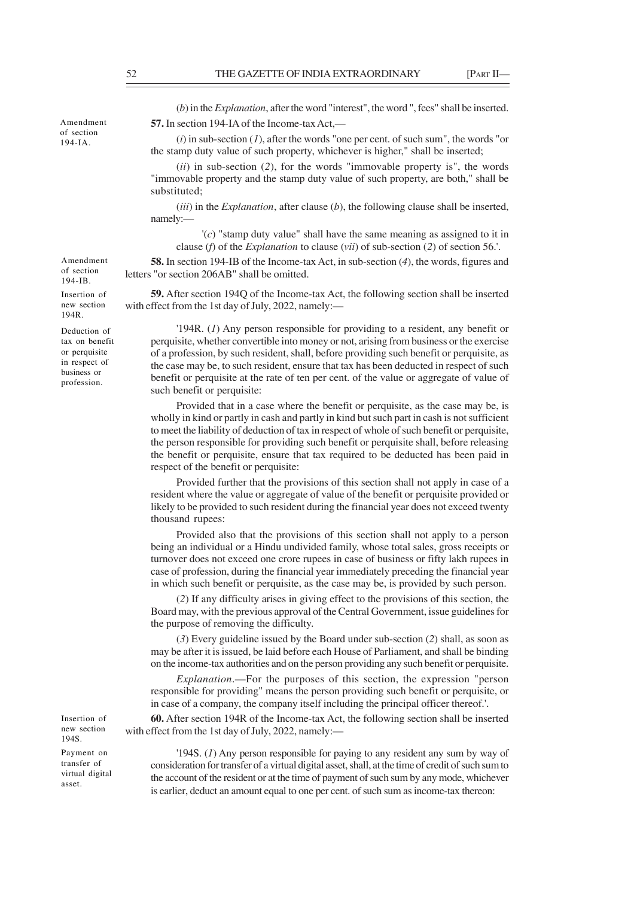(*b*) in the *Explanation*, after the word "interest", the word ", fees" shall be inserted.

Amendment of section 194-IA.

**57.** In section 194-IA of the Income-tax Act,—

(*i*) in sub-section (*1*), after the words "one per cent. of such sum", the words "or the stamp duty value of such property, whichever is higher," shall be inserted;

(*ii*) in sub-section (*2*), for the words "immovable property is", the words "immovable property and the stamp duty value of such property, are both," shall be substituted;

(*iii*) in the *Explanation*, after clause (*b*), the following clause shall be inserted, namely:—

'(*c*) "stamp duty value" shall have the same meaning as assigned to it in clause (*f*) of the *Explanation* to clause (*vii*) of sub-section (*2*) of section 56.'.

Amendment of section 194-IB.

**58.** In section 194-IB of the Income-tax Act, in sub-section (*4*), the words, figures and letters "or section 206AB" shall be omitted.

Insertion of new section 194R.

**59.** After section 194Q of the Income-tax Act, the following section shall be inserted with effect from the 1st day of July, 2022, namely:—

Deduction of tax on benefit or perquisite in respect of business or profession.

'194R. (*1*) Any person responsible for providing to a resident, any benefit or perquisite, whether convertible into money or not, arising from business or the exercise of a profession, by such resident, shall, before providing such benefit or perquisite, as the case may be, to such resident, ensure that tax has been deducted in respect of such benefit or perquisite at the rate of ten per cent. of the value or aggregate of value of such benefit or perquisite:

Provided that in a case where the benefit or perquisite, as the case may be, is wholly in kind or partly in cash and partly in kind but such part in cash is not sufficient to meet the liability of deduction of tax in respect of whole of such benefit or perquisite, the person responsible for providing such benefit or perquisite shall, before releasing the benefit or perquisite, ensure that tax required to be deducted has been paid in respect of the benefit or perquisite:

Provided further that the provisions of this section shall not apply in case of a resident where the value or aggregate of value of the benefit or perquisite provided or likely to be provided to such resident during the financial year does not exceed twenty thousand rupees:

Provided also that the provisions of this section shall not apply to a person being an individual or a Hindu undivided family, whose total sales, gross receipts or turnover does not exceed one crore rupees in case of business or fifty lakh rupees in case of profession, during the financial year immediately preceding the financial year in which such benefit or perquisite, as the case may be, is provided by such person.

(*2*) If any difficulty arises in giving effect to the provisions of this section, the Board may, with the previous approval of the Central Government, issue guidelines for the purpose of removing the difficulty.

(*3*) Every guideline issued by the Board under sub-section (*2*) shall, as soon as may be after it is issued, be laid before each House of Parliament, and shall be binding on the income-tax authorities and on the person providing any such benefit or perquisite.

*Explanation*.—For the purposes of this section, the expression "person responsible for providing" means the person providing such benefit or perquisite, or in case of a company, the company itself including the principal officer thereof.'.

Insertion of new section 194S.

**60.** After section 194R of the Income-tax Act, the following section shall be inserted with effect from the 1st day of July, 2022, namely:—

Payment on transfer of virtual digital asset.

'194S. (*1*) Any person responsible for paying to any resident any sum by way of consideration for transfer of a virtual digital asset, shall, at the time of credit of such sum to the account of the resident or at the time of payment of such sum by any mode, whichever is earlier, deduct an amount equal to one per cent. of such sum as income-tax thereon: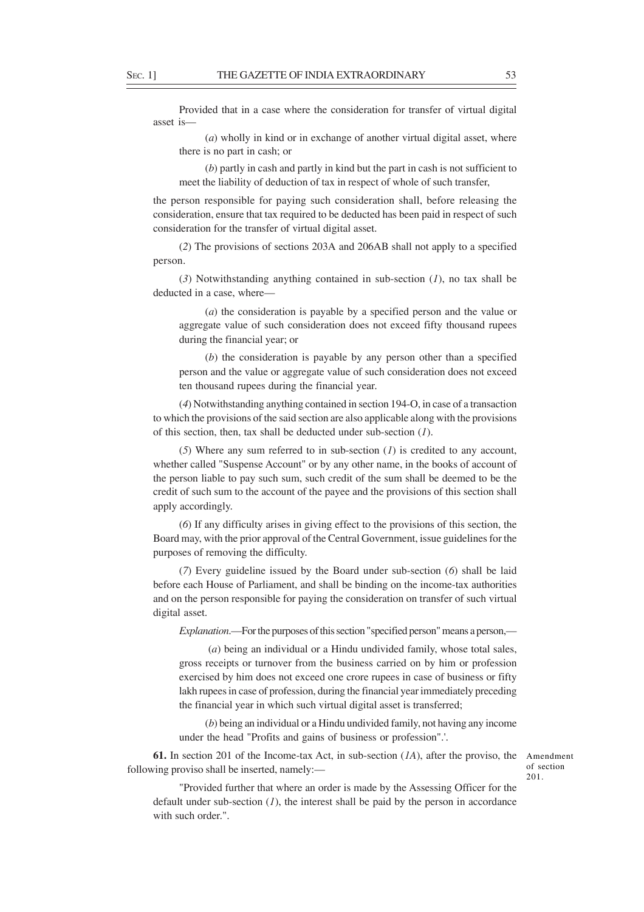Provided that in a case where the consideration for transfer of virtual digital asset is—

(*a*) wholly in kind or in exchange of another virtual digital asset, where there is no part in cash; or

(*b*) partly in cash and partly in kind but the part in cash is not sufficient to meet the liability of deduction of tax in respect of whole of such transfer,

the person responsible for paying such consideration shall, before releasing the consideration, ensure that tax required to be deducted has been paid in respect of such consideration for the transfer of virtual digital asset.

(*2*) The provisions of sections 203A and 206AB shall not apply to a specified person.

(*3*) Notwithstanding anything contained in sub-section (*1*), no tax shall be deducted in a case, where—

(*a*) the consideration is payable by a specified person and the value or aggregate value of such consideration does not exceed fifty thousand rupees during the financial year; or

(*b*) the consideration is payable by any person other than a specified person and the value or aggregate value of such consideration does not exceed ten thousand rupees during the financial year.

(*4*) Notwithstanding anything contained in section 194-O, in case of a transaction to which the provisions of the said section are also applicable along with the provisions of this section, then, tax shall be deducted under sub-section (*1*).

(*5*) Where any sum referred to in sub-section (*1*) is credited to any account, whether called "Suspense Account" or by any other name, in the books of account of the person liable to pay such sum, such credit of the sum shall be deemed to be the credit of such sum to the account of the payee and the provisions of this section shall apply accordingly.

(*6*) If any difficulty arises in giving effect to the provisions of this section, the Board may, with the prior approval of the Central Government, issue guidelines for the purposes of removing the difficulty.

(*7*) Every guideline issued by the Board under sub-section (*6*) shall be laid before each House of Parliament, and shall be binding on the income-tax authorities and on the person responsible for paying the consideration on transfer of such virtual digital asset.

*Explanation*.—For the purposes of this section "specified person" means a person,—

(*a*) being an individual or a Hindu undivided family, whose total sales, gross receipts or turnover from the business carried on by him or profession exercised by him does not exceed one crore rupees in case of business or fifty lakh rupees in case of profession, during the financial year immediately preceding the financial year in which such virtual digital asset is transferred;

(*b*) being an individual or a Hindu undivided family, not having any income under the head "Profits and gains of business or profession".'.

Amendment of section 201.

**61.** In section 201 of the Income-tax Act, in sub-section (*1A*), after the proviso, the following proviso shall be inserted, namely:—

"Provided further that where an order is made by the Assessing Officer for the default under sub-section (*1*), the interest shall be paid by the person in accordance with such order.".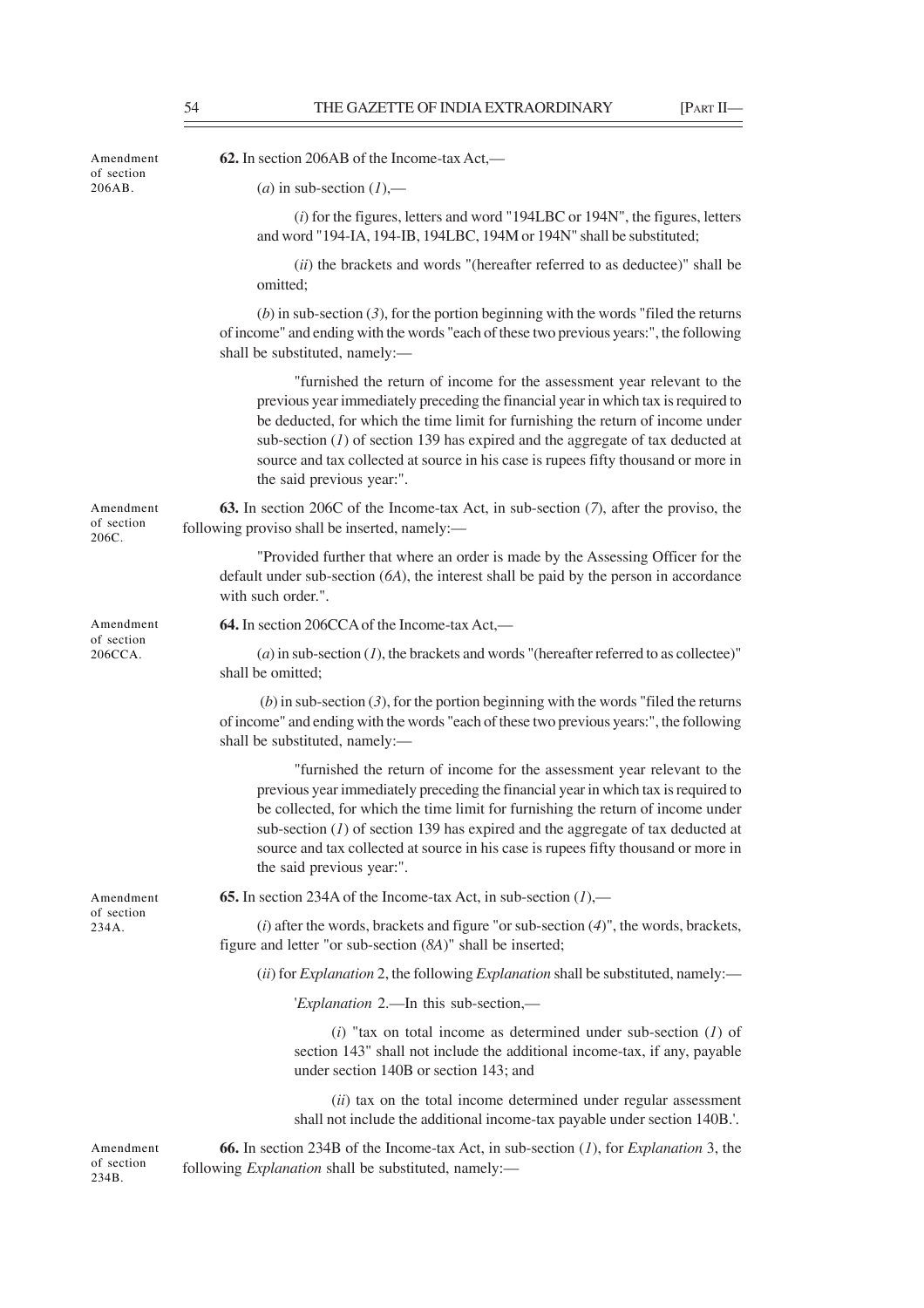Amendment of section 206AB.

**62.** In section 206AB of the Income-tax Act,—

(*a*) in sub-section (*1*),—

(*i*) for the figures, letters and word "194LBC or 194N", the figures, letters and word "194-IA, 194-IB, 194LBC, 194M or 194N" shall be substituted;

(*ii*) the brackets and words "(hereafter referred to as deductee)" shall be omitted;

(*b*) in sub-section (*3*), for the portion beginning with the words "filed the returns of income" and ending with the words "each of these two previous years:", the following shall be substituted, namely:—

"furnished the return of income for the assessment year relevant to the previous year immediately preceding the financial year in which tax is required to be deducted, for which the time limit for furnishing the return of income under sub-section (*1*) of section 139 has expired and the aggregate of tax deducted at source and tax collected at source in his case is rupees fifty thousand or more in the said previous year:".

Amendment of section 206C.

**63.** In section 206C of the Income-tax Act, in sub-section (*7*), after the proviso, the following proviso shall be inserted, namely:—

"Provided further that where an order is made by the Assessing Officer for the default under sub-section (*6A*), the interest shall be paid by the person in accordance with such order.".

Amendment of section 206CCA.

**64.** In section 206CCA of the Income-tax Act,—

(*a*) in sub-section (*1*), the brackets and words "(hereafter referred to as collectee)" shall be omitted;

(*b*) in sub-section (*3*), for the portion beginning with the words "filed the returns of income" and ending with the words "each of these two previous years:", the following shall be substituted, namely:—

"furnished the return of income for the assessment year relevant to the previous year immediately preceding the financial year in which tax is required to be collected, for which the time limit for furnishing the return of income under sub-section (*1*) of section 139 has expired and the aggregate of tax deducted at source and tax collected at source in his case is rupees fifty thousand or more in the said previous year:".

Amendment of section 234A.

**65.** In section 234A of the Income-tax Act, in sub-section (*1*),—

(*i*) after the words, brackets and figure "or sub-section (*4*)", the words, brackets, figure and letter "or sub-section (*8A*)" shall be inserted;

(*ii*) for *Explanation* 2, the following *Explanation* shall be substituted, namely:—

'*Explanation* 2.—In this sub-section,—

(*i*) "tax on total income as determined under sub-section (*1*) of section 143" shall not include the additional income-tax, if any, payable under section 140B or section 143; and

(*ii*) tax on the total income determined under regular assessment shall not include the additional income-tax payable under section 140B.'.

Amendment of section 234B.

**66.** In section 234B of the Income-tax Act, in sub-section (*1*), for *Explanation* 3, the following *Explanation* shall be substituted, namely:—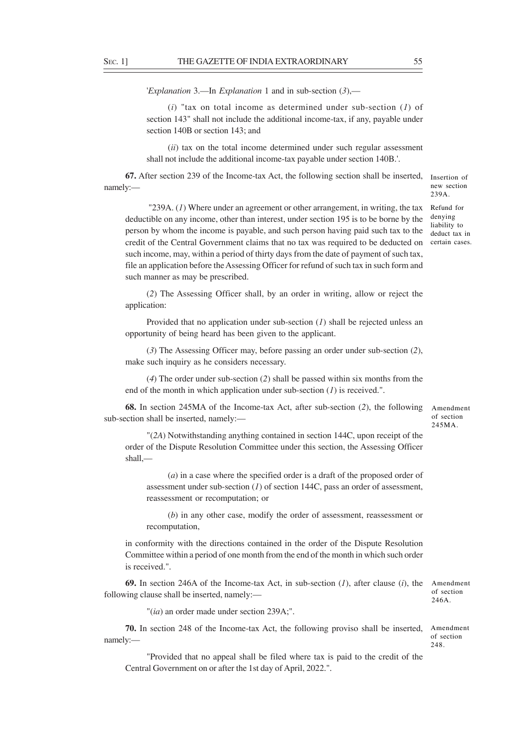'*Explanation* 3.—In *Explanation* 1 and in sub-section (*3*),—

(*i*) "tax on total income as determined under sub-section (*1*) of section 143" shall not include the additional income-tax, if any, payable under section 140B or section 143; and

(*ii*) tax on the total income determined under such regular assessment shall not include the additional income-tax payable under section 140B.'.

Insertion of new section 239A.

**67.** After section 239 of the Income-tax Act, the following section shall be inserted, namely:—

Refund for denying liability to deduct tax in certain cases.

"239A. (*1*) Where under an agreement or other arrangement, in writing, the tax deductible on any income, other than interest, under section 195 is to be borne by the person by whom the income is payable, and such person having paid such tax to the credit of the Central Government claims that no tax was required to be deducted on such income, may, within a period of thirty days from the date of payment of such tax, file an application before the Assessing Officer for refund of such tax in such form and such manner as may be prescribed.

(*2*) The Assessing Officer shall, by an order in writing, allow or reject the application:

Provided that no application under sub-section (*1*) shall be rejected unless an opportunity of being heard has been given to the applicant.

(*3*) The Assessing Officer may, before passing an order under sub-section (*2*), make such inquiry as he considers necessary.

(*4*) The order under sub-section (*2*) shall be passed within six months from the end of the month in which application under sub-section (*1*) is received.".

Amendment of section 245MA.

**68.** In section 245MA of the Income-tax Act, after sub-section (*2*), the following sub-section shall be inserted, namely:—

"(*2A*) Notwithstanding anything contained in section 144C, upon receipt of the order of the Dispute Resolution Committee under this section, the Assessing Officer shall,—

(*a*) in a case where the specified order is a draft of the proposed order of assessment under sub-section (*1*) of section 144C, pass an order of assessment, reassessment or recomputation; or

(*b*) in any other case, modify the order of assessment, reassessment or recomputation,

in conformity with the directions contained in the order of the Dispute Resolution Committee within a period of one month from the end of the month in which such order is received.".

Amendment of section 246A.

**69.** In section 246A of the Income-tax Act, in sub-section (*1*), after clause (*i*), the following clause shall be inserted, namely:—

"(*ia*) an order made under section 239A;".

Amendment of section 248.

**70.** In section 248 of the Income-tax Act, the following proviso shall be inserted, namely:—

"Provided that no appeal shall be filed where tax is paid to the credit of the Central Government on or after the 1st day of April, 2022.".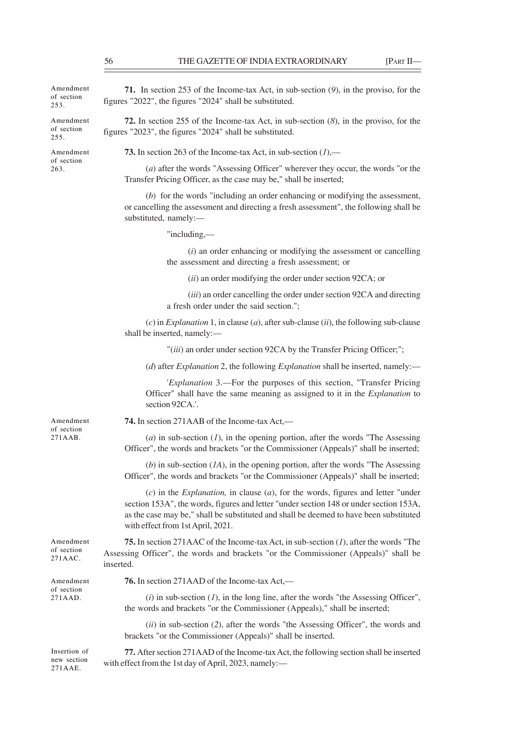Amendment of section 253.

**71.** In section 253 of the Income-tax Act, in sub-section (*9*), in the proviso, for the figures "2022", the figures "2024" shall be substituted.

Amendment of section 255.

**72.** In section 255 of the Income-tax Act, in sub-section (*8*), in the proviso, for the figures "2023", the figures "2024" shall be substituted.

Amendment of section 263.

**73.** In section 263 of the Income-tax Act, in sub-section (*1*),—

(*a*) after the words "Assessing Officer" wherever they occur, the words "or the Transfer Pricing Officer, as the case may be," shall be inserted;

(*b*) for the words "including an order enhancing or modifying the assessment, or cancelling the assessment and directing a fresh assessment", the following shall be substituted, namely:—

"including,—

(*i*) an order enhancing or modifying the assessment or cancelling the assessment and directing a fresh assessment; or

(*ii*) an order modifying the order under section 92CA; or

(*iii*) an order cancelling the order under section 92CA and directing a fresh order under the said section.";

(*c*) in *Explanation* 1, in clause (*a*), after sub-clause (*ii*), the following sub-clause shall be inserted, namely:—

"(*iii*) an order under section 92CA by the Transfer Pricing Officer;";

(*d*) after *Explanation* 2, the following *Explanation* shall be inserted, namely:—

'*Explanation* 3.—For the purposes of this section, "Transfer Pricing Officer" shall have the same meaning as assigned to it in the *Explanation* to section 92CA.'.

Amendment of section 271AAB.

**74.** In section 271AAB of the Income-tax Act,—

(*a*) in sub-section (*1*), in the opening portion, after the words "The Assessing Officer", the words and brackets "or the Commissioner (Appeals)" shall be inserted;

(*b*) in sub-section (*1A*), in the opening portion, after the words "The Assessing Officer", the words and brackets "or the Commissioner (Appeals)" shall be inserted;

(*c*) in the *Explanation,* in clause (*a*), for the words, figures and letter "under section 153A", the words, figures and letter "under section 148 or under section 153A, as the case may be," shall be substituted and shall be deemed to have been substituted with effect from 1st April, 2021.

Amendment of section 271AAC.

**75.** In section 271AAC of the Income-tax Act, in sub-section (*1*), after the words "The Assessing Officer", the words and brackets "or the Commissioner (Appeals)" shall be inserted.

Amendment of section 271AAD.

**76.** In section 271AAD of the Income-tax Act,—

(*i*) in sub-section (*1*), in the long line, after the words "the Assessing Officer", the words and brackets "or the Commissioner (Appeals)," shall be inserted;

(*ii*) in sub-section (*2*), after the words "the Assessing Officer", the words and brackets "or the Commissioner (Appeals)" shall be inserted.

Insertion of new section 271AAE.

**77.** After section 271AAD of the Income-tax Act, the following section shall be inserted with effect from the 1st day of April, 2023, namely:—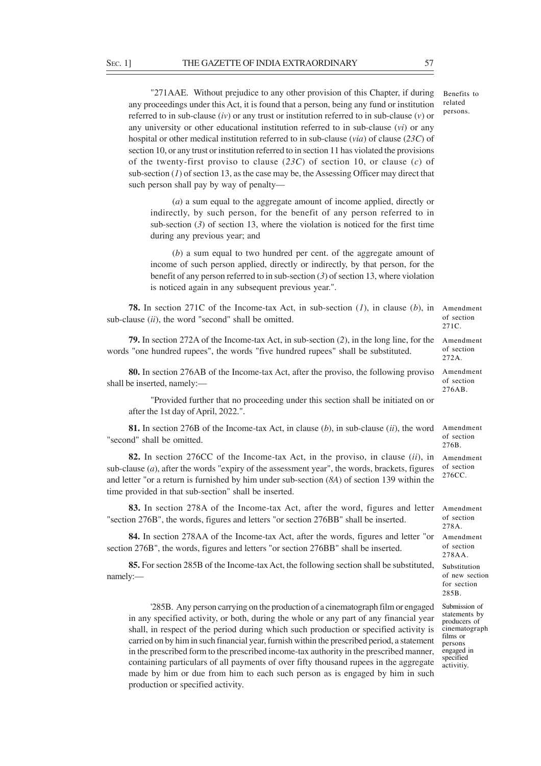"271AAE. Without prejudice to any other provision of this Chapter, if during any proceedings under this Act, it is found that a person, being any fund or institution referred to in sub-clause (*iv*) or any trust or institution referred to in sub-clause (*v*) or any university or other educational institution referred to in sub-clause (*vi*) or any hospital or other medical institution referred to in sub-clause (*via*) of clause (*23C*) of section 10, or any trust or institution referred to in section 11 has violated the provisions of the twenty-first proviso to clause (*23C*) of section 10, or clause (*c*) of sub-section (*1*) of section 13, as the case may be, the Assessing Officer may direct that such person shall pay by way of penalty— *Benefits to related persons.*

(*a*) a sum equal to the aggregate amount of income applied, directly or indirectly, by such person, for the benefit of any person referred to in sub-section (*3*) of section 13, where the violation is noticed for the first time during any previous year; and

(*b*) a sum equal to two hundred per cent. of the aggregate amount of income of such person applied, directly or indirectly, by that person, for the benefit of any person referred to in sub-section (*3*) of section 13, where violation is noticed again in any subsequent previous year.".

**78.** In section 271C of the Income-tax Act, in sub-section (*1*), in clause (*b*), in sub-clause (*ii*), the word "second" shall be omitted. *Amendment of section 271C.*

**79.** In section 272A of the Income-tax Act, in sub-section (*2*), in the long line, for the words "one hundred rupees", the words "five hundred rupees" shall be substituted. *Amendment of section 272A.*

**80.** In section 276AB of the Income-tax Act, after the proviso, the following proviso shall be inserted, namely:— *Amendment of section 276AB.*

"Provided further that no proceeding under this section shall be initiated on or after the 1st day of April, 2022.".

**81.** In section 276B of the Income-tax Act, in clause (*b*), in sub-clause (*ii*), the word "second" shall be omitted. *Amendment of section 276B.*

**82.** In section 276CC of the Income-tax Act, in the proviso, in clause (*ii*), in sub-clause (*a*), after the words "expiry of the assessment year", the words, brackets, figures and letter "or a return is furnished by him under sub-section (*8A*) of section 139 within the time provided in that sub-section" shall be inserted. *Amendment of section 276CC.*

**83.** In section 278A of the Income-tax Act, after the word, figures and letter "section 276B", the words, figures and letters "or section 276BB" shall be inserted. *Amendment of section 278A.*

**84.** In section 278AA of the Income-tax Act, after the words, figures and letter "or section 276B", the words, figures and letters "or section 276BB" shall be inserted. *Amendment of section 278AA.*

**85.** For section 285B of the Income-tax Act, the following section shall be substituted, namely:— *Substitution of new section for section 285B.*

'285B. Any person carrying on the production of a cinematograph film or engaged in any specified activity, or both, during the whole or any part of any financial year shall, in respect of the period during which such production or specified activity is carried on by him in such financial year, furnish within the prescribed period, a statement in the prescribed form to the prescribed income-tax authority in the prescribed manner, containing particulars of all payments of over fifty thousand rupees in the aggregate made by him or due from him to each such person as is engaged by him in such production or specified activity. *Submission of statements by producers of cinematograph films or persons engaged in specified activitiy.*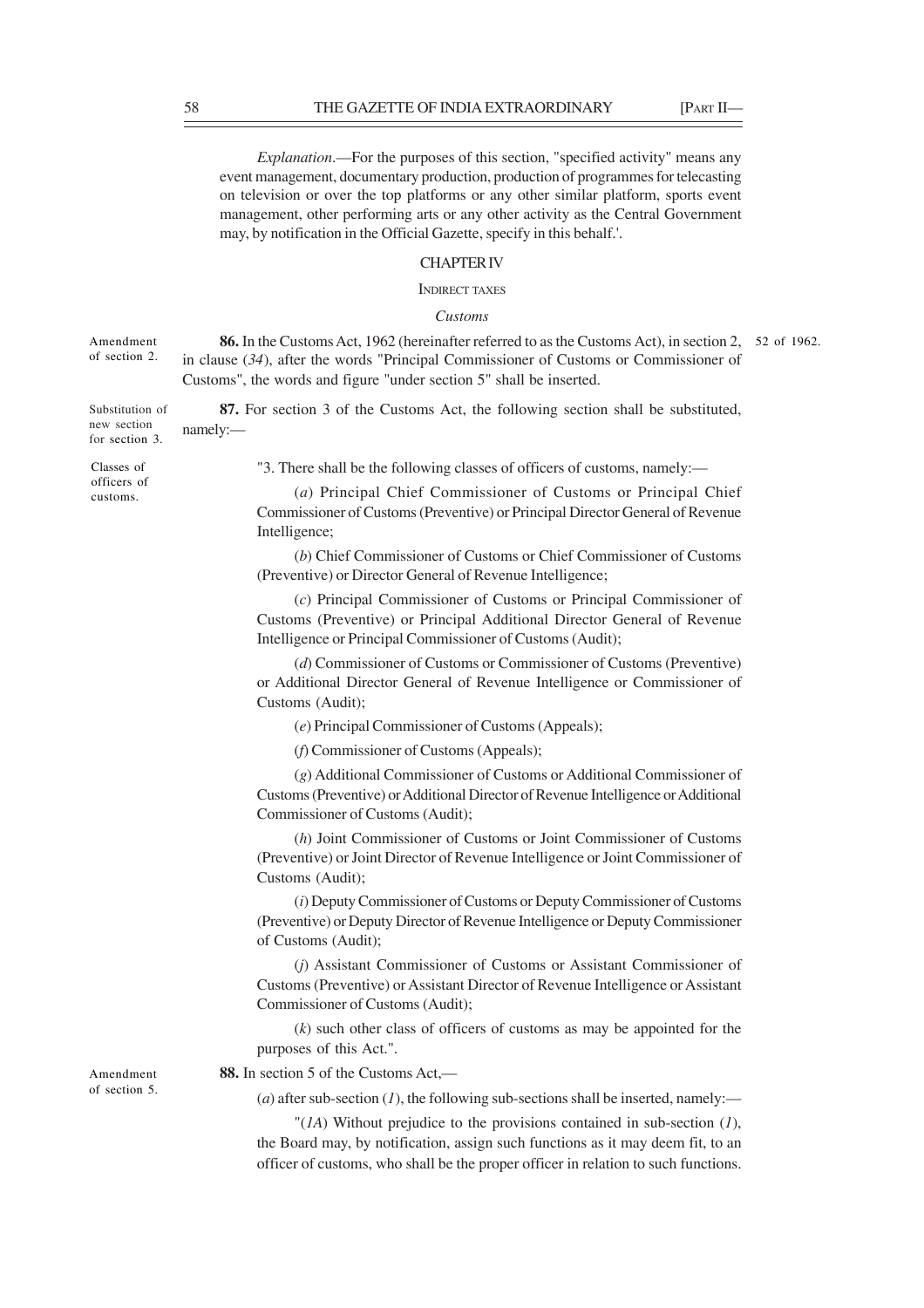*Explanation*.—For the purposes of this section, "specified activity" means any event management, documentary production, production of programmes for telecasting on television or over the top platforms or any other similar platform, sports event management, other performing arts or any other activity as the Central Government may, by notification in the Official Gazette, specify in this behalf.'.

## CHAPTER IV

### INDIRECT TAXES

#### *Customs*

Amendment of section 2.

**86.** In the Customs Act, 1962 (hereinafter referred to as the Customs Act), in section 2, in clause (*34*), after the words "Principal Commissioner of Customs or Commissioner of Customs", the words and figure "under section 5" shall be inserted.

52 of 1962.

Substitution of new section for section 3.

**87.** For section 3 of the Customs Act, the following section shall be substituted, namely:—

Classes of officers of customs.

"3. There shall be the following classes of officers of customs, namely:—

(*a*) Principal Chief Commissioner of Customs or Principal Chief Commissioner of Customs (Preventive) or Principal Director General of Revenue Intelligence;

(*b*) Chief Commissioner of Customs or Chief Commissioner of Customs (Preventive) or Director General of Revenue Intelligence;

(*c*) Principal Commissioner of Customs or Principal Commissioner of Customs (Preventive) or Principal Additional Director General of Revenue Intelligence or Principal Commissioner of Customs (Audit);

(*d*) Commissioner of Customs or Commissioner of Customs (Preventive) or Additional Director General of Revenue Intelligence or Commissioner of Customs (Audit);

(*e*) Principal Commissioner of Customs (Appeals);

(*f*) Commissioner of Customs (Appeals);

(*g*) Additional Commissioner of Customs or Additional Commissioner of Customs (Preventive) or Additional Director of Revenue Intelligence or Additional Commissioner of Customs (Audit);

(*h*) Joint Commissioner of Customs or Joint Commissioner of Customs (Preventive) or Joint Director of Revenue Intelligence or Joint Commissioner of Customs (Audit);

(*i*) Deputy Commissioner of Customs or Deputy Commissioner of Customs (Preventive) or Deputy Director of Revenue Intelligence or Deputy Commissioner of Customs (Audit);

(*j*) Assistant Commissioner of Customs or Assistant Commissioner of Customs (Preventive) or Assistant Director of Revenue Intelligence or Assistant Commissioner of Customs (Audit);

(*k*) such other class of officers of customs as may be appointed for the purposes of this Act.".

Amendment of section 5.

**88.** In section 5 of the Customs Act,—

(*a*) after sub-section (*1*), the following sub-sections shall be inserted, namely:—

"(*1A*) Without prejudice to the provisions contained in sub-section (*1*), the Board may, by notification, assign such functions as it may deem fit, to an officer of customs, who shall be the proper officer in relation to such functions.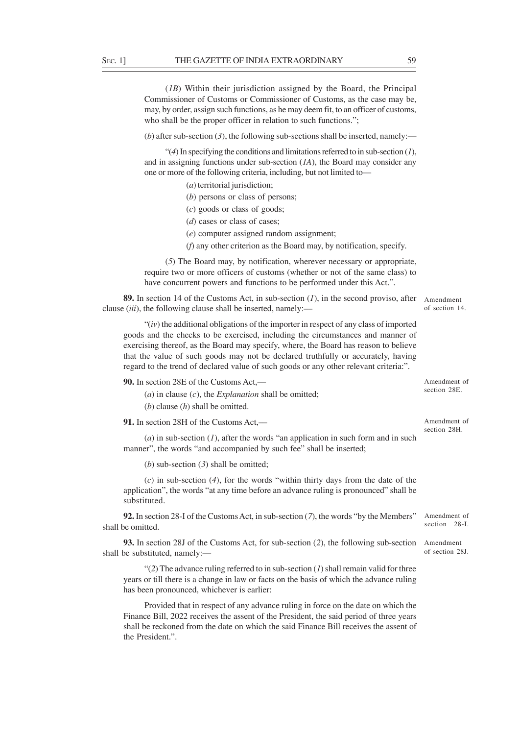(*1B*) Within their jurisdiction assigned by the Board, the Principal Commissioner of Customs or Commissioner of Customs, as the case may be, may, by order, assign such functions, as he may deem fit, to an officer of customs, who shall be the proper officer in relation to such functions.";

(*b*) after sub-section (*3*), the following sub-sections shall be inserted, namely:—

"(*4*) In specifying the conditions and limitations referred to in sub-section (*1*), and in assigning functions under sub-section (*1A*), the Board may consider any one or more of the following criteria, including, but not limited to—

(*a*) territorial jurisdiction;

(*b*) persons or class of persons;

(*c*) goods or class of goods;

(*d*) cases or class of cases;

(*e*) computer assigned random assignment;

(*f*) any other criterion as the Board may, by notification, specify.

(*5*) The Board may, by notification, wherever necessary or appropriate, require two or more officers of customs (whether or not of the same class) to have concurrent powers and functions to be performed under this Act.".

Amendment of section 14.

**89.** In section 14 of the Customs Act, in sub-section (*1*), in the second proviso, after clause (*iii*), the following clause shall be inserted, namely:—

"(*iv*) the additional obligations of the importer in respect of any class of imported goods and the checks to be exercised, including the circumstances and manner of exercising thereof, as the Board may specify, where, the Board has reason to believe that the value of such goods may not be declared truthfully or accurately, having regard to the trend of declared value of such goods or any other relevant criteria:".

Amendment of section 28E.

**90.** In section 28E of the Customs Act,—

(*a*) in clause (*c*), the *Explanation* shall be omitted;

(*b*) clause (*h*) shall be omitted.

Amendment of section 28H.

**91.** In section 28H of the Customs Act,—

(*a*) in sub-section (*1*), after the words "an application in such form and in such manner", the words "and accompanied by such fee" shall be inserted;

(*b*) sub-section (*3*) shall be omitted;

(*c*) in sub-section (*4*), for the words "within thirty days from the date of the application", the words "at any time before an advance ruling is pronounced" shall be substituted.

Amendment of section 28-I.

**92.** In section 28-I of the Customs Act, in sub-section (*7*), the words "by the Members" shall be omitted.

Amendment of section 28J.

**93.** In section 28J of the Customs Act, for sub-section (*2*), the following sub-section shall be substituted, namely:—

"(*2*) The advance ruling referred to in sub-section (*1*) shall remain valid for three years or till there is a change in law or facts on the basis of which the advance ruling has been pronounced, whichever is earlier:

Provided that in respect of any advance ruling in force on the date on which the Finance Bill, 2022 receives the assent of the President, the said period of three years shall be reckoned from the date on which the said Finance Bill receives the assent of the President.".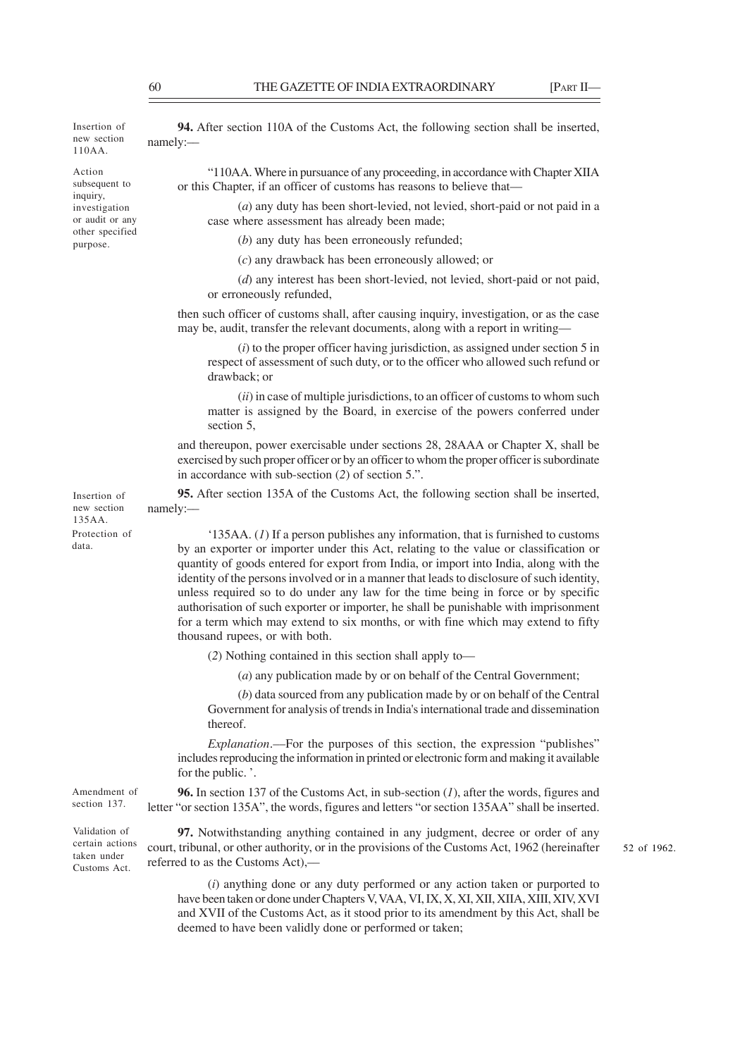Insertion of new section 110AA.

**94.** After section 110A of the Customs Act, the following section shall be inserted, namely:—

Action subsequent to inquiry, investigation or audit or any other specified purpose.

"110AA. Where in pursuance of any proceeding, in accordance with Chapter XIIA or this Chapter, if an officer of customs has reasons to believe that—

(*a*) any duty has been short-levied, not levied, short-paid or not paid in a case where assessment has already been made;

(*b*) any duty has been erroneously refunded;

(*c*) any drawback has been erroneously allowed; or

(*d*) any interest has been short-levied, not levied, short-paid or not paid, or erroneously refunded,

then such officer of customs shall, after causing inquiry, investigation, or as the case may be, audit, transfer the relevant documents, along with a report in writing—

(*i*) to the proper officer having jurisdiction, as assigned under section 5 in respect of assessment of such duty, or to the officer who allowed such refund or drawback; or

(*ii*) in case of multiple jurisdictions, to an officer of customs to whom such matter is assigned by the Board, in exercise of the powers conferred under section 5,

and thereupon, power exercisable under sections 28, 28AAA or Chapter X, shall be exercised by such proper officer or by an officer to whom the proper officer is subordinate in accordance with sub-section (*2*) of section 5.".

Insertion of new section 135AA.

**95.** After section 135A of the Customs Act, the following section shall be inserted, namely:—

Protection of data.

'135AA. (*1*) If a person publishes any information, that is furnished to customs by an exporter or importer under this Act, relating to the value or classification or quantity of goods entered for export from India, or import into India, along with the identity of the persons involved or in a manner that leads to disclosure of such identity, unless required so to do under any law for the time being in force or by specific authorisation of such exporter or importer, he shall be punishable with imprisonment for a term which may extend to six months, or with fine which may extend to fifty thousand rupees, or with both.

(*2*) Nothing contained in this section shall apply to—

(*a*) any publication made by or on behalf of the Central Government;

(*b*) data sourced from any publication made by or on behalf of the Central Government for analysis of trends in India's international trade and dissemination thereof.

*Explanation*.—For the purposes of this section, the expression "publishes" includes reproducing the information in printed or electronic form and making it available for the public. '.

Amendment of section 137.

**96.** In section 137 of the Customs Act, in sub-section (*1*), after the words, figures and letter "or section 135A", the words, figures and letters "or section 135AA" shall be inserted.

Validation of certain actions taken under Customs Act.

**97.** Notwithstanding anything contained in any judgment, decree or order of any court, tribunal, or other authority, or in the provisions of the Customs Act, 1962 (hereinafter referred to as the Customs Act),—

52 of 1962.

(*i*) anything done or any duty performed or any action taken or purported to have been taken or done under Chapters V, VAA, VI, IX, X, XI, XII, XIIA, XIII, XIV, XVI and XVII of the Customs Act, as it stood prior to its amendment by this Act, shall be deemed to have been validly done or performed or taken;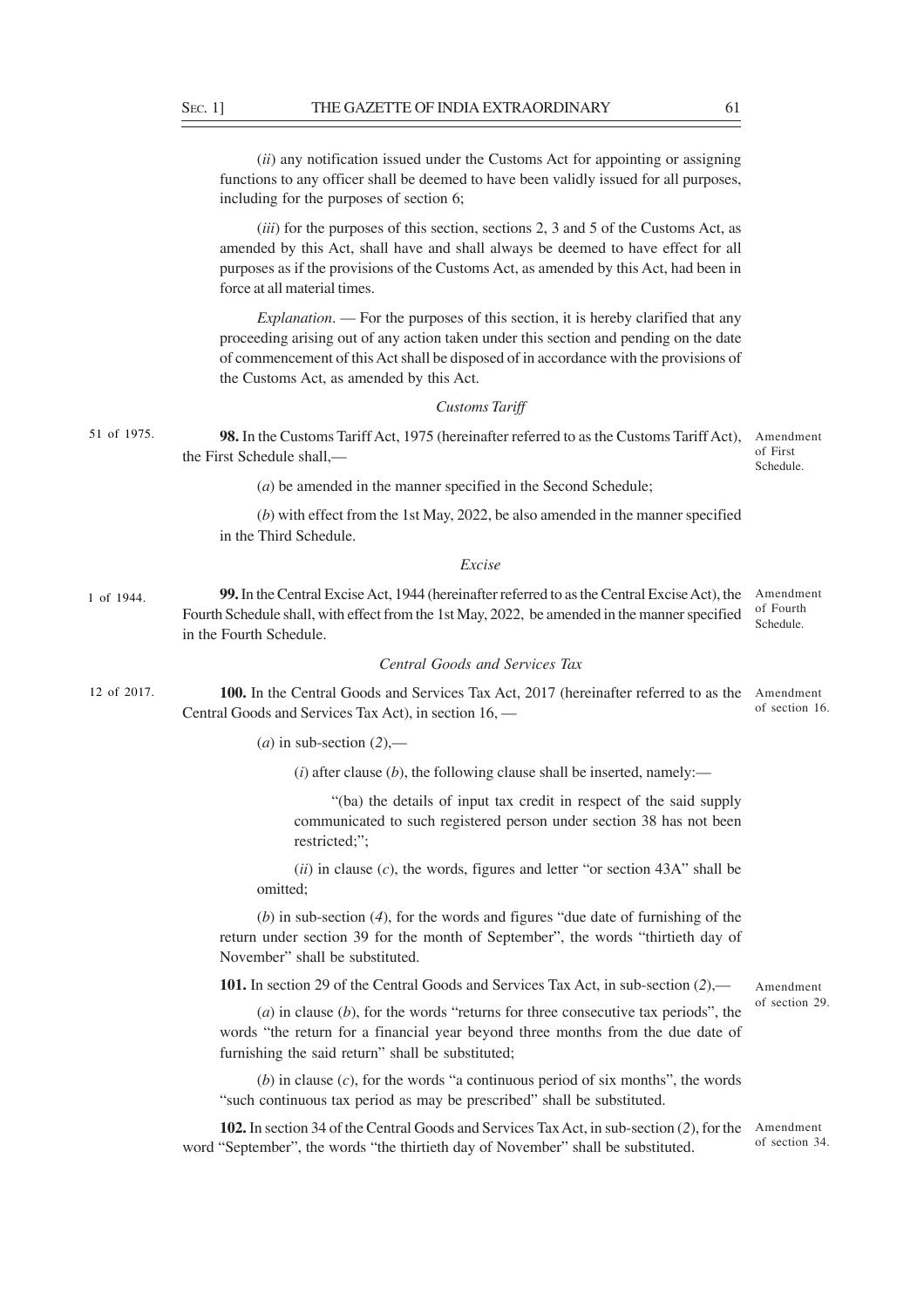(*ii*) any notification issued under the Customs Act for appointing or assigning functions to any officer shall be deemed to have been validly issued for all purposes, including for the purposes of section 6;

(*iii*) for the purposes of this section, sections 2, 3 and 5 of the Customs Act, as amended by this Act, shall have and shall always be deemed to have effect for all purposes as if the provisions of the Customs Act, as amended by this Act, had been in force at all material times.

*Explanation*. — For the purposes of this section, it is hereby clarified that any proceeding arising out of any action taken under this section and pending on the date of commencement of this Act shall be disposed of in accordance with the provisions of the Customs Act, as amended by this Act.

*Customs Tariff*

51 of 1975.

Amendment of First Schedule.

**98.** In the Customs Tariff Act, 1975 (hereinafter referred to as the Customs Tariff Act), the First Schedule shall,—

(*a*) be amended in the manner specified in the Second Schedule;

(*b*) with effect from the 1st May, 2022, be also amended in the manner specified in the Third Schedule.

*Excise*

1 of 1944.

Amendment of Fourth Schedule.

**99.** In the Central Excise Act, 1944 (hereinafter referred to as the Central Excise Act), the Fourth Schedule shall, with effect from the 1st May, 2022, be amended in the manner specified in the Fourth Schedule.

*Central Goods and Services Tax*

12 of 2017.

Amendment of section 16.

**100.** In the Central Goods and Services Tax Act, 2017 (hereinafter referred to as the Central Goods and Services Tax Act), in section 16, —

(*a*) in sub-section (*2*),—

(*i*) after clause (*b*), the following clause shall be inserted, namely:—

"(ba) the details of input tax credit in respect of the said supply communicated to such registered person under section 38 has not been restricted;";

(*ii*) in clause (*c*), the words, figures and letter "or section 43A" shall be omitted;

(*b*) in sub-section (*4*), for the words and figures "due date of furnishing of the return under section 39 for the month of September", the words "thirtieth day of November" shall be substituted.

Amendment of section 29.

**101.** In section 29 of the Central Goods and Services Tax Act, in sub-section (*2*),—

(*a*) in clause (*b*), for the words "returns for three consecutive tax periods", the words "the return for a financial year beyond three months from the due date of furnishing the said return" shall be substituted;

(*b*) in clause (*c*), for the words "a continuous period of six months", the words "such continuous tax period as may be prescribed" shall be substituted.

Amendment of section 34.

**102.** In section 34 of the Central Goods and Services Tax Act, in sub-section (*2*), for the word "September", the words "the thirtieth day of November" shall be substituted.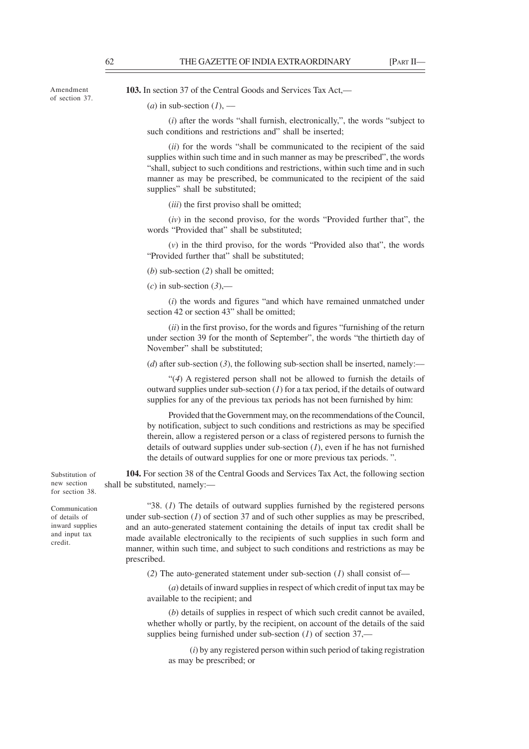Amendment of section 37.

**103.** In section 37 of the Central Goods and Services Tax Act,—

(*a*) in sub-section (*1*), —

(*i*) after the words "shall furnish, electronically,", the words "subject to such conditions and restrictions and" shall be inserted;

(*ii*) for the words "shall be communicated to the recipient of the said supplies within such time and in such manner as may be prescribed", the words "shall, subject to such conditions and restrictions, within such time and in such manner as may be prescribed, be communicated to the recipient of the said supplies" shall be substituted;

(*iii*) the first proviso shall be omitted;

(*iv*) in the second proviso, for the words "Provided further that", the words "Provided that" shall be substituted;

(*v*) in the third proviso, for the words "Provided also that", the words "Provided further that" shall be substituted;

(*b*) sub-section (*2*) shall be omitted;

(*c*) in sub-section (*3*),—

(*i*) the words and figures "and which have remained unmatched under section 42 or section 43" shall be omitted;

(*ii*) in the first proviso, for the words and figures "furnishing of the return under section 39 for the month of September", the words "the thirtieth day of November" shall be substituted;

(*d*) after sub-section (*3*), the following sub-section shall be inserted, namely:—

"(*4*) A registered person shall not be allowed to furnish the details of outward supplies under sub-section (*1*) for a tax period, if the details of outward supplies for any of the previous tax periods has not been furnished by him:

Provided that the Government may, on the recommendations of the Council, by notification, subject to such conditions and restrictions as may be specified therein, allow a registered person or a class of registered persons to furnish the details of outward supplies under sub-section (*1*), even if he has not furnished the details of outward supplies for one or more previous tax periods. ".

Substitution of new section for section 38.

**104.** For section 38 of the Central Goods and Services Tax Act, the following section shall be substituted, namely:—

Communication of details of inward supplies and input tax credit.

"38. (*1*) The details of outward supplies furnished by the registered persons under sub-section (*1*) of section 37 and of such other supplies as may be prescribed, and an auto-generated statement containing the details of input tax credit shall be made available electronically to the recipients of such supplies in such form and manner, within such time, and subject to such conditions and restrictions as may be prescribed.

(*2*) The auto-generated statement under sub-section (*1*) shall consist of—

(*a*) details of inward supplies in respect of which credit of input tax may be available to the recipient; and

(*b*) details of supplies in respect of which such credit cannot be availed, whether wholly or partly, by the recipient, on account of the details of the said supplies being furnished under sub-section (*1*) of section 37,—

(*i*) by any registered person within such period of taking registration as may be prescribed; or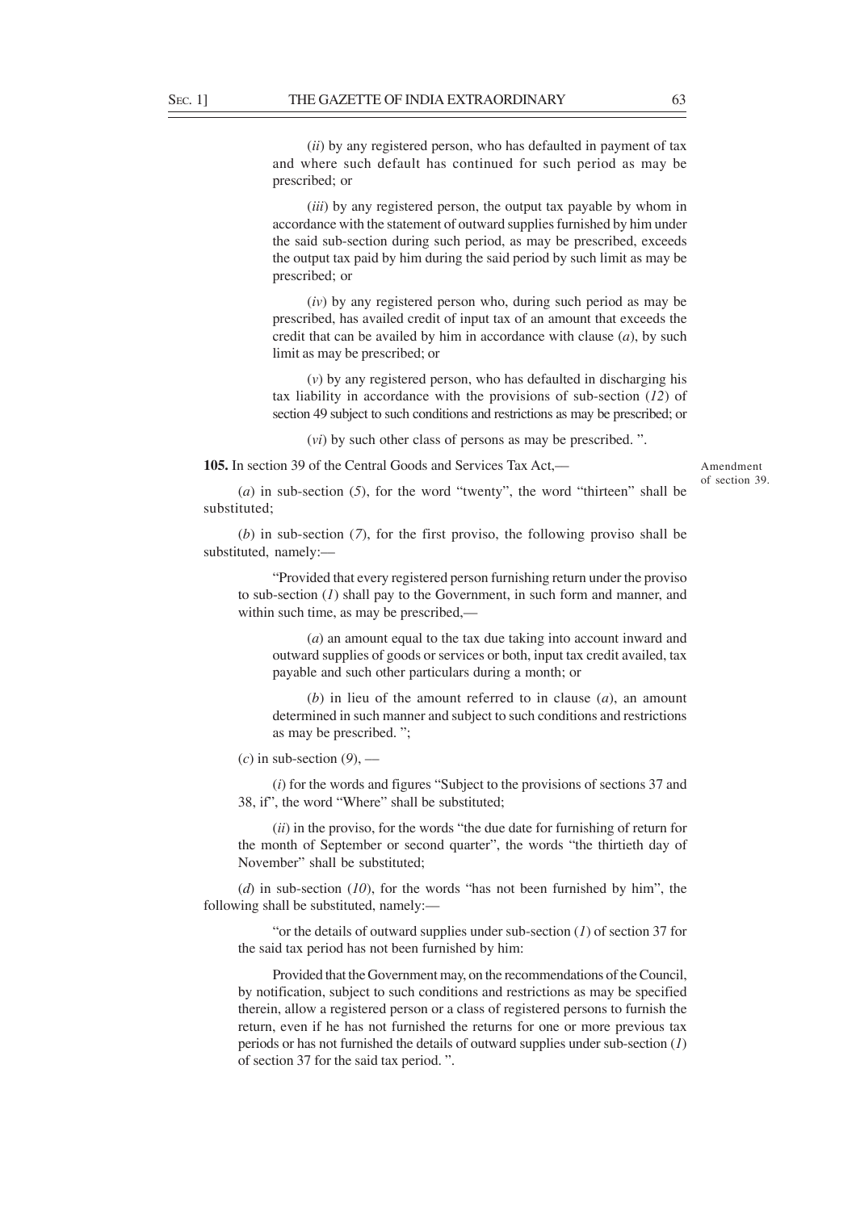(*ii*) by any registered person, who has defaulted in payment of tax and where such default has continued for such period as may be prescribed; or

(*iii*) by any registered person, the output tax payable by whom in accordance with the statement of outward supplies furnished by him under the said sub-section during such period, as may be prescribed, exceeds the output tax paid by him during the said period by such limit as may be prescribed; or

(*iv*) by any registered person who, during such period as may be prescribed, has availed credit of input tax of an amount that exceeds the credit that can be availed by him in accordance with clause (*a*), by such limit as may be prescribed; or

(*v*) by any registered person, who has defaulted in discharging his tax liability in accordance with the provisions of sub-section (*12*) of section 49 subject to such conditions and restrictions as may be prescribed; or

(*vi*) by such other class of persons as may be prescribed. ".

Amendment of section 39.

**105.** In section 39 of the Central Goods and Services Tax Act,—

(*a*) in sub-section (*5*), for the word "twenty", the word "thirteen" shall be substituted;

(*b*) in sub-section (*7*), for the first proviso, the following proviso shall be substituted, namely:—

"Provided that every registered person furnishing return under the proviso to sub-section (*1*) shall pay to the Government, in such form and manner, and within such time, as may be prescribed,—

(*a*) an amount equal to the tax due taking into account inward and outward supplies of goods or services or both, input tax credit availed, tax payable and such other particulars during a month; or

(*b*) in lieu of the amount referred to in clause (*a*), an amount determined in such manner and subject to such conditions and restrictions as may be prescribed. ";

(*c*) in sub-section (*9*), —

(*i*) for the words and figures "Subject to the provisions of sections 37 and 38, if", the word "Where" shall be substituted;

(*ii*) in the proviso, for the words "the due date for furnishing of return for the month of September or second quarter", the words "the thirtieth day of November" shall be substituted;

(*d*) in sub-section (*10*), for the words "has not been furnished by him", the following shall be substituted, namely:—

"or the details of outward supplies under sub-section (*1*) of section 37 for the said tax period has not been furnished by him:

Provided that the Government may, on the recommendations of the Council, by notification, subject to such conditions and restrictions as may be specified therein, allow a registered person or a class of registered persons to furnish the return, even if he has not furnished the returns for one or more previous tax periods or has not furnished the details of outward supplies under sub-section (*1*) of section 37 for the said tax period. ".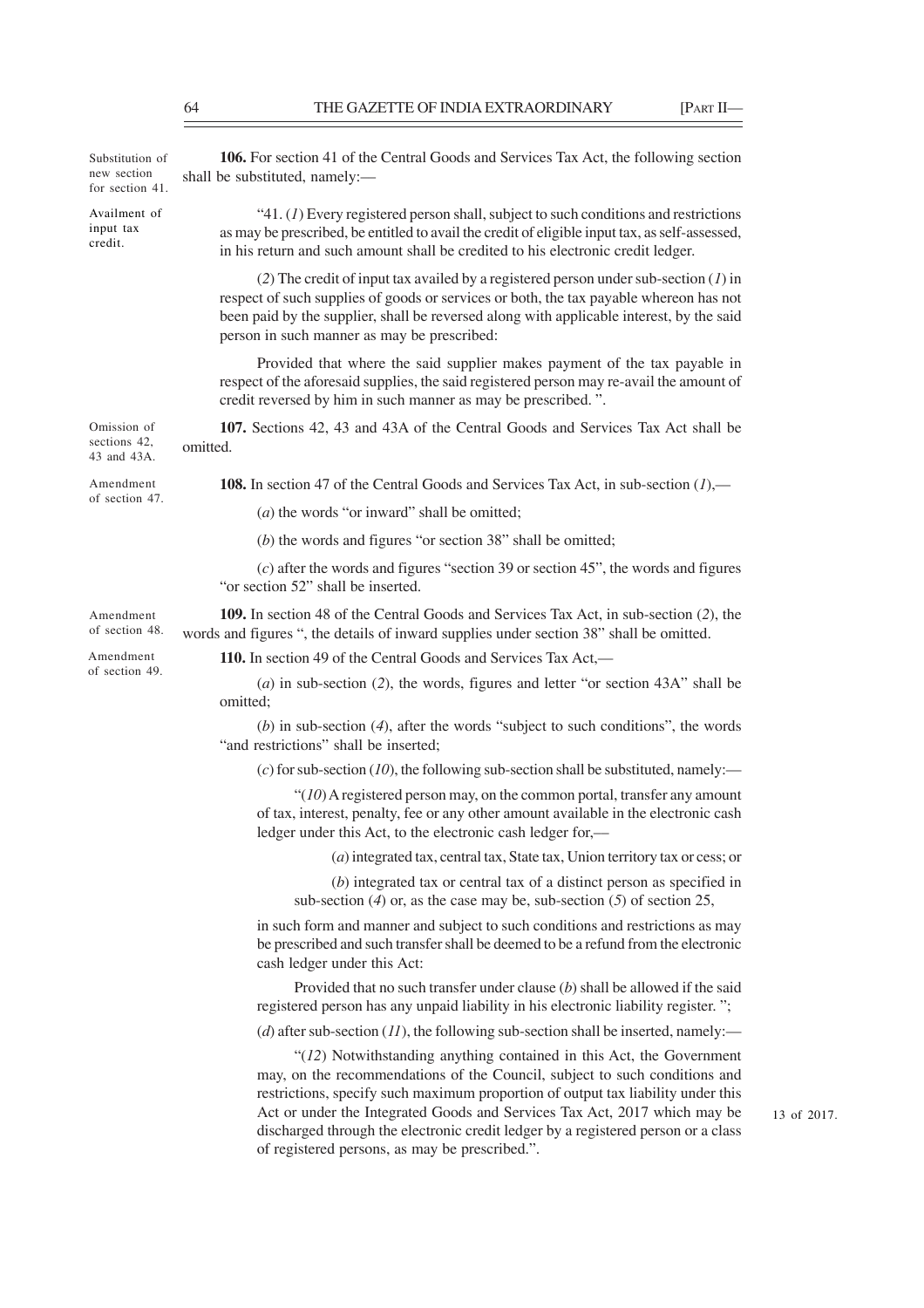Substitution of new section for section 41.

**106.** For section 41 of the Central Goods and Services Tax Act, the following section shall be substituted, namely:—

Availment of input tax credit.

"41. (*1*) Every registered person shall, subject to such conditions and restrictions as may be prescribed, be entitled to avail the credit of eligible input tax, as self-assessed, in his return and such amount shall be credited to his electronic credit ledger.

(*2*) The credit of input tax availed by a registered person under sub-section (*1*) in respect of such supplies of goods or services or both, the tax payable whereon has not been paid by the supplier, shall be reversed along with applicable interest, by the said person in such manner as may be prescribed:

Provided that where the said supplier makes payment of the tax payable in respect of the aforesaid supplies, the said registered person may re-avail the amount of credit reversed by him in such manner as may be prescribed. ".

Omission of sections 42, 43 and 43A.

**107.** Sections 42, 43 and 43A of the Central Goods and Services Tax Act shall be omitted.

Amendment of section 47.

**108.** In section 47 of the Central Goods and Services Tax Act, in sub-section (*1*),—

(*a*) the words "or inward" shall be omitted;

(*b*) the words and figures "or section 38" shall be omitted;

(*c*) after the words and figures "section 39 or section 45", the words and figures "or section 52" shall be inserted.

Amendment of section 48.

**109.** In section 48 of the Central Goods and Services Tax Act, in sub-section (*2*), the words and figures ", the details of inward supplies under section 38" shall be omitted.

Amendment of section 49.

**110.** In section 49 of the Central Goods and Services Tax Act,—

(*a*) in sub-section (*2*), the words, figures and letter "or section 43A" shall be omitted;

(*b*) in sub-section (*4*), after the words "subject to such conditions", the words "and restrictions" shall be inserted;

(*c*) for sub-section (*10*), the following sub-section shall be substituted, namely:—

"(*10*) A registered person may, on the common portal, transfer any amount of tax, interest, penalty, fee or any other amount available in the electronic cash ledger under this Act, to the electronic cash ledger for,—

(*a*) integrated tax, central tax, State tax, Union territory tax or cess; or

(*b*) integrated tax or central tax of a distinct person as specified in sub-section (*4*) or, as the case may be, sub-section (*5*) of section 25,

in such form and manner and subject to such conditions and restrictions as may be prescribed and such transfer shall be deemed to be a refund from the electronic cash ledger under this Act:

Provided that no such transfer under clause (*b*) shall be allowed if the said registered person has any unpaid liability in his electronic liability register. ";

(*d*) after sub-section (*11*), the following sub-section shall be inserted, namely:—

"(*12*) Notwithstanding anything contained in this Act, the Government may, on the recommendations of the Council, subject to such conditions and restrictions, specify such maximum proportion of output tax liability under this Act or under the Integrated Goods and Services Tax Act, 2017 which may be discharged through the electronic credit ledger by a registered person or a class of registered persons, as may be prescribed.".

13 of 2017.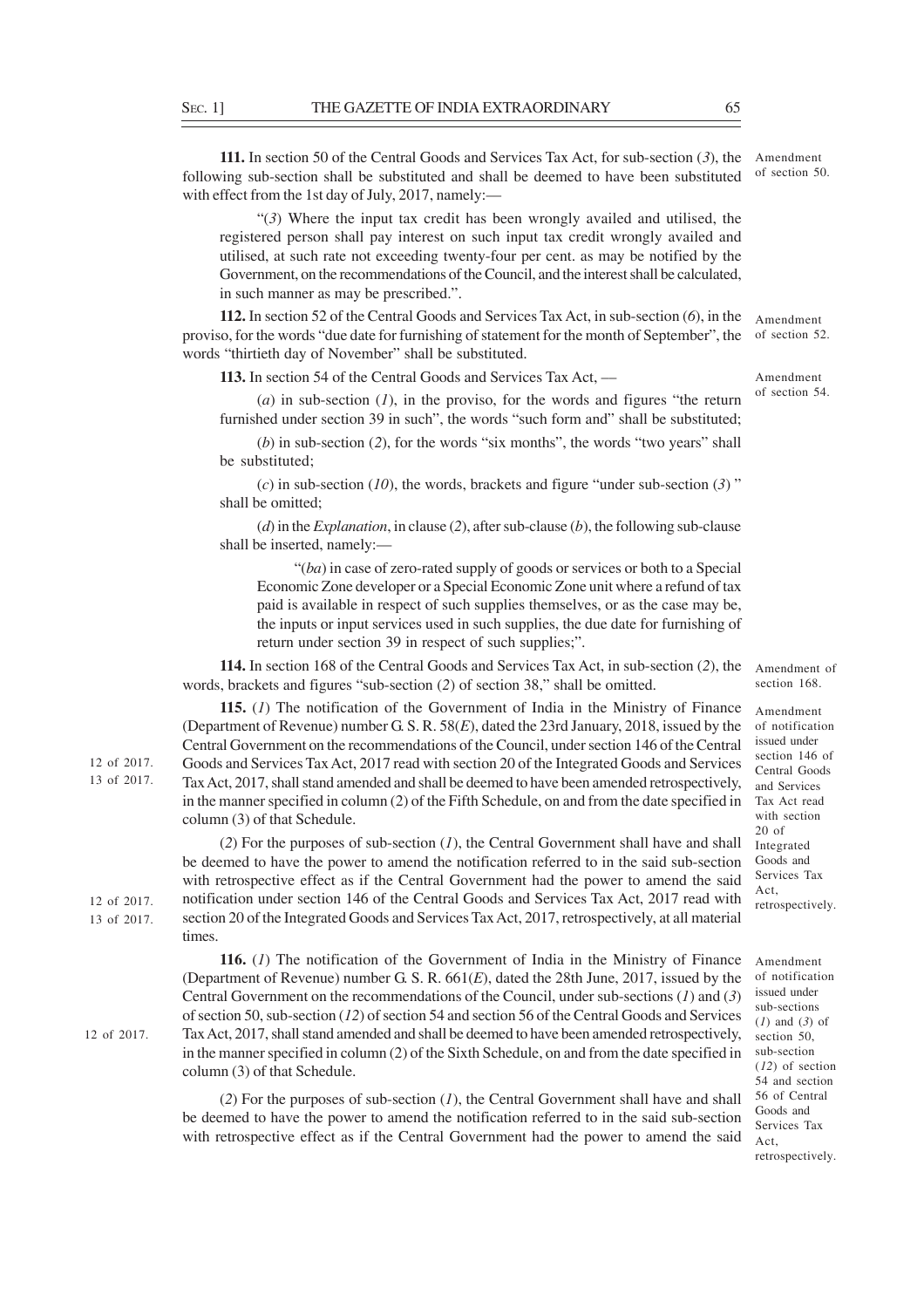**111.** In section 50 of the Central Goods and Services Tax Act, for sub-section (*3*), the following sub-section shall be substituted and shall be deemed to have been substituted with effect from the 1st day of July, 2017, namely:—

Amendment of section 50.

"(*3*) Where the input tax credit has been wrongly availed and utilised, the registered person shall pay interest on such input tax credit wrongly availed and utilised, at such rate not exceeding twenty-four per cent. as may be notified by the Government, on the recommendations of the Council, and the interest shall be calculated, in such manner as may be prescribed.".

**112.** In section 52 of the Central Goods and Services Tax Act, in sub-section (*6*), in the proviso, for the words "due date for furnishing of statement for the month of September", the words "thirtieth day of November" shall be substituted.

Amendment of section 52.

**113.** In section 54 of the Central Goods and Services Tax Act, —

Amendment of section 54.

(*a*) in sub-section (*1*), in the proviso, for the words and figures "the return furnished under section 39 in such", the words "such form and" shall be substituted;

(*b*) in sub-section (*2*), for the words "six months", the words "two years" shall be substituted;

(*c*) in sub-section (*10*), the words, brackets and figure "under sub-section (*3*) " shall be omitted;

(*d*) in the *Explanation*, in clause (*2*), after sub-clause (*b*), the following sub-clause shall be inserted, namely:—

"(*ba*) in case of zero-rated supply of goods or services or both to a Special Economic Zone developer or a Special Economic Zone unit where a refund of tax paid is available in respect of such supplies themselves, or as the case may be, the inputs or input services used in such supplies, the due date for furnishing of return under section 39 in respect of such supplies;".

**114.** In section 168 of the Central Goods and Services Tax Act, in sub-section (*2*), the words, brackets and figures "sub-section (*2*) of section 38," shall be omitted.

Amendment of section 168.

**115.** (*1*) The notification of the Government of India in the Ministry of Finance (Department of Revenue) number G. S. R. 58(*E*), dated the 23rd January, 2018, issued by the Central Government on the recommendations of the Council, under section 146 of the Central Goods and Services Tax Act, 2017 read with section 20 of the Integrated Goods and Services Tax Act, 2017, shall stand amended and shall be deemed to have been amended retrospectively, in the manner specified in column (2) of the Fifth Schedule, on and from the date specified in column (3) of that Schedule.

12 of 2017.
13 of 2017.

Amendment of notification issued under section 146 of Central Goods and Services Tax Act read with section 20 of Integrated Goods and Services Tax Act, retrospectively.

(*2*) For the purposes of sub-section (*1*), the Central Government shall have and shall be deemed to have the power to amend the notification referred to in the said sub-section with retrospective effect as if the Central Government had the power to amend the said notification under section 146 of the Central Goods and Services Tax Act, 2017 read with section 20 of the Integrated Goods and Services Tax Act, 2017, retrospectively, at all material times.

12 of 2017.
13 of 2017.

**116.** (*1*) The notification of the Government of India in the Ministry of Finance (Department of Revenue) number G. S. R. 661(*E*), dated the 28th June, 2017, issued by the Central Government on the recommendations of the Council, under sub-sections (*1*) and (*3*) of section 50, sub-section (*12*) of section 54 and section 56 of the Central Goods and Services Tax Act, 2017, shall stand amended and shall be deemed to have been amended retrospectively, in the manner specified in column (2) of the Sixth Schedule, on and from the date specified in column (3) of that Schedule.

12 of 2017.

Amendment of notification issued under sub-sections (*1*) and (*3*) of section 50, sub-section (*12*) of section 54 and section 56 of Central Goods and Services Tax Act, retrospectively.

(*2*) For the purposes of sub-section (*1*), the Central Government shall have and shall be deemed to have the power to amend the notification referred to in the said sub-section with retrospective effect as if the Central Government had the power to amend the said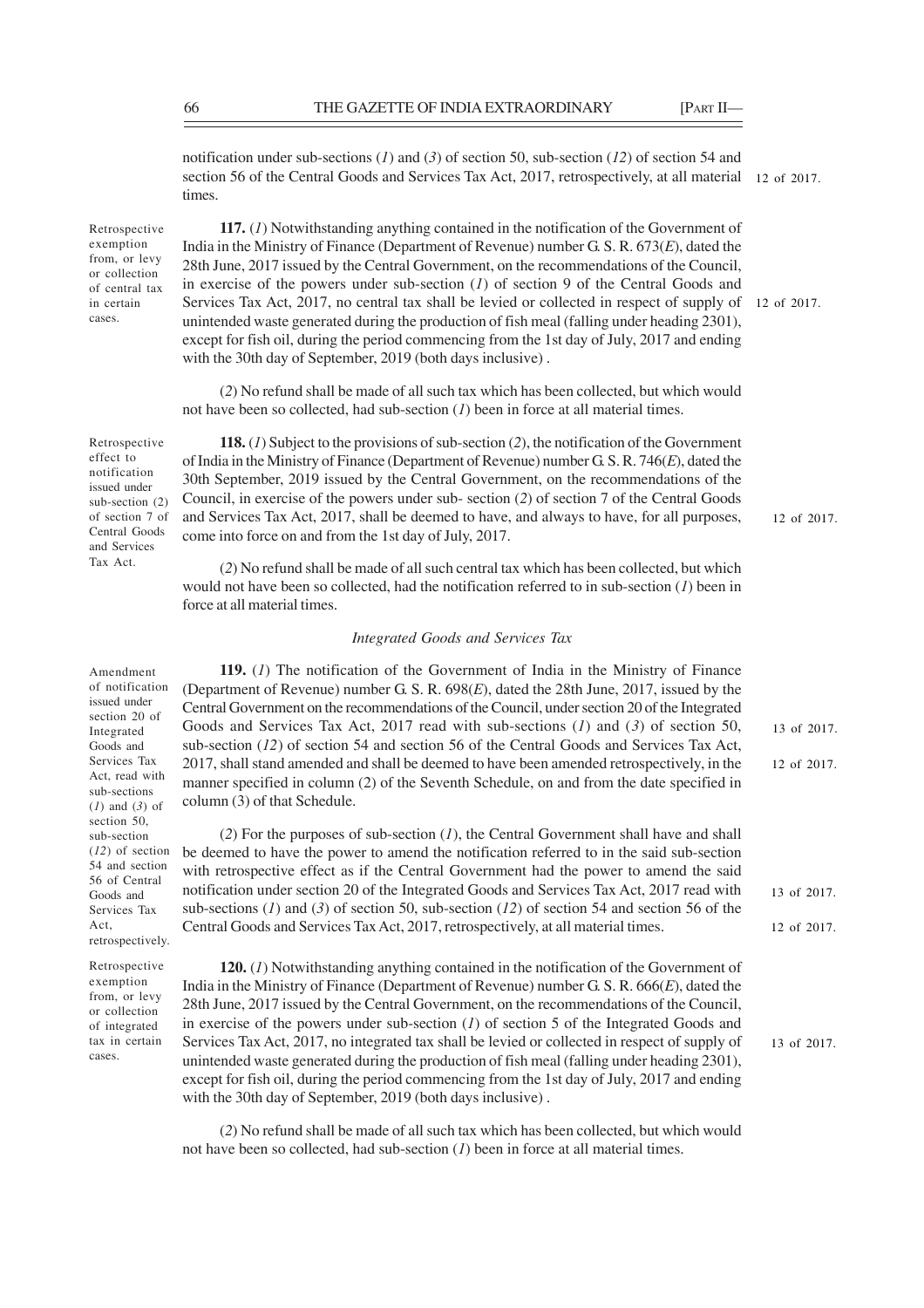notification under sub-sections (*1*) and (*3*) of section 50, sub-section (*12*) of section 54 and section 56 of the Central Goods and Services Tax Act, 2017, retrospectively, at all material times.

12 of 2017.

Retrospective exemption from, or levy or collection of central tax in certain cases.

**117.** (*1*) Notwithstanding anything contained in the notification of the Government of India in the Ministry of Finance (Department of Revenue) number G. S. R. 673(*E*), dated the 28th June, 2017 issued by the Central Government, on the recommendations of the Council, in exercise of the powers under sub-section (*1*) of section 9 of the Central Goods and Services Tax Act, 2017, no central tax shall be levied or collected in respect of supply of unintended waste generated during the production of fish meal (falling under heading 2301), except for fish oil, during the period commencing from the 1st day of July, 2017 and ending with the 30th day of September, 2019 (both days inclusive) .

12 of 2017.

(*2*) No refund shall be made of all such tax which has been collected, but which would not have been so collected, had sub-section (*1*) been in force at all material times.

Retrospective effect to notification issued under sub-section (2) of section 7 of Central Goods and Services Tax Act.

**118.** (*1*) Subject to the provisions of sub-section (*2*), the notification of the Government of India in the Ministry of Finance (Department of Revenue) number G. S. R. 746(*E*), dated the 30th September, 2019 issued by the Central Government, on the recommendations of the Council, in exercise of the powers under sub- section (*2*) of section 7 of the Central Goods and Services Tax Act, 2017, shall be deemed to have, and always to have, for all purposes, come into force on and from the 1st day of July, 2017.

12 of 2017.

(*2*) No refund shall be made of all such central tax which has been collected, but which would not have been so collected, had the notification referred to in sub-section (*1*) been in force at all material times.

*Integrated Goods and Services Tax*

Amendment of notification issued under section 20 of Integrated Goods and Services Tax Act, read with sub-sections (*1*) and (*3*) of section 50, sub-section (*12*) of section 54 and section 56 of Central Goods and Services Tax Act, retrospectively.

**119.** (*1*) The notification of the Government of India in the Ministry of Finance (Department of Revenue) number G. S. R. 698(*E*), dated the 28th June, 2017, issued by the Central Government on the recommendations of the Council, under section 20 of the Integrated Goods and Services Tax Act, 2017 read with sub-sections (*1*) and (*3*) of section 50, sub-section (*12*) of section 54 and section 56 of the Central Goods and Services Tax Act, 2017, shall stand amended and shall be deemed to have been amended retrospectively, in the manner specified in column (2) of the Seventh Schedule, on and from the date specified in column (3) of that Schedule.

13 of 2017.

12 of 2017.

(*2*) For the purposes of sub-section (*1*), the Central Government shall have and shall be deemed to have the power to amend the notification referred to in the said sub-section with retrospective effect as if the Central Government had the power to amend the said notification under section 20 of the Integrated Goods and Services Tax Act, 2017 read with sub-sections (*1*) and (*3*) of section 50, sub-section (*12*) of section 54 and section 56 of the Central Goods and Services Tax Act, 2017, retrospectively, at all material times.

13 of 2017.

12 of 2017.

Retrospective exemption from, or levy or collection of integrated tax in certain cases.

**120.** (*1*) Notwithstanding anything contained in the notification of the Government of India in the Ministry of Finance (Department of Revenue) number G. S. R. 666(*E*), dated the 28th June, 2017 issued by the Central Government, on the recommendations of the Council, in exercise of the powers under sub-section (*1*) of section 5 of the Integrated Goods and Services Tax Act, 2017, no integrated tax shall be levied or collected in respect of supply of unintended waste generated during the production of fish meal (falling under heading 2301), except for fish oil, during the period commencing from the 1st day of July, 2017 and ending with the 30th day of September, 2019 (both days inclusive) .

13 of 2017.

(*2*) No refund shall be made of all such tax which has been collected, but which would not have been so collected, had sub-section (*1*) been in force at all material times.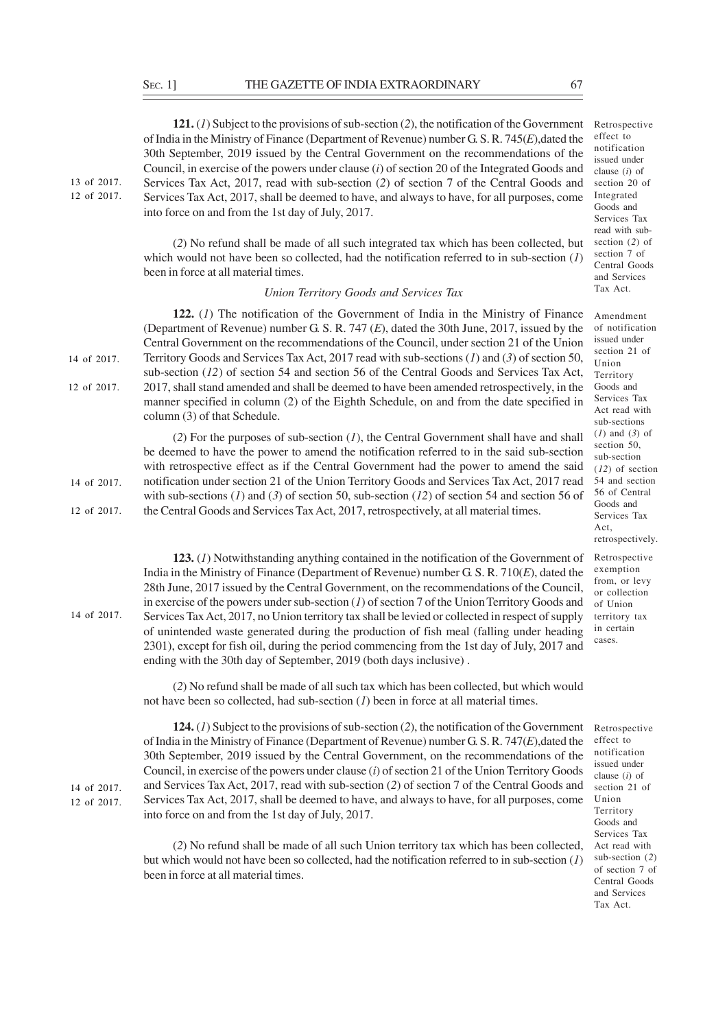**121.** (*1*) Subject to the provisions of sub-section (*2*), the notification of the Government of India in the Ministry of Finance (Department of Revenue) number G. S. R. 745(*E*),dated the 30th September, 2019 issued by the Central Government on the recommendations of the Council, in exercise of the powers under clause (*i*) of section 20 of the Integrated Goods and Services Tax Act, 2017, read with sub-section (*2*) of section 7 of the Central Goods and Services Tax Act, 2017, shall be deemed to have, and always to have, for all purposes, come into force on and from the 1st day of July, 2017.

*Retrospective effect to notification issued under clause (i) of section 20 of Integrated Goods and Services Tax read with sub-section (2) of section 7 of Central Goods and Services Tax Act.*

13 of 2017.
12 of 2017.

(*2*) No refund shall be made of all such integrated tax which has been collected, but which would not have been so collected, had the notification referred to in sub-section (*1*) been in force at all material times.

### *Union Territory Goods and Services Tax*

**122.** (*1*) The notification of the Government of India in the Ministry of Finance (Department of Revenue) number G. S. R. 747 (*E*), dated the 30th June, 2017, issued by the Central Government on the recommendations of the Council, under section 21 of the Union Territory Goods and Services Tax Act, 2017 read with sub-sections (*1*) and (*3*) of section 50, sub-section (*12*) of section 54 and section 56 of the Central Goods and Services Tax Act, 2017, shall stand amended and shall be deemed to have been amended retrospectively, in the manner specified in column (2) of the Eighth Schedule, on and from the date specified in column (3) of that Schedule.

*Amendment of notification issued under section 21 of Union Territory Goods and Services Tax Act read with sub-sections (1) and (3) of section 50, sub-section (12) of section 54 and section 56 of Central Goods and Services Tax Act, retrospectively.*

14 of 2017.
12 of 2017.

(*2*) For the purposes of sub-section (*1*), the Central Government shall have and shall be deemed to have the power to amend the notification referred to in the said sub-section with retrospective effect as if the Central Government had the power to amend the said notification under section 21 of the Union Territory Goods and Services Tax Act, 2017 read with sub-sections (*1*) and (*3*) of section 50, sub-section (*12*) of section 54 and section 56 of the Central Goods and Services Tax Act, 2017, retrospectively, at all material times.

14 of 2017.
12 of 2017.

**123.** (*1*) Notwithstanding anything contained in the notification of the Government of India in the Ministry of Finance (Department of Revenue) number G. S. R. 710(*E*), dated the 28th June, 2017 issued by the Central Government, on the recommendations of the Council, in exercise of the powers under sub-section (*1*) of section 7 of the Union Territory Goods and Services Tax Act, 2017, no Union territory tax shall be levied or collected in respect of supply of unintended waste generated during the production of fish meal (falling under heading 2301), except for fish oil, during the period commencing from the 1st day of July, 2017 and ending with the 30th day of September, 2019 (both days inclusive) .

*Retrospective exemption from, or levy or collection of Union territory tax in certain cases.*

14 of 2017.

(*2*) No refund shall be made of all such tax which has been collected, but which would not have been so collected, had sub-section (*1*) been in force at all material times.

**124.** (*1*) Subject to the provisions of sub-section (*2*), the notification of the Government of India in the Ministry of Finance (Department of Revenue) number G. S. R. 747(*E*),dated the 30th September, 2019 issued by the Central Government, on the recommendations of the Council, in exercise of the powers under clause (*i*) of section 21 of the Union Territory Goods and Services Tax Act, 2017, read with sub-section (*2*) of section 7 of the Central Goods and Services Tax Act, 2017, shall be deemed to have, and always to have, for all purposes, come into force on and from the 1st day of July, 2017.

*Retrospective effect to notification issued under clause (i) of section 21 of Union Territory Goods and Services Tax Act read with sub-section (2) of section 7 of Central Goods and Services Tax Act.*

14 of 2017.
12 of 2017.

(*2*) No refund shall be made of all such Union territory tax which has been collected, but which would not have been so collected, had the notification referred to in sub-section (*1*) been in force at all material times.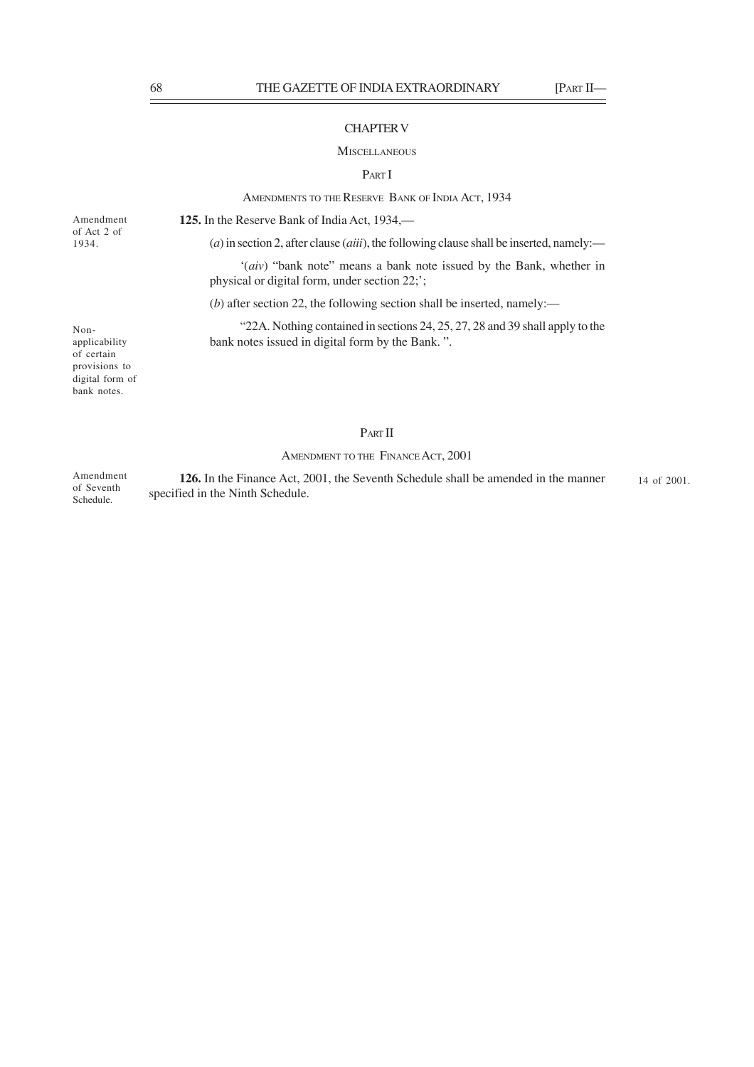## CHAPTER V

### MISCELLANEOUS

### PART I

### AMENDMENTS TO THE RESERVE BANK OF INDIA ACT, 1934

Amendment of Act 2 of 1934.

**125.** In the Reserve Bank of India Act, 1934,—

(*a*) in section 2, after clause (*aiii*), the following clause shall be inserted, namely:—

'(*aiv*) "bank note" means a bank note issued by the Bank, whether in physical or digital form, under section 22;';

(*b*) after section 22, the following section shall be inserted, namely:—

Non-applicability of certain provisions to digital form of bank notes.

"22A. Nothing contained in sections 24, 25, 27, 28 and 39 shall apply to the bank notes issued in digital form by the Bank. ".

### PART II

### AMENDMENT TO THE FINANCE ACT, 2001

Amendment of Seventh Schedule.

**126.** In the Finance Act, 2001, the Seventh Schedule shall be amended in the manner specified in the Ninth Schedule.

14 of 2001.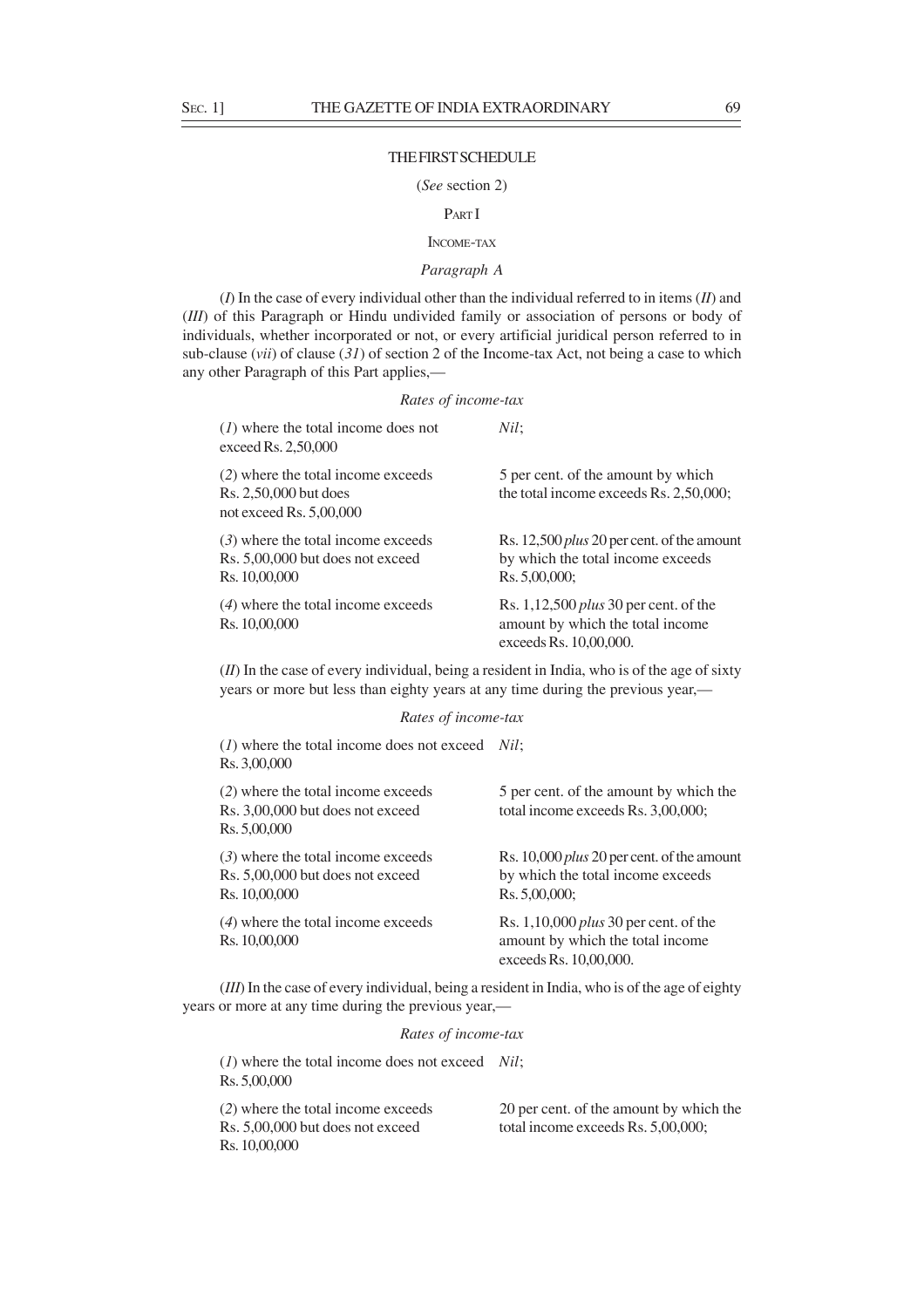# THE FIRST SCHEDULE

(*See* section 2)

## PART I

## INCOME-TAX

### *Paragraph A*

(*I*) In the case of every individual other than the individual referred to in items (*II*) and (*III*) of this Paragraph or Hindu undivided family or association of persons or body of individuals, whether incorporated or not, or every artificial juridical person referred to in sub-clause (*vii*) of clause (*31*) of section 2 of the Income-tax Act, not being a case to which any other Paragraph of this Part applies,—

*Rates of income-tax*

| | |
|---|---|
| (*1*) where the total income does not exceed Rs. 2,50,000 | *Nil*; |
| (*2*) where the total income exceeds Rs. 2,50,000 but does not exceed Rs. 5,00,000 | 5 per cent. of the amount by which the total income exceeds Rs. 2,50,000; |
| (*3*) where the total income exceeds Rs. 5,00,000 but does not exceed Rs. 10,00,000 | Rs. 12,500 *plus* 20 per cent. of the amount by which the total income exceeds Rs. 5,00,000; |
| (*4*) where the total income exceeds Rs. 10,00,000 | Rs. 1,12,500 *plus* 30 per cent. of the amount by which the total income exceeds Rs. 10,00,000. |

(*II*) In the case of every individual, being a resident in India, who is of the age of sixty years or more but less than eighty years at any time during the previous year,—

*Rates of income-tax*

| | |
|---|---|
| (*1*) where the total income does not exceed Rs. 3,00,000 | *Nil*; |
| (*2*) where the total income exceeds Rs. 3,00,000 but does not exceed Rs. 5,00,000 | 5 per cent. of the amount by which the total income exceeds Rs. 3,00,000; |
| (*3*) where the total income exceeds Rs. 5,00,000 but does not exceed Rs. 10,00,000 | Rs. 10,000 *plus* 20 per cent. of the amount by which the total income exceeds Rs. 5,00,000; |
| (*4*) where the total income exceeds Rs. 10,00,000 | Rs. 1,10,000 *plus* 30 per cent. of the amount by which the total income exceeds Rs. 10,00,000. |

(*III*) In the case of every individual, being a resident in India, who is of the age of eighty years or more at any time during the previous year,—

*Rates of income-tax*

| | |
|---|---|
| (*1*) where the total income does not exceed Rs. 5,00,000 | *Nil*; |
| (*2*) where the total income exceeds Rs. 5,00,000 but does not exceed Rs. 10,00,000 | 20 per cent. of the amount by which the total income exceeds Rs. 5,00,000; |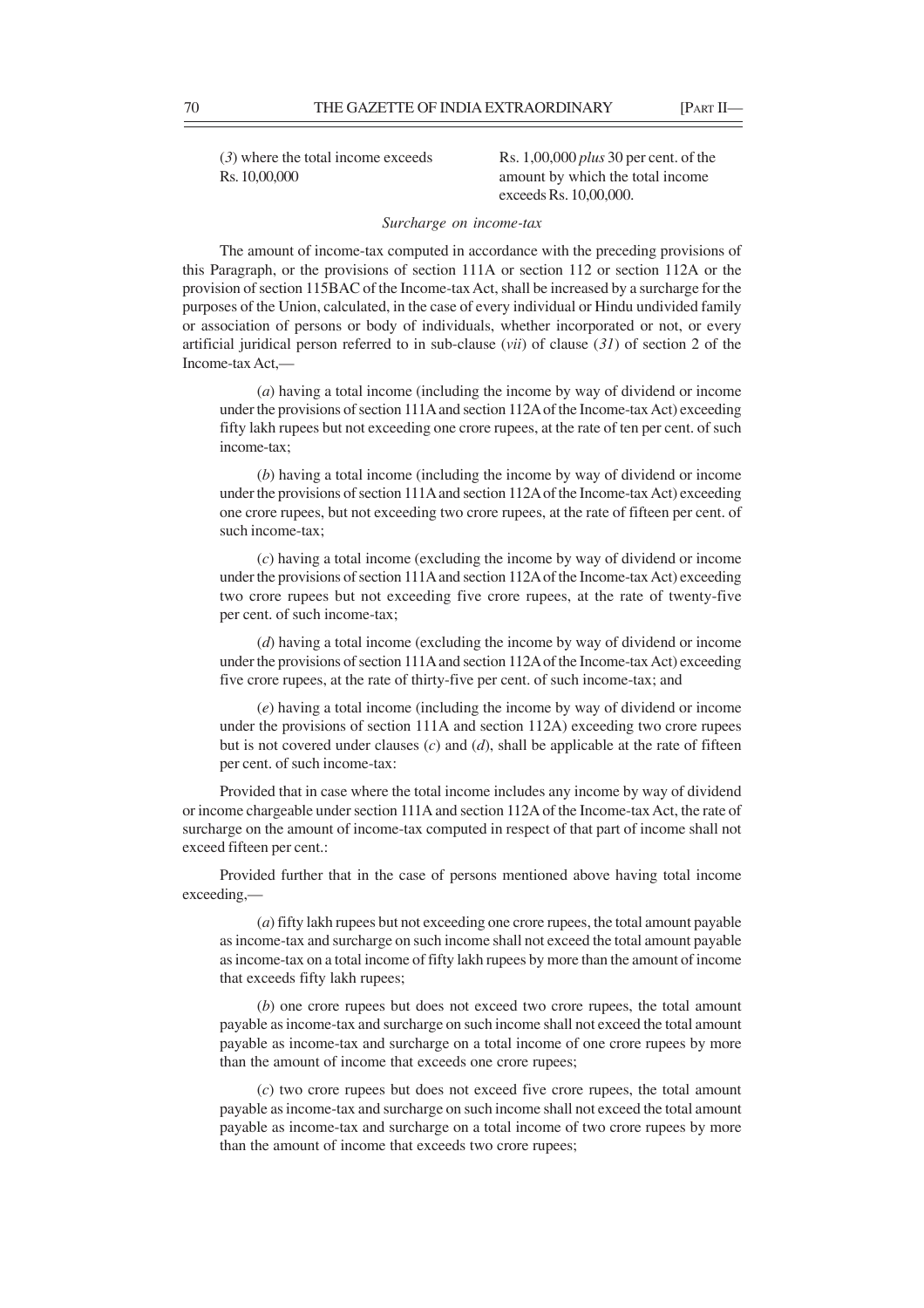| | |
|---|---|
| (*3*) where the total income exceeds Rs. 10,00,000 | Rs. 1,00,000 *plus* 30 per cent. of the amount by which the total income exceeds Rs. 10,00,000. |

*Surcharge on income-tax*

The amount of income-tax computed in accordance with the preceding provisions of this Paragraph, or the provisions of section 111A or section 112 or section 112A or the provision of section 115BAC of the Income-tax Act, shall be increased by a surcharge for the purposes of the Union, calculated, in the case of every individual or Hindu undivided family or association of persons or body of individuals, whether incorporated or not, or every artificial juridical person referred to in sub-clause (*vii*) of clause (*31*) of section 2 of the Income-tax Act,—

(*a*) having a total income (including the income by way of dividend or income under the provisions of section 111A and section 112A of the Income-tax Act) exceeding fifty lakh rupees but not exceeding one crore rupees, at the rate of ten per cent. of such income-tax;

(*b*) having a total income (including the income by way of dividend or income under the provisions of section 111A and section 112A of the Income-tax Act) exceeding one crore rupees, but not exceeding two crore rupees, at the rate of fifteen per cent. of such income-tax;

(*c*) having a total income (excluding the income by way of dividend or income under the provisions of section 111A and section 112A of the Income-tax Act) exceeding two crore rupees but not exceeding five crore rupees, at the rate of twenty-five per cent. of such income-tax;

(*d*) having a total income (excluding the income by way of dividend or income under the provisions of section 111A and section 112A of the Income-tax Act) exceeding five crore rupees, at the rate of thirty-five per cent. of such income-tax; and

(*e*) having a total income (including the income by way of dividend or income under the provisions of section 111A and section 112A) exceeding two crore rupees but is not covered under clauses (*c*) and (*d*), shall be applicable at the rate of fifteen per cent. of such income-tax:

Provided that in case where the total income includes any income by way of dividend or income chargeable under section 111A and section 112A of the Income-tax Act, the rate of surcharge on the amount of income-tax computed in respect of that part of income shall not exceed fifteen per cent.:

Provided further that in the case of persons mentioned above having total income exceeding,—

(*a*) fifty lakh rupees but not exceeding one crore rupees, the total amount payable as income-tax and surcharge on such income shall not exceed the total amount payable as income-tax on a total income of fifty lakh rupees by more than the amount of income that exceeds fifty lakh rupees;

(*b*) one crore rupees but does not exceed two crore rupees, the total amount payable as income-tax and surcharge on such income shall not exceed the total amount payable as income-tax and surcharge on a total income of one crore rupees by more than the amount of income that exceeds one crore rupees;

(*c*) two crore rupees but does not exceed five crore rupees, the total amount payable as income-tax and surcharge on such income shall not exceed the total amount payable as income-tax and surcharge on a total income of two crore rupees by more than the amount of income that exceeds two crore rupees;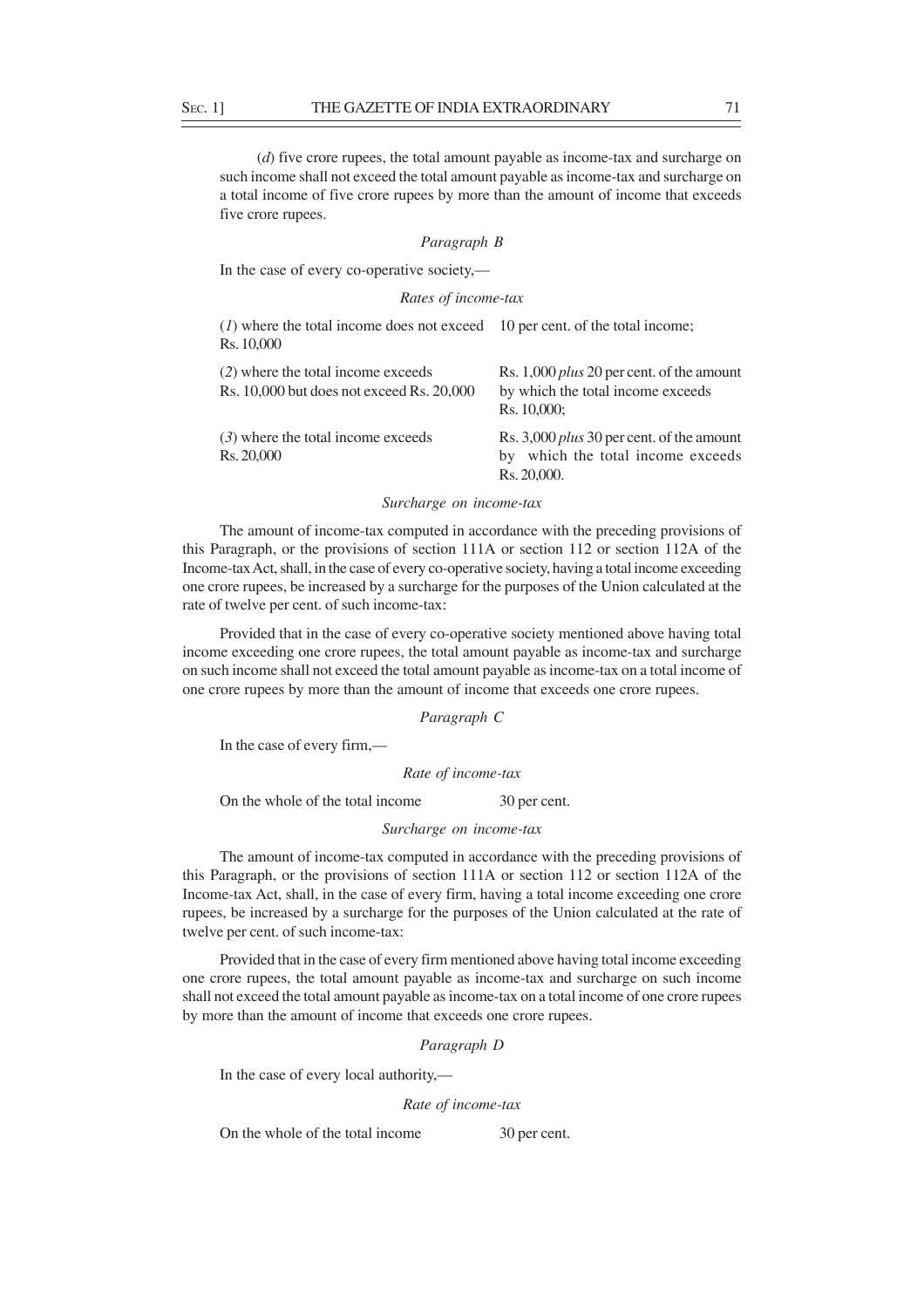(*d*) five crore rupees, the total amount payable as income-tax and surcharge on such income shall not exceed the total amount payable as income-tax and surcharge on a total income of five crore rupees by more than the amount of income that exceeds five crore rupees.

*Paragraph B*

In the case of every co-operative society,—

*Rates of income-tax*

| | |
|---|---|
| (*1*) where the total income does not exceed Rs. 10,000 | 10 per cent. of the total income; |
| (*2*) where the total income exceeds Rs. 10,000 but does not exceed Rs. 20,000 | Rs. 1,000 *plus* 20 per cent. of the amount by which the total income exceeds Rs. 10,000; |
| (*3*) where the total income exceeds Rs. 20,000 | Rs. 3,000 *plus* 30 per cent. of the amount by which the total income exceeds Rs. 20,000. |

*Surcharge on income-tax*

The amount of income-tax computed in accordance with the preceding provisions of this Paragraph, or the provisions of section 111A or section 112 or section 112A of the Income-tax Act, shall, in the case of every co-operative society, having a total income exceeding one crore rupees, be increased by a surcharge for the purposes of the Union calculated at the rate of twelve per cent. of such income-tax:

Provided that in the case of every co-operative society mentioned above having total income exceeding one crore rupees, the total amount payable as income-tax and surcharge on such income shall not exceed the total amount payable as income-tax on a total income of one crore rupees by more than the amount of income that exceeds one crore rupees.

*Paragraph C*

In the case of every firm,—

*Rate of income-tax*

On the whole of the total income 30 per cent.

*Surcharge on income-tax*

The amount of income-tax computed in accordance with the preceding provisions of this Paragraph, or the provisions of section 111A or section 112 or section 112A of the Income-tax Act, shall, in the case of every firm, having a total income exceeding one crore rupees, be increased by a surcharge for the purposes of the Union calculated at the rate of twelve per cent. of such income-tax:

Provided that in the case of every firm mentioned above having total income exceeding one crore rupees, the total amount payable as income-tax and surcharge on such income shall not exceed the total amount payable as income-tax on a total income of one crore rupees by more than the amount of income that exceeds one crore rupees.

*Paragraph D*

In the case of every local authority,—

*Rate of income-tax*

On the whole of the total income 30 per cent.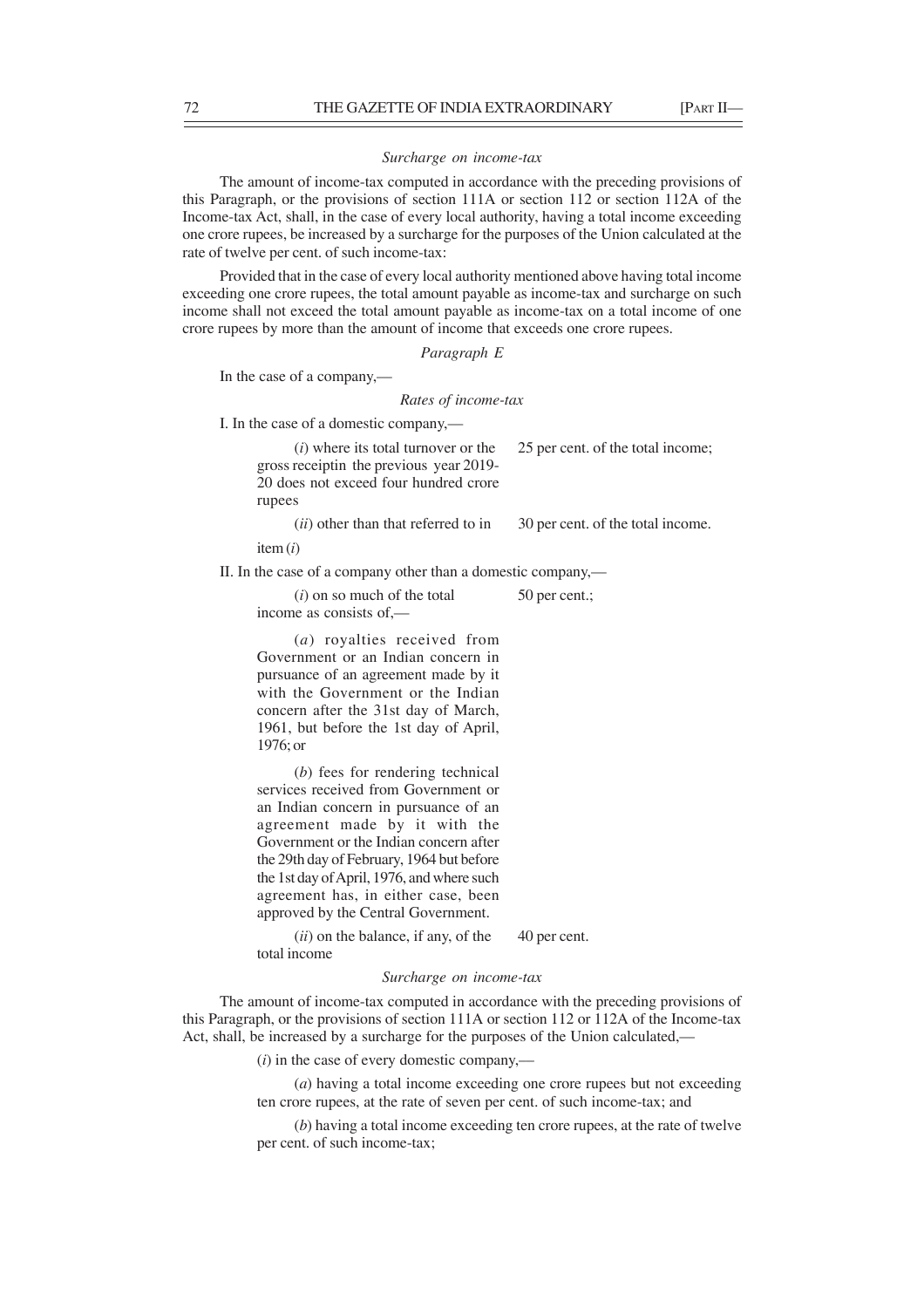*Surcharge on income-tax*

The amount of income-tax computed in accordance with the preceding provisions of this Paragraph, or the provisions of section 111A or section 112 or section 112A of the Income-tax Act, shall, in the case of every local authority, having a total income exceeding one crore rupees, be increased by a surcharge for the purposes of the Union calculated at the rate of twelve per cent. of such income-tax:

Provided that in the case of every local authority mentioned above having total income exceeding one crore rupees, the total amount payable as income-tax and surcharge on such income shall not exceed the total amount payable as income-tax on a total income of one crore rupees by more than the amount of income that exceeds one crore rupees.

*Paragraph E*

In the case of a company,—

*Rates of income-tax*

I. In the case of a domestic company,—

| | |
|---|---|
| (*i*) where its total turnover or the gross receiptin the previous year 2019-20 does not exceed four hundred crore rupees | 25 per cent. of the total income; |
| (*ii*) other than that referred to in item (*i*) | 30 per cent. of the total income. |

II. In the case of a company other than a domestic company,—

| | |
|---|---|
| (*i*) on so much of the total income as consists of,— | 50 per cent.; |
| (*a*) royalties received from Government or an Indian concern in pursuance of an agreement made by it with the Government or the Indian concern after the 31st day of March, 1961, but before the 1st day of April, 1976; or | |
| (*b*) fees for rendering technical services received from Government or an Indian concern in pursuance of an agreement made by it with the Government or the Indian concern after the 29th day of February, 1964 but before the 1st day of April, 1976, and where such agreement has, in either case, been approved by the Central Government. | |
| (*ii*) on the balance, if any, of the total income | 40 per cent. |

*Surcharge on income-tax*

The amount of income-tax computed in accordance with the preceding provisions of this Paragraph, or the provisions of section 111A or section 112 or 112A of the Income-tax Act, shall, be increased by a surcharge for the purposes of the Union calculated,—

(*i*) in the case of every domestic company,—

(*a*) having a total income exceeding one crore rupees but not exceeding ten crore rupees, at the rate of seven per cent. of such income-tax; and

(*b*) having a total income exceeding ten crore rupees, at the rate of twelve per cent. of such income-tax;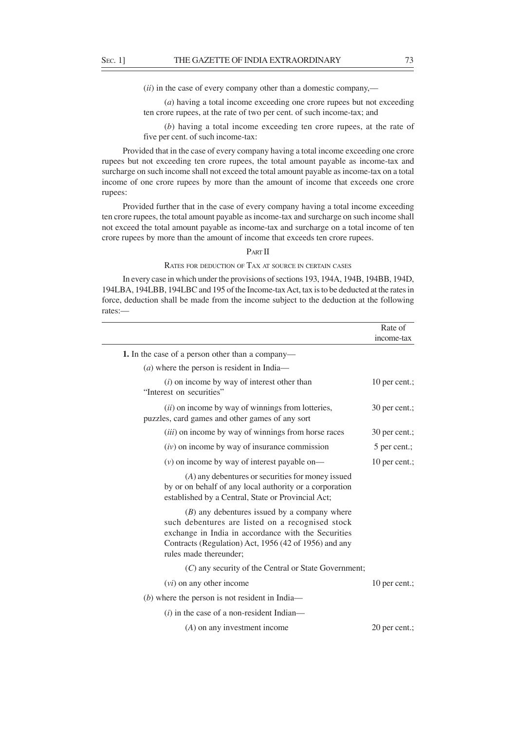(*ii*) in the case of every company other than a domestic company,—

(*a*) having a total income exceeding one crore rupees but not exceeding ten crore rupees, at the rate of two per cent. of such income-tax; and

(*b*) having a total income exceeding ten crore rupees, at the rate of five per cent. of such income-tax:

Provided that in the case of every company having a total income exceeding one crore rupees but not exceeding ten crore rupees, the total amount payable as income-tax and surcharge on such income shall not exceed the total amount payable as income-tax on a total income of one crore rupees by more than the amount of income that exceeds one crore rupees:

Provided further that in the case of every company having a total income exceeding ten crore rupees, the total amount payable as income-tax and surcharge on such income shall not exceed the total amount payable as income-tax and surcharge on a total income of ten crore rupees by more than the amount of income that exceeds ten crore rupees.

## PART II

### RATES FOR DEDUCTION OF TAX AT SOURCE IN CERTAIN CASES

In every case in which under the provisions of sections 193, 194A, 194B, 194BB, 194D, 194LBA, 194LBB, 194LBC and 195 of the Income-tax Act, tax is to be deducted at the rates in force, deduction shall be made from the income subject to the deduction at the following rates:—

| | Rate of income-tax |
|---|---|
| **1.** In the case of a person other than a company— | |
| (*a*) where the person is resident in India— | |
| (*i*) on income by way of interest other than "Interest on securities" | 10 per cent.; |
| (*ii*) on income by way of winnings from lotteries, puzzles, card games and other games of any sort | 30 per cent.; |
| (*iii*) on income by way of winnings from horse races | 30 per cent.; |
| (*iv*) on income by way of insurance commission | 5 per cent.; |
| (*v*) on income by way of interest payable on— | 10 per cent.; |
| (*A*) any debentures or securities for money issued by or on behalf of any local authority or a corporation established by a Central, State or Provincial Act; | |
| (*B*) any debentures issued by a company where such debentures are listed on a recognised stock exchange in India in accordance with the Securities Contracts (Regulation) Act, 1956 (42 of 1956) and any rules made thereunder; | |
| (*C*) any security of the Central or State Government; | |
| (*vi*) on any other income | 10 per cent.; |
| (*b*) where the person is not resident in India— | |
| (*i*) in the case of a non-resident Indian— | |
| (*A*) on any investment income | 20 per cent.; |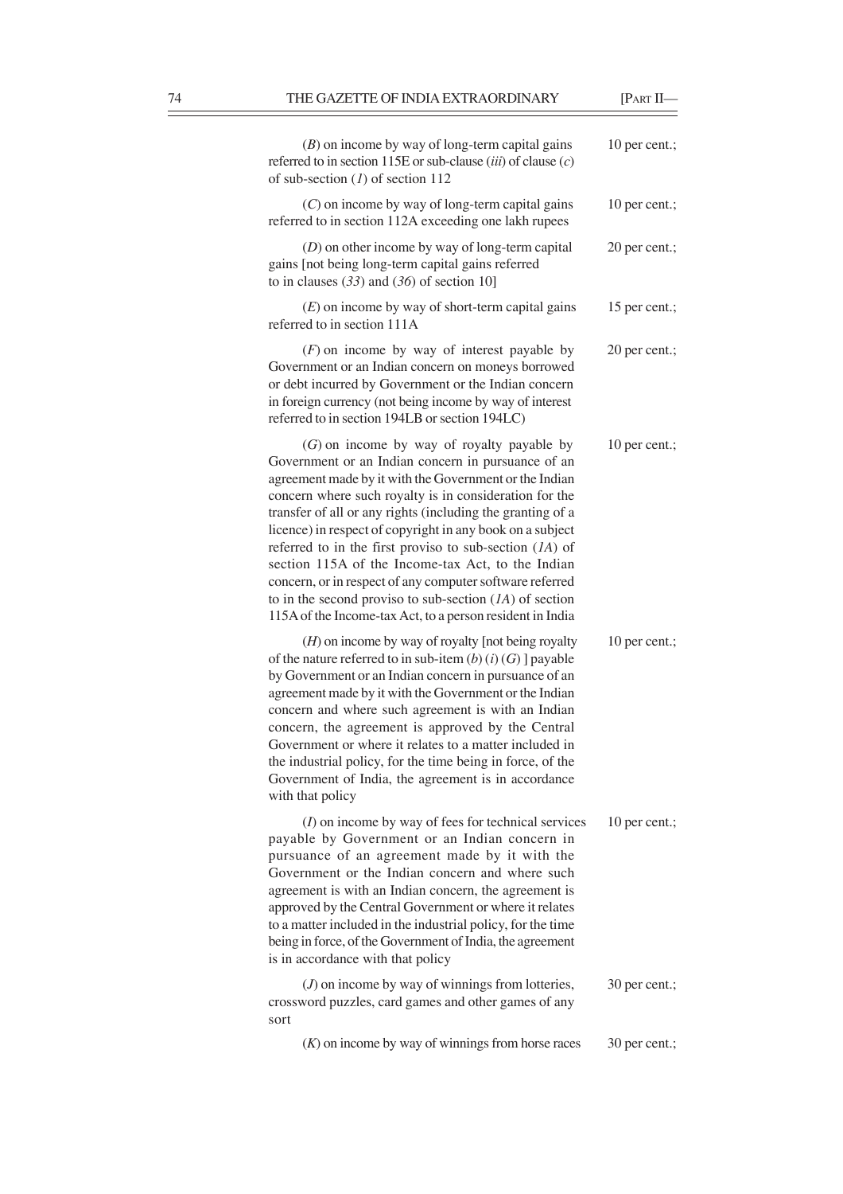| | |
|---|---|
| (*B*) on income by way of long-term capital gains referred to in section 115E or sub-clause (*iii*) of clause (*c*) of sub-section (*1*) of section 112 | 10 per cent.; |
| (*C*) on income by way of long-term capital gains referred to in section 112A exceeding one lakh rupees | 10 per cent.; |
| (*D*) on other income by way of long-term capital gains [not being long-term capital gains referred to in clauses (*33*) and (*36*) of section 10] | 20 per cent.; |
| (*E*) on income by way of short-term capital gains referred to in section 111A | 15 per cent.; |
| (*F*) on income by way of interest payable by Government or an Indian concern on moneys borrowed or debt incurred by Government or the Indian concern in foreign currency (not being income by way of interest referred to in section 194LB or section 194LC) | 20 per cent.; |
| (*G*) on income by way of royalty payable by Government or an Indian concern in pursuance of an agreement made by it with the Government or the Indian concern where such royalty is in consideration for the transfer of all or any rights (including the granting of a licence) in respect of copyright in any book on a subject referred to in the first proviso to sub-section (*1A*) of section 115A of the Income-tax Act, to the Indian concern, or in respect of any computer software referred to in the second proviso to sub-section (*1A*) of section 115A of the Income-tax Act, to a person resident in India | 10 per cent.; |
| (*H*) on income by way of royalty [not being royalty of the nature referred to in sub-item (*b*) (*i*) (*G*) ] payable by Government or an Indian concern in pursuance of an agreement made by it with the Government or the Indian concern and where such agreement is with an Indian concern, the agreement is approved by the Central Government or where it relates to a matter included in the industrial policy, for the time being in force, of the Government of India, the agreement is in accordance with that policy | 10 per cent.; |
| (*I*) on income by way of fees for technical services payable by Government or an Indian concern in pursuance of an agreement made by it with the Government or the Indian concern and where such agreement is with an Indian concern, the agreement is approved by the Central Government or where it relates to a matter included in the industrial policy, for the time being in force, of the Government of India, the agreement is in accordance with that policy | 10 per cent.; |
| (*J*) on income by way of winnings from lotteries, crossword puzzles, card games and other games of any sort | 30 per cent.; |
| (*K*) on income by way of winnings from horse races | 30 per cent.; |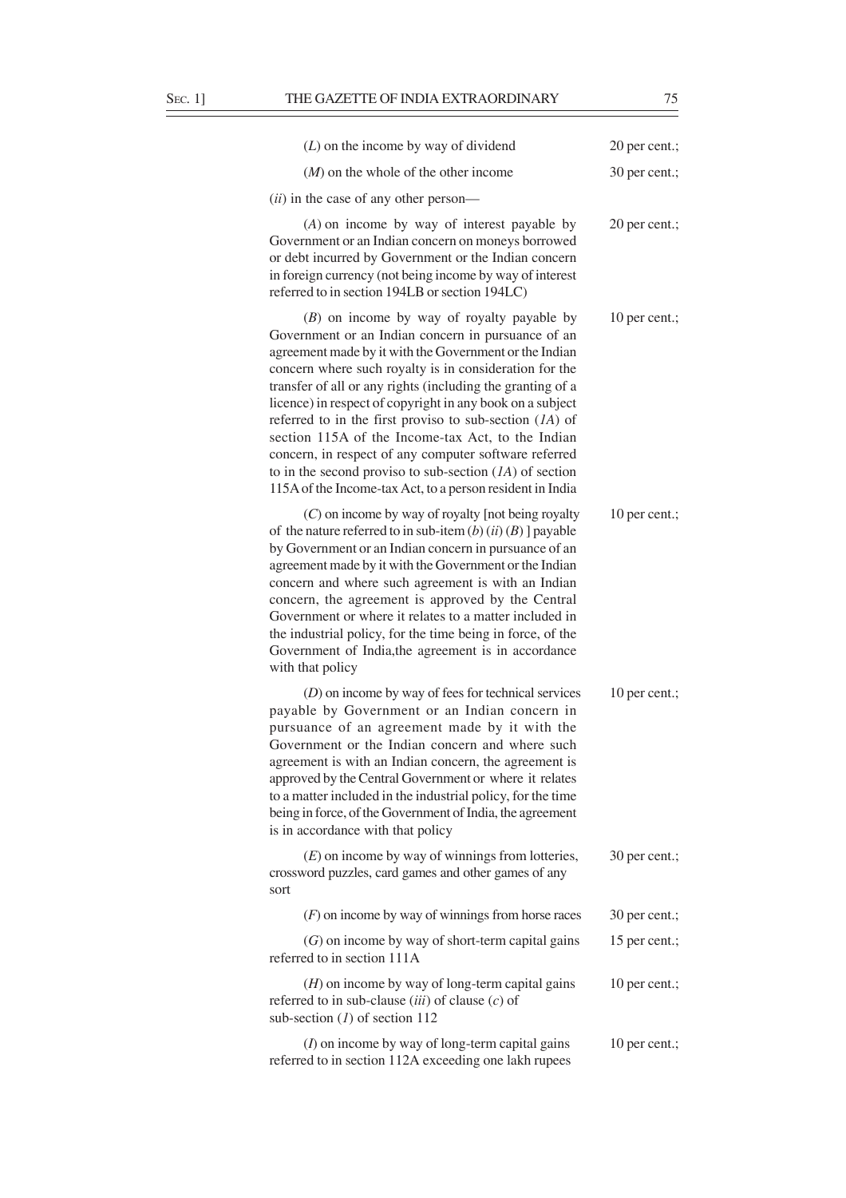| | |
|---|---|
| (*L*) on the income by way of dividend | 20 per cent.; |
| (*M*) on the whole of the other income | 30 per cent.; |
| (*ii*) in the case of any other person— | |
| (*A*) on income by way of interest payable by Government or an Indian concern on moneys borrowed or debt incurred by Government or the Indian concern in foreign currency (not being income by way of interest referred to in section 194LB or section 194LC) | 20 per cent.; |
| (*B*) on income by way of royalty payable by Government or an Indian concern in pursuance of an agreement made by it with the Government or the Indian concern where such royalty is in consideration for the transfer of all or any rights (including the granting of a licence) in respect of copyright in any book on a subject referred to in the first proviso to sub-section (*1A*) of section 115A of the Income-tax Act, to the Indian concern, in respect of any computer software referred to in the second proviso to sub-section (*1A*) of section 115A of the Income-tax Act, to a person resident in India | 10 per cent.; |
| (*C*) on income by way of royalty [not being royalty of the nature referred to in sub-item (*b*) (*ii*) (*B*) ] payable by Government or an Indian concern in pursuance of an agreement made by it with the Government or the Indian concern and where such agreement is with an Indian concern, the agreement is approved by the Central Government or where it relates to a matter included in the industrial policy, for the time being in force, of the Government of India,the agreement is in accordance with that policy | 10 per cent.; |
| (*D*) on income by way of fees for technical services payable by Government or an Indian concern in pursuance of an agreement made by it with the Government or the Indian concern and where such agreement is with an Indian concern, the agreement is approved by the Central Government or where it relates to a matter included in the industrial policy, for the time being in force, of the Government of India, the agreement is in accordance with that policy | 10 per cent.; |
| (*E*) on income by way of winnings from lotteries, crossword puzzles, card games and other games of any sort | 30 per cent.; |
| (*F*) on income by way of winnings from horse races | 30 per cent.; |
| (*G*) on income by way of short-term capital gains referred to in section 111A | 15 per cent.; |
| (*H*) on income by way of long-term capital gains referred to in sub-clause (*iii*) of clause (*c*) of sub-section (*1*) of section 112 | 10 per cent.; |
| (*I*) on income by way of long-term capital gains referred to in section 112A exceeding one lakh rupees | 10 per cent.; |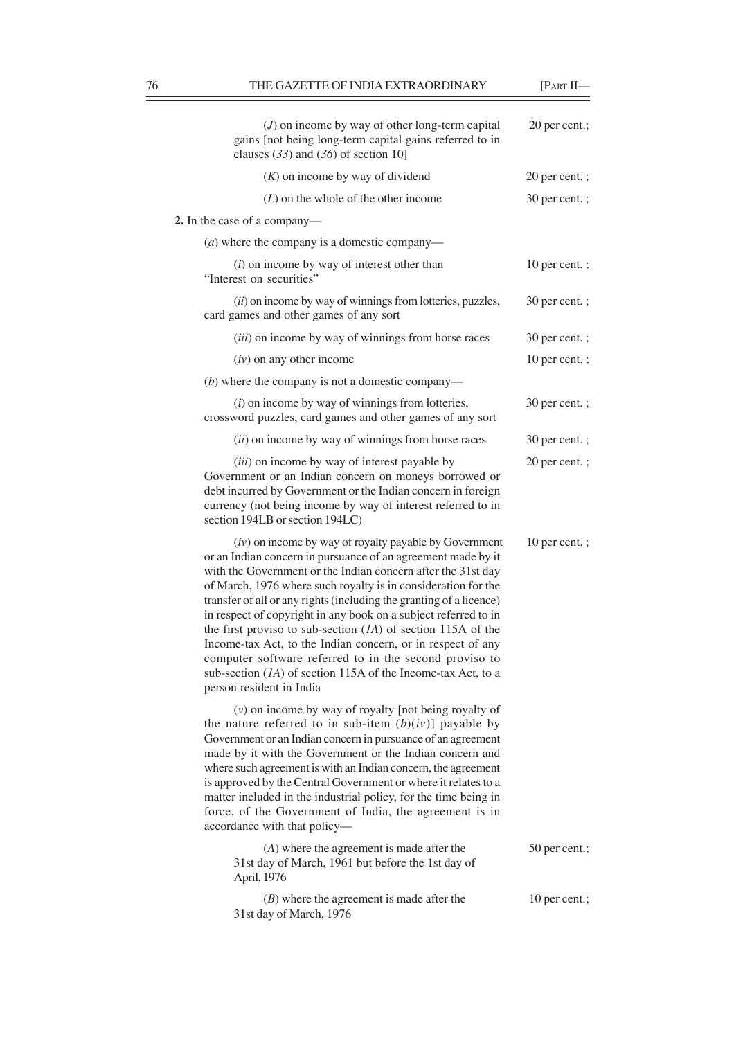(*J*) on income by way of other long-term capital gains [not being long-term capital gains referred to in clauses (*33*) and (*36*) of section 10] — 20 per cent.;

(*K*) on income by way of dividend — 20 per cent. ;

(*L*) on the whole of the other income — 30 per cent. ;

**2.** In the case of a company—

(*a*) where the company is a domestic company—

(*i*) on income by way of interest other than "Interest on securities" — 10 per cent. ;

(*ii*) on income by way of winnings from lotteries, puzzles, card games and other games of any sort — 30 per cent. ;

(*iii*) on income by way of winnings from horse races — 30 per cent. ;

(*iv*) on any other income — 10 per cent. ;

(*b*) where the company is not a domestic company—

(*i*) on income by way of winnings from lotteries, crossword puzzles, card games and other games of any sort — 30 per cent. ;

(*ii*) on income by way of winnings from horse races — 30 per cent. ;

(*iii*) on income by way of interest payable by Government or an Indian concern on moneys borrowed or debt incurred by Government or the Indian concern in foreign currency (not being income by way of interest referred to in section 194LB or section 194LC) — 20 per cent. ;

(*iv*) on income by way of royalty payable by Government or an Indian concern in pursuance of an agreement made by it with the Government or the Indian concern after the 31st day of March, 1976 where such royalty is in consideration for the transfer of all or any rights (including the granting of a licence) in respect of copyright in any book on a subject referred to in the first proviso to sub-section (*1A*) of section 115A of the Income-tax Act, to the Indian concern, or in respect of any computer software referred to in the second proviso to sub-section (*1A*) of section 115A of the Income-tax Act, to a person resident in India — 10 per cent. ;

(*v*) on income by way of royalty [not being royalty of the nature referred to in sub-item (*b*)(*iv*)] payable by Government or an Indian concern in pursuance of an agreement made by it with the Government or the Indian concern and where such agreement is with an Indian concern, the agreement is approved by the Central Government or where it relates to a matter included in the industrial policy, for the time being in force, of the Government of India, the agreement is in accordance with that policy—

(*A*) where the agreement is made after the 31st day of March, 1961 but before the 1st day of April, 1976 — 50 per cent.;

(*B*) where the agreement is made after the 31st day of March, 1976 — 10 per cent.;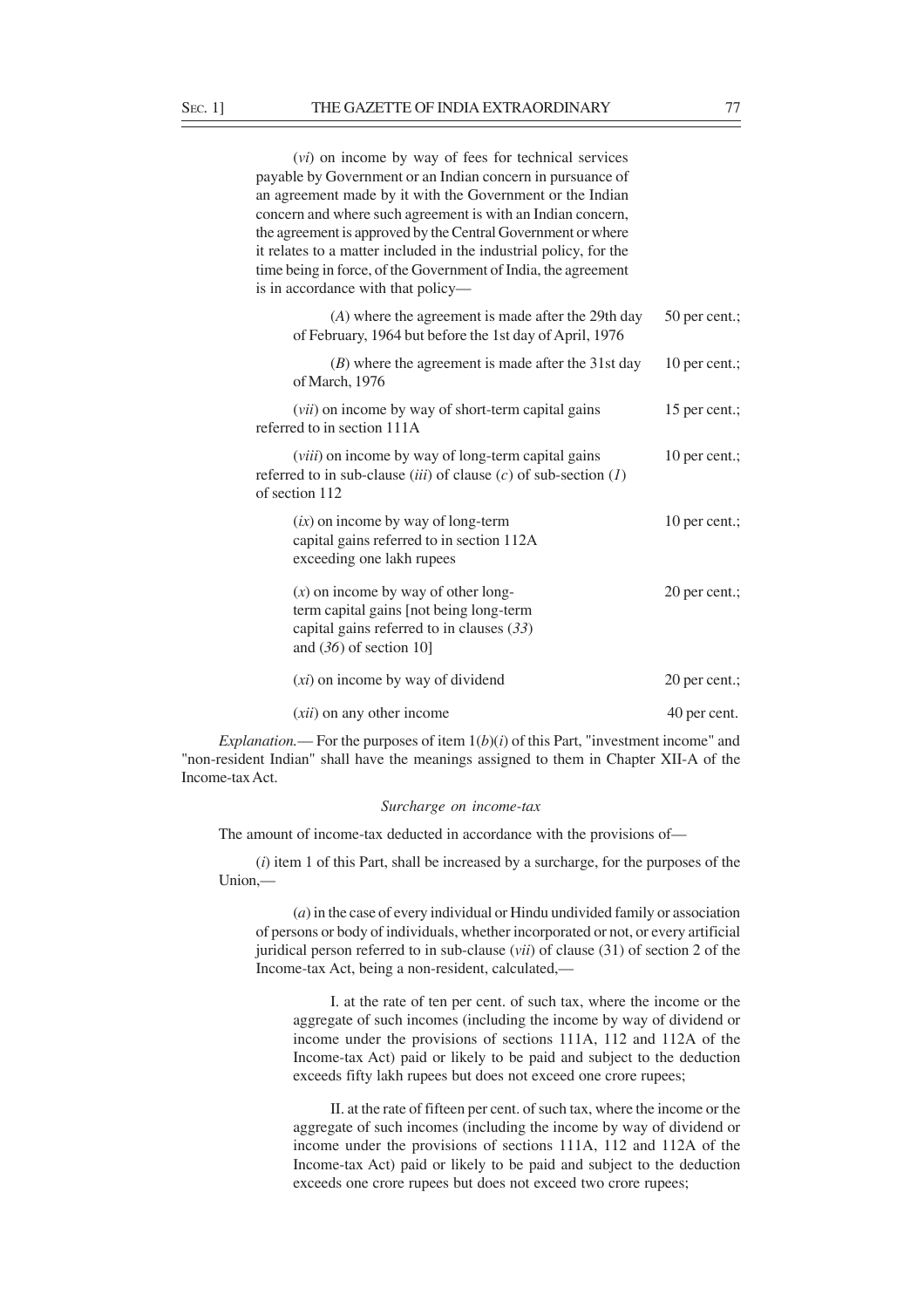(*vi*) on income by way of fees for technical services payable by Government or an Indian concern in pursuance of an agreement made by it with the Government or the Indian concern and where such agreement is with an Indian concern, the agreement is approved by the Central Government or where it relates to a matter included in the industrial policy, for the time being in force, of the Government of India, the agreement is in accordance with that policy—

| | |
|---|---|
| (*A*) where the agreement is made after the 29th day of February, 1964 but before the 1st day of April, 1976 | 50 per cent.; |
| (*B*) where the agreement is made after the 31st day of March, 1976 | 10 per cent.; |
| (*vii*) on income by way of short-term capital gains referred to in section 111A | 15 per cent.; |
| (*viii*) on income by way of long-term capital gains referred to in sub-clause (*iii*) of clause (*c*) of sub-section (*1*) of section 112 | 10 per cent.; |
| (*ix*) on income by way of long-term capital gains referred to in section 112A exceeding one lakh rupees | 10 per cent.; |
| (*x*) on income by way of other long-term capital gains [not being long-term capital gains referred to in clauses (*33*) and (*36*) of section 10] | 20 per cent.; |
| (*xi*) on income by way of dividend | 20 per cent.; |
| (*xii*) on any other income | 40 per cent. |

*Explanation.*— For the purposes of item 1(*b*)(*i*) of this Part, "investment income" and "non-resident Indian" shall have the meanings assigned to them in Chapter XII-A of the Income-tax Act.

*Surcharge on income-tax*

The amount of income-tax deducted in accordance with the provisions of—

(*i*) item 1 of this Part, shall be increased by a surcharge, for the purposes of the Union,—

(*a*) in the case of every individual or Hindu undivided family or association of persons or body of individuals, whether incorporated or not, or every artificial juridical person referred to in sub-clause (*vii*) of clause (31) of section 2 of the Income-tax Act, being a non-resident, calculated,—

I. at the rate of ten per cent. of such tax, where the income or the aggregate of such incomes (including the income by way of dividend or income under the provisions of sections 111A, 112 and 112A of the Income-tax Act) paid or likely to be paid and subject to the deduction exceeds fifty lakh rupees but does not exceed one crore rupees;

II. at the rate of fifteen per cent. of such tax, where the income or the aggregate of such incomes (including the income by way of dividend or income under the provisions of sections 111A, 112 and 112A of the Income-tax Act) paid or likely to be paid and subject to the deduction exceeds one crore rupees but does not exceed two crore rupees;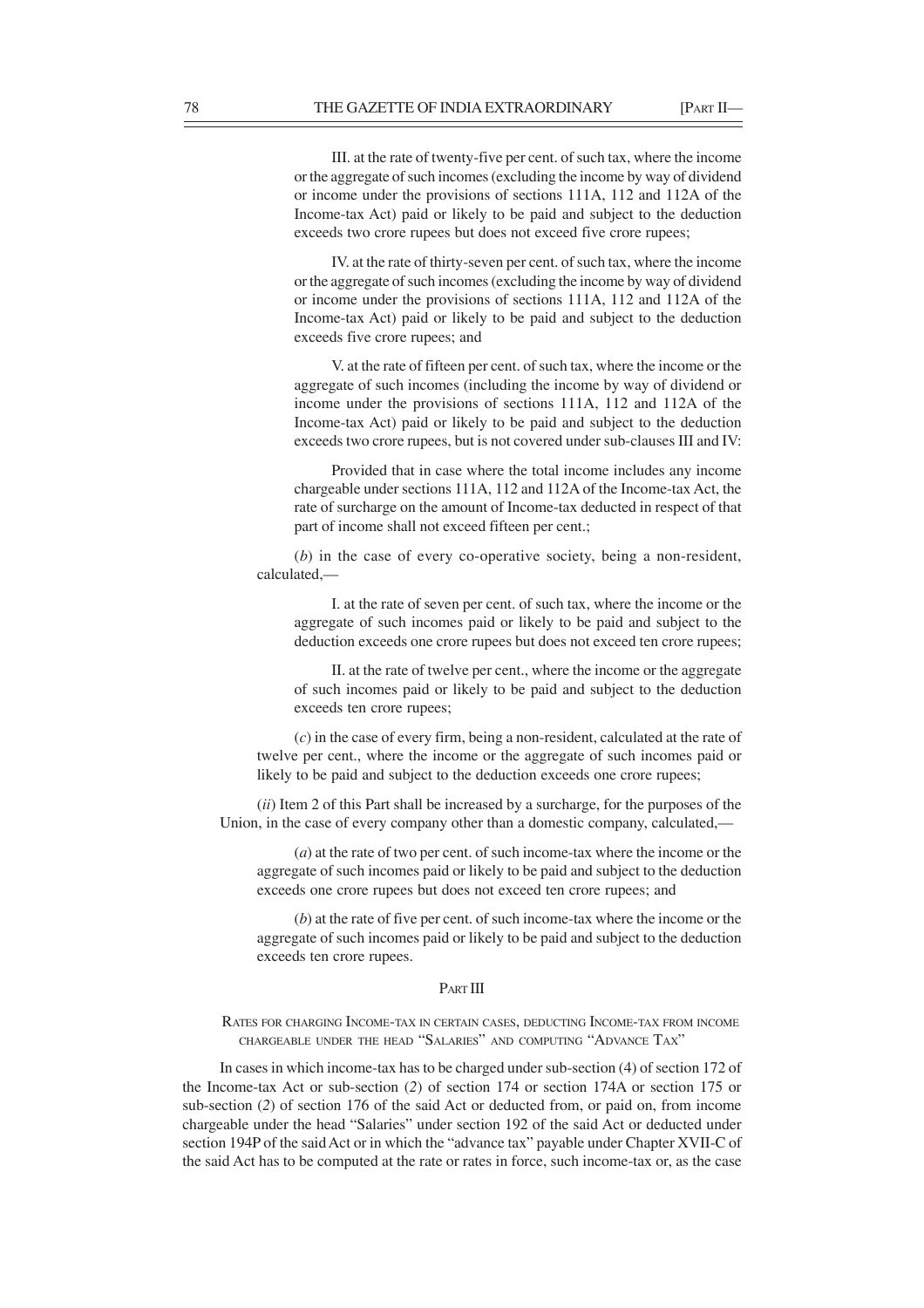III. at the rate of twenty-five per cent. of such tax, where the income or the aggregate of such incomes (excluding the income by way of dividend or income under the provisions of sections 111A, 112 and 112A of the Income-tax Act) paid or likely to be paid and subject to the deduction exceeds two crore rupees but does not exceed five crore rupees;

IV. at the rate of thirty-seven per cent. of such tax, where the income or the aggregate of such incomes (excluding the income by way of dividend or income under the provisions of sections 111A, 112 and 112A of the Income-tax Act) paid or likely to be paid and subject to the deduction exceeds five crore rupees; and

V. at the rate of fifteen per cent. of such tax, where the income or the aggregate of such incomes (including the income by way of dividend or income under the provisions of sections 111A, 112 and 112A of the Income-tax Act) paid or likely to be paid and subject to the deduction exceeds two crore rupees, but is not covered under sub-clauses III and IV:

Provided that in case where the total income includes any income chargeable under sections 111A, 112 and 112A of the Income-tax Act, the rate of surcharge on the amount of Income-tax deducted in respect of that part of income shall not exceed fifteen per cent.;

(*b*) in the case of every co-operative society, being a non-resident, calculated,—

I. at the rate of seven per cent. of such tax, where the income or the aggregate of such incomes paid or likely to be paid and subject to the deduction exceeds one crore rupees but does not exceed ten crore rupees;

II. at the rate of twelve per cent., where the income or the aggregate of such incomes paid or likely to be paid and subject to the deduction exceeds ten crore rupees;

(*c*) in the case of every firm, being a non-resident, calculated at the rate of twelve per cent., where the income or the aggregate of such incomes paid or likely to be paid and subject to the deduction exceeds one crore rupees;

(*ii*) Item 2 of this Part shall be increased by a surcharge, for the purposes of the Union, in the case of every company other than a domestic company, calculated,—

(*a*) at the rate of two per cent. of such income-tax where the income or the aggregate of such incomes paid or likely to be paid and subject to the deduction exceeds one crore rupees but does not exceed ten crore rupees; and

(*b*) at the rate of five per cent. of such income-tax where the income or the aggregate of such incomes paid or likely to be paid and subject to the deduction exceeds ten crore rupees.

## PART III

### RATES FOR CHARGING INCOME-TAX IN CERTAIN CASES, DEDUCTING INCOME-TAX FROM INCOME CHARGEABLE UNDER THE HEAD "SALARIES" AND COMPUTING "ADVANCE TAX"

In cases in which income-tax has to be charged under sub-section (4) of section 172 of the Income-tax Act or sub-section (*2*) of section 174 or section 174A or section 175 or sub-section (*2*) of section 176 of the said Act or deducted from, or paid on, from income chargeable under the head "Salaries" under section 192 of the said Act or deducted under section 194P of the said Act or in which the "advance tax" payable under Chapter XVII-C of the said Act has to be computed at the rate or rates in force, such income-tax or, as the case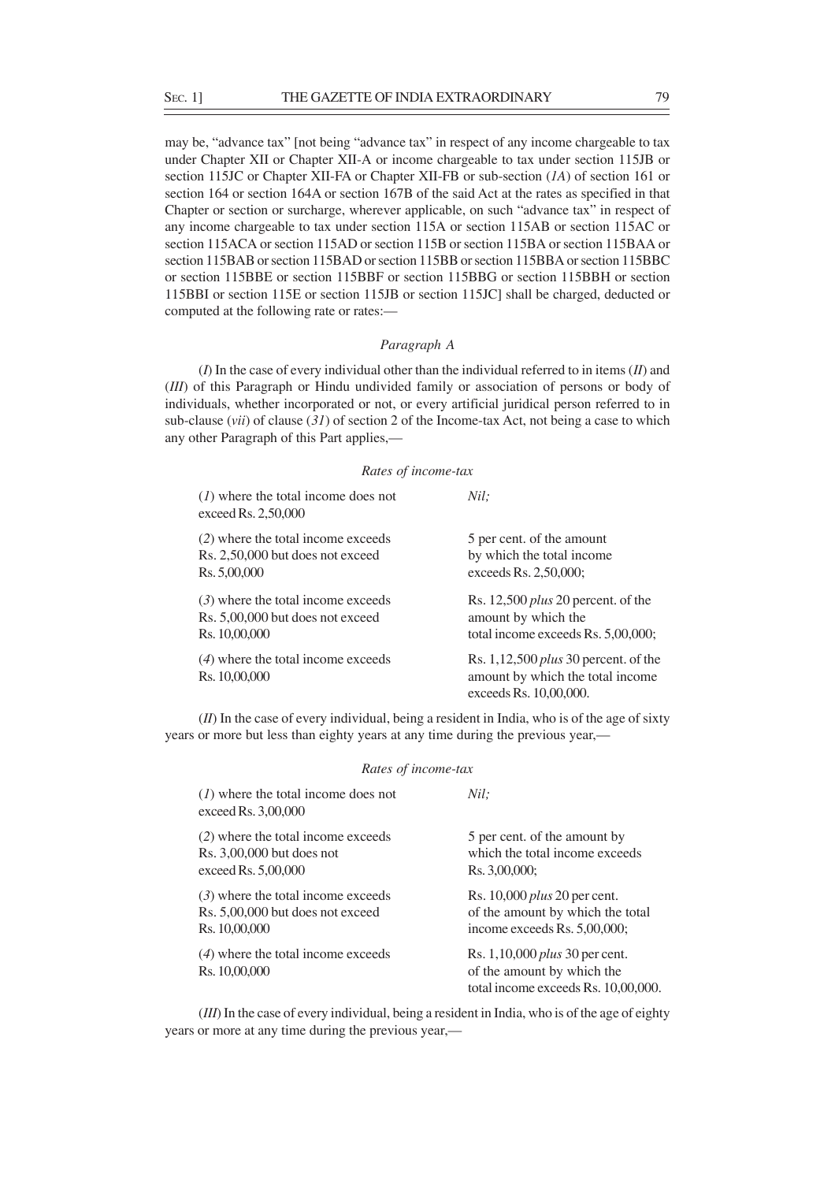may be, "advance tax" [not being "advance tax" in respect of any income chargeable to tax under Chapter XII or Chapter XII-A or income chargeable to tax under section 115JB or section 115JC or Chapter XII-FA or Chapter XII-FB or sub-section (*1A*) of section 161 or section 164 or section 164A or section 167B of the said Act at the rates as specified in that Chapter or section or surcharge, wherever applicable, on such "advance tax" in respect of any income chargeable to tax under section 115A or section 115AB or section 115AC or section 115ACA or section 115AD or section 115B or section 115BA or section 115BAA or section 115BAB or section 115BAD or section 115BB or section 115BBA or section 115BBC or section 115BBE or section 115BBF or section 115BBG or section 115BBH or section 115BBI or section 115E or section 115JB or section 115JC] shall be charged, deducted or computed at the following rate or rates:—

*Paragraph A*

(*I*) In the case of every individual other than the individual referred to in items (*II*) and (*III*) of this Paragraph or Hindu undivided family or association of persons or body of individuals, whether incorporated or not, or every artificial juridical person referred to in sub-clause (*vii*) of clause (*31*) of section 2 of the Income-tax Act, not being a case to which any other Paragraph of this Part applies,—

*Rates of income-tax*

| | |
|---|---|
| (*1*) where the total income does not exceed Rs. 2,50,000 | *Nil;* |
| (*2*) where the total income exceeds Rs. 2,50,000 but does not exceed Rs. 5,00,000 | 5 per cent. of the amount by which the total income exceeds Rs. 2,50,000; |
| (*3*) where the total income exceeds Rs. 5,00,000 but does not exceed Rs. 10,00,000 | Rs. 12,500 *plus* 20 percent. of the amount by which the total income exceeds Rs. 5,00,000; |
| (*4*) where the total income exceeds Rs. 10,00,000 | Rs. 1,12,500 *plus* 30 percent. of the amount by which the total income exceeds Rs. 10,00,000. |

(*II*) In the case of every individual, being a resident in India, who is of the age of sixty years or more but less than eighty years at any time during the previous year,—

*Rates of income-tax*

| | |
|---|---|
| (*1*) where the total income does not exceed Rs. 3,00,000 | *Nil;* |
| (*2*) where the total income exceeds Rs. 3,00,000 but does not exceed Rs. 5,00,000 | 5 per cent. of the amount by which the total income exceeds Rs. 3,00,000; |
| (*3*) where the total income exceeds Rs. 5,00,000 but does not exceed Rs. 10,00,000 | Rs. 10,000 *plus* 20 per cent. of the amount by which the total income exceeds Rs. 5,00,000; |
| (*4*) where the total income exceeds Rs. 10,00,000 | Rs. 1,10,000 *plus* 30 per cent. of the amount by which the total income exceeds Rs. 10,00,000. |

(*III*) In the case of every individual, being a resident in India, who is of the age of eighty years or more at any time during the previous year,—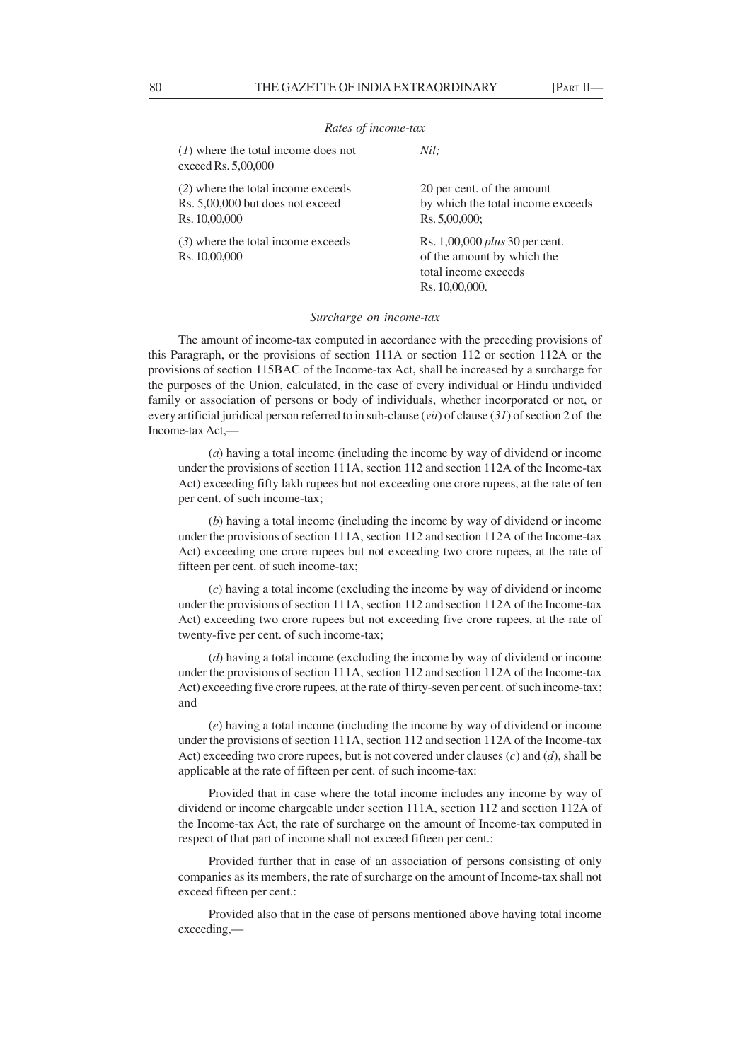*Rates of income-tax*

| | |
|---|---|
| (*1*) where the total income does not exceed Rs. 5,00,000 | *Nil;* |
| (*2*) where the total income exceeds Rs. 5,00,000 but does not exceed Rs. 10,00,000 | 20 per cent. of the amount by which the total income exceeds Rs. 5,00,000; |
| (*3*) where the total income exceeds Rs. 10,00,000 | Rs. 1,00,000 *plus* 30 per cent. of the amount by which the total income exceeds Rs. 10,00,000. |

*Surcharge on income-tax*

The amount of income-tax computed in accordance with the preceding provisions of this Paragraph, or the provisions of section 111A or section 112 or section 112A or the provisions of section 115BAC of the Income-tax Act, shall be increased by a surcharge for the purposes of the Union, calculated, in the case of every individual or Hindu undivided family or association of persons or body of individuals, whether incorporated or not, or every artificial juridical person referred to in sub-clause (*vii*) of clause (*31*) of section 2 of the Income-tax Act,—

(*a*) having a total income (including the income by way of dividend or income under the provisions of section 111A, section 112 and section 112A of the Income-tax Act) exceeding fifty lakh rupees but not exceeding one crore rupees, at the rate of ten per cent. of such income-tax;

(*b*) having a total income (including the income by way of dividend or income under the provisions of section 111A, section 112 and section 112A of the Income-tax Act) exceeding one crore rupees but not exceeding two crore rupees, at the rate of fifteen per cent. of such income-tax;

(*c*) having a total income (excluding the income by way of dividend or income under the provisions of section 111A, section 112 and section 112A of the Income-tax Act) exceeding two crore rupees but not exceeding five crore rupees, at the rate of twenty-five per cent. of such income-tax;

(*d*) having a total income (excluding the income by way of dividend or income under the provisions of section 111A, section 112 and section 112A of the Income-tax Act) exceeding five crore rupees, at the rate of thirty-seven per cent. of such income-tax; and

(*e*) having a total income (including the income by way of dividend or income under the provisions of section 111A, section 112 and section 112A of the Income-tax Act) exceeding two crore rupees, but is not covered under clauses (*c*) and (*d*), shall be applicable at the rate of fifteen per cent. of such income-tax:

Provided that in case where the total income includes any income by way of dividend or income chargeable under section 111A, section 112 and section 112A of the Income-tax Act, the rate of surcharge on the amount of Income-tax computed in respect of that part of income shall not exceed fifteen per cent.:

Provided further that in case of an association of persons consisting of only companies as its members, the rate of surcharge on the amount of Income-tax shall not exceed fifteen per cent.:

Provided also that in the case of persons mentioned above having total income exceeding,—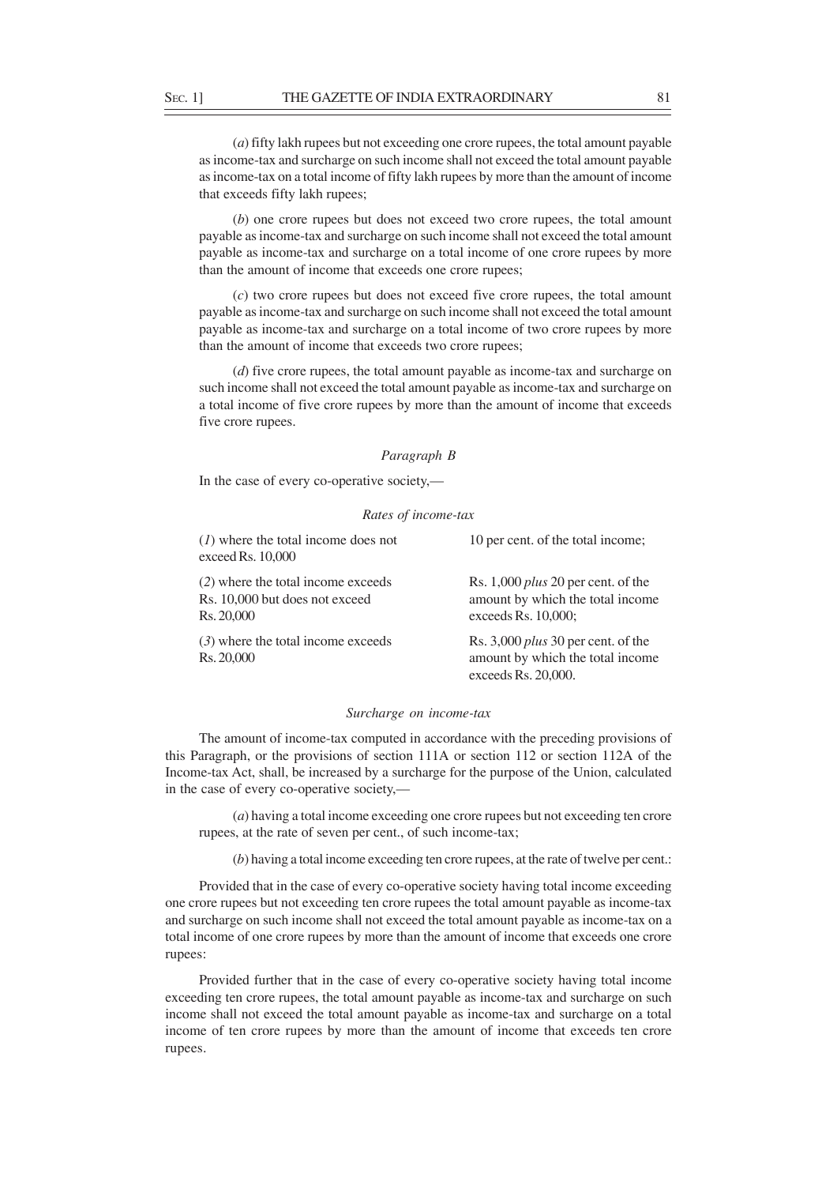(*a*) fifty lakh rupees but not exceeding one crore rupees, the total amount payable as income-tax and surcharge on such income shall not exceed the total amount payable as income-tax on a total income of fifty lakh rupees by more than the amount of income that exceeds fifty lakh rupees;

(*b*) one crore rupees but does not exceed two crore rupees, the total amount payable as income-tax and surcharge on such income shall not exceed the total amount payable as income-tax and surcharge on a total income of one crore rupees by more than the amount of income that exceeds one crore rupees;

(*c*) two crore rupees but does not exceed five crore rupees, the total amount payable as income-tax and surcharge on such income shall not exceed the total amount payable as income-tax and surcharge on a total income of two crore rupees by more than the amount of income that exceeds two crore rupees;

(*d*) five crore rupees, the total amount payable as income-tax and surcharge on such income shall not exceed the total amount payable as income-tax and surcharge on a total income of five crore rupees by more than the amount of income that exceeds five crore rupees.

*Paragraph B*

In the case of every co-operative society,—

*Rates of income-tax*

| | |
|---|---|
| (*1*) where the total income does not exceed Rs. 10,000 | 10 per cent. of the total income; |
| (*2*) where the total income exceeds Rs. 10,000 but does not exceed Rs. 20,000 | Rs. 1,000 *plus* 20 per cent. of the amount by which the total income exceeds Rs. 10,000; |
| (*3*) where the total income exceeds Rs. 20,000 | Rs. 3,000 *plus* 30 per cent. of the amount by which the total income exceeds Rs. 20,000. |

*Surcharge on income-tax*

The amount of income-tax computed in accordance with the preceding provisions of this Paragraph, or the provisions of section 111A or section 112 or section 112A of the Income-tax Act, shall, be increased by a surcharge for the purpose of the Union, calculated in the case of every co-operative society,—

(*a*) having a total income exceeding one crore rupees but not exceeding ten crore rupees, at the rate of seven per cent., of such income-tax;

(*b*) having a total income exceeding ten crore rupees, at the rate of twelve per cent.:

Provided that in the case of every co-operative society having total income exceeding one crore rupees but not exceeding ten crore rupees the total amount payable as income-tax and surcharge on such income shall not exceed the total amount payable as income-tax on a total income of one crore rupees by more than the amount of income that exceeds one crore rupees:

Provided further that in the case of every co-operative society having total income exceeding ten crore rupees, the total amount payable as income-tax and surcharge on such income shall not exceed the total amount payable as income-tax and surcharge on a total income of ten crore rupees by more than the amount of income that exceeds ten crore rupees.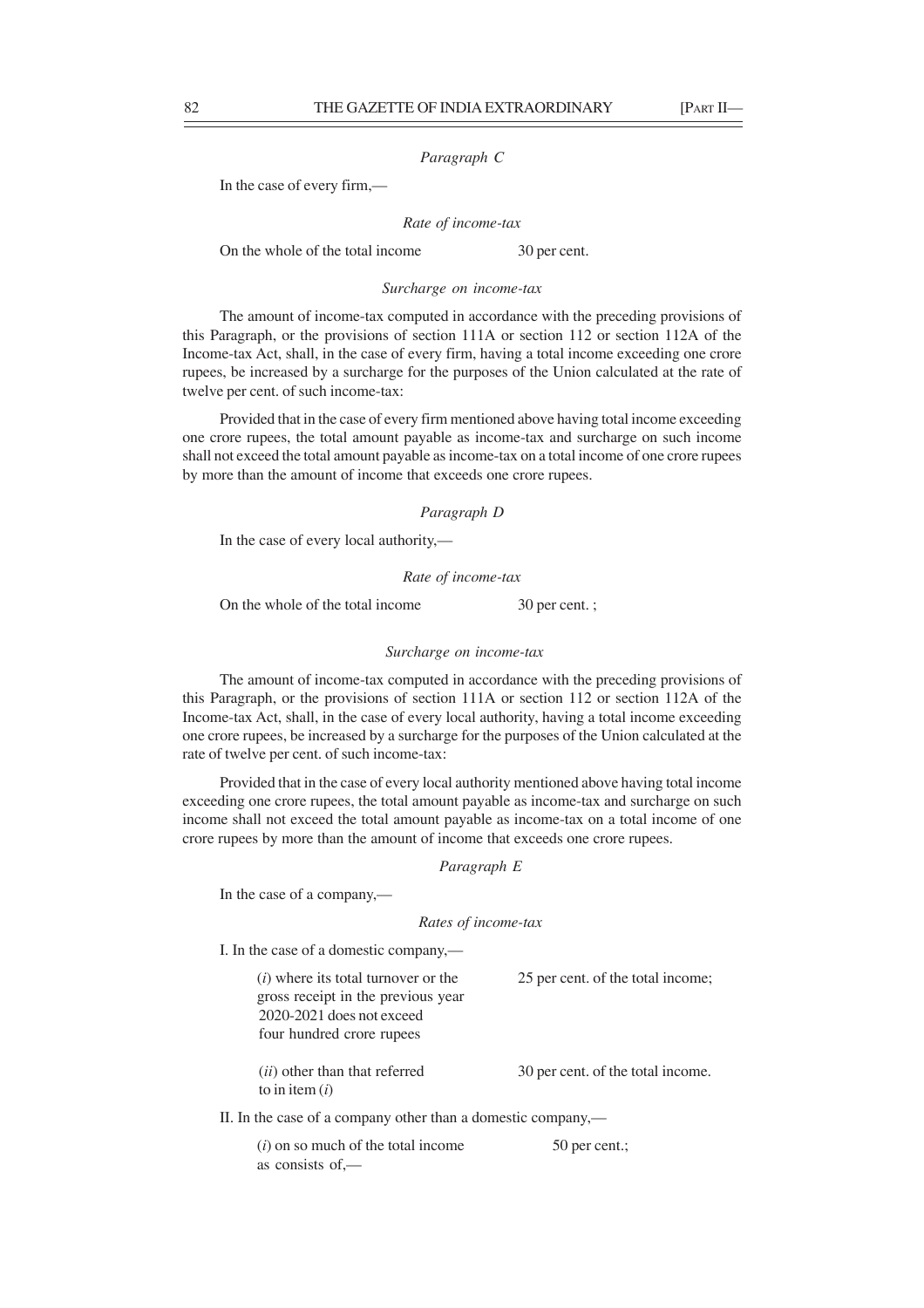*Paragraph C*

In the case of every firm,—

*Rate of income-tax*

On the whole of the total income 30 per cent.

*Surcharge on income-tax*

The amount of income-tax computed in accordance with the preceding provisions of this Paragraph, or the provisions of section 111A or section 112 or section 112A of the Income-tax Act, shall, in the case of every firm, having a total income exceeding one crore rupees, be increased by a surcharge for the purposes of the Union calculated at the rate of twelve per cent. of such income-tax:

Provided that in the case of every firm mentioned above having total income exceeding one crore rupees, the total amount payable as income-tax and surcharge on such income shall not exceed the total amount payable as income-tax on a total income of one crore rupees by more than the amount of income that exceeds one crore rupees.

*Paragraph D*

In the case of every local authority,—

*Rate of income-tax*

On the whole of the total income 30 per cent. ;

*Surcharge on income-tax*

The amount of income-tax computed in accordance with the preceding provisions of this Paragraph, or the provisions of section 111A or section 112 or section 112A of the Income-tax Act, shall, in the case of every local authority, having a total income exceeding one crore rupees, be increased by a surcharge for the purposes of the Union calculated at the rate of twelve per cent. of such income-tax:

Provided that in the case of every local authority mentioned above having total income exceeding one crore rupees, the total amount payable as income-tax and surcharge on such income shall not exceed the total amount payable as income-tax on a total income of one crore rupees by more than the amount of income that exceeds one crore rupees.

*Paragraph E*

In the case of a company,—

*Rates of income-tax*

I. In the case of a domestic company,—

(*i*) where its total turnover or the gross receipt in the previous year 2020-2021 does not exceed four hundred crore rupees — 25 per cent. of the total income;

(*ii*) other than that referred to in item (*i*) — 30 per cent. of the total income.

II. In the case of a company other than a domestic company,—

(*i*) on so much of the total income as consists of,— 50 per cent.;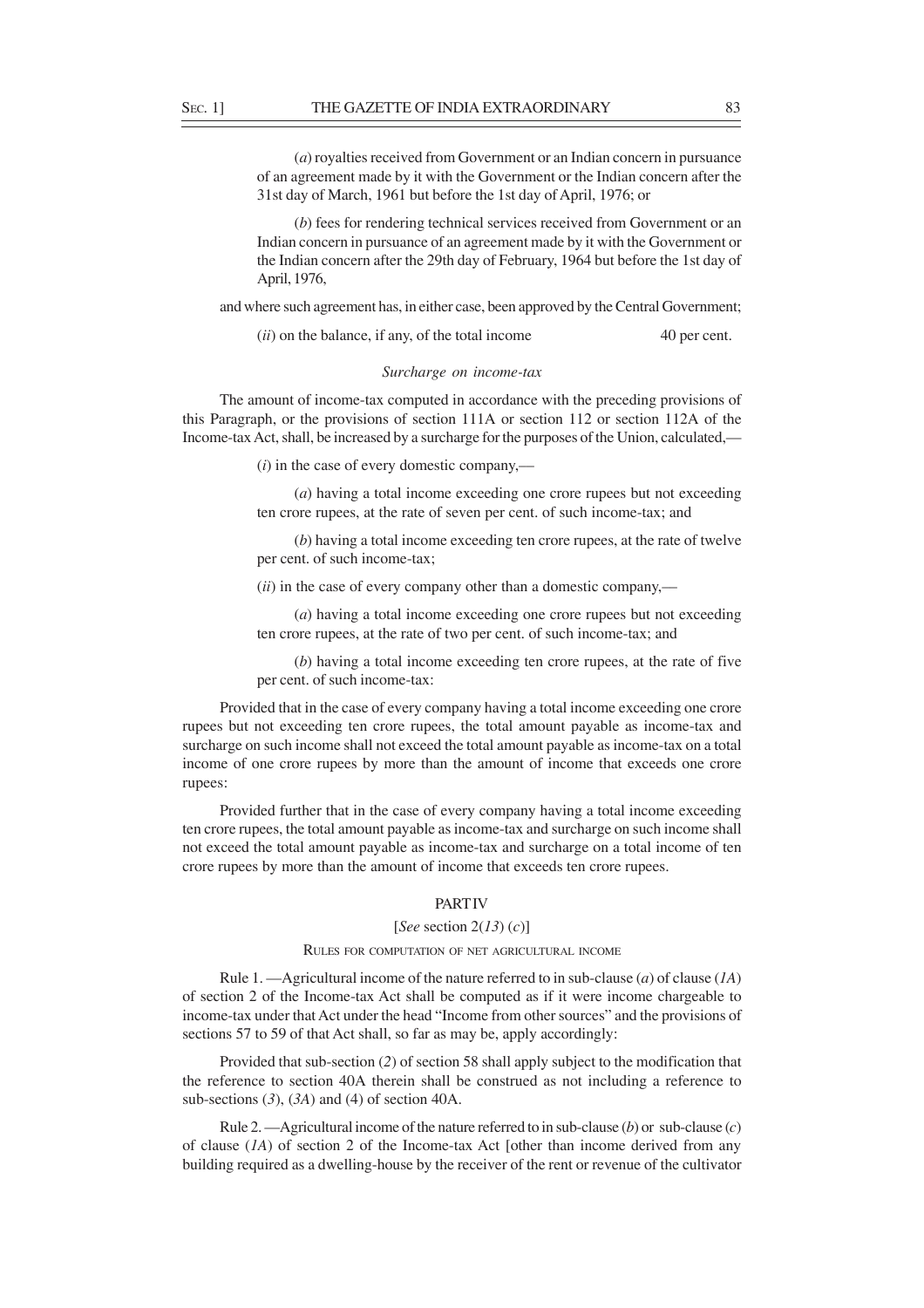(*a*) royalties received from Government or an Indian concern in pursuance of an agreement made by it with the Government or the Indian concern after the 31st day of March, 1961 but before the 1st day of April, 1976; or

(*b*) fees for rendering technical services received from Government or an Indian concern in pursuance of an agreement made by it with the Government or the Indian concern after the 29th day of February, 1964 but before the 1st day of April, 1976,

and where such agreement has, in either case, been approved by the Central Government;

(*ii*) on the balance, if any, of the total income — 40 per cent.

*Surcharge on income-tax*

The amount of income-tax computed in accordance with the preceding provisions of this Paragraph, or the provisions of section 111A or section 112 or section 112A of the Income-tax Act, shall, be increased by a surcharge for the purposes of the Union, calculated,—

(*i*) in the case of every domestic company,—

(*a*) having a total income exceeding one crore rupees but not exceeding ten crore rupees, at the rate of seven per cent. of such income-tax; and

(*b*) having a total income exceeding ten crore rupees, at the rate of twelve per cent. of such income-tax;

(*ii*) in the case of every company other than a domestic company,—

(*a*) having a total income exceeding one crore rupees but not exceeding ten crore rupees, at the rate of two per cent. of such income-tax; and

(*b*) having a total income exceeding ten crore rupees, at the rate of five per cent. of such income-tax:

Provided that in the case of every company having a total income exceeding one crore rupees but not exceeding ten crore rupees, the total amount payable as income-tax and surcharge on such income shall not exceed the total amount payable as income-tax on a total income of one crore rupees by more than the amount of income that exceeds one crore rupees:

Provided further that in the case of every company having a total income exceeding ten crore rupees, the total amount payable as income-tax and surcharge on such income shall not exceed the total amount payable as income-tax and surcharge on a total income of ten crore rupees by more than the amount of income that exceeds ten crore rupees.

## PART IV

[*See* section 2(*13*) (*c*)]

### RULES FOR COMPUTATION OF NET AGRICULTURAL INCOME

Rule 1. —Agricultural income of the nature referred to in sub-clause (*a*) of clause (*1A*) of section 2 of the Income-tax Act shall be computed as if it were income chargeable to income-tax under that Act under the head "Income from other sources" and the provisions of sections 57 to 59 of that Act shall, so far as may be, apply accordingly:

Provided that sub-section (*2*) of section 58 shall apply subject to the modification that the reference to section 40A therein shall be construed as not including a reference to sub-sections (*3*), (*3A*) and (4) of section 40A.

Rule 2. —Agricultural income of the nature referred to in sub-clause (*b*) or sub-clause (*c*) of clause (*1A*) of section 2 of the Income-tax Act [other than income derived from any building required as a dwelling-house by the receiver of the rent or revenue of the cultivator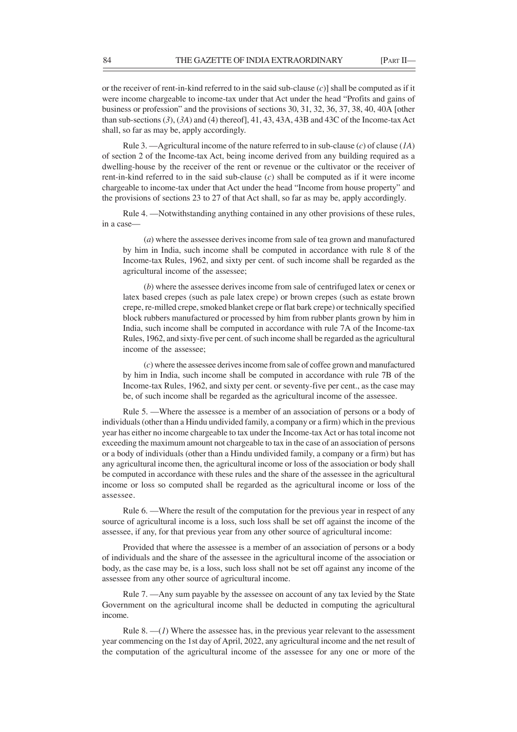or the receiver of rent-in-kind referred to in the said sub-clause (*c*)] shall be computed as if it were income chargeable to income-tax under that Act under the head "Profits and gains of business or profession" and the provisions of sections 30, 31, 32, 36, 37, 38, 40, 40A [other than sub-sections (*3*), (*3A*) and (4) thereof], 41, 43, 43A, 43B and 43C of the Income-tax Act shall, so far as may be, apply accordingly.

Rule 3. —Agricultural income of the nature referred to in sub-clause (*c*) of clause (*1A*) of section 2 of the Income-tax Act, being income derived from any building required as a dwelling-house by the receiver of the rent or revenue or the cultivator or the receiver of rent-in-kind referred to in the said sub-clause (*c*) shall be computed as if it were income chargeable to income-tax under that Act under the head "Income from house property" and the provisions of sections 23 to 27 of that Act shall, so far as may be, apply accordingly.

Rule 4. —Notwithstanding anything contained in any other provisions of these rules, in a case—

(*a*) where the assessee derives income from sale of tea grown and manufactured by him in India, such income shall be computed in accordance with rule 8 of the Income-tax Rules, 1962, and sixty per cent. of such income shall be regarded as the agricultural income of the assessee;

(*b*) where the assessee derives income from sale of centrifuged latex or cenex or latex based crepes (such as pale latex crepe) or brown crepes (such as estate brown crepe, re-milled crepe, smoked blanket crepe or flat bark crepe) or technically specified block rubbers manufactured or processed by him from rubber plants grown by him in India, such income shall be computed in accordance with rule 7A of the Income-tax Rules, 1962, and sixty-five per cent. of such income shall be regarded as the agricultural income of the assessee;

(*c*) where the assessee derives income from sale of coffee grown and manufactured by him in India, such income shall be computed in accordance with rule 7B of the Income-tax Rules, 1962, and sixty per cent. or seventy-five per cent., as the case may be, of such income shall be regarded as the agricultural income of the assessee.

Rule 5. —Where the assessee is a member of an association of persons or a body of individuals (other than a Hindu undivided family, a company or a firm) which in the previous year has either no income chargeable to tax under the Income-tax Act or has total income not exceeding the maximum amount not chargeable to tax in the case of an association of persons or a body of individuals (other than a Hindu undivided family, a company or a firm) but has any agricultural income then, the agricultural income or loss of the association or body shall be computed in accordance with these rules and the share of the assessee in the agricultural income or loss so computed shall be regarded as the agricultural income or loss of the assessee.

Rule 6. —Where the result of the computation for the previous year in respect of any source of agricultural income is a loss, such loss shall be set off against the income of the assessee, if any, for that previous year from any other source of agricultural income:

Provided that where the assessee is a member of an association of persons or a body of individuals and the share of the assessee in the agricultural income of the association or body, as the case may be, is a loss, such loss shall not be set off against any income of the assessee from any other source of agricultural income.

Rule 7. —Any sum payable by the assessee on account of any tax levied by the State Government on the agricultural income shall be deducted in computing the agricultural income.

Rule 8. —(*1*) Where the assessee has, in the previous year relevant to the assessment year commencing on the 1st day of April, 2022, any agricultural income and the net result of the computation of the agricultural income of the assessee for any one or more of the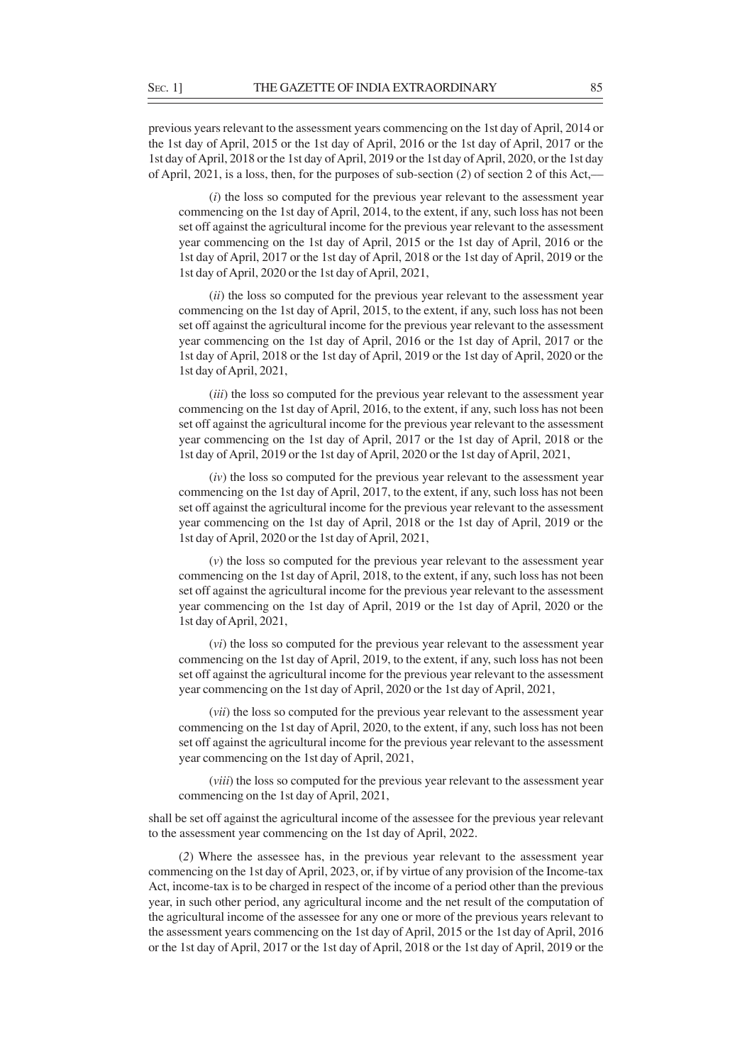previous years relevant to the assessment years commencing on the 1st day of April, 2014 or the 1st day of April, 2015 or the 1st day of April, 2016 or the 1st day of April, 2017 or the 1st day of April, 2018 or the 1st day of April, 2019 or the 1st day of April, 2020, or the 1st day of April, 2021, is a loss, then, for the purposes of sub-section (*2*) of section 2 of this Act,—

(*i*) the loss so computed for the previous year relevant to the assessment year commencing on the 1st day of April, 2014, to the extent, if any, such loss has not been set off against the agricultural income for the previous year relevant to the assessment year commencing on the 1st day of April, 2015 or the 1st day of April, 2016 or the 1st day of April, 2017 or the 1st day of April, 2018 or the 1st day of April, 2019 or the 1st day of April, 2020 or the 1st day of April, 2021,

(*ii*) the loss so computed for the previous year relevant to the assessment year commencing on the 1st day of April, 2015, to the extent, if any, such loss has not been set off against the agricultural income for the previous year relevant to the assessment year commencing on the 1st day of April, 2016 or the 1st day of April, 2017 or the 1st day of April, 2018 or the 1st day of April, 2019 or the 1st day of April, 2020 or the 1st day of April, 2021,

(*iii*) the loss so computed for the previous year relevant to the assessment year commencing on the 1st day of April, 2016, to the extent, if any, such loss has not been set off against the agricultural income for the previous year relevant to the assessment year commencing on the 1st day of April, 2017 or the 1st day of April, 2018 or the 1st day of April, 2019 or the 1st day of April, 2020 or the 1st day of April, 2021,

(*iv*) the loss so computed for the previous year relevant to the assessment year commencing on the 1st day of April, 2017, to the extent, if any, such loss has not been set off against the agricultural income for the previous year relevant to the assessment year commencing on the 1st day of April, 2018 or the 1st day of April, 2019 or the 1st day of April, 2020 or the 1st day of April, 2021,

(*v*) the loss so computed for the previous year relevant to the assessment year commencing on the 1st day of April, 2018, to the extent, if any, such loss has not been set off against the agricultural income for the previous year relevant to the assessment year commencing on the 1st day of April, 2019 or the 1st day of April, 2020 or the 1st day of April, 2021,

(*vi*) the loss so computed for the previous year relevant to the assessment year commencing on the 1st day of April, 2019, to the extent, if any, such loss has not been set off against the agricultural income for the previous year relevant to the assessment year commencing on the 1st day of April, 2020 or the 1st day of April, 2021,

(*vii*) the loss so computed for the previous year relevant to the assessment year commencing on the 1st day of April, 2020, to the extent, if any, such loss has not been set off against the agricultural income for the previous year relevant to the assessment year commencing on the 1st day of April, 2021,

(*viii*) the loss so computed for the previous year relevant to the assessment year commencing on the 1st day of April, 2021,

shall be set off against the agricultural income of the assessee for the previous year relevant to the assessment year commencing on the 1st day of April, 2022.

(*2*) Where the assessee has, in the previous year relevant to the assessment year commencing on the 1st day of April, 2023, or, if by virtue of any provision of the Income-tax Act, income-tax is to be charged in respect of the income of a period other than the previous year, in such other period, any agricultural income and the net result of the computation of the agricultural income of the assessee for any one or more of the previous years relevant to the assessment years commencing on the 1st day of April, 2015 or the 1st day of April, 2016 or the 1st day of April, 2017 or the 1st day of April, 2018 or the 1st day of April, 2019 or the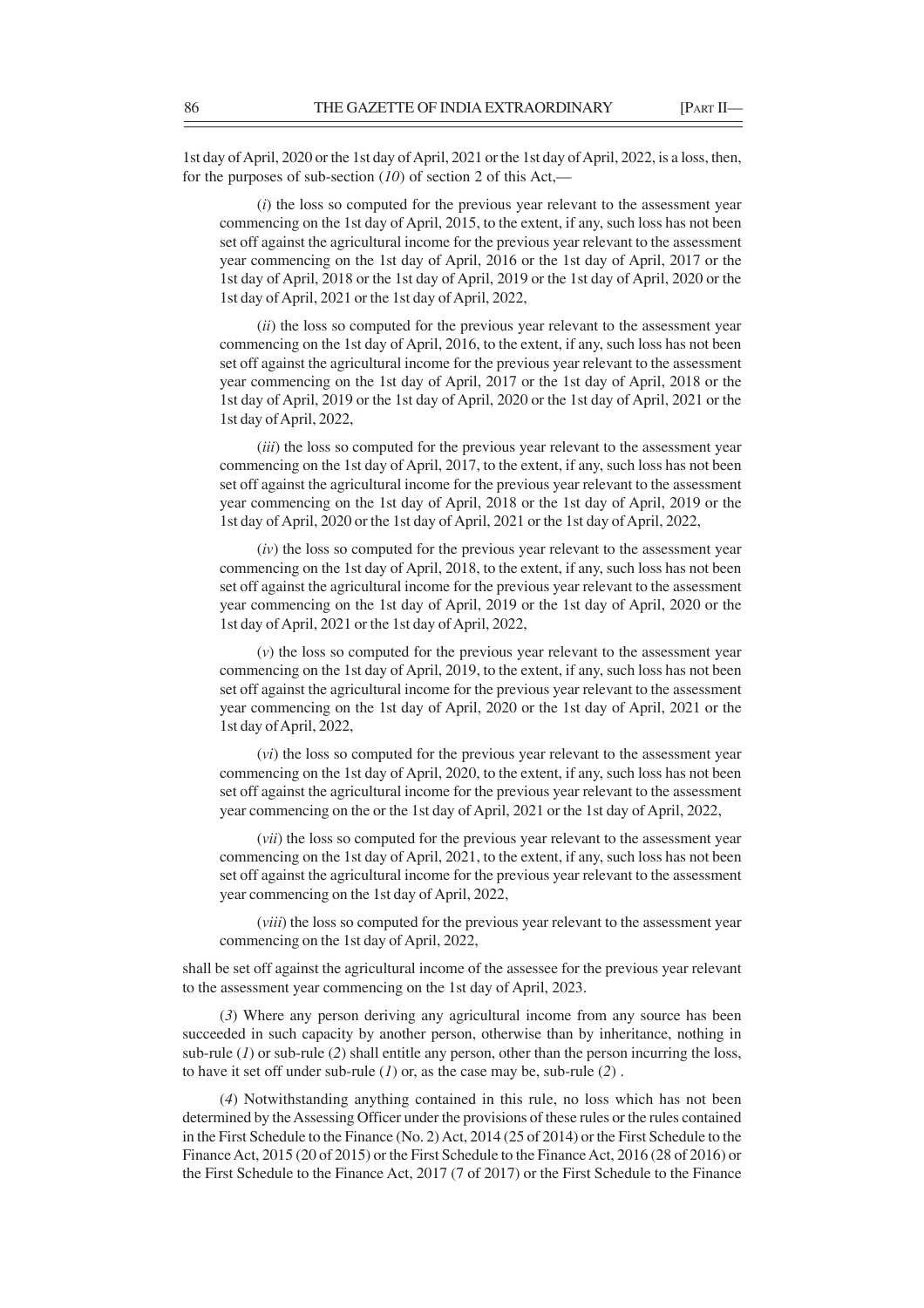1st day of April, 2020 or the 1st day of April, 2021 or the 1st day of April, 2022, is a loss, then, for the purposes of sub-section (*10*) of section 2 of this Act,—

(*i*) the loss so computed for the previous year relevant to the assessment year commencing on the 1st day of April, 2015, to the extent, if any, such loss has not been set off against the agricultural income for the previous year relevant to the assessment year commencing on the 1st day of April, 2016 or the 1st day of April, 2017 or the 1st day of April, 2018 or the 1st day of April, 2019 or the 1st day of April, 2020 or the 1st day of April, 2021 or the 1st day of April, 2022,

(*ii*) the loss so computed for the previous year relevant to the assessment year commencing on the 1st day of April, 2016, to the extent, if any, such loss has not been set off against the agricultural income for the previous year relevant to the assessment year commencing on the 1st day of April, 2017 or the 1st day of April, 2018 or the 1st day of April, 2019 or the 1st day of April, 2020 or the 1st day of April, 2021 or the 1st day of April, 2022,

(*iii*) the loss so computed for the previous year relevant to the assessment year commencing on the 1st day of April, 2017, to the extent, if any, such loss has not been set off against the agricultural income for the previous year relevant to the assessment year commencing on the 1st day of April, 2018 or the 1st day of April, 2019 or the 1st day of April, 2020 or the 1st day of April, 2021 or the 1st day of April, 2022,

(*iv*) the loss so computed for the previous year relevant to the assessment year commencing on the 1st day of April, 2018, to the extent, if any, such loss has not been set off against the agricultural income for the previous year relevant to the assessment year commencing on the 1st day of April, 2019 or the 1st day of April, 2020 or the 1st day of April, 2021 or the 1st day of April, 2022,

(*v*) the loss so computed for the previous year relevant to the assessment year commencing on the 1st day of April, 2019, to the extent, if any, such loss has not been set off against the agricultural income for the previous year relevant to the assessment year commencing on the 1st day of April, 2020 or the 1st day of April, 2021 or the 1st day of April, 2022,

(*vi*) the loss so computed for the previous year relevant to the assessment year commencing on the 1st day of April, 2020, to the extent, if any, such loss has not been set off against the agricultural income for the previous year relevant to the assessment year commencing on the or the 1st day of April, 2021 or the 1st day of April, 2022,

(*vii*) the loss so computed for the previous year relevant to the assessment year commencing on the 1st day of April, 2021, to the extent, if any, such loss has not been set off against the agricultural income for the previous year relevant to the assessment year commencing on the 1st day of April, 2022,

(*viii*) the loss so computed for the previous year relevant to the assessment year commencing on the 1st day of April, 2022,

shall be set off against the agricultural income of the assessee for the previous year relevant to the assessment year commencing on the 1st day of April, 2023.

(*3*) Where any person deriving any agricultural income from any source has been succeeded in such capacity by another person, otherwise than by inheritance, nothing in sub-rule (*1*) or sub-rule (*2*) shall entitle any person, other than the person incurring the loss, to have it set off under sub-rule (*1*) or, as the case may be, sub-rule (*2*) .

(*4*) Notwithstanding anything contained in this rule, no loss which has not been determined by the Assessing Officer under the provisions of these rules or the rules contained in the First Schedule to the Finance (No. 2) Act, 2014 (25 of 2014) or the First Schedule to the Finance Act, 2015 (20 of 2015) or the First Schedule to the Finance Act, 2016 (28 of 2016) or the First Schedule to the Finance Act, 2017 (7 of 2017) or the First Schedule to the Finance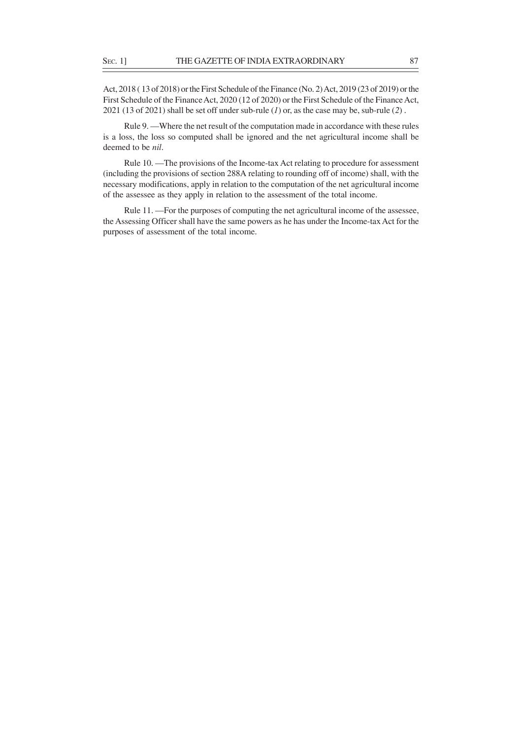Act, 2018 ( 13 of 2018) or the First Schedule of the Finance (No. 2) Act, 2019 (23 of 2019) or the First Schedule of the Finance Act, 2020 (12 of 2020) or the First Schedule of the Finance Act, 2021 (13 of 2021) shall be set off under sub-rule (*1*) or, as the case may be, sub-rule (*2*) .

Rule 9. —Where the net result of the computation made in accordance with these rules is a loss, the loss so computed shall be ignored and the net agricultural income shall be deemed to be *nil*.

Rule 10. —The provisions of the Income-tax Act relating to procedure for assessment (including the provisions of section 288A relating to rounding off of income) shall, with the necessary modifications, apply in relation to the computation of the net agricultural income of the assessee as they apply in relation to the assessment of the total income.

Rule 11. —For the purposes of computing the net agricultural income of the assessee, the Assessing Officer shall have the same powers as he has under the Income-tax Act for the purposes of assessment of the total income.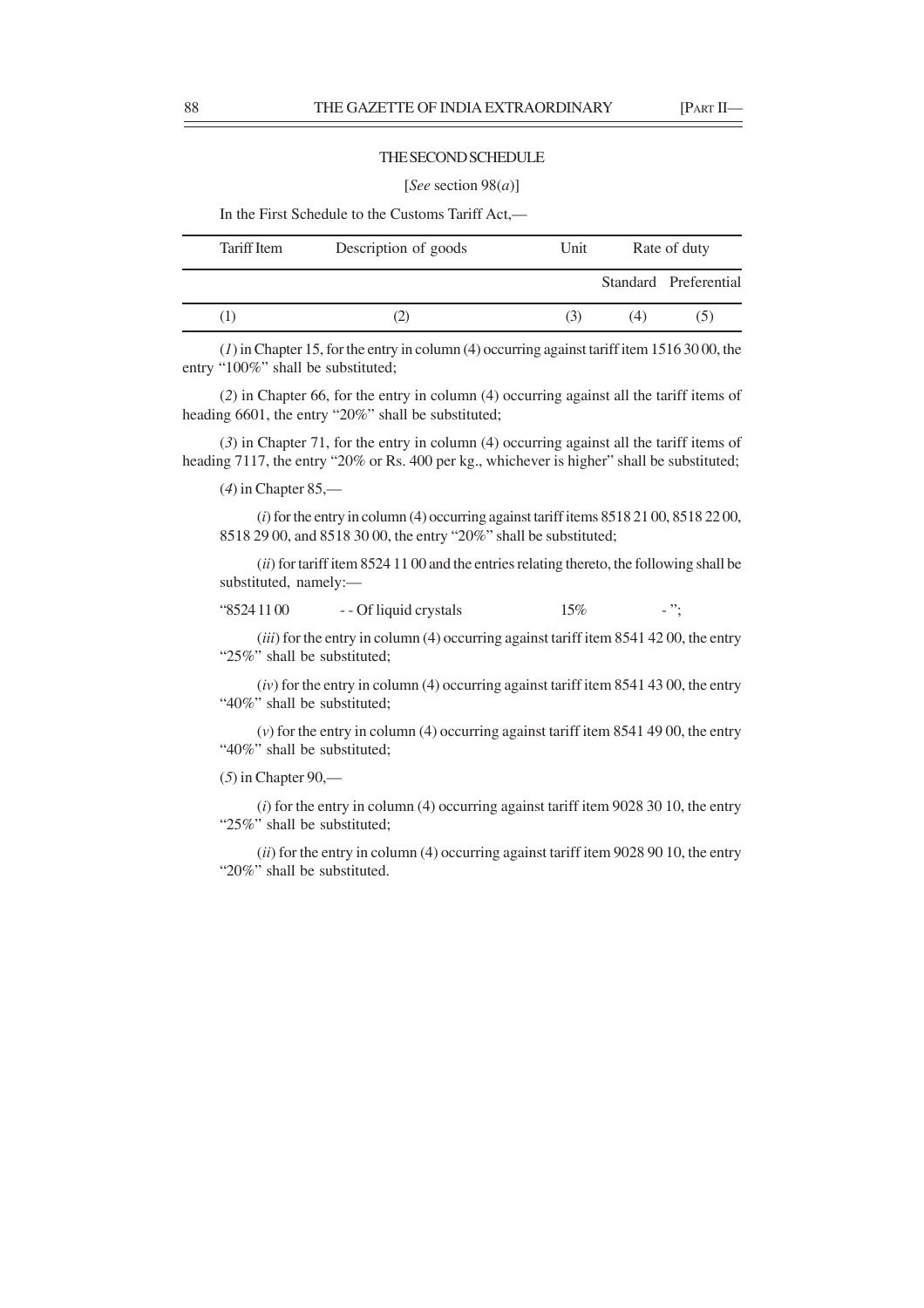THE SECOND SCHEDULE

[*See* section 98(*a*)]

In the First Schedule to the Customs Tariff Act,—

| Tariff Item | Description of goods | Unit | Rate of duty | |
|---|---|---|---|---|
| | | | Standard | Preferential |
| (1) | (2) | (3) | (4) | (5) |

(*1*) in Chapter 15, for the entry in column (4) occurring against tariff item 1516 30 00, the entry "100%" shall be substituted;

(*2*) in Chapter 66, for the entry in column (4) occurring against all the tariff items of heading 6601, the entry "20%" shall be substituted;

(*3*) in Chapter 71, for the entry in column (4) occurring against all the tariff items of heading 7117, the entry "20% or Rs. 400 per kg., whichever is higher" shall be substituted;

(*4*) in Chapter 85,—

(*i*) for the entry in column (4) occurring against tariff items 8518 21 00, 8518 22 00, 8518 29 00, and 8518 30 00, the entry "20%" shall be substituted;

(*ii*) for tariff item 8524 11 00 and the entries relating thereto, the following shall be substituted, namely:—

"8524 11 00 &nbsp;&nbsp;&nbsp;&nbsp; - - Of liquid crystals &nbsp;&nbsp;&nbsp;&nbsp; 15% &nbsp;&nbsp;&nbsp;&nbsp; - ";

(*iii*) for the entry in column (4) occurring against tariff item 8541 42 00, the entry "25%" shall be substituted;

(*iv*) for the entry in column (4) occurring against tariff item 8541 43 00, the entry "40%" shall be substituted;

(*v*) for the entry in column (4) occurring against tariff item 8541 49 00, the entry "40%" shall be substituted;

(*5*) in Chapter 90,—

(*i*) for the entry in column (4) occurring against tariff item 9028 30 10, the entry "25%" shall be substituted;

(*ii*) for the entry in column (4) occurring against tariff item 9028 90 10, the entry "20%" shall be substituted.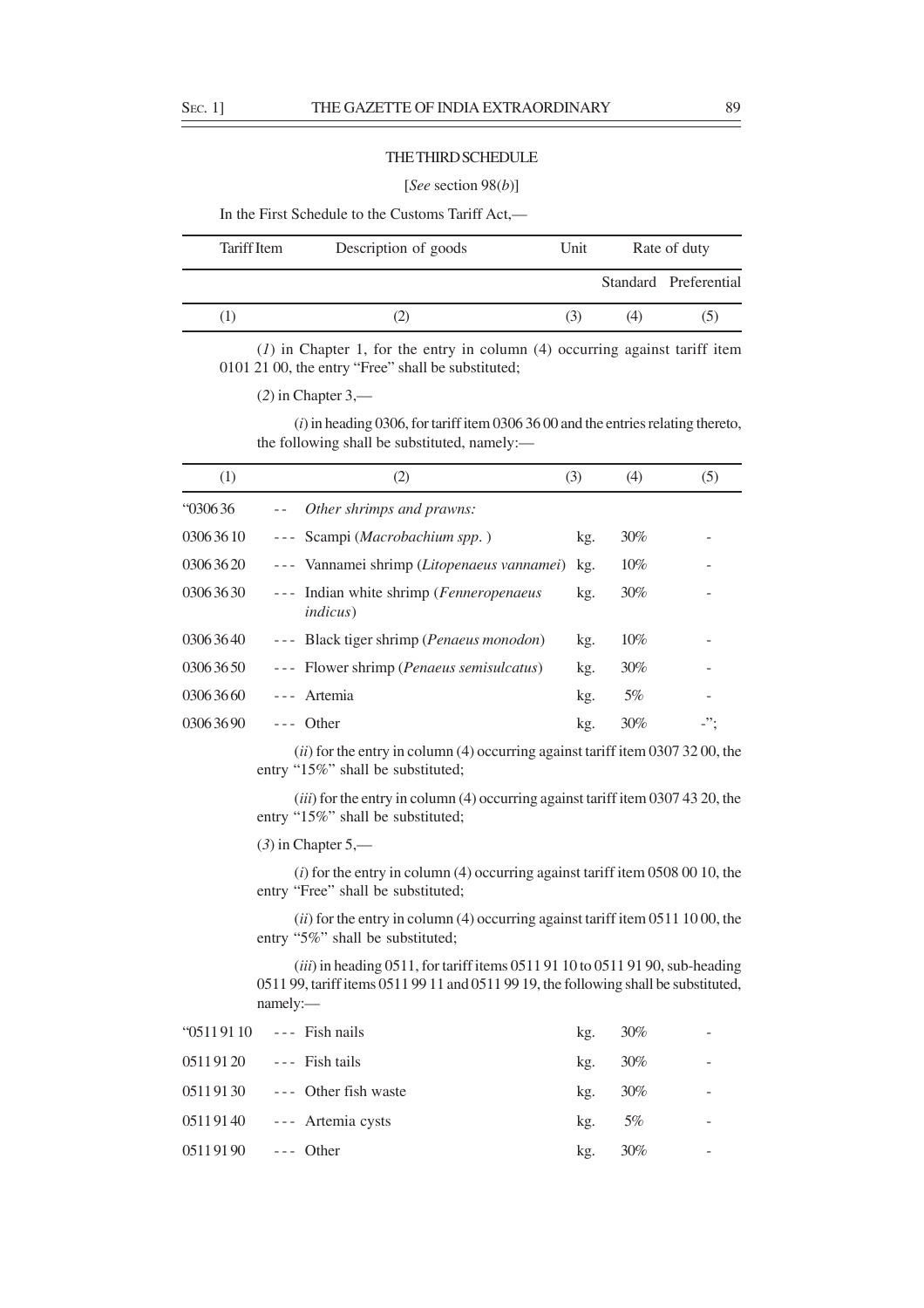THE THIRD SCHEDULE

[*See* section 98(*b*)]

In the First Schedule to the Customs Tariff Act,—

| Tariff Item | Description of goods | Unit | Rate of duty | |
|---|---|---|---|---|
| | | | Standard | Preferential |
| (1) | (2) | (3) | (4) | (5) |

(*1*) in Chapter 1, for the entry in column (4) occurring against tariff item 0101 21 00, the entry "Free" shall be substituted;

(*2*) in Chapter 3,—

(*i*) in heading 0306, for tariff item 0306 36 00 and the entries relating thereto, the following shall be substituted, namely:—

| (1) | (2) | (3) | (4) | (5) |
|---|---|---|---|---|
| "0306 36 | -- *Other shrimps and prawns:* | | | |
| 0306 36 10 | --- Scampi (*Macrobachium spp.* ) | kg. | 30% | - |
| 0306 36 20 | --- Vannamei shrimp (*Litopenaeus vannamei*) | kg. | 10% | - |
| 0306 36 30 | --- Indian white shrimp (*Fenneropenaeus indicus*) | kg. | 30% | - |
| 0306 36 40 | --- Black tiger shrimp (*Penaeus monodon*) | kg. | 10% | - |
| 0306 36 50 | --- Flower shrimp (*Penaeus semisulcatus*) | kg. | 30% | - |
| 0306 36 60 | --- Artemia | kg. | 5% | - |
| 0306 36 90 | --- Other | kg. | 30% | -"; |

(*ii*) for the entry in column (4) occurring against tariff item 0307 32 00, the entry "15%" shall be substituted;

(*iii*) for the entry in column (4) occurring against tariff item 0307 43 20, the entry "15%" shall be substituted;

(*3*) in Chapter 5,—

(*i*) for the entry in column (4) occurring against tariff item 0508 00 10, the entry "Free" shall be substituted;

(*ii*) for the entry in column (4) occurring against tariff item 0511 10 00, the entry "5%" shall be substituted;

(*iii*) in heading 0511, for tariff items 0511 91 10 to 0511 91 90, sub-heading 0511 99, tariff items 0511 99 11 and 0511 99 19, the following shall be substituted, namely:—

| | | | | |
|---|---|---|---|---|
| "0511 91 10 | --- Fish nails | kg. | 30% | - |
| 0511 91 20 | --- Fish tails | kg. | 30% | - |
| 0511 91 30 | --- Other fish waste | kg. | 30% | - |
| 0511 91 40 | --- Artemia cysts | kg. | 5% | - |
| 0511 91 90 | --- Other | kg. | 30% | - |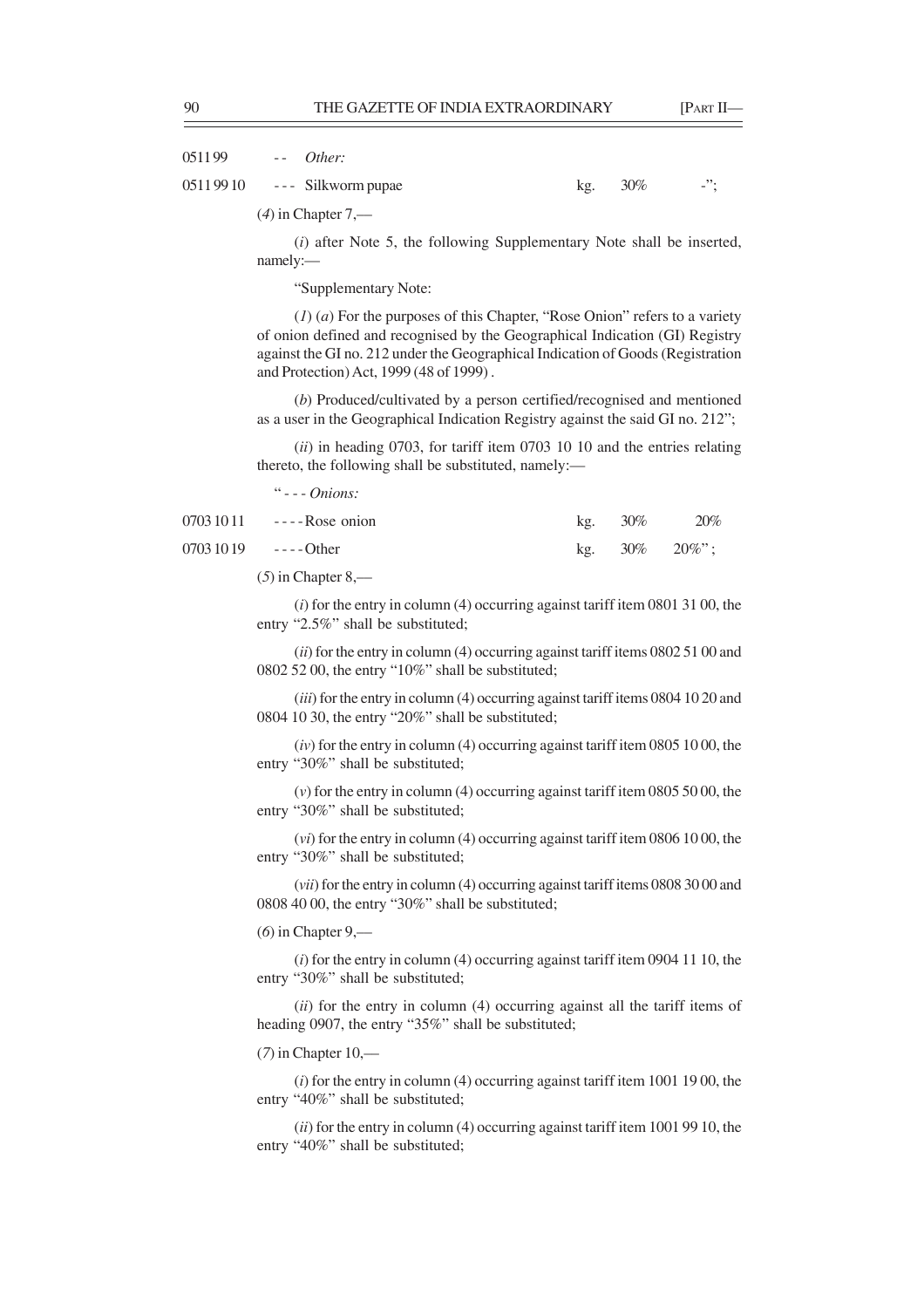| | | | | |
|---|---|---|---|---|
| 0511 99 | - - *Other:* | | | |
| 0511 99 10 | - - - Silkworm pupae | kg. | 30% | -"; |

(*4*) in Chapter 7,—

(*i*) after Note 5, the following Supplementary Note shall be inserted, namely:—

"Supplementary Note:

(*1*) (*a*) For the purposes of this Chapter, "Rose Onion" refers to a variety of onion defined and recognised by the Geographical Indication (GI) Registry against the GI no. 212 under the Geographical Indication of Goods (Registration and Protection) Act, 1999 (48 of 1999) .

(*b*) Produced/cultivated by a person certified/recognised and mentioned as a user in the Geographical Indication Registry against the said GI no. 212";

(*ii*) in heading 0703, for tariff item 0703 10 10 and the entries relating thereto, the following shall be substituted, namely:—

| | | | | |
|---|---|---|---|---|
| | " - - - *Onions:* | | | |
| 0703 10 11 | - - - - Rose onion | kg. | 30% | 20% |
| 0703 10 19 | - - - - Other | kg. | 30% | 20%" ; |

(*5*) in Chapter 8,—

(*i*) for the entry in column (4) occurring against tariff item 0801 31 00, the entry "2.5%" shall be substituted;

(*ii*) for the entry in column (4) occurring against tariff items 0802 51 00 and 0802 52 00, the entry "10%" shall be substituted;

(*iii*) for the entry in column (4) occurring against tariff items 0804 10 20 and 0804 10 30, the entry "20%" shall be substituted;

(*iv*) for the entry in column (4) occurring against tariff item 0805 10 00, the entry "30%" shall be substituted;

(*v*) for the entry in column (4) occurring against tariff item 0805 50 00, the entry "30%" shall be substituted;

(*vi*) for the entry in column (4) occurring against tariff item 0806 10 00, the entry "30%" shall be substituted;

(*vii*) for the entry in column (4) occurring against tariff items 0808 30 00 and 0808 40 00, the entry "30%" shall be substituted;

(*6*) in Chapter 9,—

(*i*) for the entry in column (4) occurring against tariff item 0904 11 10, the entry "30%" shall be substituted;

(*ii*) for the entry in column (4) occurring against all the tariff items of heading 0907, the entry "35%" shall be substituted;

(*7*) in Chapter 10,—

(*i*) for the entry in column (4) occurring against tariff item 1001 19 00, the entry "40%" shall be substituted;

(*ii*) for the entry in column (4) occurring against tariff item 1001 99 10, the entry "40%" shall be substituted;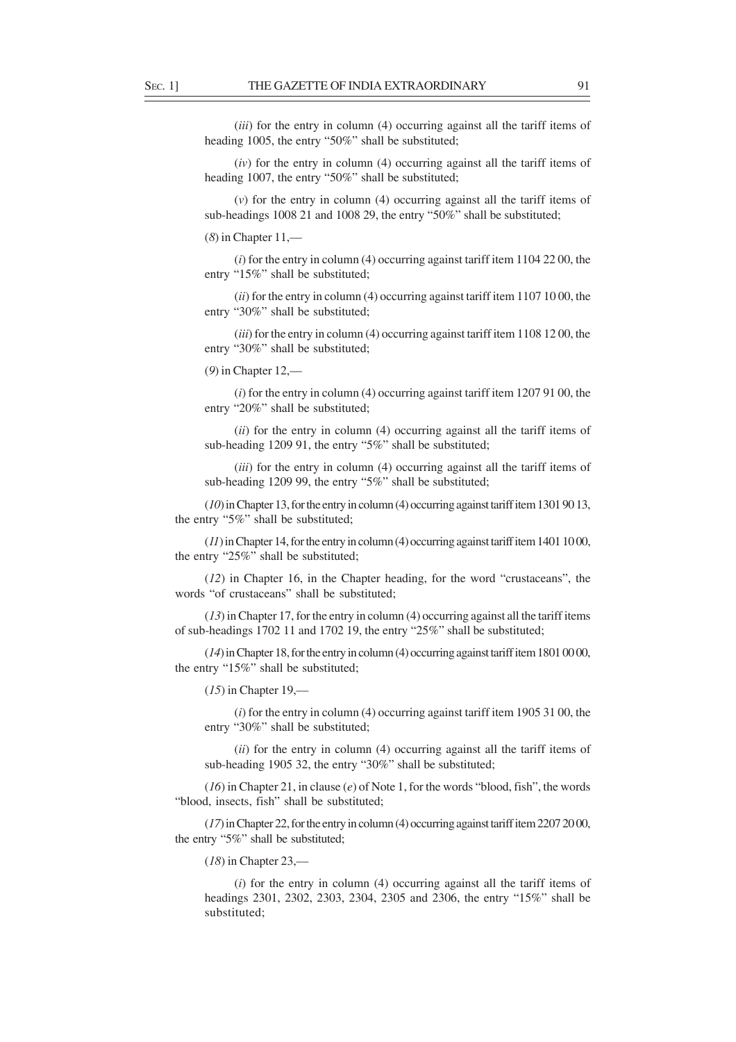(*iii*) for the entry in column (4) occurring against all the tariff items of heading 1005, the entry "50%" shall be substituted;

(*iv*) for the entry in column (4) occurring against all the tariff items of heading 1007, the entry "50%" shall be substituted;

(*v*) for the entry in column (4) occurring against all the tariff items of sub-headings 1008 21 and 1008 29, the entry "50%" shall be substituted;

(*8*) in Chapter 11,—

(*i*) for the entry in column (4) occurring against tariff item 1104 22 00, the entry "15%" shall be substituted;

(*ii*) for the entry in column (4) occurring against tariff item 1107 10 00, the entry "30%" shall be substituted;

(*iii*) for the entry in column (4) occurring against tariff item 1108 12 00, the entry "30%" shall be substituted;

(*9*) in Chapter 12,—

(*i*) for the entry in column (4) occurring against tariff item 1207 91 00, the entry "20%" shall be substituted;

(*ii*) for the entry in column (4) occurring against all the tariff items of sub-heading 1209 91, the entry "5%" shall be substituted;

(*iii*) for the entry in column (4) occurring against all the tariff items of sub-heading 1209 99, the entry "5%" shall be substituted;

(*10*) in Chapter 13, for the entry in column (4) occurring against tariff item 1301 90 13, the entry "5%" shall be substituted;

(*11*) in Chapter 14, for the entry in column (4) occurring against tariff item 1401 10 00, the entry "25%" shall be substituted;

(*12*) in Chapter 16, in the Chapter heading, for the word "crustaceans", the words "of crustaceans" shall be substituted;

(*13*) in Chapter 17, for the entry in column (4) occurring against all the tariff items of sub-headings 1702 11 and 1702 19, the entry "25%" shall be substituted;

(*14*) in Chapter 18, for the entry in column (4) occurring against tariff item 1801 00 00, the entry "15%" shall be substituted;

(*15*) in Chapter 19,—

(*i*) for the entry in column (4) occurring against tariff item 1905 31 00, the entry "30%" shall be substituted;

(*ii*) for the entry in column (4) occurring against all the tariff items of sub-heading 1905 32, the entry "30%" shall be substituted;

(*16*) in Chapter 21, in clause (*e*) of Note 1, for the words "blood, fish", the words "blood, insects, fish" shall be substituted;

(*17*) in Chapter 22, for the entry in column (4) occurring against tariff item 2207 20 00, the entry "5%" shall be substituted;

(*18*) in Chapter 23,—

(*i*) for the entry in column (4) occurring against all the tariff items of headings 2301, 2302, 2303, 2304, 2305 and 2306, the entry "15%" shall be substituted;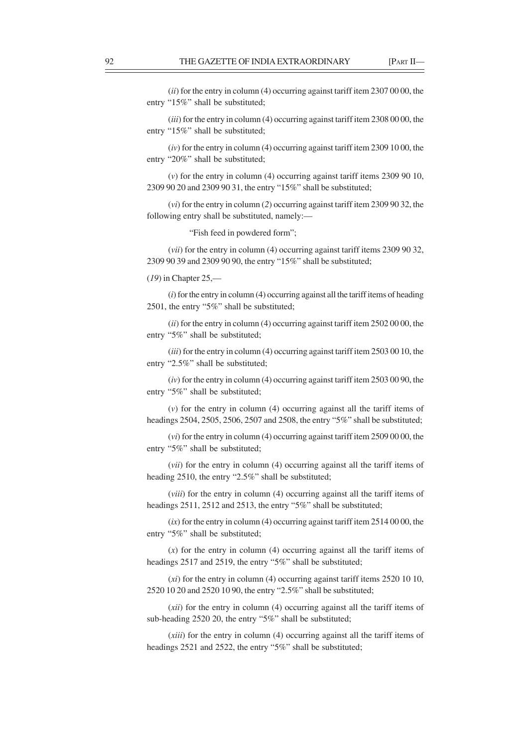(*ii*) for the entry in column (4) occurring against tariff item 2307 00 00, the entry "15%" shall be substituted;

(*iii*) for the entry in column (4) occurring against tariff item 2308 00 00, the entry "15%" shall be substituted;

(*iv*) for the entry in column (4) occurring against tariff item 2309 10 00, the entry "20%" shall be substituted;

(*v*) for the entry in column (4) occurring against tariff items 2309 90 10, 2309 90 20 and 2309 90 31, the entry "15%" shall be substituted;

(*vi*) for the entry in column (*2*) occurring against tariff item 2309 90 32, the following entry shall be substituted, namely:—

"Fish feed in powdered form";

(*vii*) for the entry in column (4) occurring against tariff items 2309 90 32, 2309 90 39 and 2309 90 90, the entry "15%" shall be substituted;

(*19*) in Chapter 25,—

(*i*) for the entry in column (4) occurring against all the tariff items of heading 2501, the entry "5%" shall be substituted;

(*ii*) for the entry in column (4) occurring against tariff item 2502 00 00, the entry "5%" shall be substituted;

(*iii*) for the entry in column (4) occurring against tariff item 2503 00 10, the entry "2.5%" shall be substituted;

(*iv*) for the entry in column (4) occurring against tariff item 2503 00 90, the entry "5%" shall be substituted;

(*v*) for the entry in column (4) occurring against all the tariff items of headings 2504, 2505, 2506, 2507 and 2508, the entry "5%" shall be substituted;

(*vi*) for the entry in column (4) occurring against tariff item 2509 00 00, the entry "5%" shall be substituted;

(*vii*) for the entry in column (4) occurring against all the tariff items of heading 2510, the entry "2.5%" shall be substituted;

(*viii*) for the entry in column (4) occurring against all the tariff items of headings 2511, 2512 and 2513, the entry "5%" shall be substituted;

(*ix*) for the entry in column (4) occurring against tariff item 2514 00 00, the entry "5%" shall be substituted;

(*x*) for the entry in column (4) occurring against all the tariff items of headings 2517 and 2519, the entry "5%" shall be substituted;

(*xi*) for the entry in column (4) occurring against tariff items 2520 10 10, 2520 10 20 and 2520 10 90, the entry "2.5%" shall be substituted;

(*xii*) for the entry in column (4) occurring against all the tariff items of sub-heading 2520 20, the entry "5%" shall be substituted;

(*xiii*) for the entry in column (4) occurring against all the tariff items of headings 2521 and 2522, the entry "5%" shall be substituted;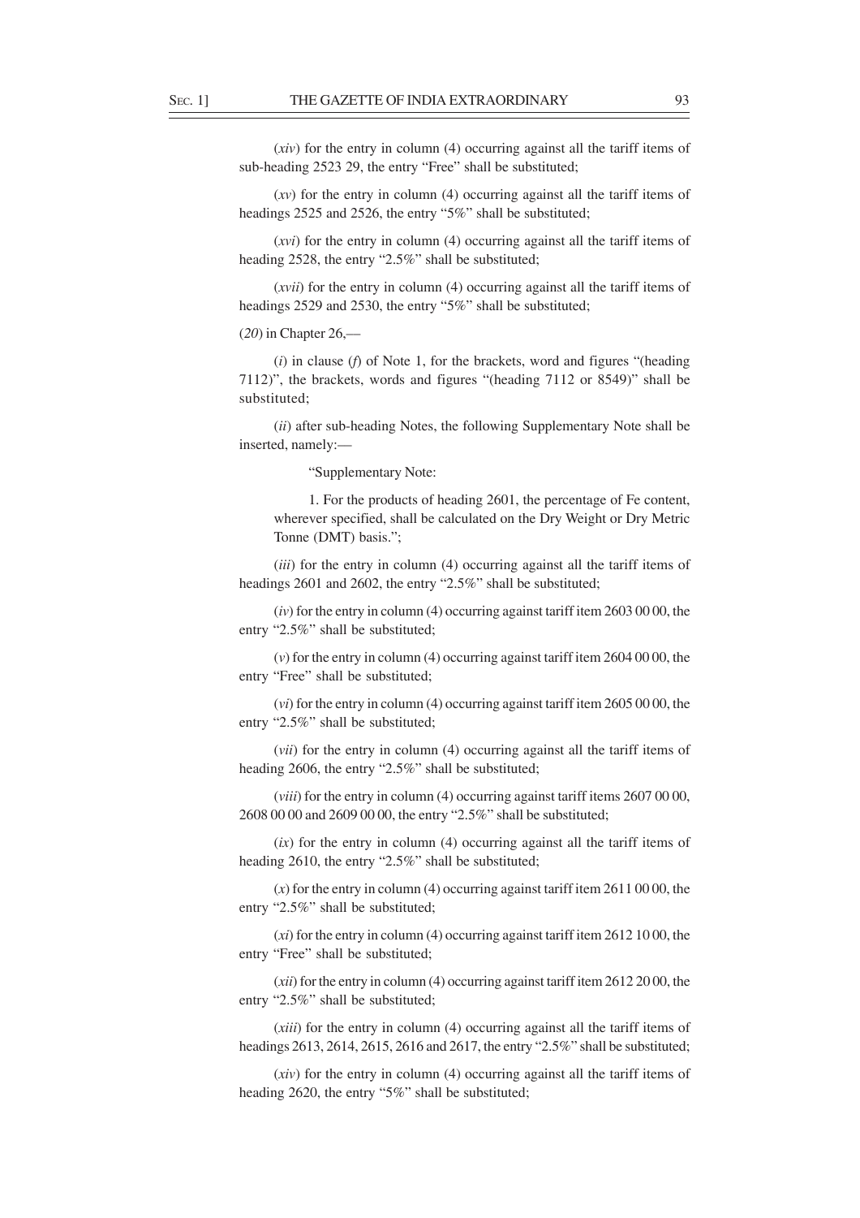(*xiv*) for the entry in column (4) occurring against all the tariff items of sub-heading 2523 29, the entry "Free" shall be substituted;

(*xv*) for the entry in column (4) occurring against all the tariff items of headings 2525 and 2526, the entry "5%" shall be substituted;

(*xvi*) for the entry in column (4) occurring against all the tariff items of heading 2528, the entry "2.5%" shall be substituted;

(*xvii*) for the entry in column (4) occurring against all the tariff items of headings 2529 and 2530, the entry "5%" shall be substituted;

(*20*) in Chapter 26,—

(*i*) in clause (*f*) of Note 1, for the brackets, word and figures "(heading 7112)", the brackets, words and figures "(heading 7112 or 8549)" shall be substituted;

(*ii*) after sub-heading Notes, the following Supplementary Note shall be inserted, namely:—

"Supplementary Note:

1. For the products of heading 2601, the percentage of Fe content, wherever specified, shall be calculated on the Dry Weight or Dry Metric Tonne (DMT) basis.";

(*iii*) for the entry in column (4) occurring against all the tariff items of headings 2601 and 2602, the entry "2.5%" shall be substituted;

(*iv*) for the entry in column (4) occurring against tariff item 2603 00 00, the entry "2.5%" shall be substituted;

(*v*) for the entry in column (4) occurring against tariff item 2604 00 00, the entry "Free" shall be substituted;

(*vi*) for the entry in column (4) occurring against tariff item 2605 00 00, the entry "2.5%" shall be substituted;

(*vii*) for the entry in column (4) occurring against all the tariff items of heading 2606, the entry "2.5%" shall be substituted;

(*viii*) for the entry in column (4) occurring against tariff items 2607 00 00, 2608 00 00 and 2609 00 00, the entry "2.5%" shall be substituted;

(*ix*) for the entry in column (4) occurring against all the tariff items of heading 2610, the entry "2.5%" shall be substituted;

(*x*) for the entry in column (4) occurring against tariff item 2611 00 00, the entry "2.5%" shall be substituted;

(*xi*) for the entry in column (4) occurring against tariff item 2612 10 00, the entry "Free" shall be substituted;

(*xii*) for the entry in column (4) occurring against tariff item 2612 20 00, the entry "2.5%" shall be substituted;

(*xiii*) for the entry in column (4) occurring against all the tariff items of headings 2613, 2614, 2615, 2616 and 2617, the entry "2.5%" shall be substituted;

(*xiv*) for the entry in column (4) occurring against all the tariff items of heading 2620, the entry "5%" shall be substituted;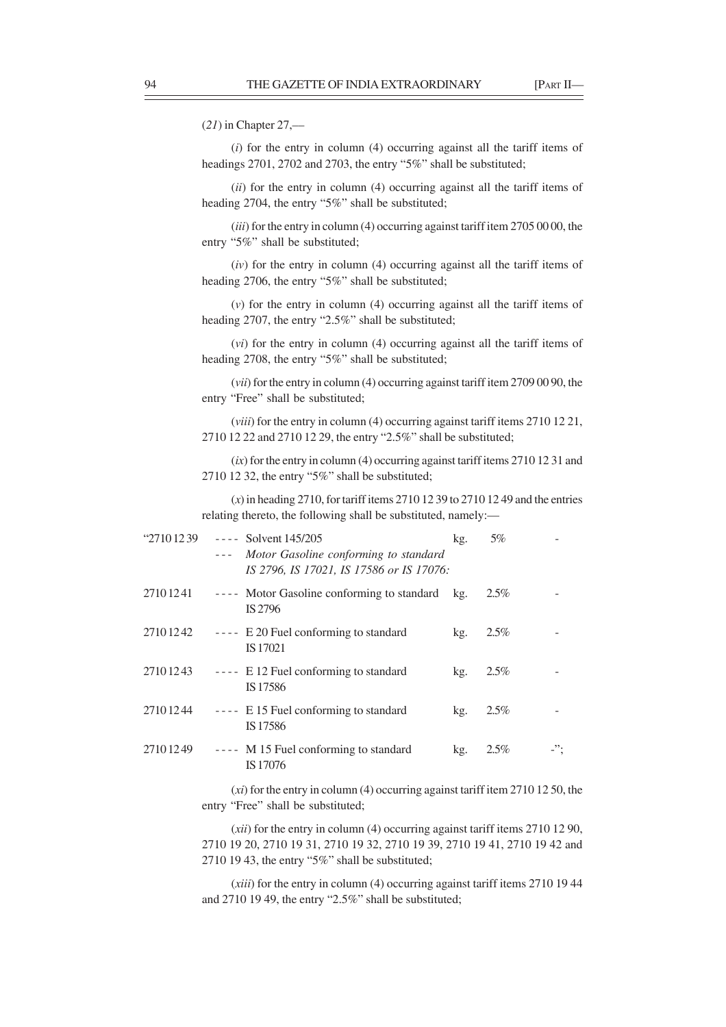(*21*) in Chapter 27,—

(*i*) for the entry in column (4) occurring against all the tariff items of headings 2701, 2702 and 2703, the entry "5%" shall be substituted;

(*ii*) for the entry in column (4) occurring against all the tariff items of heading 2704, the entry "5%" shall be substituted;

(*iii*) for the entry in column (4) occurring against tariff item 2705 00 00, the entry "5%" shall be substituted;

(*iv*) for the entry in column (4) occurring against all the tariff items of heading 2706, the entry "5%" shall be substituted;

(*v*) for the entry in column (4) occurring against all the tariff items of heading 2707, the entry "2.5%" shall be substituted;

(*vi*) for the entry in column (4) occurring against all the tariff items of heading 2708, the entry "5%" shall be substituted;

(*vii*) for the entry in column (4) occurring against tariff item 2709 00 90, the entry "Free" shall be substituted;

(*viii*) for the entry in column (4) occurring against tariff items 2710 12 21, 2710 12 22 and 2710 12 29, the entry "2.5%" shall be substituted;

(*ix*) for the entry in column (4) occurring against tariff items 2710 12 31 and 2710 12 32, the entry "5%" shall be substituted;

(*x*) in heading 2710, for tariff items 2710 12 39 to 2710 12 49 and the entries relating thereto, the following shall be substituted, namely:—

| | | | | |
|---|---|---|---|---|
| "2710 12 39 | ---- Solvent 145/205 | kg. | 5% | - |
| | --- *Motor Gasoline conforming to standard IS 2796, IS 17021, IS 17586 or IS 17076:* | | | |
| 2710 12 41 | ---- Motor Gasoline conforming to standard IS 2796 | kg. | 2.5% | - |
| 2710 12 42 | ---- E 20 Fuel conforming to standard IS 17021 | kg. | 2.5% | - |
| 2710 12 43 | ---- E 12 Fuel conforming to standard IS 17586 | kg. | 2.5% | - |
| 2710 12 44 | ---- E 15 Fuel conforming to standard IS 17586 | kg. | 2.5% | - |
| 2710 12 49 | ---- M 15 Fuel conforming to standard IS 17076 | kg. | 2.5% | -"; |

(*xi*) for the entry in column (4) occurring against tariff item 2710 12 50, the entry "Free" shall be substituted;

(*xii*) for the entry in column (4) occurring against tariff items 2710 12 90, 2710 19 20, 2710 19 31, 2710 19 32, 2710 19 39, 2710 19 41, 2710 19 42 and 2710 19 43, the entry "5%" shall be substituted;

(*xiii*) for the entry in column (4) occurring against tariff items 2710 19 44 and 2710 19 49, the entry "2.5%" shall be substituted;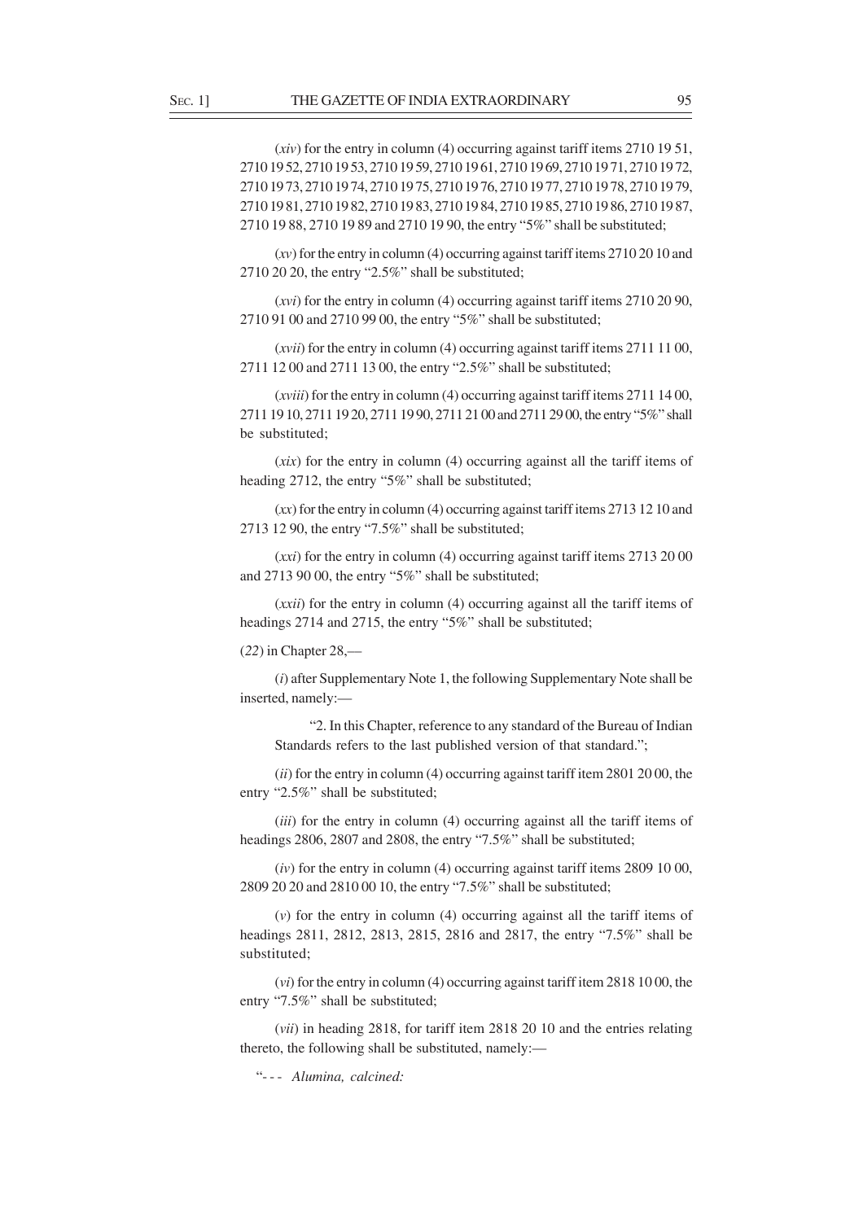(*xiv*) for the entry in column (4) occurring against tariff items 2710 19 51, 2710 19 52, 2710 19 53, 2710 19 59, 2710 19 61, 2710 19 69, 2710 19 71, 2710 19 72, 2710 19 73, 2710 19 74, 2710 19 75, 2710 19 76, 2710 19 77, 2710 19 78, 2710 19 79, 2710 19 81, 2710 19 82, 2710 19 83, 2710 19 84, 2710 19 85, 2710 19 86, 2710 19 87, 2710 19 88, 2710 19 89 and 2710 19 90, the entry "5%" shall be substituted;

(*xv*) for the entry in column (4) occurring against tariff items 2710 20 10 and 2710 20 20, the entry "2.5%" shall be substituted;

(*xvi*) for the entry in column (4) occurring against tariff items 2710 20 90, 2710 91 00 and 2710 99 00, the entry "5%" shall be substituted;

(*xvii*) for the entry in column (4) occurring against tariff items 2711 11 00, 2711 12 00 and 2711 13 00, the entry "2.5%" shall be substituted;

(*xviii*) for the entry in column (4) occurring against tariff items 2711 14 00, 2711 19 10, 2711 19 20, 2711 19 90, 2711 21 00 and 2711 29 00, the entry "5%" shall be substituted;

(*xix*) for the entry in column (4) occurring against all the tariff items of heading 2712, the entry "5%" shall be substituted;

(*xx*) for the entry in column (4) occurring against tariff items 2713 12 10 and 2713 12 90, the entry "7.5%" shall be substituted;

(*xxi*) for the entry in column (4) occurring against tariff items 2713 20 00 and 2713 90 00, the entry "5%" shall be substituted;

(*xxii*) for the entry in column (4) occurring against all the tariff items of headings 2714 and 2715, the entry "5%" shall be substituted;

(*22*) in Chapter 28,—

(*i*) after Supplementary Note 1, the following Supplementary Note shall be inserted, namely:—

"2. In this Chapter, reference to any standard of the Bureau of Indian Standards refers to the last published version of that standard.";

(*ii*) for the entry in column (4) occurring against tariff item 2801 20 00, the entry "2.5%" shall be substituted;

(*iii*) for the entry in column (4) occurring against all the tariff items of headings 2806, 2807 and 2808, the entry "7.5%" shall be substituted;

(*iv*) for the entry in column (4) occurring against tariff items 2809 10 00, 2809 20 20 and 2810 00 10, the entry "7.5%" shall be substituted;

(*v*) for the entry in column (4) occurring against all the tariff items of headings 2811, 2812, 2813, 2815, 2816 and 2817, the entry "7.5%" shall be substituted;

(*vi*) for the entry in column (4) occurring against tariff item 2818 10 00, the entry "7.5%" shall be substituted;

(*vii*) in heading 2818, for tariff item 2818 20 10 and the entries relating thereto, the following shall be substituted, namely:—

"- - - *Alumina, calcined:*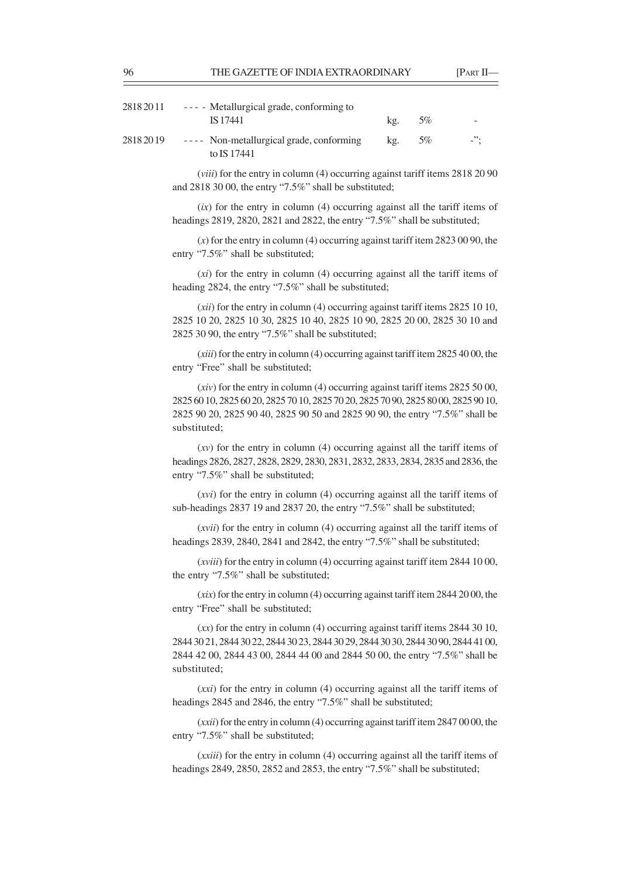| | | | | |
|---|---|---|---|---|
| 2818 20 11 | - - - - Metallurgical grade, conforming to IS 17441 | kg. | 5% | - |
| 2818 20 19 | - - - - Non-metallurgical grade, conforming to IS 17441 | kg. | 5% | -"; |

(*viii*) for the entry in column (4) occurring against tariff items 2818 20 90 and 2818 30 00, the entry "7.5%" shall be substituted;

(*ix*) for the entry in column (4) occurring against all the tariff items of headings 2819, 2820, 2821 and 2822, the entry "7.5%" shall be substituted;

(*x*) for the entry in column (4) occurring against tariff item 2823 00 90, the entry "7.5%" shall be substituted;

(*xi*) for the entry in column (4) occurring against all the tariff items of heading 2824, the entry "7.5%" shall be substituted;

(*xii*) for the entry in column (4) occurring against tariff items 2825 10 10, 2825 10 20, 2825 10 30, 2825 10 40, 2825 10 90, 2825 20 00, 2825 30 10 and 2825 30 90, the entry "7.5%" shall be substituted;

(*xiii*) for the entry in column (4) occurring against tariff item 2825 40 00, the entry "Free" shall be substituted;

(*xiv*) for the entry in column (4) occurring against tariff items 2825 50 00, 2825 60 10, 2825 60 20, 2825 70 10, 2825 70 20, 2825 70 90, 2825 80 00, 2825 90 10, 2825 90 20, 2825 90 40, 2825 90 50 and 2825 90 90, the entry "7.5%" shall be substituted;

(*xv*) for the entry in column (4) occurring against all the tariff items of headings 2826, 2827, 2828, 2829, 2830, 2831, 2832, 2833, 2834, 2835 and 2836, the entry "7.5%" shall be substituted;

(*xvi*) for the entry in column (4) occurring against all the tariff items of sub-headings 2837 19 and 2837 20, the entry "7.5%" shall be substituted;

(*xvii*) for the entry in column (4) occurring against all the tariff items of headings 2839, 2840, 2841 and 2842, the entry "7.5%" shall be substituted;

(*xviii*) for the entry in column (4) occurring against tariff item 2844 10 00, the entry "7.5%" shall be substituted;

(*xix*) for the entry in column (4) occurring against tariff item 2844 20 00, the entry "Free" shall be substituted;

(*xx*) for the entry in column (4) occurring against tariff items 2844 30 10, 2844 30 21, 2844 30 22, 2844 30 23, 2844 30 29, 2844 30 30, 2844 30 90, 2844 41 00, 2844 42 00, 2844 43 00, 2844 44 00 and 2844 50 00, the entry "7.5%" shall be substituted;

(*xxi*) for the entry in column (4) occurring against all the tariff items of headings 2845 and 2846, the entry "7.5%" shall be substituted;

(*xxii*) for the entry in column (4) occurring against tariff item 2847 00 00, the entry "7.5%" shall be substituted;

(*xxiii*) for the entry in column (4) occurring against all the tariff items of headings 2849, 2850, 2852 and 2853, the entry "7.5%" shall be substituted;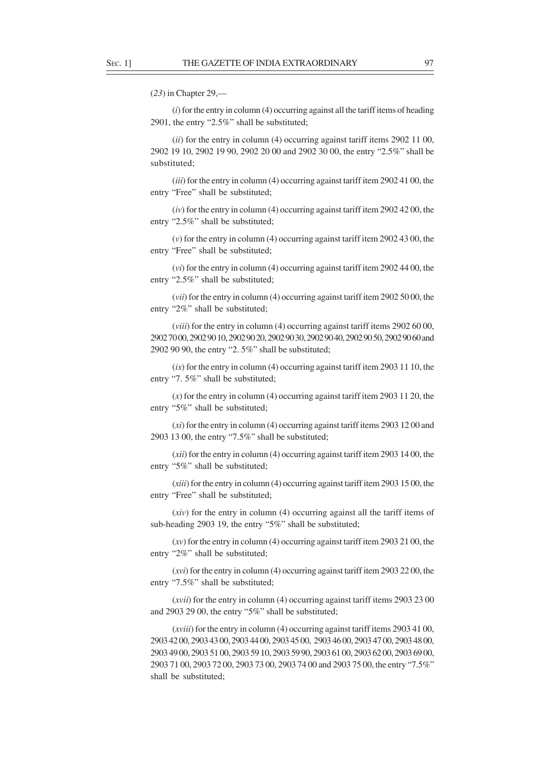(*23*) in Chapter 29,—

(*i*) for the entry in column (4) occurring against all the tariff items of heading 2901, the entry "2.5%" shall be substituted;

(*ii*) for the entry in column (4) occurring against tariff items 2902 11 00, 2902 19 10, 2902 19 90, 2902 20 00 and 2902 30 00, the entry "2.5%" shall be substituted;

(*iii*) for the entry in column (4) occurring against tariff item 2902 41 00, the entry "Free" shall be substituted;

(*iv*) for the entry in column (4) occurring against tariff item 2902 42 00, the entry "2.5%" shall be substituted;

(*v*) for the entry in column (4) occurring against tariff item 2902 43 00, the entry "Free" shall be substituted;

(*vi*) for the entry in column (4) occurring against tariff item 2902 44 00, the entry "2.5%" shall be substituted;

(*vii*) for the entry in column (4) occurring against tariff item 2902 50 00, the entry "2%" shall be substituted;

(*viii*) for the entry in column (4) occurring against tariff items 2902 60 00, 2902 70 00, 2902 90 10, 2902 90 20, 2902 90 30, 2902 90 40, 2902 90 50, 2902 90 60 and 2902 90 90, the entry "2. 5%" shall be substituted;

(*ix*) for the entry in column (4) occurring against tariff item 2903 11 10, the entry "7. 5%" shall be substituted;

(*x*) for the entry in column (4) occurring against tariff item 2903 11 20, the entry "5%" shall be substituted;

(*xi*) for the entry in column (4) occurring against tariff items 2903 12 00 and 2903 13 00, the entry "7.5%" shall be substituted;

(*xii*) for the entry in column (4) occurring against tariff item 2903 14 00, the entry "5%" shall be substituted;

(*xiii*) for the entry in column (4) occurring against tariff item 2903 15 00, the entry "Free" shall be substituted;

(*xiv*) for the entry in column (4) occurring against all the tariff items of sub-heading 2903 19, the entry "5%" shall be substituted;

(*xv*) for the entry in column (4) occurring against tariff item 2903 21 00, the entry "2%" shall be substituted;

(*xvi*) for the entry in column (4) occurring against tariff item 2903 22 00, the entry "7.5%" shall be substituted;

(*xvii*) for the entry in column (4) occurring against tariff items 2903 23 00 and 2903 29 00, the entry "5%" shall be substituted;

(*xviii*) for the entry in column (4) occurring against tariff items 2903 41 00, 2903 42 00, 2903 43 00, 2903 44 00, 2903 45 00, 2903 46 00, 2903 47 00, 2903 48 00, 2903 49 00, 2903 51 00, 2903 59 10, 2903 59 90, 2903 61 00, 2903 62 00, 2903 69 00, 2903 71 00, 2903 72 00, 2903 73 00, 2903 74 00 and 2903 75 00, the entry "7.5%" shall be substituted;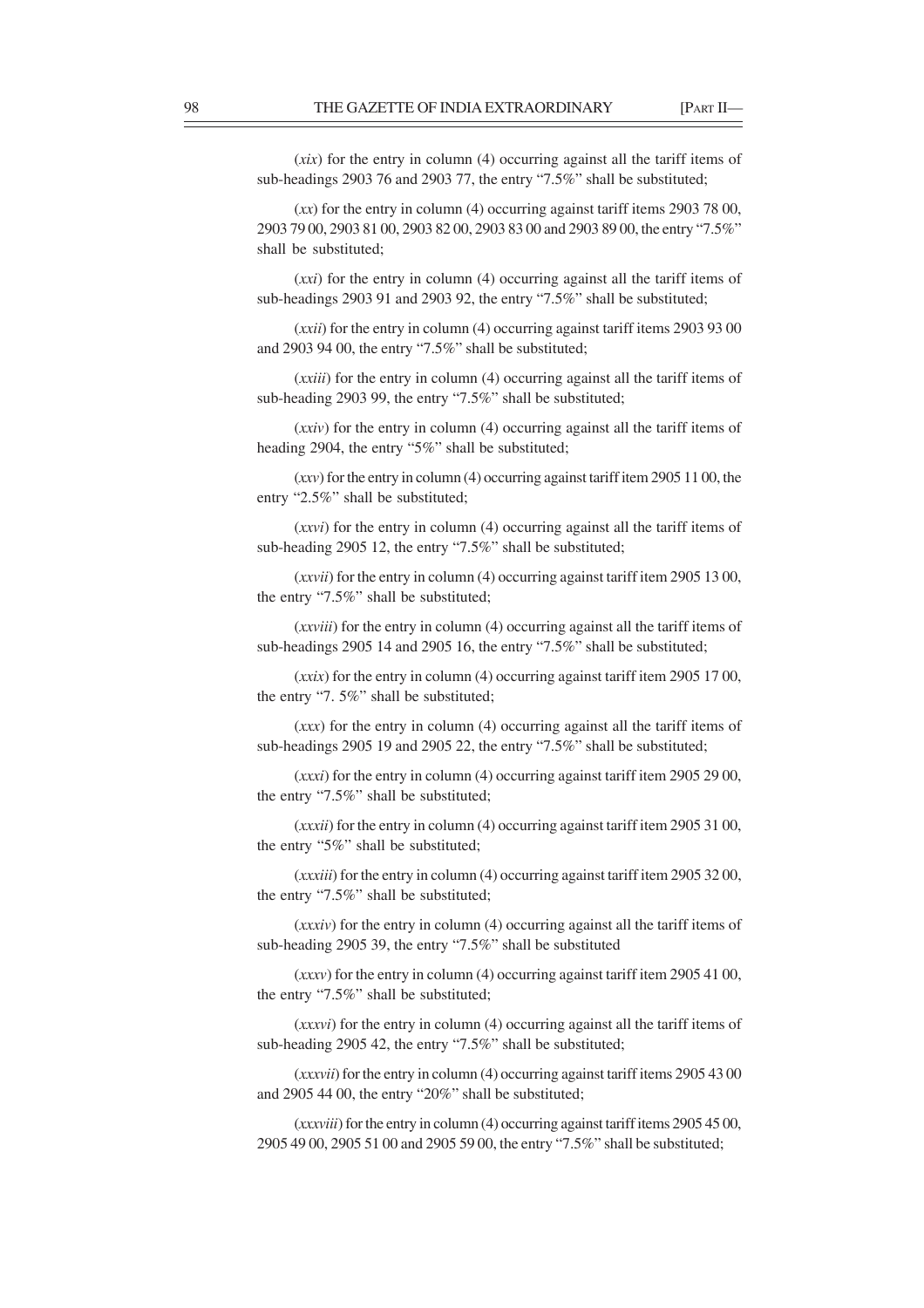(*xix*) for the entry in column (4) occurring against all the tariff items of sub-headings 2903 76 and 2903 77, the entry "7.5%" shall be substituted;

(*xx*) for the entry in column (4) occurring against tariff items 2903 78 00, 2903 79 00, 2903 81 00, 2903 82 00, 2903 83 00 and 2903 89 00, the entry "7.5%" shall be substituted;

(*xxi*) for the entry in column (4) occurring against all the tariff items of sub-headings 2903 91 and 2903 92, the entry "7.5%" shall be substituted;

(*xxii*) for the entry in column (4) occurring against tariff items 2903 93 00 and 2903 94 00, the entry "7.5%" shall be substituted;

(*xxiii*) for the entry in column (4) occurring against all the tariff items of sub-heading 2903 99, the entry "7.5%" shall be substituted;

(*xxiv*) for the entry in column (4) occurring against all the tariff items of heading 2904, the entry "5%" shall be substituted;

(*xxv*) for the entry in column (4) occurring against tariff item 2905 11 00, the entry "2.5%" shall be substituted;

(*xxvi*) for the entry in column (4) occurring against all the tariff items of sub-heading 2905 12, the entry "7.5%" shall be substituted;

(*xxvii*) for the entry in column (4) occurring against tariff item 2905 13 00, the entry "7.5%" shall be substituted;

(*xxviii*) for the entry in column (4) occurring against all the tariff items of sub-headings 2905 14 and 2905 16, the entry "7.5%" shall be substituted;

(*xxix*) for the entry in column (4) occurring against tariff item 2905 17 00, the entry "7. 5%" shall be substituted;

(*xxx*) for the entry in column (4) occurring against all the tariff items of sub-headings 2905 19 and 2905 22, the entry "7.5%" shall be substituted;

(*xxxi*) for the entry in column (4) occurring against tariff item 2905 29 00, the entry "7.5%" shall be substituted;

(*xxxii*) for the entry in column (4) occurring against tariff item 2905 31 00, the entry "5%" shall be substituted;

(*xxxiii*) for the entry in column (4) occurring against tariff item 2905 32 00, the entry "7.5%" shall be substituted;

(*xxxiv*) for the entry in column (4) occurring against all the tariff items of sub-heading 2905 39, the entry "7.5%" shall be substituted

(*xxxv*) for the entry in column (4) occurring against tariff item 2905 41 00, the entry "7.5%" shall be substituted;

(*xxxvi*) for the entry in column (4) occurring against all the tariff items of sub-heading 2905 42, the entry "7.5%" shall be substituted;

(*xxxvii*) for the entry in column (4) occurring against tariff items 2905 43 00 and 2905 44 00, the entry "20%" shall be substituted;

(*xxxviii*) for the entry in column (4) occurring against tariff items 2905 45 00, 2905 49 00, 2905 51 00 and 2905 59 00, the entry "7.5%" shall be substituted;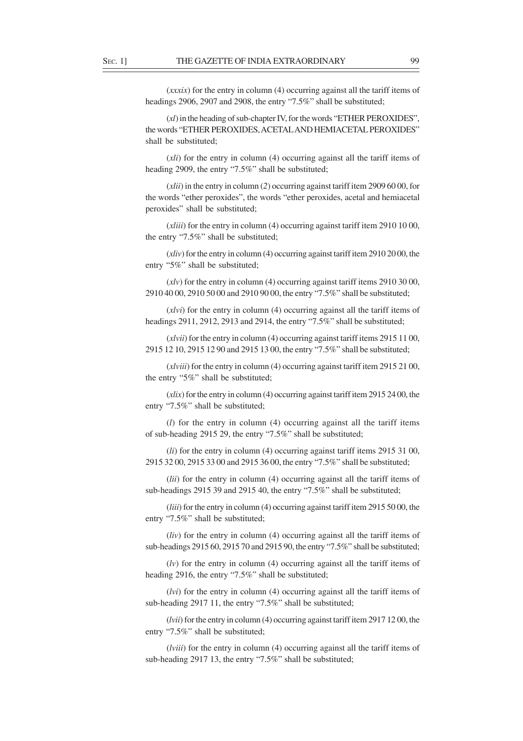(*xxxix*) for the entry in column (4) occurring against all the tariff items of headings 2906, 2907 and 2908, the entry "7.5%" shall be substituted;

(*xl*) in the heading of sub-chapter IV, for the words "ETHER PEROXIDES", the words "ETHER PEROXIDES, ACETAL AND HEMIACETAL PEROXIDES" shall be substituted;

(*xli*) for the entry in column (4) occurring against all the tariff items of heading 2909, the entry "7.5%" shall be substituted;

(*xlii*) in the entry in column (*2*) occurring against tariff item 2909 60 00, for the words "ether peroxides", the words "ether peroxides, acetal and hemiacetal peroxides" shall be substituted;

(*xliii*) for the entry in column (4) occurring against tariff item 2910 10 00, the entry "7.5%" shall be substituted;

(*xliv*) for the entry in column (4) occurring against tariff item 2910 20 00, the entry "5%" shall be substituted;

(*xlv*) for the entry in column (4) occurring against tariff items 2910 30 00, 2910 40 00, 2910 50 00 and 2910 90 00, the entry "7.5%" shall be substituted;

(*xlvi*) for the entry in column (4) occurring against all the tariff items of headings 2911, 2912, 2913 and 2914, the entry "7.5%" shall be substituted;

(*xlvii*) for the entry in column (4) occurring against tariff items 2915 11 00, 2915 12 10, 2915 12 90 and 2915 13 00, the entry "7.5%" shall be substituted;

(*xlviii*) for the entry in column (4) occurring against tariff item 2915 21 00, the entry "5%" shall be substituted;

(*xlix*) for the entry in column (4) occurring against tariff item 2915 24 00, the entry "7.5%" shall be substituted;

(*l*) for the entry in column (4) occurring against all the tariff items of sub-heading 2915 29, the entry "7.5%" shall be substituted;

(*li*) for the entry in column (4) occurring against tariff items 2915 31 00, 2915 32 00, 2915 33 00 and 2915 36 00, the entry "7.5%" shall be substituted;

(*lii*) for the entry in column (4) occurring against all the tariff items of sub-headings 2915 39 and 2915 40, the entry "7.5%" shall be substituted;

(*liii*) for the entry in column (4) occurring against tariff item 2915 50 00, the entry "7.5%" shall be substituted;

(*liv*) for the entry in column (4) occurring against all the tariff items of sub-headings 2915 60, 2915 70 and 2915 90, the entry "7.5%" shall be substituted;

(*lv*) for the entry in column (4) occurring against all the tariff items of heading 2916, the entry "7.5%" shall be substituted;

(*lvi*) for the entry in column (4) occurring against all the tariff items of sub-heading 2917 11, the entry "7.5%" shall be substituted;

(*lvii*) for the entry in column (4) occurring against tariff item 2917 12 00, the entry "7.5%" shall be substituted;

(*lviii*) for the entry in column (4) occurring against all the tariff items of sub-heading 2917 13, the entry "7.5%" shall be substituted;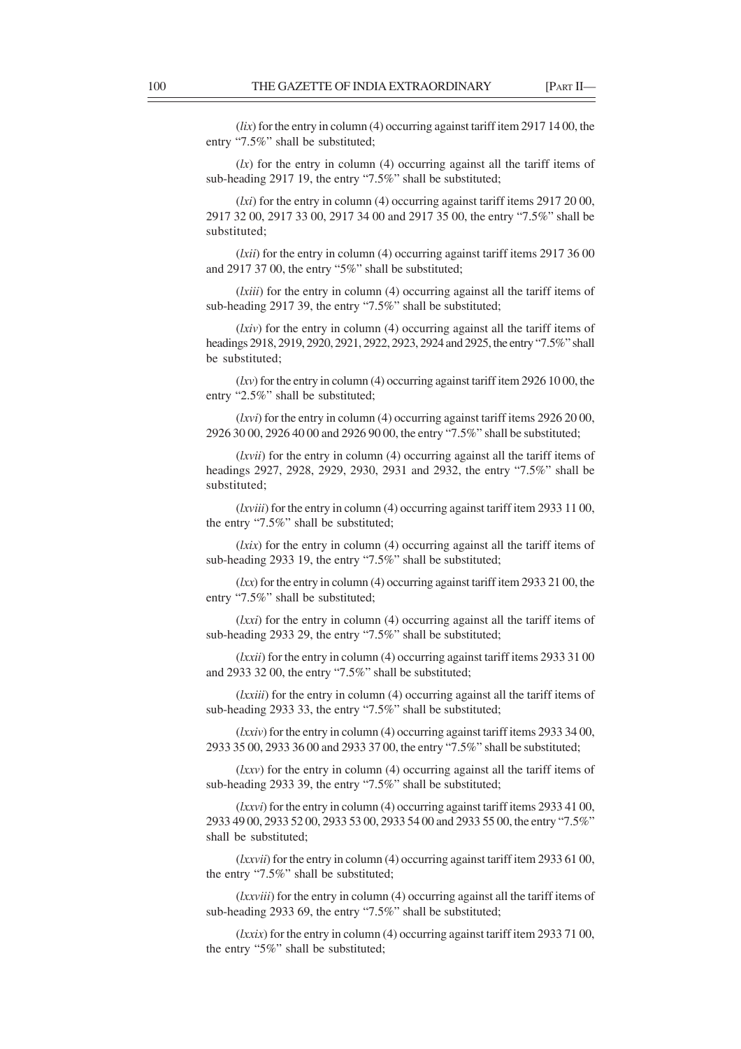(*lix*) for the entry in column (4) occurring against tariff item 2917 14 00, the entry "7.5%" shall be substituted;

(*lx*) for the entry in column (4) occurring against all the tariff items of sub-heading 2917 19, the entry "7.5%" shall be substituted;

(*lxi*) for the entry in column (4) occurring against tariff items 2917 20 00, 2917 32 00, 2917 33 00, 2917 34 00 and 2917 35 00, the entry "7.5%" shall be substituted;

(*lxii*) for the entry in column (4) occurring against tariff items 2917 36 00 and 2917 37 00, the entry "5%" shall be substituted;

(*lxiii*) for the entry in column (4) occurring against all the tariff items of sub-heading 2917 39, the entry "7.5%" shall be substituted;

(*lxiv*) for the entry in column (4) occurring against all the tariff items of headings 2918, 2919, 2920, 2921, 2922, 2923, 2924 and 2925, the entry "7.5%" shall be substituted;

(*lxv*) for the entry in column (4) occurring against tariff item 2926 10 00, the entry "2.5%" shall be substituted;

(*lxvi*) for the entry in column (4) occurring against tariff items 2926 20 00, 2926 30 00, 2926 40 00 and 2926 90 00, the entry "7.5%" shall be substituted;

(*lxvii*) for the entry in column (4) occurring against all the tariff items of headings 2927, 2928, 2929, 2930, 2931 and 2932, the entry "7.5%" shall be substituted;

(*lxviii*) for the entry in column (4) occurring against tariff item 2933 11 00, the entry "7.5%" shall be substituted;

(*lxix*) for the entry in column (4) occurring against all the tariff items of sub-heading 2933 19, the entry "7.5%" shall be substituted;

(*lxx*) for the entry in column (4) occurring against tariff item 2933 21 00, the entry "7.5%" shall be substituted;

(*lxxi*) for the entry in column (4) occurring against all the tariff items of sub-heading 2933 29, the entry "7.5%" shall be substituted;

(*lxxii*) for the entry in column (4) occurring against tariff items 2933 31 00 and 2933 32 00, the entry "7.5%" shall be substituted;

(*lxxiii*) for the entry in column (4) occurring against all the tariff items of sub-heading 2933 33, the entry "7.5%" shall be substituted;

(*lxxiv*) for the entry in column (4) occurring against tariff items 2933 34 00, 2933 35 00, 2933 36 00 and 2933 37 00, the entry "7.5%" shall be substituted;

(*lxxv*) for the entry in column (4) occurring against all the tariff items of sub-heading 2933 39, the entry "7.5%" shall be substituted;

(*lxxvi*) for the entry in column (4) occurring against tariff items 2933 41 00, 2933 49 00, 2933 52 00, 2933 53 00, 2933 54 00 and 2933 55 00, the entry "7.5%" shall be substituted;

(*lxxvii*) for the entry in column (4) occurring against tariff item 2933 61 00, the entry "7.5%" shall be substituted;

(*lxxviii*) for the entry in column (4) occurring against all the tariff items of sub-heading 2933 69, the entry "7.5%" shall be substituted;

(*lxxix*) for the entry in column (4) occurring against tariff item 2933 71 00, the entry "5%" shall be substituted;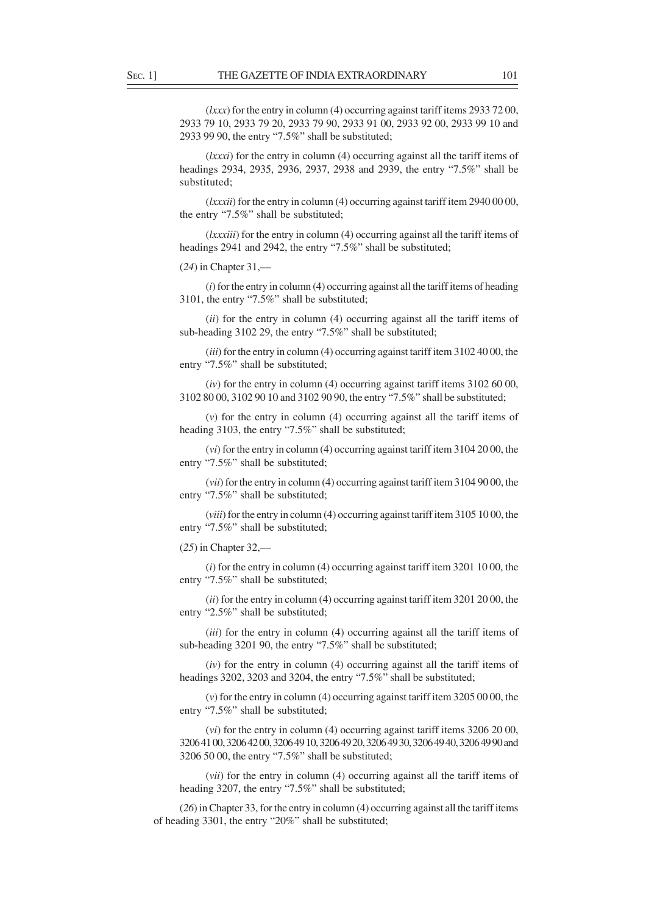(*lxxx*) for the entry in column (4) occurring against tariff items 2933 72 00, 2933 79 10, 2933 79 20, 2933 79 90, 2933 91 00, 2933 92 00, 2933 99 10 and 2933 99 90, the entry "7.5%" shall be substituted;

(*lxxxi*) for the entry in column (4) occurring against all the tariff items of headings 2934, 2935, 2936, 2937, 2938 and 2939, the entry "7.5%" shall be substituted;

(*lxxxii*) for the entry in column (4) occurring against tariff item 2940 00 00, the entry "7.5%" shall be substituted;

(*lxxxiii*) for the entry in column (4) occurring against all the tariff items of headings 2941 and 2942, the entry "7.5%" shall be substituted;

(*24*) in Chapter 31,—

(*i*) for the entry in column (4) occurring against all the tariff items of heading 3101, the entry "7.5%" shall be substituted;

(*ii*) for the entry in column (4) occurring against all the tariff items of sub-heading 3102 29, the entry "7.5%" shall be substituted;

(*iii*) for the entry in column (4) occurring against tariff item 3102 40 00, the entry "7.5%" shall be substituted;

(*iv*) for the entry in column (4) occurring against tariff items 3102 60 00, 3102 80 00, 3102 90 10 and 3102 90 90, the entry "7.5%" shall be substituted;

(*v*) for the entry in column (4) occurring against all the tariff items of heading 3103, the entry "7.5%" shall be substituted;

(*vi*) for the entry in column (4) occurring against tariff item 3104 20 00, the entry "7.5%" shall be substituted;

(*vii*) for the entry in column (4) occurring against tariff item 3104 90 00, the entry "7.5%" shall be substituted;

(*viii*) for the entry in column (4) occurring against tariff item 3105 10 00, the entry "7.5%" shall be substituted;

(*25*) in Chapter 32,—

(*i*) for the entry in column (4) occurring against tariff item 3201 10 00, the entry "7.5%" shall be substituted;

(*ii*) for the entry in column (4) occurring against tariff item 3201 20 00, the entry "2.5%" shall be substituted;

(*iii*) for the entry in column (4) occurring against all the tariff items of sub-heading 3201 90, the entry "7.5%" shall be substituted;

(*iv*) for the entry in column (4) occurring against all the tariff items of headings 3202, 3203 and 3204, the entry "7.5%" shall be substituted;

(*v*) for the entry in column (4) occurring against tariff item 3205 00 00, the entry "7.5%" shall be substituted;

(*vi*) for the entry in column (4) occurring against tariff items 3206 20 00, 3206 41 00, 3206 42 00, 3206 49 10, 3206 49 20, 3206 49 30, 3206 49 40, 3206 49 90 and 3206 50 00, the entry "7.5%" shall be substituted;

(*vii*) for the entry in column (4) occurring against all the tariff items of heading 3207, the entry "7.5%" shall be substituted;

(*26*) in Chapter 33, for the entry in column (4) occurring against all the tariff items of heading 3301, the entry "20%" shall be substituted;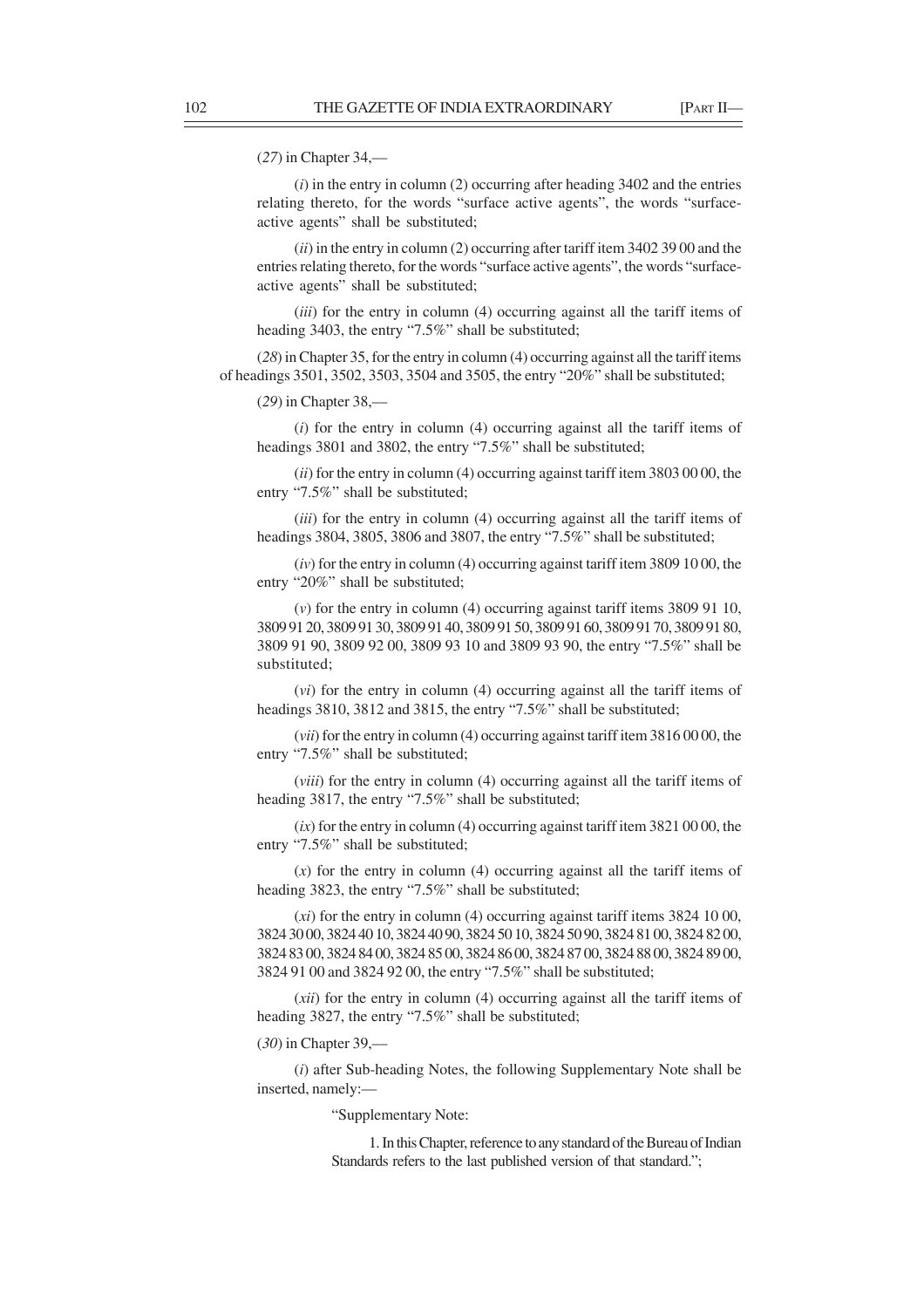(*27*) in Chapter 34,—

(*i*) in the entry in column (2) occurring after heading 3402 and the entries relating thereto, for the words "surface active agents", the words "surface-active agents" shall be substituted;

(*ii*) in the entry in column (2) occurring after tariff item 3402 39 00 and the entries relating thereto, for the words "surface active agents", the words "surface-active agents" shall be substituted;

(*iii*) for the entry in column (4) occurring against all the tariff items of heading 3403, the entry "7.5%" shall be substituted;

(*28*) in Chapter 35, for the entry in column (4) occurring against all the tariff items of headings 3501, 3502, 3503, 3504 and 3505, the entry "20%" shall be substituted;

(*29*) in Chapter 38,—

(*i*) for the entry in column (4) occurring against all the tariff items of headings 3801 and 3802, the entry "7.5%" shall be substituted;

(*ii*) for the entry in column (4) occurring against tariff item 3803 00 00, the entry "7.5%" shall be substituted;

(*iii*) for the entry in column (4) occurring against all the tariff items of headings 3804, 3805, 3806 and 3807, the entry "7.5%" shall be substituted;

(*iv*) for the entry in column (4) occurring against tariff item 3809 10 00, the entry "20%" shall be substituted;

(*v*) for the entry in column (4) occurring against tariff items 3809 91 10, 3809 91 20, 3809 91 30, 3809 91 40, 3809 91 50, 3809 91 60, 3809 91 70, 3809 91 80, 3809 91 90, 3809 92 00, 3809 93 10 and 3809 93 90, the entry "7.5%" shall be substituted;

(*vi*) for the entry in column (4) occurring against all the tariff items of headings 3810, 3812 and 3815, the entry "7.5%" shall be substituted;

(*vii*) for the entry in column (4) occurring against tariff item 3816 00 00, the entry "7.5%" shall be substituted;

(*viii*) for the entry in column (4) occurring against all the tariff items of heading 3817, the entry "7.5%" shall be substituted;

(*ix*) for the entry in column (4) occurring against tariff item 3821 00 00, the entry "7.5%" shall be substituted;

(*x*) for the entry in column (4) occurring against all the tariff items of heading 3823, the entry "7.5%" shall be substituted;

(*xi*) for the entry in column (4) occurring against tariff items 3824 10 00, 3824 30 00, 3824 40 10, 3824 40 90, 3824 50 10, 3824 50 90, 3824 81 00, 3824 82 00, 3824 83 00, 3824 84 00, 3824 85 00, 3824 86 00, 3824 87 00, 3824 88 00, 3824 89 00, 3824 91 00 and 3824 92 00, the entry "7.5%" shall be substituted;

(*xii*) for the entry in column (4) occurring against all the tariff items of heading 3827, the entry "7.5%" shall be substituted;

(*30*) in Chapter 39,—

(*i*) after Sub-heading Notes, the following Supplementary Note shall be inserted, namely:—

"Supplementary Note:

1. In this Chapter, reference to any standard of the Bureau of Indian Standards refers to the last published version of that standard.";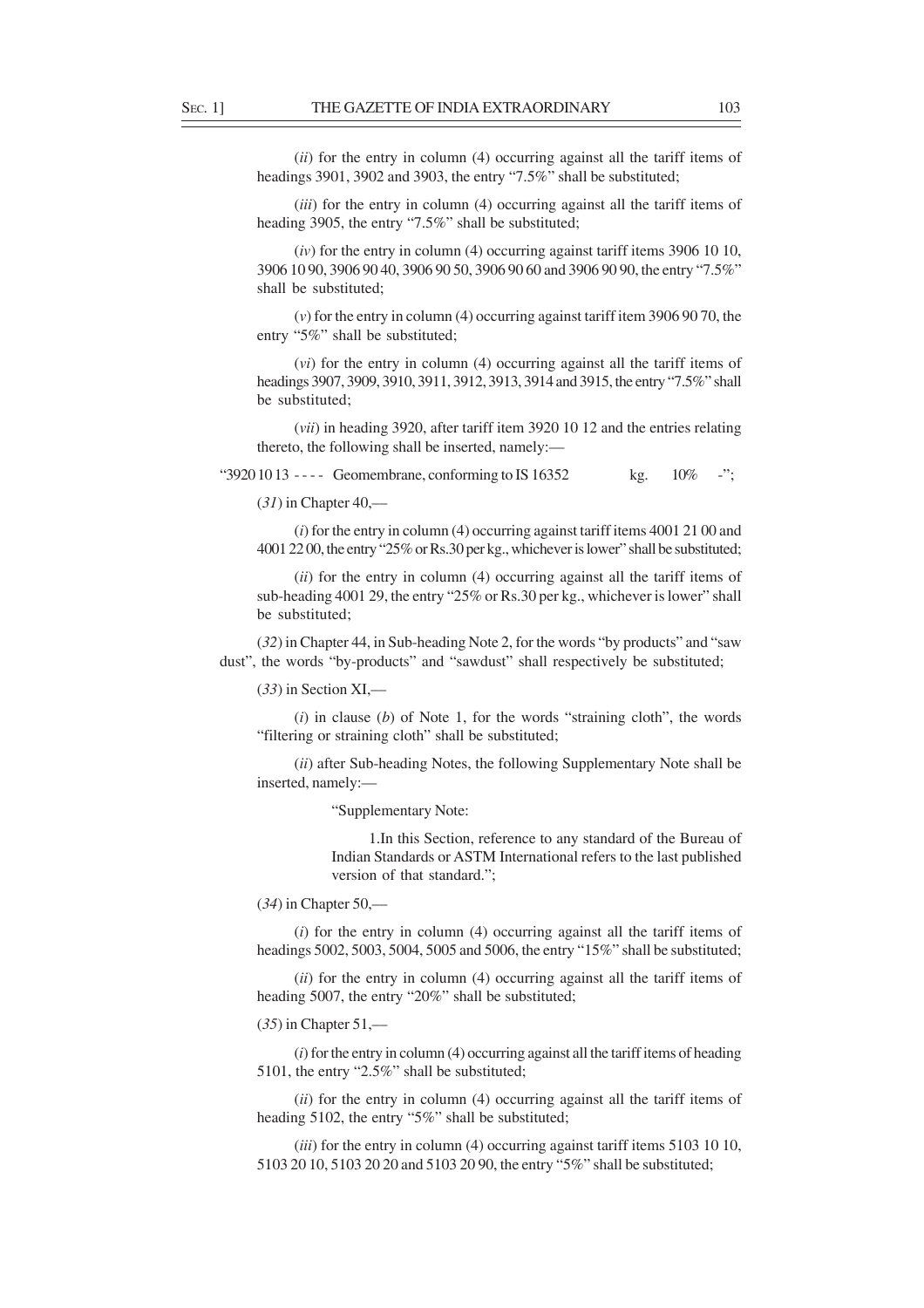(*ii*) for the entry in column (4) occurring against all the tariff items of headings 3901, 3902 and 3903, the entry "7.5%" shall be substituted;

(*iii*) for the entry in column (4) occurring against all the tariff items of heading 3905, the entry "7.5%" shall be substituted;

(*iv*) for the entry in column (4) occurring against tariff items 3906 10 10, 3906 10 90, 3906 90 40, 3906 90 50, 3906 90 60 and 3906 90 90, the entry "7.5%" shall be substituted;

(*v*) for the entry in column (4) occurring against tariff item 3906 90 70, the entry "5%" shall be substituted;

(*vi*) for the entry in column (4) occurring against all the tariff items of headings 3907, 3909, 3910, 3911, 3912, 3913, 3914 and 3915, the entry "7.5%" shall be substituted;

(*vii*) in heading 3920, after tariff item 3920 10 12 and the entries relating thereto, the following shall be inserted, namely:—

"3920 10 13 - - - - Geomembrane, conforming to IS 16352 kg. 10% -";

(*31*) in Chapter 40,—

(*i*) for the entry in column (4) occurring against tariff items 4001 21 00 and 4001 22 00, the entry "25% or Rs.30 per kg., whichever is lower" shall be substituted;

(*ii*) for the entry in column (4) occurring against all the tariff items of sub-heading 4001 29, the entry "25% or Rs.30 per kg., whichever is lower" shall be substituted;

(*32*) in Chapter 44, in Sub-heading Note 2, for the words "by products" and "saw dust", the words "by-products" and "sawdust" shall respectively be substituted;

(*33*) in Section XI,—

(*i*) in clause (*b*) of Note 1, for the words "straining cloth", the words "filtering or straining cloth" shall be substituted;

(*ii*) after Sub-heading Notes, the following Supplementary Note shall be inserted, namely:—

"Supplementary Note:

1.In this Section, reference to any standard of the Bureau of Indian Standards or ASTM International refers to the last published version of that standard.";

(*34*) in Chapter 50,—

(*i*) for the entry in column (4) occurring against all the tariff items of headings 5002, 5003, 5004, 5005 and 5006, the entry "15%" shall be substituted;

(*ii*) for the entry in column (4) occurring against all the tariff items of heading 5007, the entry "20%" shall be substituted;

(*35*) in Chapter 51,—

(*i*) for the entry in column (4) occurring against all the tariff items of heading 5101, the entry "2.5%" shall be substituted;

(*ii*) for the entry in column (4) occurring against all the tariff items of heading 5102, the entry "5%" shall be substituted;

(*iii*) for the entry in column (4) occurring against tariff items 5103 10 10, 5103 20 10, 5103 20 20 and 5103 20 90, the entry "5%" shall be substituted;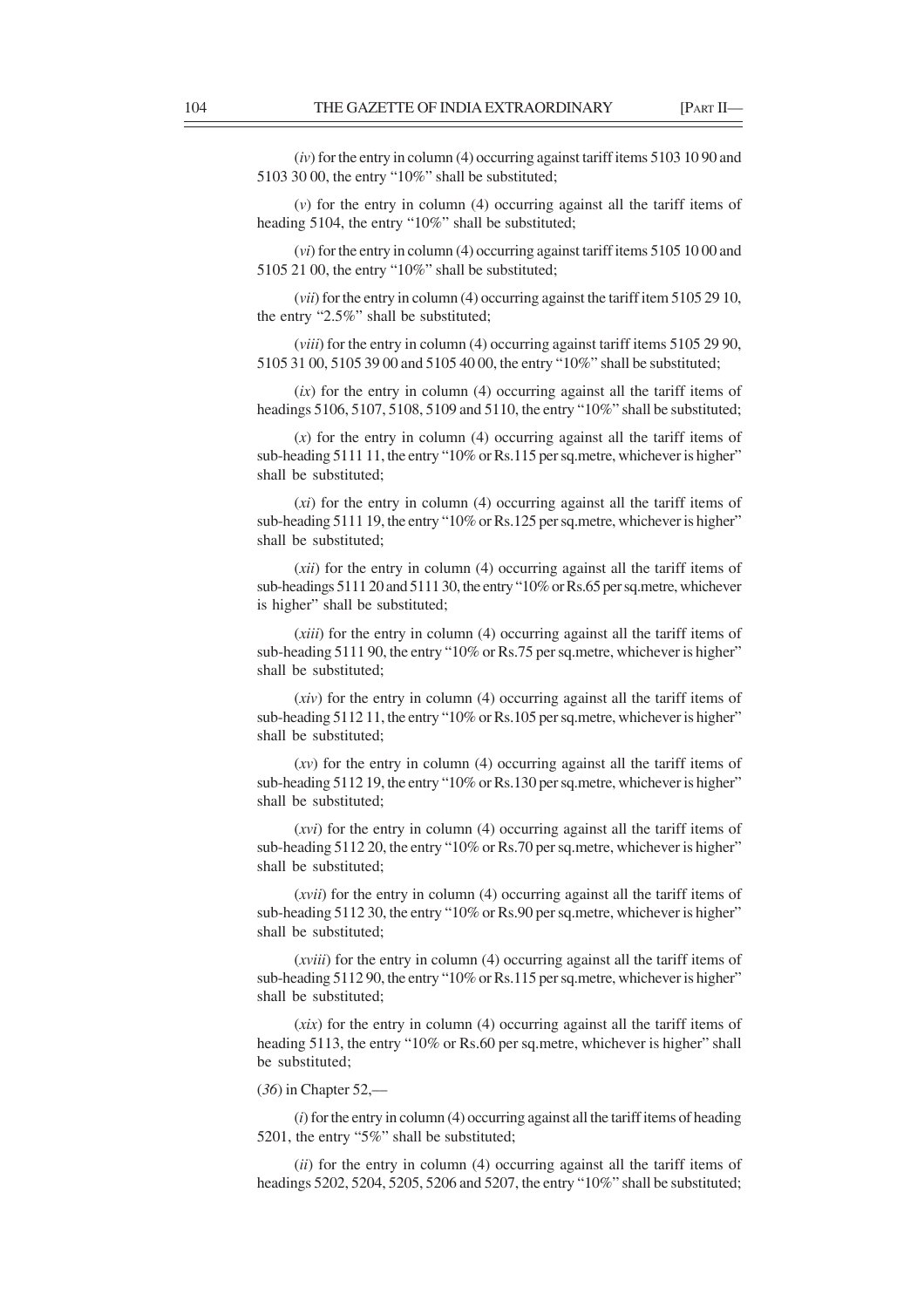(*iv*) for the entry in column (4) occurring against tariff items 5103 10 90 and 5103 30 00, the entry "10%" shall be substituted;

(*v*) for the entry in column (4) occurring against all the tariff items of heading 5104, the entry "10%" shall be substituted;

(*vi*) for the entry in column (4) occurring against tariff items 5105 10 00 and 5105 21 00, the entry "10%" shall be substituted;

(*vii*) for the entry in column (4) occurring against the tariff item 5105 29 10, the entry "2.5%" shall be substituted;

(*viii*) for the entry in column (4) occurring against tariff items 5105 29 90, 5105 31 00, 5105 39 00 and 5105 40 00, the entry "10%" shall be substituted;

(*ix*) for the entry in column (4) occurring against all the tariff items of headings 5106, 5107, 5108, 5109 and 5110, the entry "10%" shall be substituted;

(*x*) for the entry in column (4) occurring against all the tariff items of sub-heading 5111 11, the entry "10% or Rs.115 per sq.metre, whichever is higher" shall be substituted;

(*xi*) for the entry in column (4) occurring against all the tariff items of sub-heading 5111 19, the entry "10% or Rs.125 per sq.metre, whichever is higher" shall be substituted;

(*xii*) for the entry in column (4) occurring against all the tariff items of sub-headings 5111 20 and 5111 30, the entry "10% or Rs.65 per sq.metre, whichever is higher" shall be substituted;

(*xiii*) for the entry in column (4) occurring against all the tariff items of sub-heading 5111 90, the entry "10% or Rs.75 per sq.metre, whichever is higher" shall be substituted;

(*xiv*) for the entry in column (4) occurring against all the tariff items of sub-heading 5112 11, the entry "10% or Rs.105 per sq.metre, whichever is higher" shall be substituted;

(*xv*) for the entry in column (4) occurring against all the tariff items of sub-heading 5112 19, the entry "10% or Rs.130 per sq.metre, whichever is higher" shall be substituted;

(*xvi*) for the entry in column (4) occurring against all the tariff items of sub-heading 5112 20, the entry "10% or Rs.70 per sq.metre, whichever is higher" shall be substituted;

(*xvii*) for the entry in column (4) occurring against all the tariff items of sub-heading 5112 30, the entry "10% or Rs.90 per sq.metre, whichever is higher" shall be substituted;

(*xviii*) for the entry in column (4) occurring against all the tariff items of sub-heading 5112 90, the entry "10% or Rs.115 per sq.metre, whichever is higher" shall be substituted;

(*xix*) for the entry in column (4) occurring against all the tariff items of heading 5113, the entry "10% or Rs.60 per sq.metre, whichever is higher" shall be substituted;

(*36*) in Chapter 52,—

(*i*) for the entry in column (4) occurring against all the tariff items of heading 5201, the entry "5%" shall be substituted;

(*ii*) for the entry in column (4) occurring against all the tariff items of headings 5202, 5204, 5205, 5206 and 5207, the entry "10%" shall be substituted;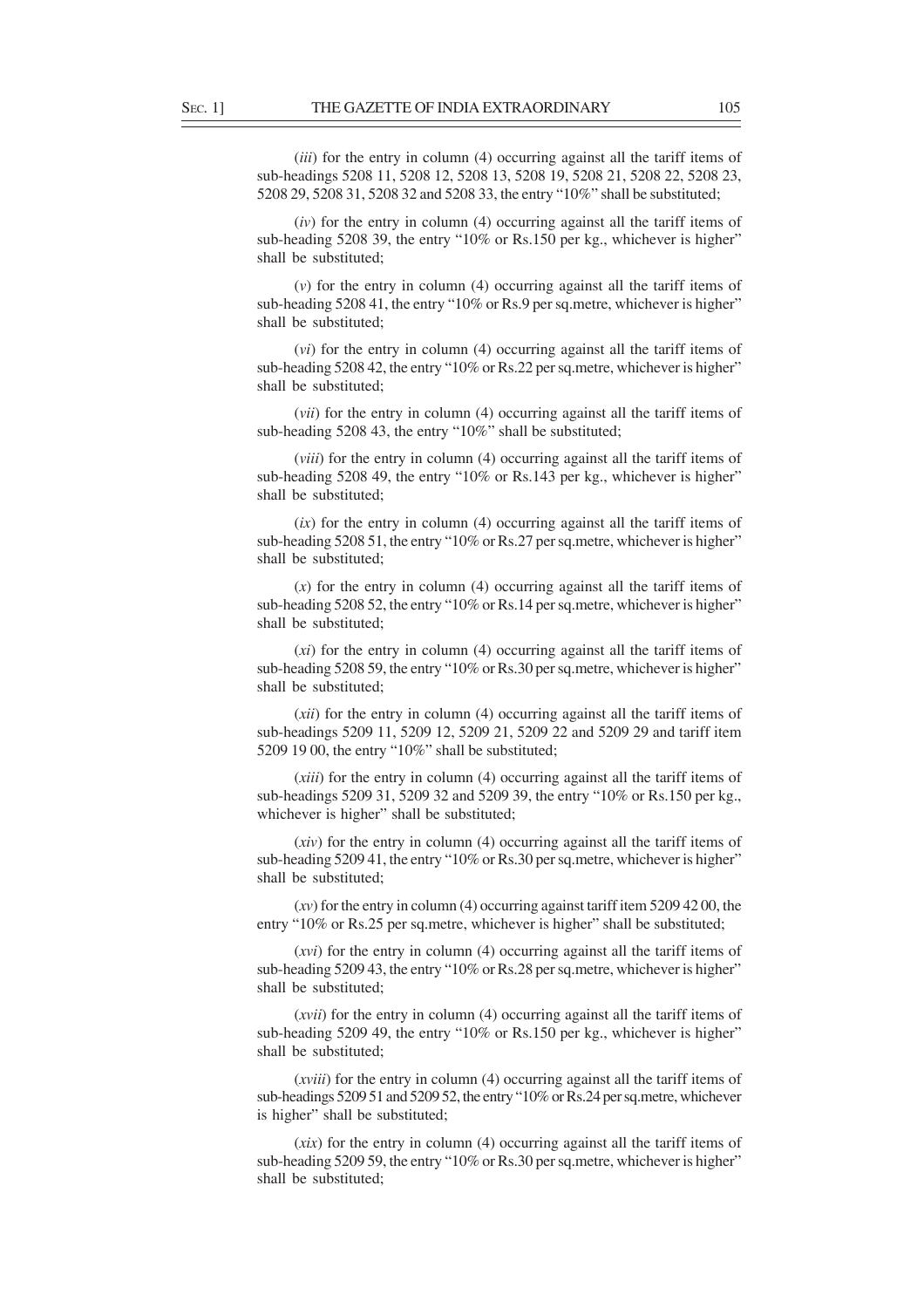(*iii*) for the entry in column (4) occurring against all the tariff items of sub-headings 5208 11, 5208 12, 5208 13, 5208 19, 5208 21, 5208 22, 5208 23, 5208 29, 5208 31, 5208 32 and 5208 33, the entry "10%" shall be substituted;

(*iv*) for the entry in column (4) occurring against all the tariff items of sub-heading 5208 39, the entry "10% or Rs.150 per kg., whichever is higher" shall be substituted;

(*v*) for the entry in column (4) occurring against all the tariff items of sub-heading 5208 41, the entry "10% or Rs.9 per sq.metre, whichever is higher" shall be substituted;

(*vi*) for the entry in column (4) occurring against all the tariff items of sub-heading 5208 42, the entry "10% or Rs.22 per sq.metre, whichever is higher" shall be substituted;

(*vii*) for the entry in column (4) occurring against all the tariff items of sub-heading 5208 43, the entry "10%" shall be substituted;

(*viii*) for the entry in column (4) occurring against all the tariff items of sub-heading 5208 49, the entry "10% or Rs.143 per kg., whichever is higher" shall be substituted;

(*ix*) for the entry in column (4) occurring against all the tariff items of sub-heading 5208 51, the entry "10% or Rs.27 per sq.metre, whichever is higher" shall be substituted;

(*x*) for the entry in column (4) occurring against all the tariff items of sub-heading 5208 52, the entry "10% or Rs.14 per sq.metre, whichever is higher" shall be substituted;

(*xi*) for the entry in column (4) occurring against all the tariff items of sub-heading 5208 59, the entry "10% or Rs.30 per sq.metre, whichever is higher" shall be substituted;

(*xii*) for the entry in column (4) occurring against all the tariff items of sub-headings 5209 11, 5209 12, 5209 21, 5209 22 and 5209 29 and tariff item 5209 19 00, the entry "10%" shall be substituted;

(*xiii*) for the entry in column (4) occurring against all the tariff items of sub-headings 5209 31, 5209 32 and 5209 39, the entry "10% or Rs.150 per kg., whichever is higher" shall be substituted;

(*xiv*) for the entry in column (4) occurring against all the tariff items of sub-heading 5209 41, the entry "10% or Rs.30 per sq.metre, whichever is higher" shall be substituted;

(*xv*) for the entry in column (4) occurring against tariff item 5209 42 00, the entry "10% or Rs.25 per sq.metre, whichever is higher" shall be substituted;

(*xvi*) for the entry in column (4) occurring against all the tariff items of sub-heading 5209 43, the entry "10% or Rs.28 per sq.metre, whichever is higher" shall be substituted;

(*xvii*) for the entry in column (4) occurring against all the tariff items of sub-heading 5209 49, the entry "10% or Rs.150 per kg., whichever is higher" shall be substituted;

(*xviii*) for the entry in column (4) occurring against all the tariff items of sub-headings 5209 51 and 5209 52, the entry "10% or Rs.24 per sq.metre, whichever is higher" shall be substituted;

(*xix*) for the entry in column (4) occurring against all the tariff items of sub-heading 5209 59, the entry "10% or Rs.30 per sq.metre, whichever is higher" shall be substituted;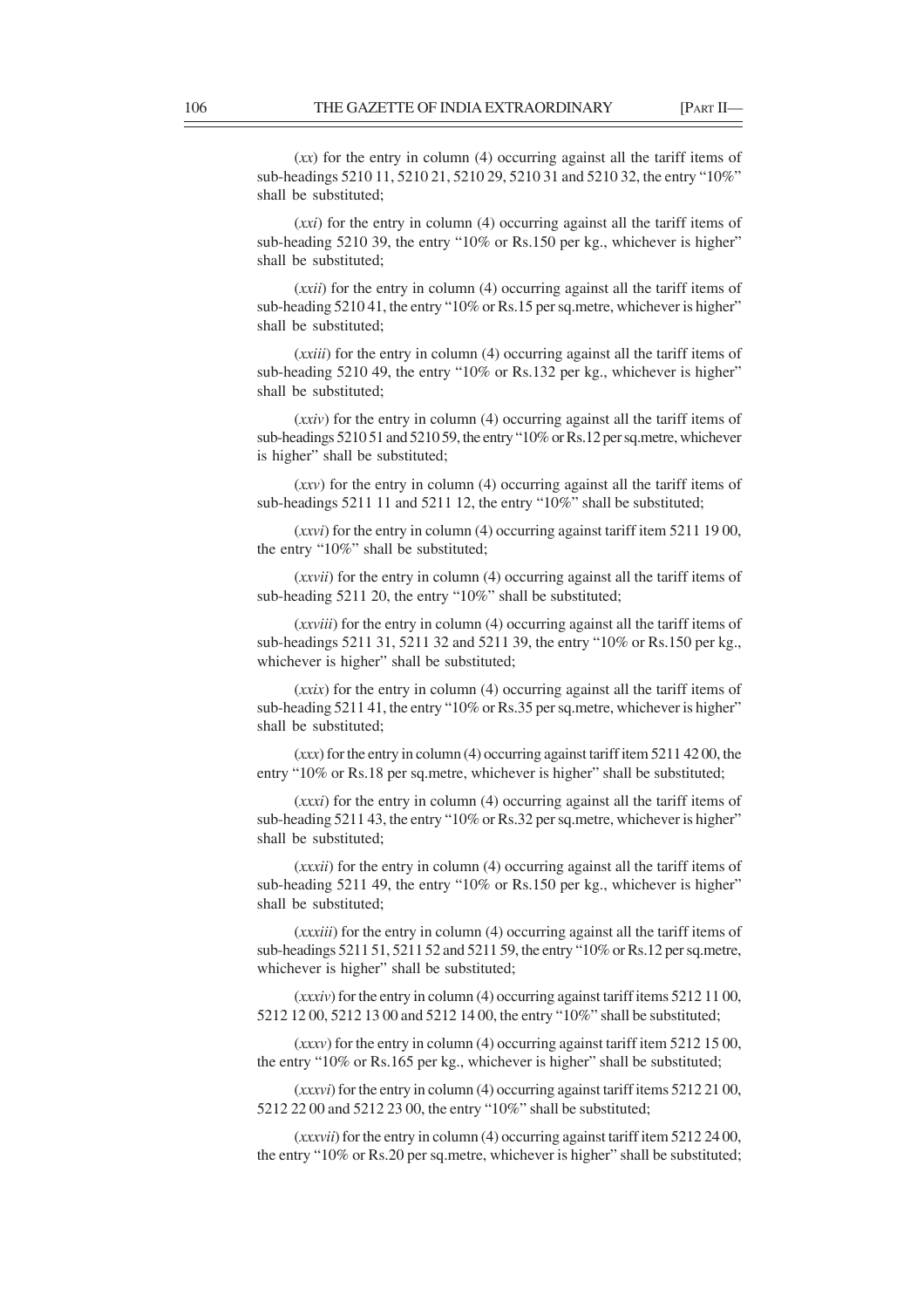(*xx*) for the entry in column (4) occurring against all the tariff items of sub-headings 5210 11, 5210 21, 5210 29, 5210 31 and 5210 32, the entry "10%" shall be substituted;

(*xxi*) for the entry in column (4) occurring against all the tariff items of sub-heading 5210 39, the entry "10% or Rs.150 per kg., whichever is higher" shall be substituted;

(*xxii*) for the entry in column (4) occurring against all the tariff items of sub-heading 5210 41, the entry "10% or Rs.15 per sq.metre, whichever is higher" shall be substituted;

(*xxiii*) for the entry in column (4) occurring against all the tariff items of sub-heading 5210 49, the entry "10% or Rs.132 per kg., whichever is higher" shall be substituted;

(*xxiv*) for the entry in column (4) occurring against all the tariff items of sub-headings 5210 51 and 5210 59, the entry "10% or Rs.12 per sq.metre, whichever is higher" shall be substituted;

(*xxv*) for the entry in column (4) occurring against all the tariff items of sub-headings 5211 11 and 5211 12, the entry "10%" shall be substituted;

(*xxvi*) for the entry in column (4) occurring against tariff item 5211 19 00, the entry "10%" shall be substituted;

(*xxvii*) for the entry in column (4) occurring against all the tariff items of sub-heading 5211 20, the entry "10%" shall be substituted;

(*xxviii*) for the entry in column (4) occurring against all the tariff items of sub-headings 5211 31, 5211 32 and 5211 39, the entry "10% or Rs.150 per kg., whichever is higher" shall be substituted;

(*xxix*) for the entry in column (4) occurring against all the tariff items of sub-heading 5211 41, the entry "10% or Rs.35 per sq.metre, whichever is higher" shall be substituted;

(*xxx*) for the entry in column (4) occurring against tariff item 5211 42 00, the entry "10% or Rs.18 per sq.metre, whichever is higher" shall be substituted;

(*xxxi*) for the entry in column (4) occurring against all the tariff items of sub-heading 5211 43, the entry "10% or Rs.32 per sq.metre, whichever is higher" shall be substituted;

(*xxxii*) for the entry in column (4) occurring against all the tariff items of sub-heading 5211 49, the entry "10% or Rs.150 per kg., whichever is higher" shall be substituted;

(*xxxiii*) for the entry in column (4) occurring against all the tariff items of sub-headings 5211 51, 5211 52 and 5211 59, the entry "10% or Rs.12 per sq.metre, whichever is higher" shall be substituted;

(*xxxiv*) for the entry in column (4) occurring against tariff items 5212 11 00, 5212 12 00, 5212 13 00 and 5212 14 00, the entry "10%" shall be substituted;

(*xxxv*) for the entry in column (4) occurring against tariff item 5212 15 00, the entry "10% or Rs.165 per kg., whichever is higher" shall be substituted;

(*xxxvi*) for the entry in column (4) occurring against tariff items 5212 21 00, 5212 22 00 and 5212 23 00, the entry "10%" shall be substituted;

(*xxxvii*) for the entry in column (4) occurring against tariff item 5212 24 00, the entry "10% or Rs.20 per sq.metre, whichever is higher" shall be substituted;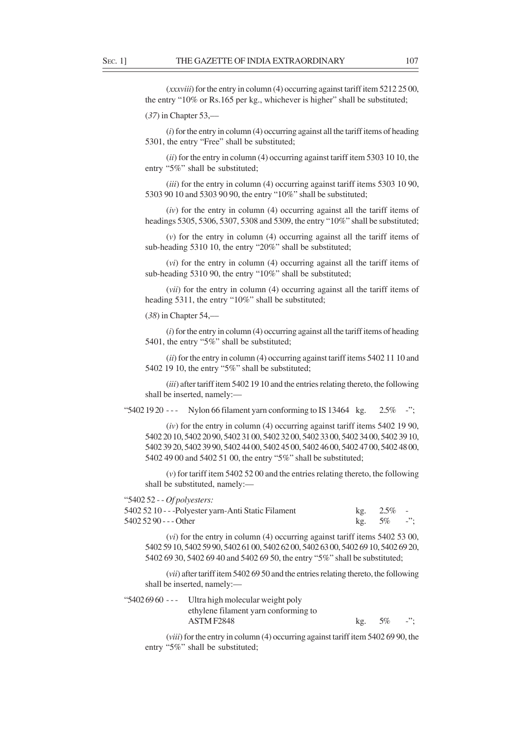(*xxxviii*) for the entry in column (4) occurring against tariff item 5212 25 00, the entry "10% or Rs.165 per kg., whichever is higher" shall be substituted;

(*37*) in Chapter 53,—

(*i*) for the entry in column (4) occurring against all the tariff items of heading 5301, the entry "Free" shall be substituted;

(*ii*) for the entry in column (4) occurring against tariff item 5303 10 10, the entry "5%" shall be substituted;

(*iii*) for the entry in column (4) occurring against tariff items 5303 10 90, 5303 90 10 and 5303 90 90, the entry "10%" shall be substituted;

(*iv*) for the entry in column (4) occurring against all the tariff items of headings 5305, 5306, 5307, 5308 and 5309, the entry "10%" shall be substituted;

(*v*) for the entry in column (4) occurring against all the tariff items of sub-heading 5310 10, the entry "20%" shall be substituted;

(*vi*) for the entry in column (4) occurring against all the tariff items of sub-heading 5310 90, the entry "10%" shall be substituted;

(*vii*) for the entry in column (4) occurring against all the tariff items of heading 5311, the entry "10%" shall be substituted;

(*38*) in Chapter 54,—

(*i*) for the entry in column (4) occurring against all the tariff items of heading 5401, the entry "5%" shall be substituted;

(*ii*) for the entry in column (4) occurring against tariff items 5402 11 10 and 5402 19 10, the entry "5%" shall be substituted;

(*iii*) after tariff item 5402 19 10 and the entries relating thereto, the following shall be inserted, namely:—

| | | | | |
|---|---|---|---|---|
| "5402 19 20 | - - - Nylon 66 filament yarn conforming to IS 13464 | kg. | 2.5% | -"; |

(*iv*) for the entry in column (4) occurring against tariff items 5402 19 90, 5402 20 10, 5402 20 90, 5402 31 00, 5402 32 00, 5402 33 00, 5402 34 00, 5402 39 10, 5402 39 20, 5402 39 90, 5402 44 00, 5402 45 00, 5402 46 00, 5402 47 00, 5402 48 00, 5402 49 00 and 5402 51 00, the entry "5%" shall be substituted;

(*v*) for tariff item 5402 52 00 and the entries relating thereto, the following shall be substituted, namely:—

| | | | |
|---|---|---|---|
| "5402 52 - - *Of polyesters:* | | | |
| 5402 52 10 - - -Polyester yarn-Anti Static Filament | kg. | 2.5% | - |
| 5402 52 90 - - - Other | kg. | 5% | -"; |

(*vi*) for the entry in column (4) occurring against tariff items 5402 53 00, 5402 59 10, 5402 59 90, 5402 61 00, 5402 62 00, 5402 63 00, 5402 69 10, 5402 69 20, 5402 69 30, 5402 69 40 and 5402 69 50, the entry "5%" shall be substituted;

(*vii*) after tariff item 5402 69 50 and the entries relating thereto, the following shall be inserted, namely:—

| | | | | |
|---|---|---|---|---|
| "5402 69 60 | - - - Ultra high molecular weight poly ethylene filament yarn conforming to ASTM F2848 | kg. | 5% | -"; |

(*viii*) for the entry in column (4) occurring against tariff item 5402 69 90, the entry "5%" shall be substituted;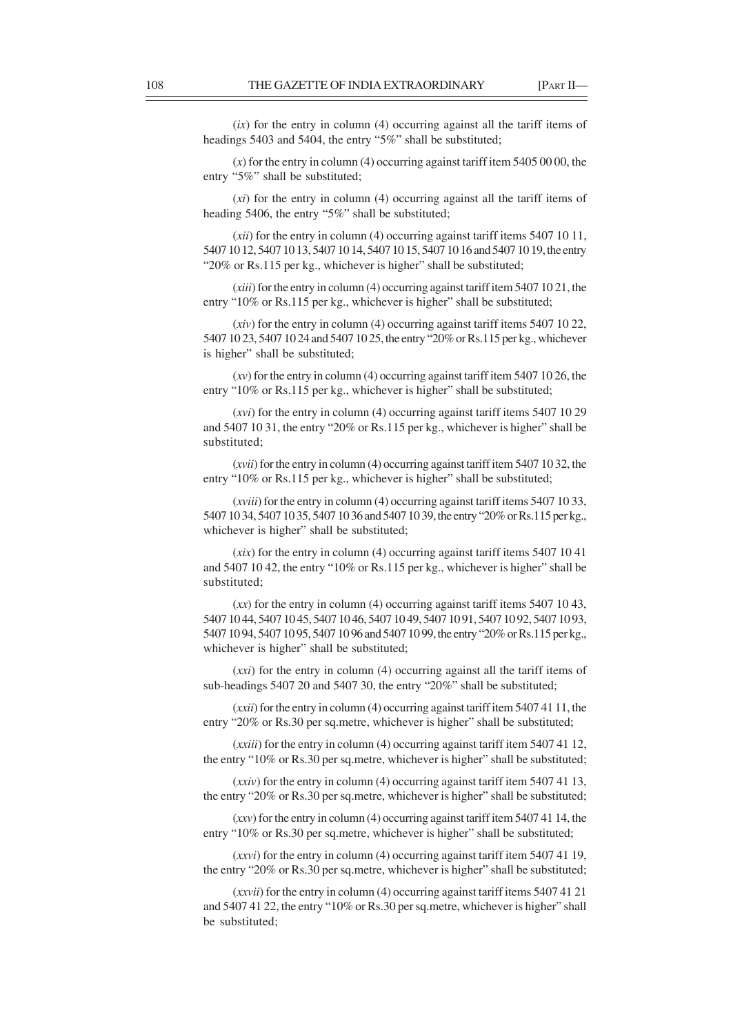(*ix*) for the entry in column (4) occurring against all the tariff items of headings 5403 and 5404, the entry "5%" shall be substituted;

(*x*) for the entry in column (4) occurring against tariff item 5405 00 00, the entry "5%" shall be substituted;

(*xi*) for the entry in column (4) occurring against all the tariff items of heading 5406, the entry "5%" shall be substituted;

(*xii*) for the entry in column (4) occurring against tariff items 5407 10 11, 5407 10 12, 5407 10 13, 5407 10 14, 5407 10 15, 5407 10 16 and 5407 10 19, the entry "20% or Rs.115 per kg., whichever is higher" shall be substituted;

(*xiii*) for the entry in column (4) occurring against tariff item 5407 10 21, the entry "10% or Rs.115 per kg., whichever is higher" shall be substituted;

(*xiv*) for the entry in column (4) occurring against tariff items 5407 10 22, 5407 10 23, 5407 10 24 and 5407 10 25, the entry "20% or Rs.115 per kg., whichever is higher" shall be substituted;

(*xv*) for the entry in column (4) occurring against tariff item 5407 10 26, the entry "10% or Rs.115 per kg., whichever is higher" shall be substituted;

(*xvi*) for the entry in column (4) occurring against tariff items 5407 10 29 and 5407 10 31, the entry "20% or Rs.115 per kg., whichever is higher" shall be substituted;

(*xvii*) for the entry in column (4) occurring against tariff item 5407 10 32, the entry "10% or Rs.115 per kg., whichever is higher" shall be substituted;

(*xviii*) for the entry in column (4) occurring against tariff items 5407 10 33, 5407 10 34, 5407 10 35, 5407 10 36 and 5407 10 39, the entry "20% or Rs.115 per kg., whichever is higher" shall be substituted;

(*xix*) for the entry in column (4) occurring against tariff items 5407 10 41 and 5407 10 42, the entry "10% or Rs.115 per kg., whichever is higher" shall be substituted;

(*xx*) for the entry in column (4) occurring against tariff items 5407 10 43, 5407 10 44, 5407 10 45, 5407 10 46, 5407 10 49, 5407 10 91, 5407 10 92, 5407 10 93, 5407 10 94, 5407 10 95, 5407 10 96 and 5407 10 99, the entry "20% or Rs.115 per kg., whichever is higher" shall be substituted;

(*xxi*) for the entry in column (4) occurring against all the tariff items of sub-headings 5407 20 and 5407 30, the entry "20%" shall be substituted;

(*xxii*) for the entry in column (4) occurring against tariff item 5407 41 11, the entry "20% or Rs.30 per sq.metre, whichever is higher" shall be substituted;

(*xxiii*) for the entry in column (4) occurring against tariff item 5407 41 12, the entry "10% or Rs.30 per sq.metre, whichever is higher" shall be substituted;

(*xxiv*) for the entry in column (4) occurring against tariff item 5407 41 13, the entry "20% or Rs.30 per sq.metre, whichever is higher" shall be substituted;

(*xxv*) for the entry in column (4) occurring against tariff item 5407 41 14, the entry "10% or Rs.30 per sq.metre, whichever is higher" shall be substituted;

(*xxvi*) for the entry in column (4) occurring against tariff item 5407 41 19, the entry "20% or Rs.30 per sq.metre, whichever is higher" shall be substituted;

(*xxvii*) for the entry in column (4) occurring against tariff items 5407 41 21 and 5407 41 22, the entry "10% or Rs.30 per sq.metre, whichever is higher" shall be substituted;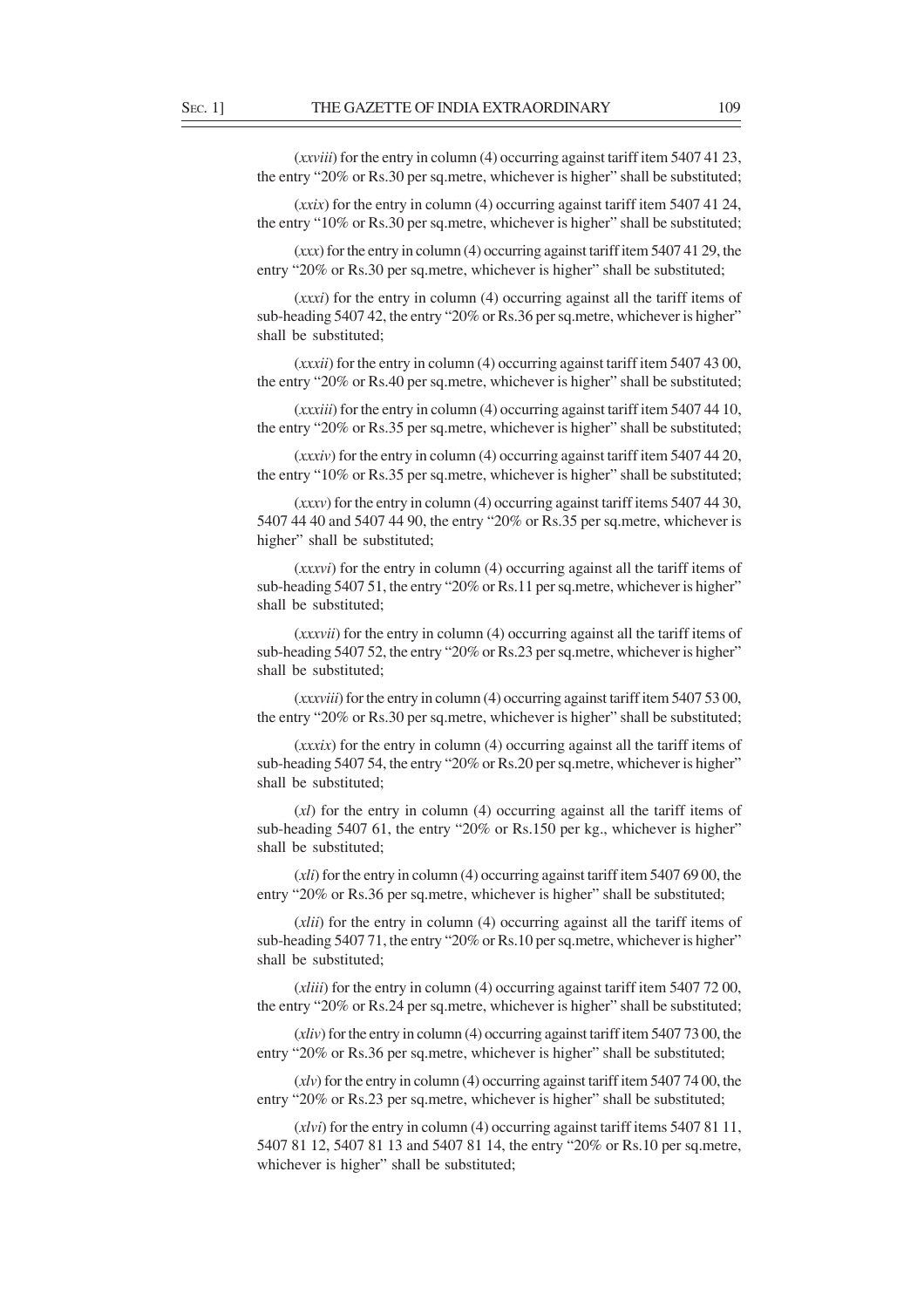(*xxviii*) for the entry in column (4) occurring against tariff item 5407 41 23, the entry "20% or Rs.30 per sq.metre, whichever is higher" shall be substituted;

(*xxix*) for the entry in column (4) occurring against tariff item 5407 41 24, the entry "10% or Rs.30 per sq.metre, whichever is higher" shall be substituted;

(*xxx*) for the entry in column (4) occurring against tariff item 5407 41 29, the entry "20% or Rs.30 per sq.metre, whichever is higher" shall be substituted;

(*xxxi*) for the entry in column (4) occurring against all the tariff items of sub-heading 5407 42, the entry "20% or Rs.36 per sq.metre, whichever is higher" shall be substituted;

(*xxxii*) for the entry in column (4) occurring against tariff item 5407 43 00, the entry "20% or Rs.40 per sq.metre, whichever is higher" shall be substituted;

(*xxxiii*) for the entry in column (4) occurring against tariff item 5407 44 10, the entry "20% or Rs.35 per sq.metre, whichever is higher" shall be substituted;

(*xxxiv*) for the entry in column (4) occurring against tariff item 5407 44 20, the entry "10% or Rs.35 per sq.metre, whichever is higher" shall be substituted;

(*xxxv*) for the entry in column (4) occurring against tariff items 5407 44 30, 5407 44 40 and 5407 44 90, the entry "20% or Rs.35 per sq.metre, whichever is higher" shall be substituted;

(*xxxvi*) for the entry in column (4) occurring against all the tariff items of sub-heading 5407 51, the entry "20% or Rs.11 per sq.metre, whichever is higher" shall be substituted;

(*xxxvii*) for the entry in column (4) occurring against all the tariff items of sub-heading 5407 52, the entry "20% or Rs.23 per sq.metre, whichever is higher" shall be substituted;

(*xxxviii*) for the entry in column (4) occurring against tariff item 5407 53 00, the entry "20% or Rs.30 per sq.metre, whichever is higher" shall be substituted;

(*xxxix*) for the entry in column (4) occurring against all the tariff items of sub-heading 5407 54, the entry "20% or Rs.20 per sq.metre, whichever is higher" shall be substituted;

(*xl*) for the entry in column (4) occurring against all the tariff items of sub-heading 5407 61, the entry "20% or Rs.150 per kg., whichever is higher" shall be substituted;

(*xli*) for the entry in column (4) occurring against tariff item 5407 69 00, the entry "20% or Rs.36 per sq.metre, whichever is higher" shall be substituted;

(*xlii*) for the entry in column (4) occurring against all the tariff items of sub-heading 5407 71, the entry "20% or Rs.10 per sq.metre, whichever is higher" shall be substituted;

(*xliii*) for the entry in column (4) occurring against tariff item 5407 72 00, the entry "20% or Rs.24 per sq.metre, whichever is higher" shall be substituted;

(*xliv*) for the entry in column (4) occurring against tariff item 5407 73 00, the entry "20% or Rs.36 per sq.metre, whichever is higher" shall be substituted;

(*xlv*) for the entry in column (4) occurring against tariff item 5407 74 00, the entry "20% or Rs.23 per sq.metre, whichever is higher" shall be substituted;

(*xlvi*) for the entry in column (4) occurring against tariff items 5407 81 11, 5407 81 12, 5407 81 13 and 5407 81 14, the entry "20% or Rs.10 per sq.metre, whichever is higher" shall be substituted;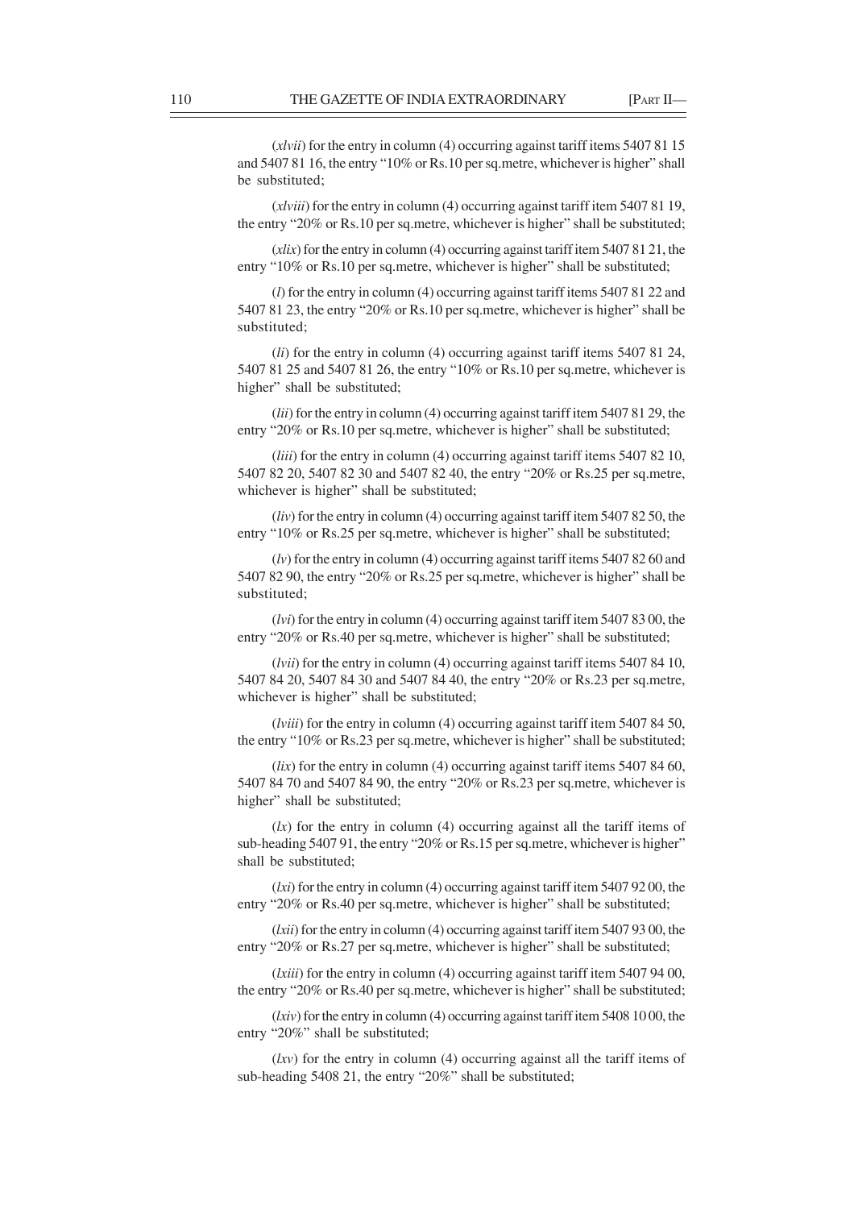(*xlvii*) for the entry in column (4) occurring against tariff items 5407 81 15 and 5407 81 16, the entry "10% or Rs.10 per sq.metre, whichever is higher" shall be substituted;

(*xlviii*) for the entry in column (4) occurring against tariff item 5407 81 19, the entry "20% or Rs.10 per sq.metre, whichever is higher" shall be substituted;

(*xlix*) for the entry in column (4) occurring against tariff item 5407 81 21, the entry "10% or Rs.10 per sq.metre, whichever is higher" shall be substituted;

(*l*) for the entry in column (4) occurring against tariff items 5407 81 22 and 5407 81 23, the entry "20% or Rs.10 per sq.metre, whichever is higher" shall be substituted;

(*li*) for the entry in column (4) occurring against tariff items 5407 81 24, 5407 81 25 and 5407 81 26, the entry "10% or Rs.10 per sq.metre, whichever is higher" shall be substituted;

(*lii*) for the entry in column (4) occurring against tariff item 5407 81 29, the entry "20% or Rs.10 per sq.metre, whichever is higher" shall be substituted;

(*liii*) for the entry in column (4) occurring against tariff items 5407 82 10, 5407 82 20, 5407 82 30 and 5407 82 40, the entry "20% or Rs.25 per sq.metre, whichever is higher" shall be substituted;

(*liv*) for the entry in column (4) occurring against tariff item 5407 82 50, the entry "10% or Rs.25 per sq.metre, whichever is higher" shall be substituted;

(*lv*) for the entry in column (4) occurring against tariff items 5407 82 60 and 5407 82 90, the entry "20% or Rs.25 per sq.metre, whichever is higher" shall be substituted;

(*lvi*) for the entry in column (4) occurring against tariff item 5407 83 00, the entry "20% or Rs.40 per sq.metre, whichever is higher" shall be substituted;

(*lvii*) for the entry in column (4) occurring against tariff items 5407 84 10, 5407 84 20, 5407 84 30 and 5407 84 40, the entry "20% or Rs.23 per sq.metre, whichever is higher" shall be substituted;

(*lviii*) for the entry in column (4) occurring against tariff item 5407 84 50, the entry "10% or Rs.23 per sq.metre, whichever is higher" shall be substituted;

(*lix*) for the entry in column (4) occurring against tariff items 5407 84 60, 5407 84 70 and 5407 84 90, the entry "20% or Rs.23 per sq.metre, whichever is higher" shall be substituted;

(*lx*) for the entry in column (4) occurring against all the tariff items of sub-heading 5407 91, the entry "20% or Rs.15 per sq.metre, whichever is higher" shall be substituted;

(*lxi*) for the entry in column (4) occurring against tariff item 5407 92 00, the entry "20% or Rs.40 per sq.metre, whichever is higher" shall be substituted;

(*lxii*) for the entry in column (4) occurring against tariff item 5407 93 00, the entry "20% or Rs.27 per sq.metre, whichever is higher" shall be substituted;

(*lxiii*) for the entry in column (4) occurring against tariff item 5407 94 00, the entry "20% or Rs.40 per sq.metre, whichever is higher" shall be substituted;

(*lxiv*) for the entry in column (4) occurring against tariff item 5408 10 00, the entry "20%" shall be substituted;

(*lxv*) for the entry in column (4) occurring against all the tariff items of sub-heading 5408 21, the entry "20%" shall be substituted;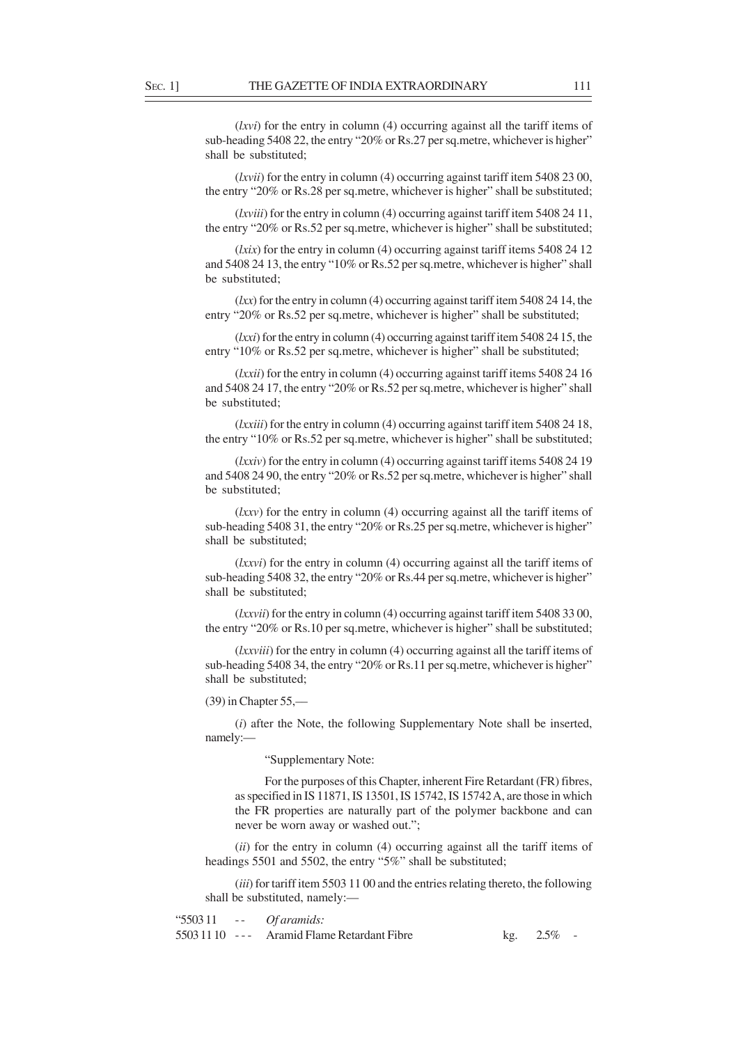(*lxvi*) for the entry in column (4) occurring against all the tariff items of sub-heading 5408 22, the entry "20% or Rs.27 per sq.metre, whichever is higher" shall be substituted;

(*lxvii*) for the entry in column (4) occurring against tariff item 5408 23 00, the entry "20% or Rs.28 per sq.metre, whichever is higher" shall be substituted;

(*lxviii*) for the entry in column (4) occurring against tariff item 5408 24 11, the entry "20% or Rs.52 per sq.metre, whichever is higher" shall be substituted;

(*lxix*) for the entry in column (4) occurring against tariff items 5408 24 12 and 5408 24 13, the entry "10% or Rs.52 per sq.metre, whichever is higher" shall be substituted;

(*lxx*) for the entry in column (4) occurring against tariff item 5408 24 14, the entry "20% or Rs.52 per sq.metre, whichever is higher" shall be substituted;

(*lxxi*) for the entry in column (4) occurring against tariff item 5408 24 15, the entry "10% or Rs.52 per sq.metre, whichever is higher" shall be substituted;

(*lxxii*) for the entry in column (4) occurring against tariff items 5408 24 16 and 5408 24 17, the entry "20% or Rs.52 per sq.metre, whichever is higher" shall be substituted;

(*lxxiii*) for the entry in column (4) occurring against tariff item 5408 24 18, the entry "10% or Rs.52 per sq.metre, whichever is higher" shall be substituted;

(*lxxiv*) for the entry in column (4) occurring against tariff items 5408 24 19 and 5408 24 90, the entry "20% or Rs.52 per sq.metre, whichever is higher" shall be substituted;

(*lxxv*) for the entry in column (4) occurring against all the tariff items of sub-heading 5408 31, the entry "20% or Rs.25 per sq.metre, whichever is higher" shall be substituted;

(*lxxvi*) for the entry in column (4) occurring against all the tariff items of sub-heading 5408 32, the entry "20% or Rs.44 per sq.metre, whichever is higher" shall be substituted;

(*lxxvii*) for the entry in column (4) occurring against tariff item 5408 33 00, the entry "20% or Rs.10 per sq.metre, whichever is higher" shall be substituted;

(*lxxviii*) for the entry in column (4) occurring against all the tariff items of sub-heading 5408 34, the entry "20% or Rs.11 per sq.metre, whichever is higher" shall be substituted;

(39) in Chapter 55,—

(*i*) after the Note, the following Supplementary Note shall be inserted, namely:—

"Supplementary Note:

For the purposes of this Chapter, inherent Fire Retardant (FR) fibres, as specified in IS 11871, IS 13501, IS 15742, IS 15742 A, are those in which the FR properties are naturally part of the polymer backbone and can never be worn away or washed out.";

(*ii*) for the entry in column (4) occurring against all the tariff items of headings 5501 and 5502, the entry "5%" shall be substituted;

(*iii*) for tariff item 5503 11 00 and the entries relating thereto, the following shall be substituted, namely:—

| | | | | | |
|---|---|---|---|---|---|
| "5503 11 | - - | *Of aramids:* | | | |
| 5503 11 10 | - - - | Aramid Flame Retardant Fibre | kg. | 2.5% | - |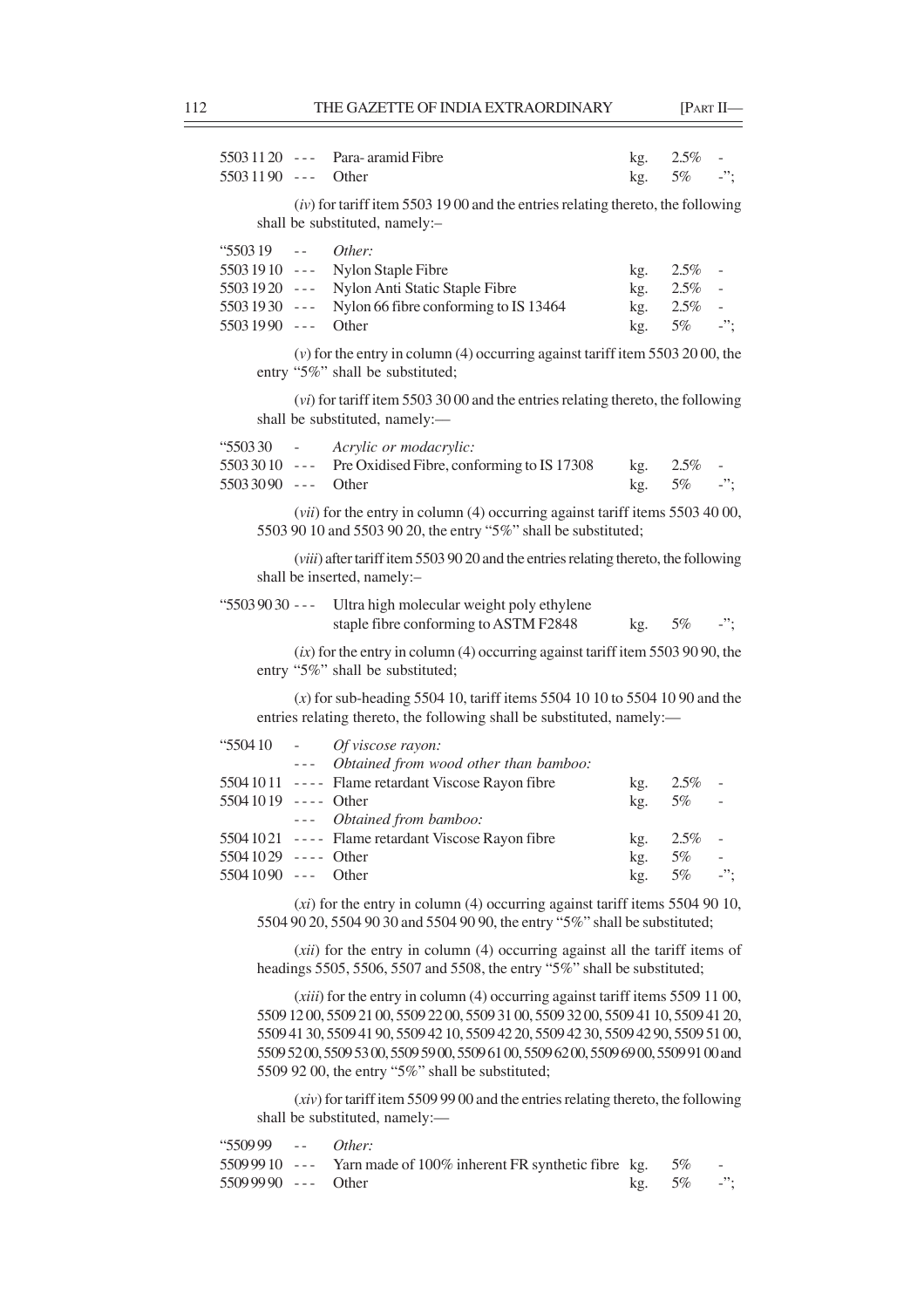| | | | | | |
|---|---|---|---|---|---|
| 5503 11 20 | - - - | Para- aramid Fibre | kg. | 2.5% | - |
| 5503 11 90 | - - - | Other | kg. | 5% | -"; |

(*iv*) for tariff item 5503 19 00 and the entries relating thereto, the following shall be substituted, namely:–

| | | | | | |
|---|---|---|---|---|---|
| "5503 19 | - - | *Other:* | | | |
| 5503 19 10 | - - - | Nylon Staple Fibre | kg. | 2.5% | - |
| 5503 19 20 | - - - | Nylon Anti Static Staple Fibre | kg. | 2.5% | - |
| 5503 19 30 | - - - | Nylon 66 fibre conforming to IS 13464 | kg. | 2.5% | - |
| 5503 19 90 | - - - | Other | kg. | 5% | -"; |

(*v*) for the entry in column (4) occurring against tariff item 5503 20 00, the entry "5%" shall be substituted;

(*vi*) for tariff item 5503 30 00 and the entries relating thereto, the following shall be substituted, namely:—

| | | | | | |
|---|---|---|---|---|---|
| "5503 30 | - | *Acrylic or modacrylic:* | | | |
| 5503 30 10 | - - - | Pre Oxidised Fibre, conforming to IS 17308 | kg. | 2.5% | - |
| 5503 30 90 | - - - | Other | kg. | 5% | -"; |

(*vii*) for the entry in column (4) occurring against tariff items 5503 40 00, 5503 90 10 and 5503 90 20, the entry "5%" shall be substituted;

(*viii*) after tariff item 5503 90 20 and the entries relating thereto, the following shall be inserted, namely:–

| | | | | | |
|---|---|---|---|---|---|
| "5503 90 30 | - - - | Ultra high molecular weight poly ethylene staple fibre conforming to ASTM F2848 | kg. | 5% | -"; |

(*ix*) for the entry in column (4) occurring against tariff item 5503 90 90, the entry "5%" shall be substituted;

(*x*) for sub-heading 5504 10, tariff items 5504 10 10 to 5504 10 90 and the entries relating thereto, the following shall be substituted, namely:—

| | | | | | |
|---|---|---|---|---|---|
| "5504 10 | - | *Of viscose rayon:* | | | |
| | - - - | *Obtained from wood other than bamboo:* | | | |
| 5504 10 11 | - - - - | Flame retardant Viscose Rayon fibre | kg. | 2.5% | - |
| 5504 10 19 | - - - - | Other | kg. | 5% | - |
| | - - - | *Obtained from bamboo:* | | | |
| 5504 10 21 | - - - - | Flame retardant Viscose Rayon fibre | kg. | 2.5% | - |
| 5504 10 29 | - - - - | Other | kg. | 5% | - |
| 5504 10 90 | - - - | Other | kg. | 5% | -"; |

(*xi*) for the entry in column (4) occurring against tariff items 5504 90 10, 5504 90 20, 5504 90 30 and 5504 90 90, the entry "5%" shall be substituted;

(*xii*) for the entry in column (4) occurring against all the tariff items of headings 5505, 5506, 5507 and 5508, the entry "5%" shall be substituted;

(*xiii*) for the entry in column (4) occurring against tariff items 5509 11 00, 5509 12 00, 5509 21 00, 5509 22 00, 5509 31 00, 5509 32 00, 5509 41 10, 5509 41 20, 5509 41 30, 5509 41 90, 5509 42 10, 5509 42 20, 5509 42 30, 5509 42 90, 5509 51 00, 5509 52 00, 5509 53 00, 5509 59 00, 5509 61 00, 5509 62 00, 5509 69 00, 5509 91 00 and 5509 92 00, the entry "5%" shall be substituted;

(*xiv*) for tariff item 5509 99 00 and the entries relating thereto, the following shall be substituted, namely:—

| | | | | | |
|---|---|---|---|---|---|
| "5509 99 | - - | *Other:* | | | |
| 5509 99 10 | - - - | Yarn made of 100% inherent FR synthetic fibre | kg. | 5% | - |
| 5509 99 90 | - - - | Other | kg. | 5% | -"; |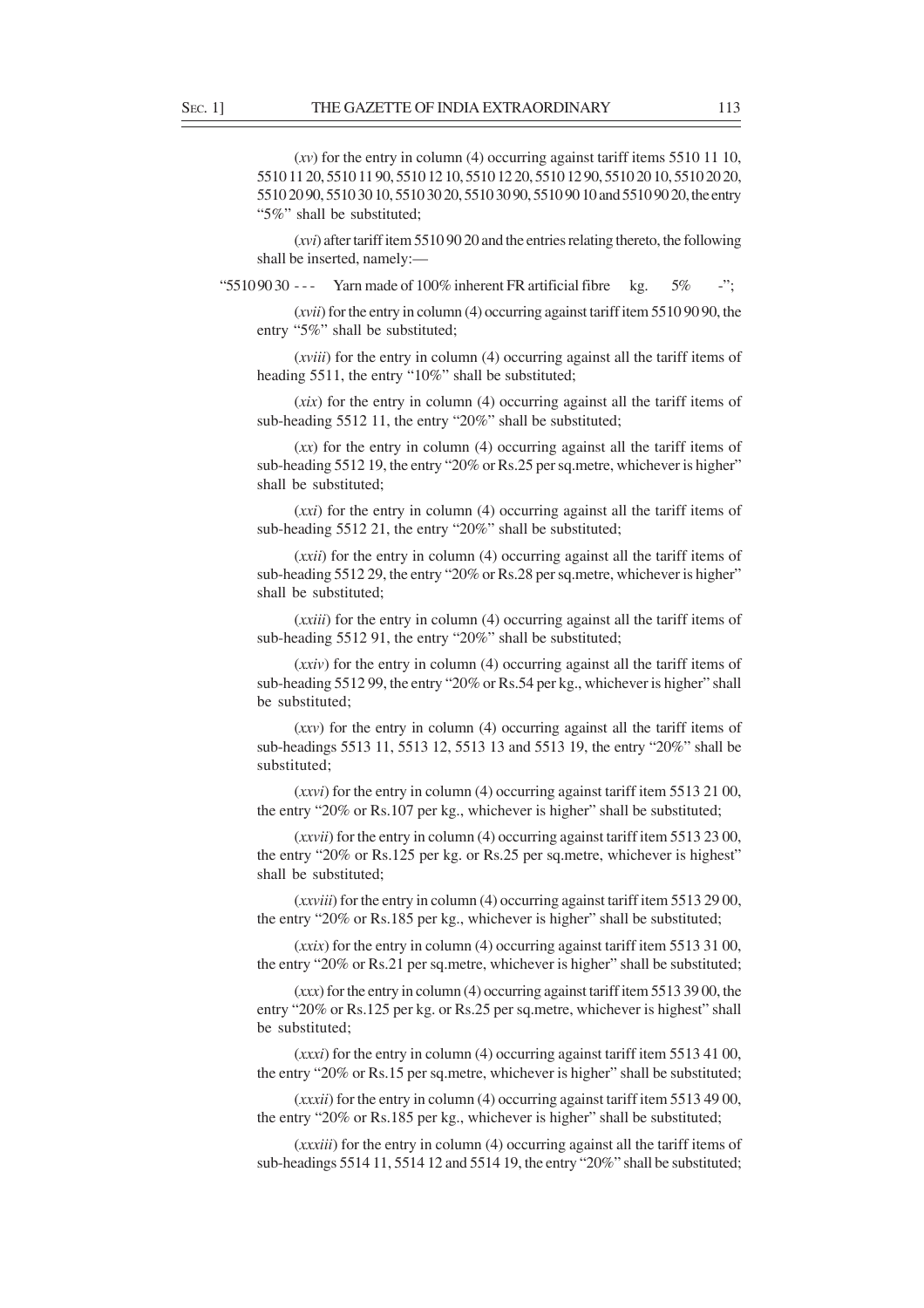(*xv*) for the entry in column (4) occurring against tariff items 5510 11 10, 5510 11 20, 5510 11 90, 5510 12 10, 5510 12 20, 5510 12 90, 5510 20 10, 5510 20 20, 5510 20 90, 5510 30 10, 5510 30 20, 5510 30 90, 5510 90 10 and 5510 90 20, the entry "5%" shall be substituted;

(*xvi*) after tariff item 5510 90 20 and the entries relating thereto, the following shall be inserted, namely:—

| "5510 90 30 | - - - | Yarn made of 100% inherent FR artificial fibre | kg. | 5% | -"; |
|---|---|---|---|---|---|

(*xvii*) for the entry in column (4) occurring against tariff item 5510 90 90, the entry "5%" shall be substituted;

(*xviii*) for the entry in column (4) occurring against all the tariff items of heading 5511, the entry "10%" shall be substituted;

(*xix*) for the entry in column (4) occurring against all the tariff items of sub-heading 5512 11, the entry "20%" shall be substituted;

(*xx*) for the entry in column (4) occurring against all the tariff items of sub-heading 5512 19, the entry "20% or Rs.25 per sq.metre, whichever is higher" shall be substituted;

(*xxi*) for the entry in column (4) occurring against all the tariff items of sub-heading 5512 21, the entry "20%" shall be substituted;

(*xxii*) for the entry in column (4) occurring against all the tariff items of sub-heading 5512 29, the entry "20% or Rs.28 per sq.metre, whichever is higher" shall be substituted;

(*xxiii*) for the entry in column (4) occurring against all the tariff items of sub-heading 5512 91, the entry "20%" shall be substituted;

(*xxiv*) for the entry in column (4) occurring against all the tariff items of sub-heading 5512 99, the entry "20% or Rs.54 per kg., whichever is higher" shall be substituted;

(*xxv*) for the entry in column (4) occurring against all the tariff items of sub-headings 5513 11, 5513 12, 5513 13 and 5513 19, the entry "20%" shall be substituted;

(*xxvi*) for the entry in column (4) occurring against tariff item 5513 21 00, the entry "20% or Rs.107 per kg., whichever is higher" shall be substituted;

(*xxvii*) for the entry in column (4) occurring against tariff item 5513 23 00, the entry "20% or Rs.125 per kg. or Rs.25 per sq.metre, whichever is highest" shall be substituted;

(*xxviii*) for the entry in column (4) occurring against tariff item 5513 29 00, the entry "20% or Rs.185 per kg., whichever is higher" shall be substituted;

(*xxix*) for the entry in column (4) occurring against tariff item 5513 31 00, the entry "20% or Rs.21 per sq.metre, whichever is higher" shall be substituted;

(*xxx*) for the entry in column (4) occurring against tariff item 5513 39 00, the entry "20% or Rs.125 per kg. or Rs.25 per sq.metre, whichever is highest" shall be substituted;

(*xxxi*) for the entry in column (4) occurring against tariff item 5513 41 00, the entry "20% or Rs.15 per sq.metre, whichever is higher" shall be substituted;

(*xxxii*) for the entry in column (4) occurring against tariff item 5513 49 00, the entry "20% or Rs.185 per kg., whichever is higher" shall be substituted;

(*xxxiii*) for the entry in column (4) occurring against all the tariff items of sub-headings 5514 11, 5514 12 and 5514 19, the entry "20%" shall be substituted;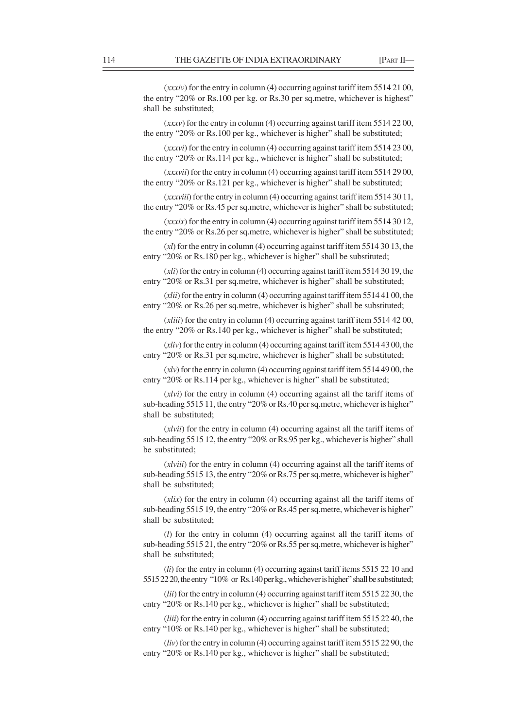(*xxxiv*) for the entry in column (4) occurring against tariff item 5514 21 00, the entry "20% or Rs.100 per kg. or Rs.30 per sq.metre, whichever is highest" shall be substituted;

(*xxxv*) for the entry in column (4) occurring against tariff item 5514 22 00, the entry "20% or Rs.100 per kg., whichever is higher" shall be substituted;

(*xxxvi*) for the entry in column (4) occurring against tariff item 5514 23 00, the entry "20% or Rs.114 per kg., whichever is higher" shall be substituted;

(*xxxvii*) for the entry in column (4) occurring against tariff item 5514 29 00, the entry "20% or Rs.121 per kg., whichever is higher" shall be substituted;

(*xxxviii*) for the entry in column (4) occurring against tariff item 5514 30 11, the entry "20% or Rs.45 per sq.metre, whichever is higher" shall be substituted;

(*xxxix*) for the entry in column (4) occurring against tariff item 5514 30 12, the entry "20% or Rs.26 per sq.metre, whichever is higher" shall be substituted;

(*xl*) for the entry in column (4) occurring against tariff item 5514 30 13, the entry "20% or Rs.180 per kg., whichever is higher" shall be substituted;

(*xli*) for the entry in column (4) occurring against tariff item 5514 30 19, the entry "20% or Rs.31 per sq.metre, whichever is higher" shall be substituted;

(*xlii*) for the entry in column (4) occurring against tariff item 5514 41 00, the entry "20% or Rs.26 per sq.metre, whichever is higher" shall be substituted;

(*xliii*) for the entry in column (4) occurring against tariff item 5514 42 00, the entry "20% or Rs.140 per kg., whichever is higher" shall be substituted;

(*xliv*) for the entry in column (4) occurring against tariff item 5514 43 00, the entry "20% or Rs.31 per sq.metre, whichever is higher" shall be substituted;

(*xlv*) for the entry in column (4) occurring against tariff item 5514 49 00, the entry "20% or Rs.114 per kg., whichever is higher" shall be substituted;

(*xlvi*) for the entry in column (4) occurring against all the tariff items of sub-heading 5515 11, the entry "20% or Rs.40 per sq.metre, whichever is higher" shall be substituted;

(*xlvii*) for the entry in column (4) occurring against all the tariff items of sub-heading 5515 12, the entry "20% or Rs.95 per kg., whichever is higher" shall be substituted;

(*xlviii*) for the entry in column (4) occurring against all the tariff items of sub-heading 5515 13, the entry "20% or Rs.75 per sq.metre, whichever is higher" shall be substituted;

(*xlix*) for the entry in column (4) occurring against all the tariff items of sub-heading 5515 19, the entry "20% or Rs.45 per sq.metre, whichever is higher" shall be substituted;

(*l*) for the entry in column (4) occurring against all the tariff items of sub-heading 5515 21, the entry "20% or Rs.55 per sq.metre, whichever is higher" shall be substituted;

(*li*) for the entry in column (4) occurring against tariff items 5515 22 10 and 5515 22 20, the entry "10% or Rs.140 per kg., whichever is higher" shall be substituted;

(*lii*) for the entry in column (4) occurring against tariff item 5515 22 30, the entry "20% or Rs.140 per kg., whichever is higher" shall be substituted;

(*liii*) for the entry in column (4) occurring against tariff item 5515 22 40, the entry "10% or Rs.140 per kg., whichever is higher" shall be substituted;

(*liv*) for the entry in column (4) occurring against tariff item 5515 22 90, the entry "20% or Rs.140 per kg., whichever is higher" shall be substituted;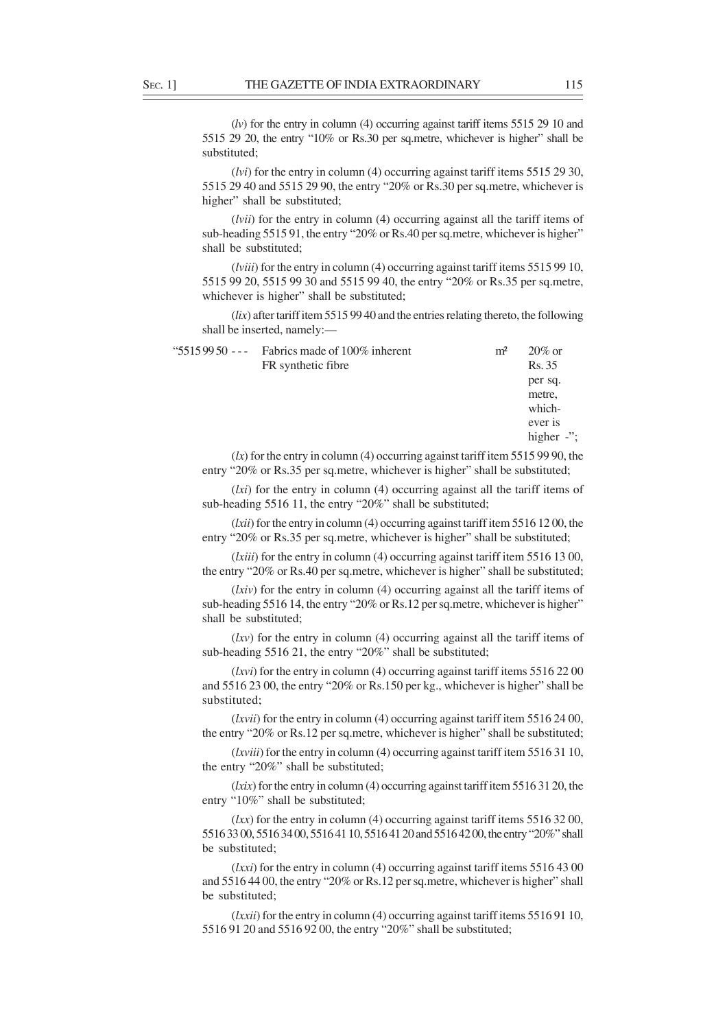(*lv*) for the entry in column (4) occurring against tariff items 5515 29 10 and 5515 29 20, the entry "10% or Rs.30 per sq.metre, whichever is higher" shall be substituted;

(*lvi*) for the entry in column (4) occurring against tariff items 5515 29 30, 5515 29 40 and 5515 29 90, the entry "20% or Rs.30 per sq.metre, whichever is higher" shall be substituted;

(*lvii*) for the entry in column (4) occurring against all the tariff items of sub-heading 5515 91, the entry "20% or Rs.40 per sq.metre, whichever is higher" shall be substituted;

(*lviii*) for the entry in column (4) occurring against tariff items 5515 99 10, 5515 99 20, 5515 99 30 and 5515 99 40, the entry "20% or Rs.35 per sq.metre, whichever is higher" shall be substituted;

(*lix*) after tariff item 5515 99 40 and the entries relating thereto, the following shall be inserted, namely:—

| | | | |
|---|---|---|---|
| "5515 99 50 | --- Fabrics made of 100% inherent FR synthetic fibre | m² | 20% or Rs. 35 per sq. metre, whichever is higher -"; |

(*lx*) for the entry in column (4) occurring against tariff item 5515 99 90, the entry "20% or Rs.35 per sq.metre, whichever is higher" shall be substituted;

(*lxi*) for the entry in column (4) occurring against all the tariff items of sub-heading 5516 11, the entry "20%" shall be substituted;

(*lxii*) for the entry in column (4) occurring against tariff item 5516 12 00, the entry "20% or Rs.35 per sq.metre, whichever is higher" shall be substituted;

(*lxiii*) for the entry in column (4) occurring against tariff item 5516 13 00, the entry "20% or Rs.40 per sq.metre, whichever is higher" shall be substituted;

(*lxiv*) for the entry in column (4) occurring against all the tariff items of sub-heading 5516 14, the entry "20% or Rs.12 per sq.metre, whichever is higher" shall be substituted;

(*lxv*) for the entry in column (4) occurring against all the tariff items of sub-heading 5516 21, the entry "20%" shall be substituted;

(*lxvi*) for the entry in column (4) occurring against tariff items 5516 22 00 and 5516 23 00, the entry "20% or Rs.150 per kg., whichever is higher" shall be substituted;

(*lxvii*) for the entry in column (4) occurring against tariff item 5516 24 00, the entry "20% or Rs.12 per sq.metre, whichever is higher" shall be substituted;

(*lxviii*) for the entry in column (4) occurring against tariff item 5516 31 10, the entry "20%" shall be substituted;

(*lxix*) for the entry in column (4) occurring against tariff item 5516 31 20, the entry "10%" shall be substituted;

(*lxx*) for the entry in column (4) occurring against tariff items 5516 32 00, 5516 33 00, 5516 34 00, 5516 41 10, 5516 41 20 and 5516 42 00, the entry "20%" shall be substituted;

(*lxxi*) for the entry in column (4) occurring against tariff items 5516 43 00 and 5516 44 00, the entry "20% or Rs.12 per sq.metre, whichever is higher" shall be substituted;

(*lxxii*) for the entry in column (4) occurring against tariff items 5516 91 10, 5516 91 20 and 5516 92 00, the entry "20%" shall be substituted;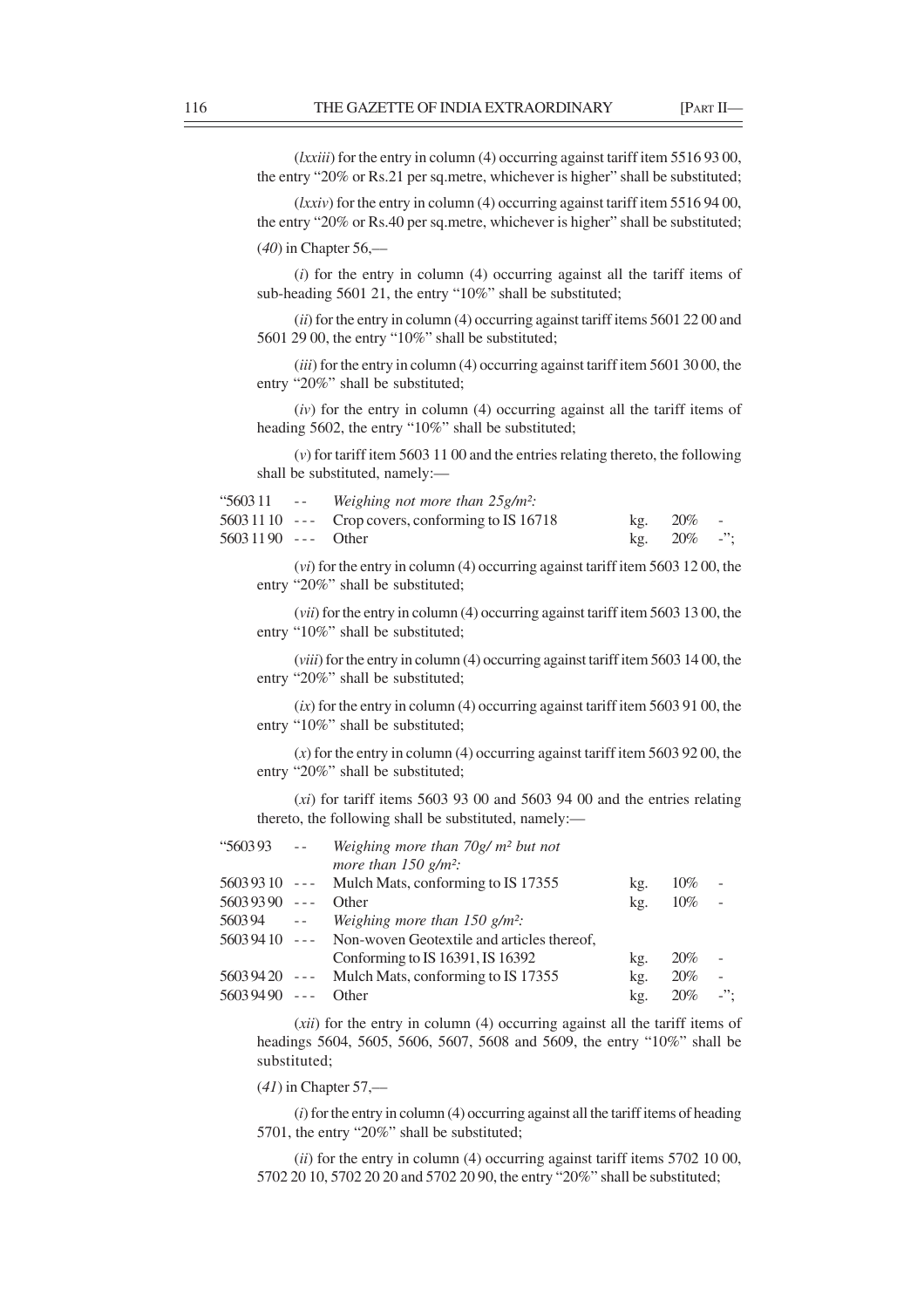(*lxxiii*) for the entry in column (4) occurring against tariff item 5516 93 00, the entry "20% or Rs.21 per sq.metre, whichever is higher" shall be substituted;

(*lxxiv*) for the entry in column (4) occurring against tariff item 5516 94 00, the entry "20% or Rs.40 per sq.metre, whichever is higher" shall be substituted;

(*40*) in Chapter 56,—

(*i*) for the entry in column (4) occurring against all the tariff items of sub-heading 5601 21, the entry "10%" shall be substituted;

(*ii*) for the entry in column (4) occurring against tariff items 5601 22 00 and 5601 29 00, the entry "10%" shall be substituted;

(*iii*) for the entry in column (4) occurring against tariff item 5601 30 00, the entry "20%" shall be substituted;

(*iv*) for the entry in column (4) occurring against all the tariff items of heading 5602, the entry "10%" shall be substituted;

(*v*) for tariff item 5603 11 00 and the entries relating thereto, the following shall be substituted, namely:—

| | | | | | |
|---|---|---|---|---|---|
| "5603 11 | -- | *Weighing not more than 25g/m²:* | | | |
| 5603 11 10 | --- | Crop covers, conforming to IS 16718 | kg. | 20% | - |
| 5603 11 90 | --- | Other | kg. | 20% | -"; |

(*vi*) for the entry in column (4) occurring against tariff item 5603 12 00, the entry "20%" shall be substituted;

(*vii*) for the entry in column (4) occurring against tariff item 5603 13 00, the entry "10%" shall be substituted;

(*viii*) for the entry in column (4) occurring against tariff item 5603 14 00, the entry "20%" shall be substituted;

(*ix*) for the entry in column (4) occurring against tariff item 5603 91 00, the entry "10%" shall be substituted;

(*x*) for the entry in column (4) occurring against tariff item 5603 92 00, the entry "20%" shall be substituted;

(*xi*) for tariff items 5603 93 00 and 5603 94 00 and the entries relating thereto, the following shall be substituted, namely:—

| | | | | | |
|---|---|---|---|---|---|
| "5603 93 | -- | *Weighing more than 70g/ m² but not more than 150 g/m²:* | | | |
| 5603 93 10 | --- | Mulch Mats, conforming to IS 17355 | kg. | 10% | - |
| 5603 93 90 | --- | Other | kg. | 10% | - |
| 5603 94 | -- | *Weighing more than 150 g/m²:* | | | |
| 5603 94 10 | --- | Non-woven Geotextile and articles thereof, Conforming to IS 16391, IS 16392 | kg. | 20% | - |
| 5603 94 20 | --- | Mulch Mats, conforming to IS 17355 | kg. | 20% | - |
| 5603 94 90 | --- | Other | kg. | 20% | -"; |

(*xii*) for the entry in column (4) occurring against all the tariff items of headings 5604, 5605, 5606, 5607, 5608 and 5609, the entry "10%" shall be substituted;

(*41*) in Chapter 57,—

(*i*) for the entry in column (4) occurring against all the tariff items of heading 5701, the entry "20%" shall be substituted;

(*ii*) for the entry in column (4) occurring against tariff items 5702 10 00, 5702 20 10, 5702 20 20 and 5702 20 90, the entry "20%" shall be substituted;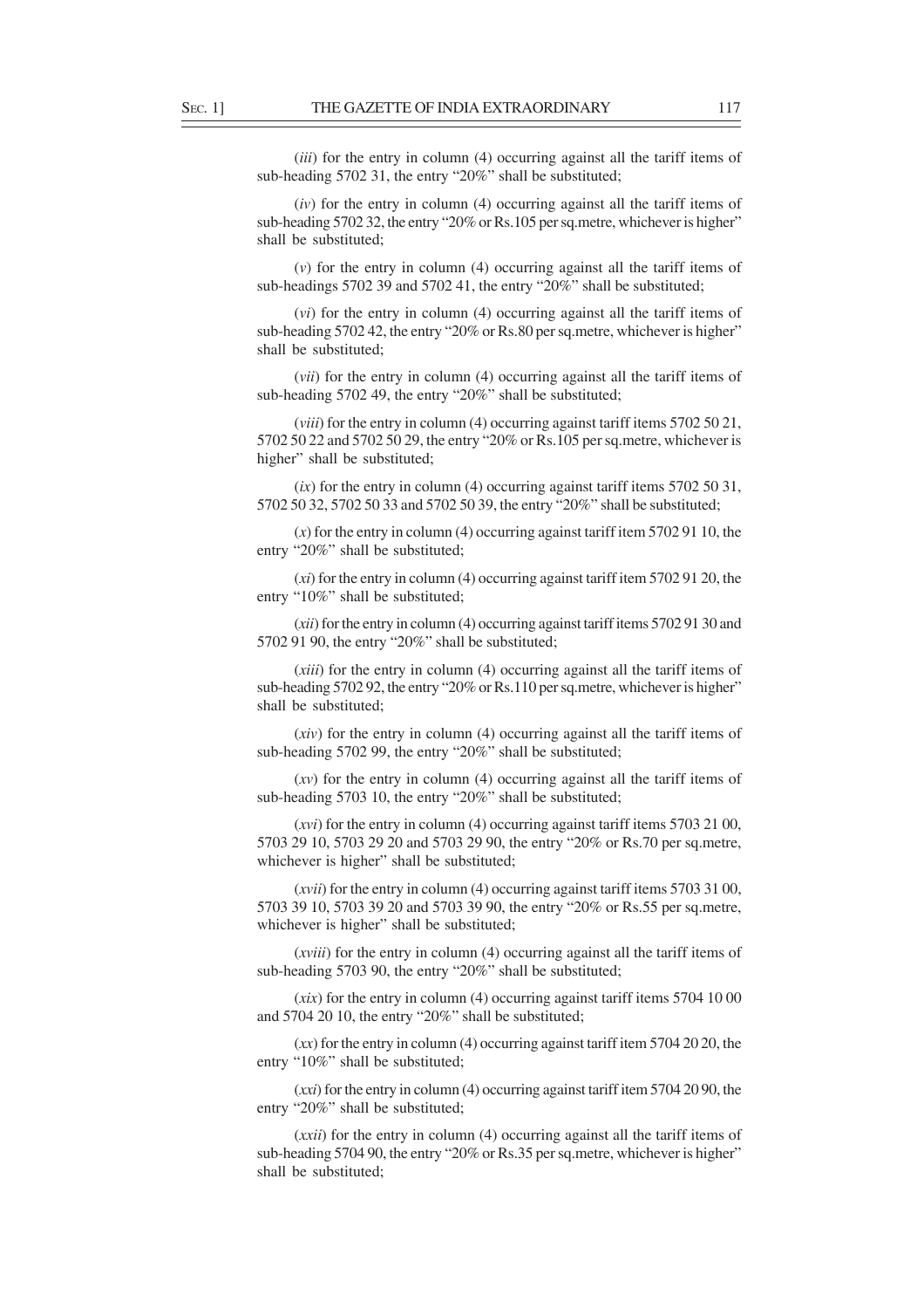(*iii*) for the entry in column (4) occurring against all the tariff items of sub-heading 5702 31, the entry "20%" shall be substituted;

(*iv*) for the entry in column (4) occurring against all the tariff items of sub-heading 5702 32, the entry "20% or Rs.105 per sq.metre, whichever is higher" shall be substituted;

(*v*) for the entry in column (4) occurring against all the tariff items of sub-headings 5702 39 and 5702 41, the entry "20%" shall be substituted;

(*vi*) for the entry in column (4) occurring against all the tariff items of sub-heading 5702 42, the entry "20% or Rs.80 per sq.metre, whichever is higher" shall be substituted;

(*vii*) for the entry in column (4) occurring against all the tariff items of sub-heading 5702 49, the entry "20%" shall be substituted;

(*viii*) for the entry in column (4) occurring against tariff items 5702 50 21, 5702 50 22 and 5702 50 29, the entry "20% or Rs.105 per sq.metre, whichever is higher" shall be substituted;

(*ix*) for the entry in column (4) occurring against tariff items 5702 50 31, 5702 50 32, 5702 50 33 and 5702 50 39, the entry "20%" shall be substituted;

(*x*) for the entry in column (4) occurring against tariff item 5702 91 10, the entry "20%" shall be substituted;

(*xi*) for the entry in column (4) occurring against tariff item 5702 91 20, the entry "10%" shall be substituted;

(*xii*) for the entry in column (4) occurring against tariff items 5702 91 30 and 5702 91 90, the entry "20%" shall be substituted;

(*xiii*) for the entry in column (4) occurring against all the tariff items of sub-heading 5702 92, the entry "20% or Rs.110 per sq.metre, whichever is higher" shall be substituted;

(*xiv*) for the entry in column (4) occurring against all the tariff items of sub-heading 5702 99, the entry "20%" shall be substituted;

(*xv*) for the entry in column (4) occurring against all the tariff items of sub-heading 5703 10, the entry "20%" shall be substituted;

(*xvi*) for the entry in column (4) occurring against tariff items 5703 21 00, 5703 29 10, 5703 29 20 and 5703 29 90, the entry "20% or Rs.70 per sq.metre, whichever is higher" shall be substituted;

(*xvii*) for the entry in column (4) occurring against tariff items 5703 31 00, 5703 39 10, 5703 39 20 and 5703 39 90, the entry "20% or Rs.55 per sq.metre, whichever is higher" shall be substituted;

(*xviii*) for the entry in column (4) occurring against all the tariff items of sub-heading 5703 90, the entry "20%" shall be substituted;

(*xix*) for the entry in column (4) occurring against tariff items 5704 10 00 and 5704 20 10, the entry "20%" shall be substituted;

(*xx*) for the entry in column (4) occurring against tariff item 5704 20 20, the entry "10%" shall be substituted;

(*xxi*) for the entry in column (4) occurring against tariff item 5704 20 90, the entry "20%" shall be substituted;

(*xxii*) for the entry in column (4) occurring against all the tariff items of sub-heading 5704 90, the entry "20% or Rs.35 per sq.metre, whichever is higher" shall be substituted;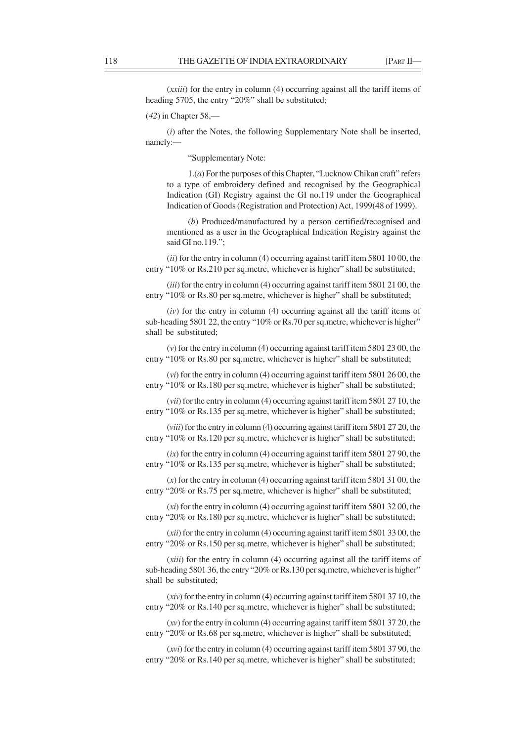(*xxiii*) for the entry in column (4) occurring against all the tariff items of heading 5705, the entry "20%" shall be substituted;

(*42*) in Chapter 58,—

(*i*) after the Notes, the following Supplementary Note shall be inserted, namely:—

"Supplementary Note:

1.(*a*) For the purposes of this Chapter, "Lucknow Chikan craft" refers to a type of embroidery defined and recognised by the Geographical Indication (GI) Registry against the GI no.119 under the Geographical Indication of Goods (Registration and Protection) Act, 1999(48 of 1999).

(*b*) Produced/manufactured by a person certified/recognised and mentioned as a user in the Geographical Indication Registry against the said GI no.119.";

(*ii*) for the entry in column (4) occurring against tariff item 5801 10 00, the entry "10% or Rs.210 per sq.metre, whichever is higher" shall be substituted;

(*iii*) for the entry in column (4) occurring against tariff item 5801 21 00, the entry "10% or Rs.80 per sq.metre, whichever is higher" shall be substituted;

(*iv*) for the entry in column (4) occurring against all the tariff items of sub-heading 5801 22, the entry "10% or Rs.70 per sq.metre, whichever is higher" shall be substituted;

(*v*) for the entry in column (4) occurring against tariff item 5801 23 00, the entry "10% or Rs.80 per sq.metre, whichever is higher" shall be substituted;

(*vi*) for the entry in column (4) occurring against tariff item 5801 26 00, the entry "10% or Rs.180 per sq.metre, whichever is higher" shall be substituted;

(*vii*) for the entry in column (4) occurring against tariff item 5801 27 10, the entry "10% or Rs.135 per sq.metre, whichever is higher" shall be substituted;

(*viii*) for the entry in column (4) occurring against tariff item 5801 27 20, the entry "10% or Rs.120 per sq.metre, whichever is higher" shall be substituted;

(*ix*) for the entry in column (4) occurring against tariff item 5801 27 90, the entry "10% or Rs.135 per sq.metre, whichever is higher" shall be substituted;

(*x*) for the entry in column (4) occurring against tariff item 5801 31 00, the entry "20% or Rs.75 per sq.metre, whichever is higher" shall be substituted;

(*xi*) for the entry in column (4) occurring against tariff item 5801 32 00, the entry "20% or Rs.180 per sq.metre, whichever is higher" shall be substituted;

(*xii*) for the entry in column (4) occurring against tariff item 5801 33 00, the entry "20% or Rs.150 per sq.metre, whichever is higher" shall be substituted;

(*xiii*) for the entry in column (4) occurring against all the tariff items of sub-heading 5801 36, the entry "20% or Rs.130 per sq.metre, whichever is higher" shall be substituted;

(*xiv*) for the entry in column (4) occurring against tariff item 5801 37 10, the entry "20% or Rs.140 per sq.metre, whichever is higher" shall be substituted;

(*xv*) for the entry in column (4) occurring against tariff item 5801 37 20, the entry "20% or Rs.68 per sq.metre, whichever is higher" shall be substituted;

(*xvi*) for the entry in column (4) occurring against tariff item 5801 37 90, the entry "20% or Rs.140 per sq.metre, whichever is higher" shall be substituted;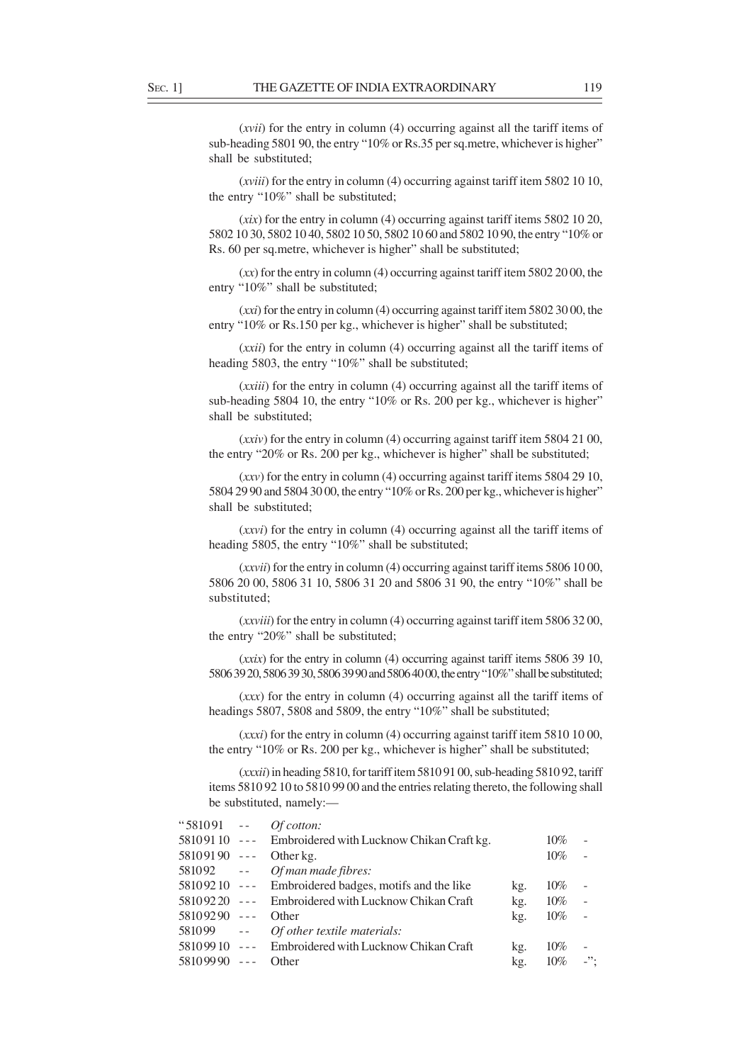(*xvii*) for the entry in column (4) occurring against all the tariff items of sub-heading 5801 90, the entry "10% or Rs.35 per sq.metre, whichever is higher" shall be substituted;

(*xviii*) for the entry in column (4) occurring against tariff item 5802 10 10, the entry "10%" shall be substituted;

(*xix*) for the entry in column (4) occurring against tariff items 5802 10 20, 5802 10 30, 5802 10 40, 5802 10 50, 5802 10 60 and 5802 10 90, the entry "10% or Rs. 60 per sq.metre, whichever is higher" shall be substituted;

(*xx*) for the entry in column (4) occurring against tariff item 5802 20 00, the entry "10%" shall be substituted;

(*xxi*) for the entry in column (4) occurring against tariff item 5802 30 00, the entry "10% or Rs.150 per kg., whichever is higher" shall be substituted;

(*xxii*) for the entry in column (4) occurring against all the tariff items of heading 5803, the entry "10%" shall be substituted;

(*xxiii*) for the entry in column (4) occurring against all the tariff items of sub-heading 5804 10, the entry "10% or Rs. 200 per kg., whichever is higher" shall be substituted;

(*xxiv*) for the entry in column (4) occurring against tariff item 5804 21 00, the entry "20% or Rs. 200 per kg., whichever is higher" shall be substituted;

(*xxv*) for the entry in column (4) occurring against tariff items 5804 29 10, 5804 29 90 and 5804 30 00, the entry "10% or Rs. 200 per kg., whichever is higher" shall be substituted;

(*xxvi*) for the entry in column (4) occurring against all the tariff items of heading 5805, the entry "10%" shall be substituted;

(*xxvii*) for the entry in column (4) occurring against tariff items 5806 10 00, 5806 20 00, 5806 31 10, 5806 31 20 and 5806 31 90, the entry "10%" shall be substituted;

(*xxviii*) for the entry in column (4) occurring against tariff item 5806 32 00, the entry "20%" shall be substituted;

(*xxix*) for the entry in column (4) occurring against tariff items 5806 39 10, 5806 39 20, 5806 39 30, 5806 39 90 and 5806 40 00, the entry "10%" shall be substituted;

(*xxx*) for the entry in column (4) occurring against all the tariff items of headings 5807, 5808 and 5809, the entry "10%" shall be substituted;

(*xxxi*) for the entry in column (4) occurring against tariff item 5810 10 00, the entry "10% or Rs. 200 per kg., whichever is higher" shall be substituted;

(*xxxii*) in heading 5810, for tariff item 5810 91 00, sub-heading 5810 92, tariff items 5810 92 10 to 5810 99 00 and the entries relating thereto, the following shall be substituted, namely:—

| | | | | | |
|---|---|---|---|---|---|
| "5810 91 | - - | *Of cotton:* | | | |
| 5810 91 10 | - - - | Embroidered with Lucknow Chikan Craft | kg. | 10% | - |
| 5810 91 90 | - - - | Other | kg. | 10% | - |
| 5810 92 | - - | *Of man made fibres:* | | | |
| 5810 92 10 | - - - | Embroidered badges, motifs and the like | kg. | 10% | - |
| 5810 92 20 | - - - | Embroidered with Lucknow Chikan Craft | kg. | 10% | - |
| 5810 92 90 | - - - | Other | kg. | 10% | - |
| 5810 99 | - - | *Of other textile materials:* | | | |
| 5810 99 10 | - - - | Embroidered with Lucknow Chikan Craft | kg. | 10% | - |
| 5810 99 90 | - - - | Other | kg. | 10% | -"; |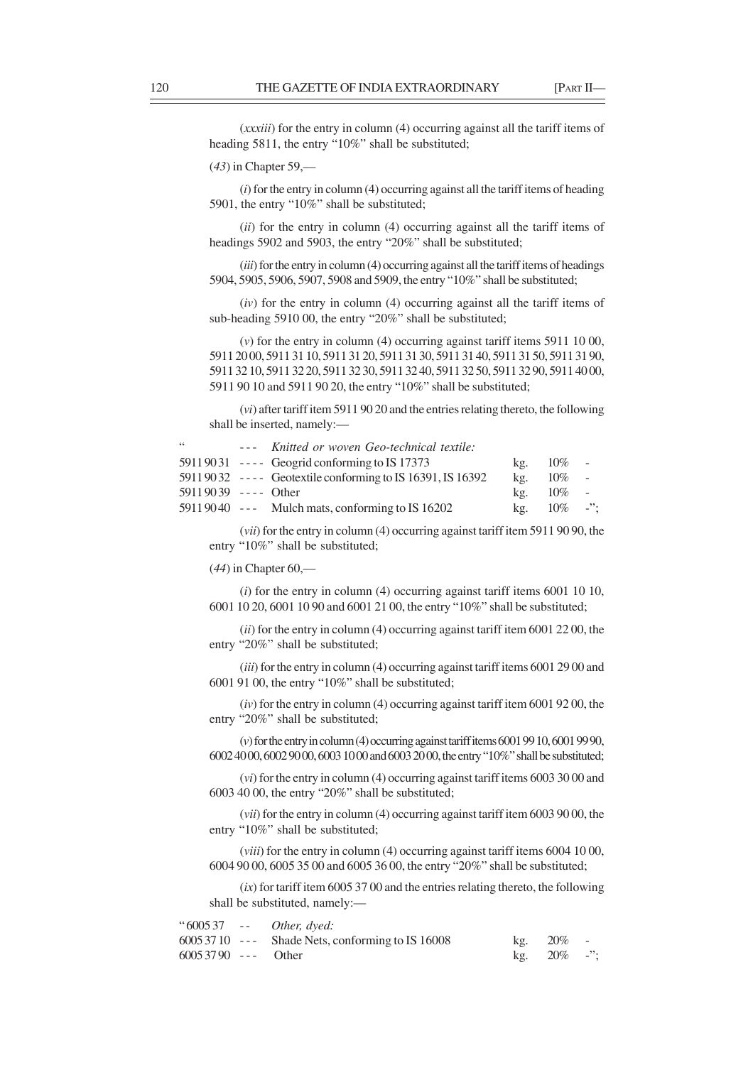(*xxxiii*) for the entry in column (4) occurring against all the tariff items of heading 5811, the entry "10%" shall be substituted;

(*43*) in Chapter 59,—

(*i*) for the entry in column (4) occurring against all the tariff items of heading 5901, the entry "10%" shall be substituted;

(*ii*) for the entry in column (4) occurring against all the tariff items of headings 5902 and 5903, the entry "20%" shall be substituted;

(*iii*) for the entry in column (4) occurring against all the tariff items of headings 5904, 5905, 5906, 5907, 5908 and 5909, the entry "10%" shall be substituted;

(*iv*) for the entry in column (4) occurring against all the tariff items of sub-heading 5910 00, the entry "20%" shall be substituted;

(*v*) for the entry in column (4) occurring against tariff items 5911 10 00, 5911 20 00, 5911 31 10, 5911 31 20, 5911 31 30, 5911 31 40, 5911 31 50, 5911 31 90, 5911 32 10, 5911 32 20, 5911 32 30, 5911 32 40, 5911 32 50, 5911 32 90, 5911 40 00, 5911 90 10 and 5911 90 20, the entry "10%" shall be substituted;

(*vi*) after tariff item 5911 90 20 and the entries relating thereto, the following shall be inserted, namely:—

| | | | | |
|---|---|---|---|---|
| " | --- *Knitted or woven Geo-technical textile:* | | | |
| 5911 90 31 | ---- Geogrid conforming to IS 17373 | kg. | 10% | - |
| 5911 90 32 | ---- Geotextile conforming to IS 16391, IS 16392 | kg. | 10% | - |
| 5911 90 39 | ---- Other | kg. | 10% | - |
| 5911 90 40 | --- Mulch mats, conforming to IS 16202 | kg. | 10% | -"; |

(*vii*) for the entry in column (4) occurring against tariff item 5911 90 90, the entry "10%" shall be substituted;

(*44*) in Chapter 60,—

(*i*) for the entry in column (4) occurring against tariff items 6001 10 10, 6001 10 20, 6001 10 90 and 6001 21 00, the entry "10%" shall be substituted;

(*ii*) for the entry in column (4) occurring against tariff item 6001 22 00, the entry "20%" shall be substituted;

(*iii*) for the entry in column (4) occurring against tariff items 6001 29 00 and 6001 91 00, the entry "10%" shall be substituted;

(*iv*) for the entry in column (4) occurring against tariff item 6001 92 00, the entry "20%" shall be substituted;

(*v*) for the entry in column (4) occurring against tariff items 6001 99 10, 6001 99 90, 6002 40 00, 6002 90 00, 6003 10 00 and 6003 20 00, the entry "10%" shall be substituted;

(*vi*) for the entry in column (4) occurring against tariff items 6003 30 00 and 6003 40 00, the entry "20%" shall be substituted;

(*vii*) for the entry in column (4) occurring against tariff item 6003 90 00, the entry "10%" shall be substituted;

(*viii*) for the entry in column (4) occurring against tariff items 6004 10 00, 6004 90 00, 6005 35 00 and 6005 36 00, the entry "20%" shall be substituted;

(*ix*) for tariff item 6005 37 00 and the entries relating thereto, the following shall be substituted, namely:—

| | | | | |
|---|---|---|---|---|
| "6005 37 | -- *Other, dyed:* | | | |
| 6005 37 10 | --- Shade Nets, conforming to IS 16008 | kg. | 20% | - |
| 6005 37 90 | --- Other | kg. | 20% | -"; |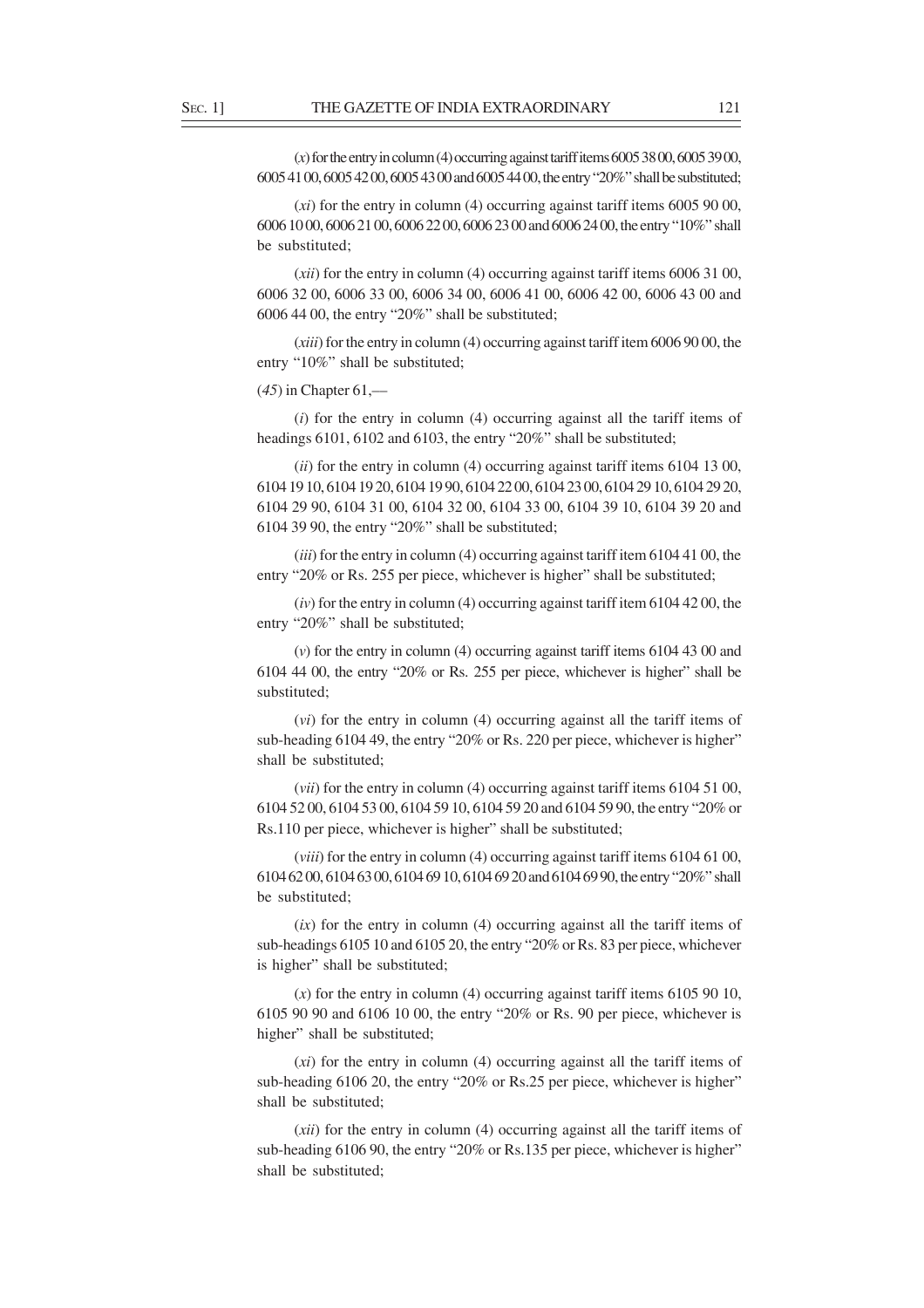(*x*) for the entry in column (4) occurring against tariff items 6005 38 00, 6005 39 00, 6005 41 00, 6005 42 00, 6005 43 00 and 6005 44 00, the entry "20%" shall be substituted;

(*xi*) for the entry in column (4) occurring against tariff items 6005 90 00, 6006 10 00, 6006 21 00, 6006 22 00, 6006 23 00 and 6006 24 00, the entry "10%" shall be substituted;

(*xii*) for the entry in column (4) occurring against tariff items 6006 31 00, 6006 32 00, 6006 33 00, 6006 34 00, 6006 41 00, 6006 42 00, 6006 43 00 and 6006 44 00, the entry "20%" shall be substituted;

(*xiii*) for the entry in column (4) occurring against tariff item 6006 90 00, the entry "10%" shall be substituted;

(*45*) in Chapter 61,—

(*i*) for the entry in column (4) occurring against all the tariff items of headings 6101, 6102 and 6103, the entry "20%" shall be substituted;

(*ii*) for the entry in column (4) occurring against tariff items 6104 13 00, 6104 19 10, 6104 19 20, 6104 19 90, 6104 22 00, 6104 23 00, 6104 29 10, 6104 29 20, 6104 29 90, 6104 31 00, 6104 32 00, 6104 33 00, 6104 39 10, 6104 39 20 and 6104 39 90, the entry "20%" shall be substituted;

(*iii*) for the entry in column (4) occurring against tariff item 6104 41 00, the entry "20% or Rs. 255 per piece, whichever is higher" shall be substituted;

(*iv*) for the entry in column (4) occurring against tariff item 6104 42 00, the entry "20%" shall be substituted;

(*v*) for the entry in column (4) occurring against tariff items 6104 43 00 and 6104 44 00, the entry "20% or Rs. 255 per piece, whichever is higher" shall be substituted;

(*vi*) for the entry in column (4) occurring against all the tariff items of sub-heading 6104 49, the entry "20% or Rs. 220 per piece, whichever is higher" shall be substituted;

(*vii*) for the entry in column (4) occurring against tariff items 6104 51 00, 6104 52 00, 6104 53 00, 6104 59 10, 6104 59 20 and 6104 59 90, the entry "20% or Rs.110 per piece, whichever is higher" shall be substituted;

(*viii*) for the entry in column (4) occurring against tariff items 6104 61 00, 6104 62 00, 6104 63 00, 6104 69 10, 6104 69 20 and 6104 69 90, the entry "20%" shall be substituted;

(*ix*) for the entry in column (4) occurring against all the tariff items of sub-headings 6105 10 and 6105 20, the entry "20% or Rs. 83 per piece, whichever is higher" shall be substituted;

(*x*) for the entry in column (4) occurring against tariff items 6105 90 10, 6105 90 90 and 6106 10 00, the entry "20% or Rs. 90 per piece, whichever is higher" shall be substituted;

(*xi*) for the entry in column (4) occurring against all the tariff items of sub-heading 6106 20, the entry "20% or Rs.25 per piece, whichever is higher" shall be substituted;

(*xii*) for the entry in column (4) occurring against all the tariff items of sub-heading 6106 90, the entry "20% or Rs.135 per piece, whichever is higher" shall be substituted;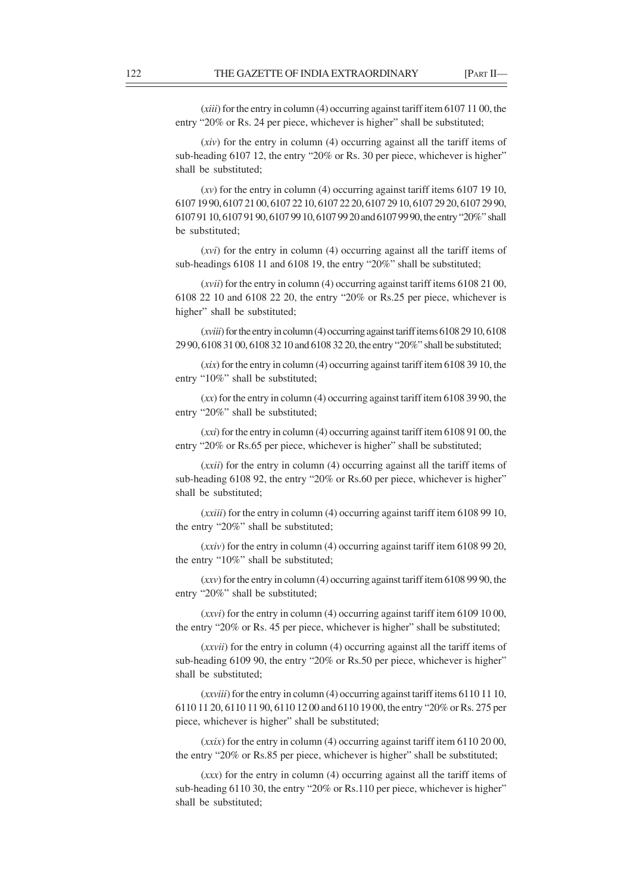(*xiii*) for the entry in column (4) occurring against tariff item 6107 11 00, the entry "20% or Rs. 24 per piece, whichever is higher" shall be substituted;

(*xiv*) for the entry in column (4) occurring against all the tariff items of sub-heading 6107 12, the entry "20% or Rs. 30 per piece, whichever is higher" shall be substituted;

(*xv*) for the entry in column (4) occurring against tariff items 6107 19 10, 6107 19 90, 6107 21 00, 6107 22 10, 6107 22 20, 6107 29 10, 6107 29 20, 6107 29 90, 6107 91 10, 6107 91 90, 6107 99 10, 6107 99 20 and 6107 99 90, the entry "20%" shall be substituted;

(*xvi*) for the entry in column (4) occurring against all the tariff items of sub-headings 6108 11 and 6108 19, the entry "20%" shall be substituted;

(*xvii*) for the entry in column (4) occurring against tariff items 6108 21 00, 6108 22 10 and 6108 22 20, the entry "20% or Rs.25 per piece, whichever is higher" shall be substituted;

(*xviii*) for the entry in column (4) occurring against tariff items 6108 29 10, 6108 29 90, 6108 31 00, 6108 32 10 and 6108 32 20, the entry "20%" shall be substituted;

(*xix*) for the entry in column (4) occurring against tariff item 6108 39 10, the entry "10%" shall be substituted;

(*xx*) for the entry in column (4) occurring against tariff item 6108 39 90, the entry "20%" shall be substituted;

(*xxi*) for the entry in column (4) occurring against tariff item 6108 91 00, the entry "20% or Rs.65 per piece, whichever is higher" shall be substituted;

(*xxii*) for the entry in column (4) occurring against all the tariff items of sub-heading 6108 92, the entry "20% or Rs.60 per piece, whichever is higher" shall be substituted;

(*xxiii*) for the entry in column (4) occurring against tariff item 6108 99 10, the entry "20%" shall be substituted;

(*xxiv*) for the entry in column (4) occurring against tariff item 6108 99 20, the entry "10%" shall be substituted;

(*xxv*) for the entry in column (4) occurring against tariff item 6108 99 90, the entry "20%" shall be substituted;

(*xxvi*) for the entry in column (4) occurring against tariff item 6109 10 00, the entry "20% or Rs. 45 per piece, whichever is higher" shall be substituted;

(*xxvii*) for the entry in column (4) occurring against all the tariff items of sub-heading 6109 90, the entry "20% or Rs.50 per piece, whichever is higher" shall be substituted;

(*xxviii*) for the entry in column (4) occurring against tariff items 6110 11 10, 6110 11 20, 6110 11 90, 6110 12 00 and 6110 19 00, the entry "20% or Rs. 275 per piece, whichever is higher" shall be substituted;

(*xxix*) for the entry in column (4) occurring against tariff item 6110 20 00, the entry "20% or Rs.85 per piece, whichever is higher" shall be substituted;

(*xxx*) for the entry in column (4) occurring against all the tariff items of sub-heading 6110 30, the entry "20% or Rs.110 per piece, whichever is higher" shall be substituted;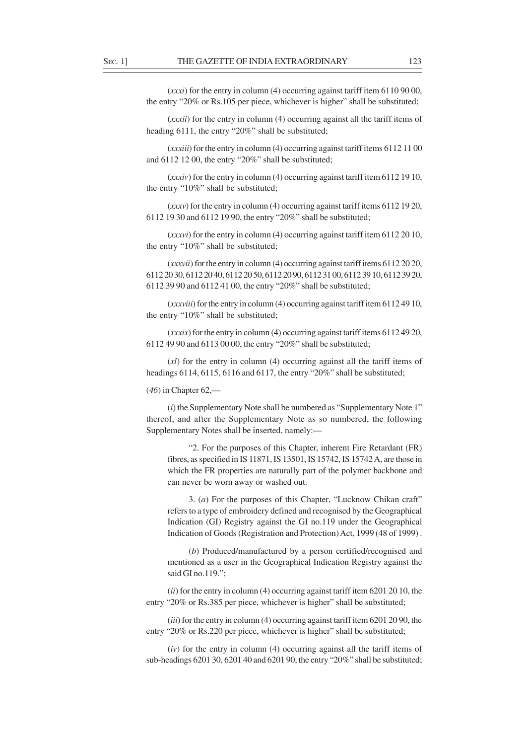(*xxxi*) for the entry in column (4) occurring against tariff item 6110 90 00, the entry "20% or Rs.105 per piece, whichever is higher" shall be substituted;

(*xxxii*) for the entry in column (4) occurring against all the tariff items of heading 6111, the entry "20%" shall be substituted;

(*xxxiii*) for the entry in column (4) occurring against tariff items 6112 11 00 and 6112 12 00, the entry "20%" shall be substituted;

(*xxxiv*) for the entry in column (4) occurring against tariff item 6112 19 10, the entry "10%" shall be substituted;

(*xxxv*) for the entry in column (4) occurring against tariff items 6112 19 20, 6112 19 30 and 6112 19 90, the entry "20%" shall be substituted;

(*xxxvi*) for the entry in column (4) occurring against tariff item 6112 20 10, the entry "10%" shall be substituted;

(*xxxvii*) for the entry in column (4) occurring against tariff items 6112 20 20, 6112 20 30, 6112 20 40, 6112 20 50, 6112 20 90, 6112 31 00, 6112 39 10, 6112 39 20, 6112 39 90 and 6112 41 00, the entry "20%" shall be substituted;

(*xxxviii*) for the entry in column (4) occurring against tariff item 6112 49 10, the entry "10%" shall be substituted;

(*xxxix*) for the entry in column (4) occurring against tariff items 6112 49 20, 6112 49 90 and 6113 00 00, the entry "20%" shall be substituted;

(*xl*) for the entry in column (4) occurring against all the tariff items of headings 6114, 6115, 6116 and 6117, the entry "20%" shall be substituted;

(*46*) in Chapter 62,—

(*i*) the Supplementary Note shall be numbered as "Supplementary Note 1" thereof, and after the Supplementary Note as so numbered, the following Supplementary Notes shall be inserted, namely:—

"2. For the purposes of this Chapter, inherent Fire Retardant (FR) fibres, as specified in IS 11871, IS 13501, IS 15742, IS 15742 A, are those in which the FR properties are naturally part of the polymer backbone and can never be worn away or washed out.

3. (*a*) For the purposes of this Chapter, "Lucknow Chikan craft" refers to a type of embroidery defined and recognised by the Geographical Indication (GI) Registry against the GI no.119 under the Geographical Indication of Goods (Registration and Protection) Act, 1999 (48 of 1999) .

(*b*) Produced/manufactured by a person certified/recognised and mentioned as a user in the Geographical Indication Registry against the said GI no.119.";

(*ii*) for the entry in column (4) occurring against tariff item 6201 20 10, the entry "20% or Rs.385 per piece, whichever is higher" shall be substituted;

(*iii*) for the entry in column (4) occurring against tariff item 6201 20 90, the entry "20% or Rs.220 per piece, whichever is higher" shall be substituted;

(*iv*) for the entry in column (4) occurring against all the tariff items of sub-headings 6201 30, 6201 40 and 6201 90, the entry "20%" shall be substituted;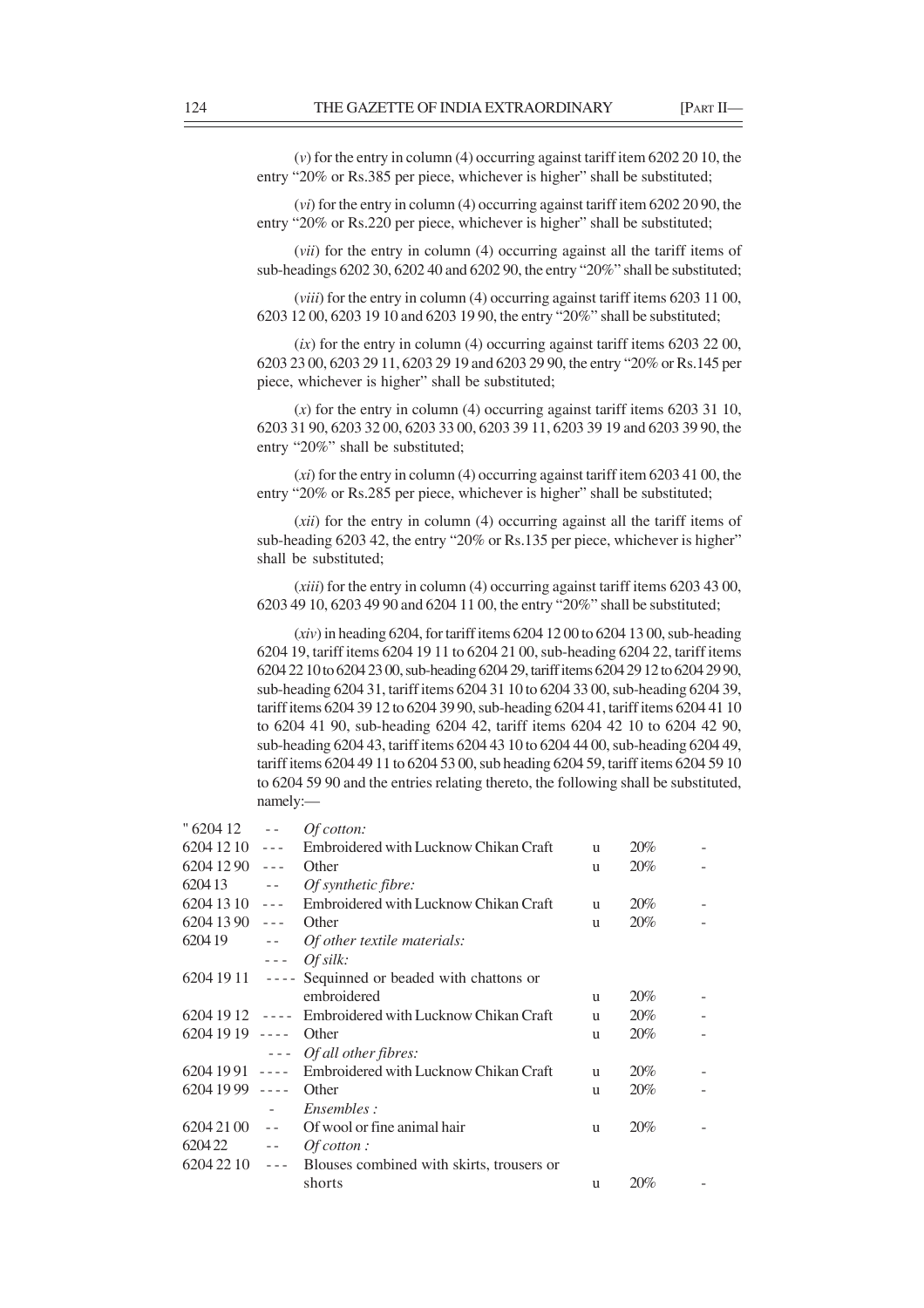(*v*) for the entry in column (4) occurring against tariff item 6202 20 10, the entry "20% or Rs.385 per piece, whichever is higher" shall be substituted;

(*vi*) for the entry in column (4) occurring against tariff item 6202 20 90, the entry "20% or Rs.220 per piece, whichever is higher" shall be substituted;

(*vii*) for the entry in column (4) occurring against all the tariff items of sub-headings 6202 30, 6202 40 and 6202 90, the entry "20%" shall be substituted;

(*viii*) for the entry in column (4) occurring against tariff items 6203 11 00, 6203 12 00, 6203 19 10 and 6203 19 90, the entry "20%" shall be substituted;

(*ix*) for the entry in column (4) occurring against tariff items 6203 22 00, 6203 23 00, 6203 29 11, 6203 29 19 and 6203 29 90, the entry "20% or Rs.145 per piece, whichever is higher" shall be substituted;

(*x*) for the entry in column (4) occurring against tariff items 6203 31 10, 6203 31 90, 6203 32 00, 6203 33 00, 6203 39 11, 6203 39 19 and 6203 39 90, the entry "20%" shall be substituted;

(*xi*) for the entry in column (4) occurring against tariff item 6203 41 00, the entry "20% or Rs.285 per piece, whichever is higher" shall be substituted;

(*xii*) for the entry in column (4) occurring against all the tariff items of sub-heading 6203 42, the entry "20% or Rs.135 per piece, whichever is higher" shall be substituted;

(*xiii*) for the entry in column (4) occurring against tariff items 6203 43 00, 6203 49 10, 6203 49 90 and 6204 11 00, the entry "20%" shall be substituted;

(*xiv*) in heading 6204, for tariff items 6204 12 00 to 6204 13 00, sub-heading 6204 19, tariff items 6204 19 11 to 6204 21 00, sub-heading 6204 22, tariff items 6204 22 10 to 6204 23 00, sub-heading 6204 29, tariff items 6204 29 12 to 6204 29 90, sub-heading 6204 31, tariff items 6204 31 10 to 6204 33 00, sub-heading 6204 39, tariff items 6204 39 12 to 6204 39 90, sub-heading 6204 41, tariff items 6204 41 10 to 6204 41 90, sub-heading 6204 42, tariff items 6204 42 10 to 6204 42 90, sub-heading 6204 43, tariff items 6204 43 10 to 6204 44 00, sub-heading 6204 49, tariff items 6204 49 11 to 6204 53 00, sub heading 6204 59, tariff items 6204 59 10 to 6204 59 90 and the entries relating thereto, the following shall be substituted, namely:—

| | | | | | |
|---|---|---|---|---|---|
| " 6204 12 | - - | *Of cotton:* | | | |
| 6204 12 10 | - - - | Embroidered with Lucknow Chikan Craft | u | 20% | - |
| 6204 12 90 | - - - | Other | u | 20% | - |
| 6204 13 | - - | *Of synthetic fibre:* | | | |
| 6204 13 10 | - - - | Embroidered with Lucknow Chikan Craft | u | 20% | - |
| 6204 13 90 | - - - | Other | u | 20% | - |
| 6204 19 | - - | *Of other textile materials:* | | | |
| | - - - | *Of silk:* | | | |
| 6204 19 11 | - - - - | Sequinned or beaded with chattons or embroidered | u | 20% | - |
| 6204 19 12 | - - - - | Embroidered with Lucknow Chikan Craft | u | 20% | - |
| 6204 19 19 | - - - - | Other | u | 20% | - |
| | - - - | *Of all other fibres:* | | | |
| 6204 19 91 | - - - - | Embroidered with Lucknow Chikan Craft | u | 20% | - |
| 6204 19 99 | - - - - | Other | u | 20% | - |
| | - | *Ensembles :* | | | |
| 6204 21 00 | - - | Of wool or fine animal hair | u | 20% | - |
| 6204 22 | - - | *Of cotton :* | | | |
| 6204 22 10 | - - - | Blouses combined with skirts, trousers or shorts | u | 20% | - |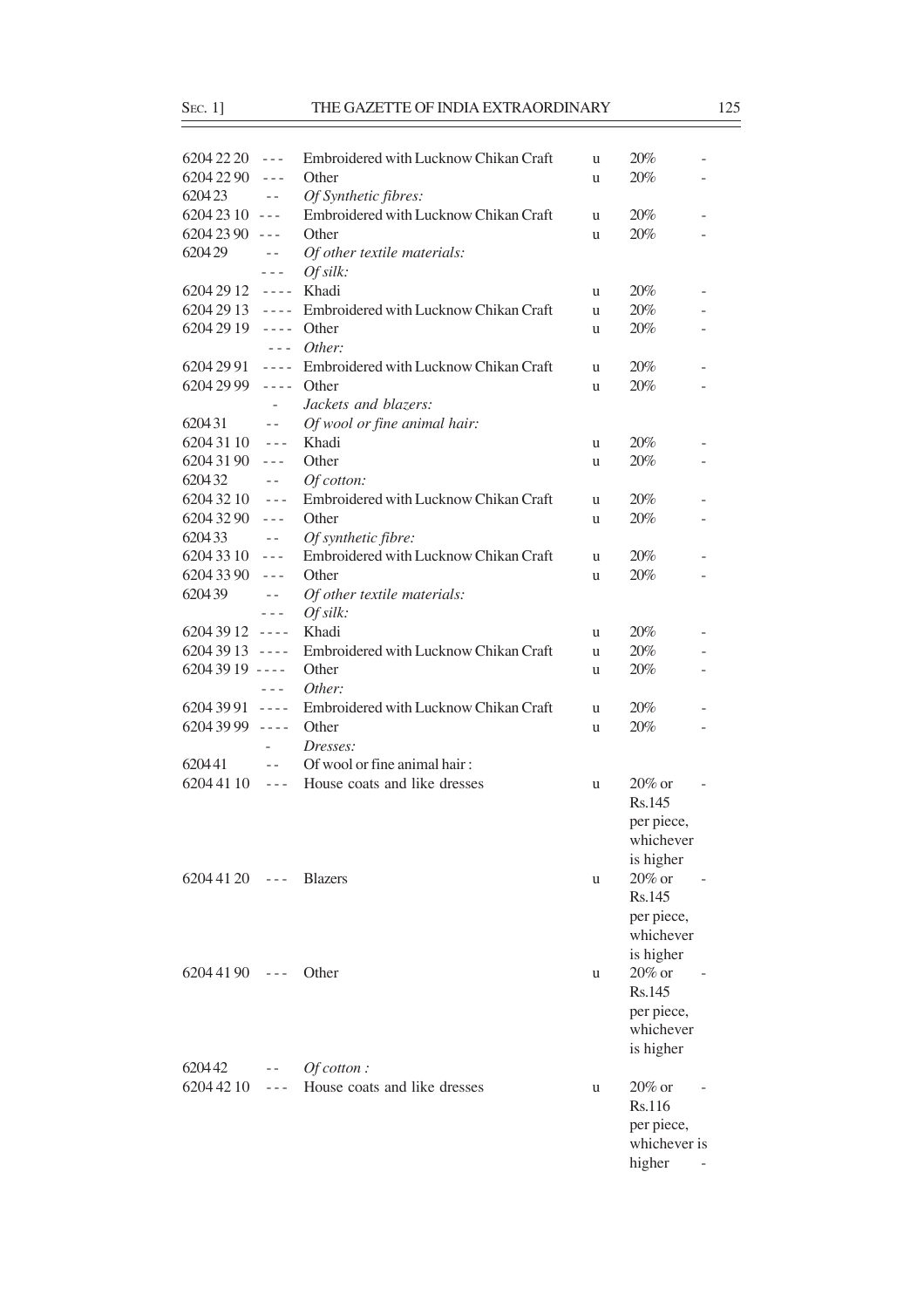| | | | | | |
|---|---|---|---|---|---|
| 6204 22 20 | - - - | Embroidered with Lucknow Chikan Craft | u | 20% | - |
| 6204 22 90 | - - - | Other | u | 20% | - |
| 6204 23 | - - | *Of Synthetic fibres:* | | | |
| 6204 23 10 | - - - | Embroidered with Lucknow Chikan Craft | u | 20% | - |
| 6204 23 90 | - - - | Other | u | 20% | - |
| 6204 29 | - - | *Of other textile materials:* | | | |
| | - - - | *Of silk:* | | | |
| 6204 29 12 | - - - - | Khadi | u | 20% | - |
| 6204 29 13 | - - - - | Embroidered with Lucknow Chikan Craft | u | 20% | - |
| 6204 29 19 | - - - - | Other | u | 20% | - |
| | - - - | *Other:* | | | |
| 6204 29 91 | - - - - | Embroidered with Lucknow Chikan Craft | u | 20% | - |
| 6204 29 99 | - - - - | Other | u | 20% | - |
| | - | *Jackets and blazers:* | | | |
| 6204 31 | - - | *Of wool or fine animal hair:* | | | |
| 6204 31 10 | - - - | Khadi | u | 20% | - |
| 6204 31 90 | - - - | Other | u | 20% | - |
| 6204 32 | - - | *Of cotton:* | | | |
| 6204 32 10 | - - - | Embroidered with Lucknow Chikan Craft | u | 20% | - |
| 6204 32 90 | - - - | Other | u | 20% | - |
| 6204 33 | - - | *Of synthetic fibre:* | | | |
| 6204 33 10 | - - - | Embroidered with Lucknow Chikan Craft | u | 20% | - |
| 6204 33 90 | - - - | Other | u | 20% | - |
| 6204 39 | - - | *Of other textile materials:* | | | |
| | - - - | *Of silk:* | | | |
| 6204 39 12 | - - - - | Khadi | u | 20% | - |
| 6204 39 13 | - - - - | Embroidered with Lucknow Chikan Craft | u | 20% | - |
| 6204 39 19 | - - - - | Other | u | 20% | - |
| | - - - | *Other:* | | | |
| 6204 39 91 | - - - - | Embroidered with Lucknow Chikan Craft | u | 20% | - |
| 6204 39 99 | - - - - | Other | u | 20% | - |
| | - | *Dresses:* | | | |
| 6204 41 | - - | Of wool or fine animal hair : | | | |
| 6204 41 10 | - - - | House coats and like dresses | u | 20% or Rs.145 per piece, whichever is higher | - |
| 6204 41 20 | - - - | Blazers | u | 20% or Rs.145 per piece, whichever is higher | - |
| 6204 41 90 | - - - | Other | u | 20% or Rs.145 per piece, whichever is higher | - |
| 6204 42 | - - | *Of cotton :* | | | |
| 6204 42 10 | - - - | House coats and like dresses | u | 20% or Rs.116 per piece, whichever is higher | - |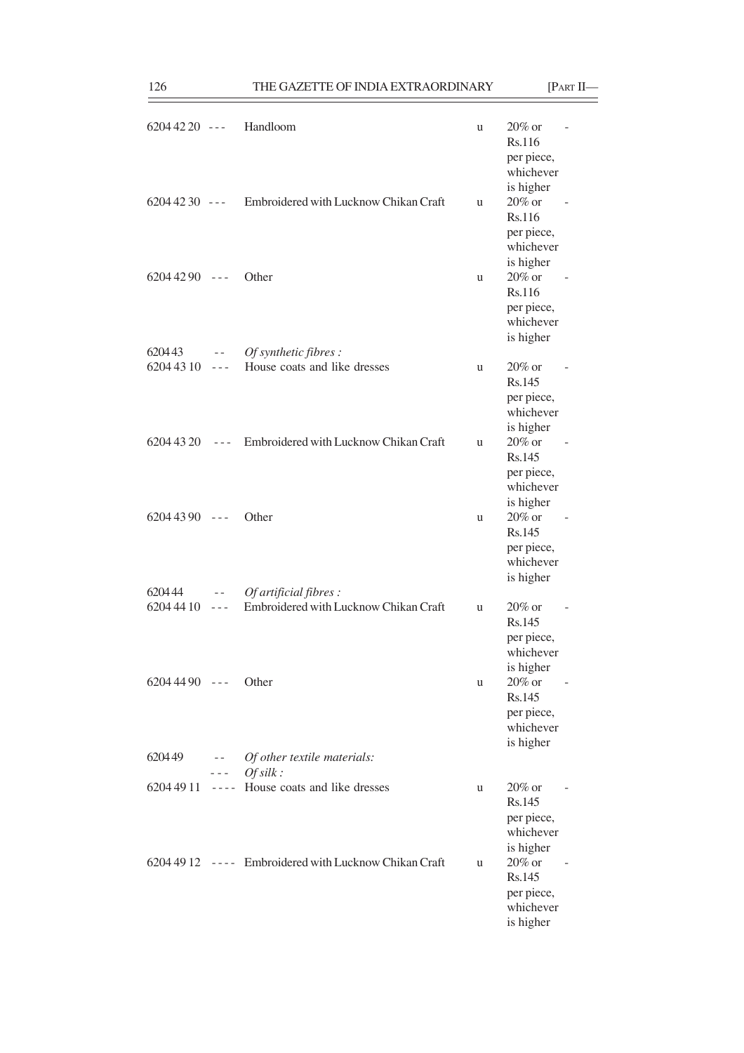| | | | | | |
|---|---|---|---|---|---|
| 6204 42 20 | - - - | Handloom | u | 20% or Rs.116 per piece, whichever is higher | - |
| 6204 42 30 | - - - | Embroidered with Lucknow Chikan Craft | u | 20% or Rs.116 per piece, whichever is higher | - |
| 6204 42 90 | - - - | Other | u | 20% or Rs.116 per piece, whichever is higher | - |
| 6204 43 | - - | *Of synthetic fibres :* | | | |
| 6204 43 10 | - - - | House coats and like dresses | u | 20% or Rs.145 per piece, whichever is higher | - |
| 6204 43 20 | - - - | Embroidered with Lucknow Chikan Craft | u | 20% or Rs.145 per piece, whichever is higher | - |
| 6204 43 90 | - - - | Other | u | 20% or Rs.145 per piece, whichever is higher | - |
| 6204 44 | - - | *Of artificial fibres :* | | | |
| 6204 44 10 | - - - | Embroidered with Lucknow Chikan Craft | u | 20% or Rs.145 per piece, whichever is higher | - |
| 6204 44 90 | - - - | Other | u | 20% or Rs.145 per piece, whichever is higher | - |
| 6204 49 | - - | *Of other textile materials:* | | | |
| | - - - | *Of silk :* | | | |
| 6204 49 11 | - - - - | House coats and like dresses | u | 20% or Rs.145 per piece, whichever is higher | - |
| 6204 49 12 | - - - - | Embroidered with Lucknow Chikan Craft | u | 20% or Rs.145 per piece, whichever is higher | - |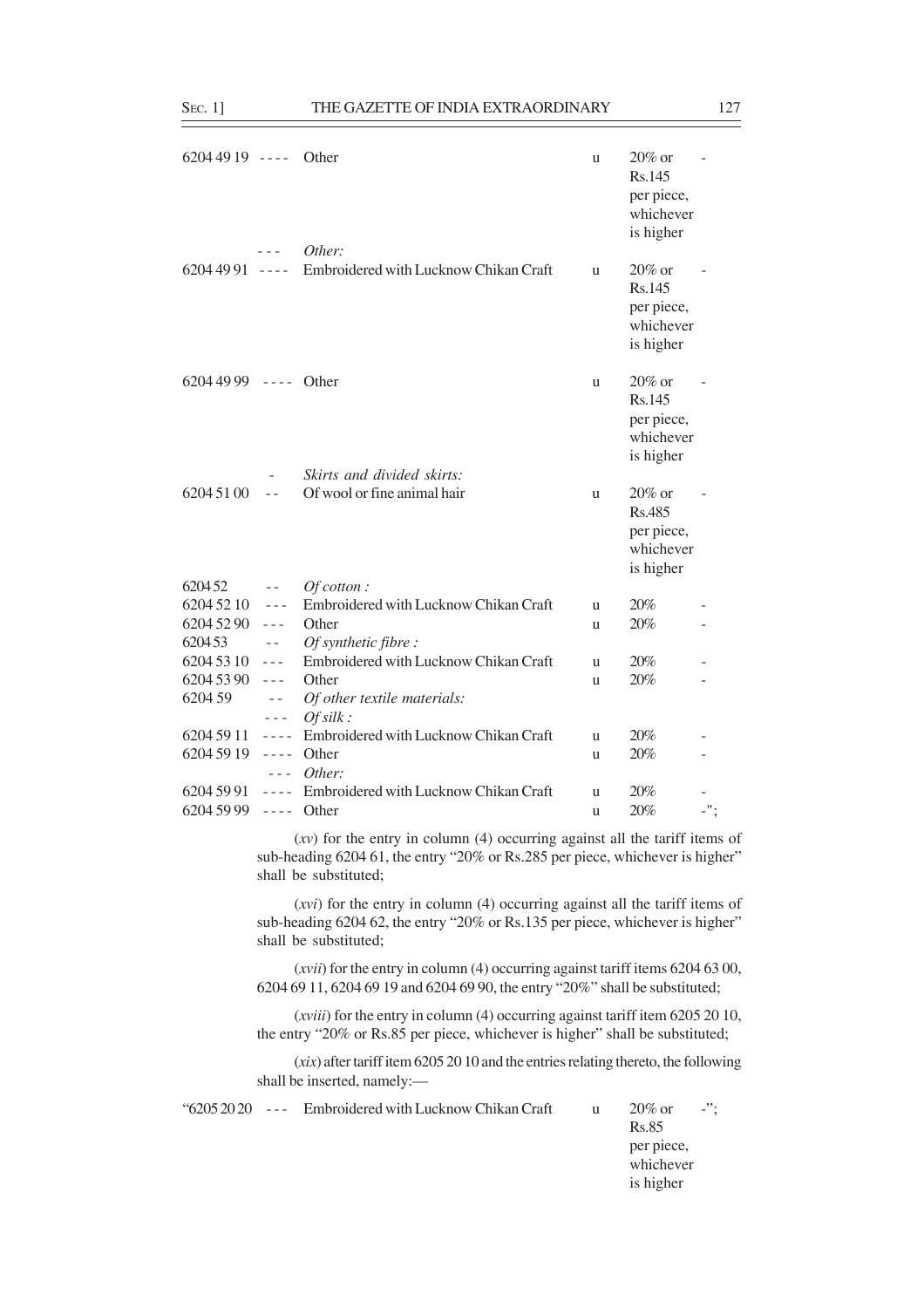| | | | | | |
|---|---|---|---|---|---|
| 6204 49 19 | - - - - | Other | u | 20% or Rs.145 per piece, whichever is higher | - |
| | - - - | *Other:* | | | |
| 6204 49 91 | - - - - | Embroidered with Lucknow Chikan Craft | u | 20% or Rs.145 per piece, whichever is higher | - |
| 6204 49 99 | - - - - | Other | u | 20% or Rs.145 per piece, whichever is higher | - |
| | - | *Skirts and divided skirts:* | | | |
| 6204 51 00 | - - | Of wool or fine animal hair | u | 20% or Rs.485 per piece, whichever is higher | - |
| 6204 52 | - - | *Of cotton :* | | | |
| 6204 52 10 | - - - | Embroidered with Lucknow Chikan Craft | u | 20% | - |
| 6204 52 90 | - - - | Other | u | 20% | - |
| 6204 53 | - - | *Of synthetic fibre :* | | | |
| 6204 53 10 | - - - | Embroidered with Lucknow Chikan Craft | u | 20% | - |
| 6204 53 90 | - - - | Other | u | 20% | - |
| 6204 59 | - - | *Of other textile materials:* | | | |
| | - - - | *Of silk :* | | | |
| 6204 59 11 | - - - - | Embroidered with Lucknow Chikan Craft | u | 20% | - |
| 6204 59 19 | - - - - | Other | u | 20% | - |
| | - - - | *Other:* | | | |
| 6204 59 91 | - - - - | Embroidered with Lucknow Chikan Craft | u | 20% | - |
| 6204 59 99 | - - - - | Other | u | 20% | -"; |

(*xv*) for the entry in column (4) occurring against all the tariff items of sub-heading 6204 61, the entry "20% or Rs.285 per piece, whichever is higher" shall be substituted;

(*xvi*) for the entry in column (4) occurring against all the tariff items of sub-heading 6204 62, the entry "20% or Rs.135 per piece, whichever is higher" shall be substituted;

(*xvii*) for the entry in column (4) occurring against tariff items 6204 63 00, 6204 69 11, 6204 69 19 and 6204 69 90, the entry "20%" shall be substituted;

(*xviii*) for the entry in column (4) occurring against tariff item 6205 20 10, the entry "20% or Rs.85 per piece, whichever is higher" shall be substituted;

(*xix*) after tariff item 6205 20 10 and the entries relating thereto, the following shall be inserted, namely:—

| | | | | | |
|---|---|---|---|---|---|
| "6205 20 20 | - - - | Embroidered with Lucknow Chikan Craft | u | 20% or Rs.85 per piece, whichever is higher | -"; |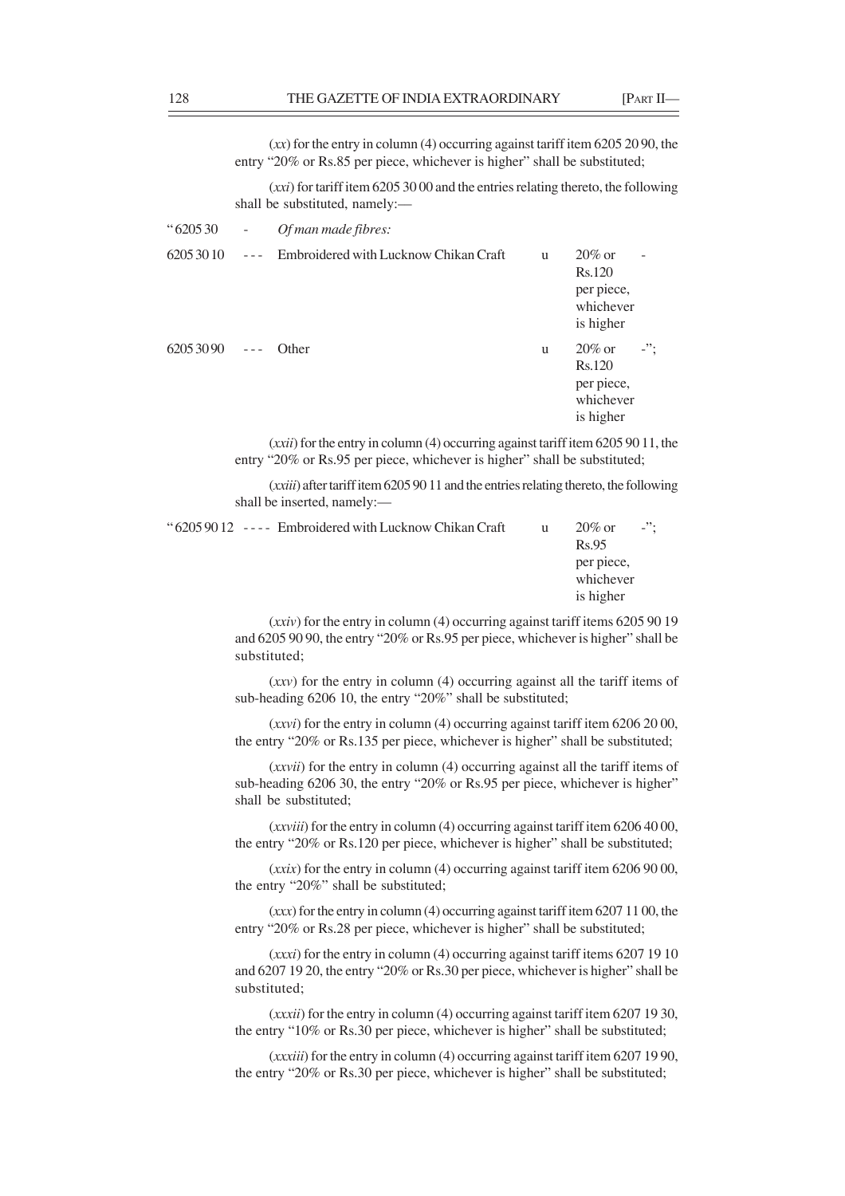(*xx*) for the entry in column (4) occurring against tariff item 6205 20 90, the entry "20% or Rs.85 per piece, whichever is higher" shall be substituted;

(*xxi*) for tariff item 6205 30 00 and the entries relating thereto, the following shall be substituted, namely:—

| | | | | | |
|---|---|---|---|---|---|
| "6205 30 | - | *Of man made fibres:* | | | |
| 6205 30 10 | --- | Embroidered with Lucknow Chikan Craft | u | 20% or Rs.120 per piece, whichever is higher | - |
| 6205 30 90 | --- | Other | u | 20% or Rs.120 per piece, whichever is higher | -"; |

(*xxii*) for the entry in column (4) occurring against tariff item 6205 90 11, the entry "20% or Rs.95 per piece, whichever is higher" shall be substituted;

(*xxiii*) after tariff item 6205 90 11 and the entries relating thereto, the following shall be inserted, namely:—

| | | | | | |
|---|---|---|---|---|---|
| "6205 90 12 | ---- | Embroidered with Lucknow Chikan Craft | u | 20% or Rs.95 per piece, whichever is higher | -"; |

(*xxiv*) for the entry in column (4) occurring against tariff items 6205 90 19 and 6205 90 90, the entry "20% or Rs.95 per piece, whichever is higher" shall be substituted;

(*xxv*) for the entry in column (4) occurring against all the tariff items of sub-heading 6206 10, the entry "20%" shall be substituted;

(*xxvi*) for the entry in column (4) occurring against tariff item 6206 20 00, the entry "20% or Rs.135 per piece, whichever is higher" shall be substituted;

(*xxvii*) for the entry in column (4) occurring against all the tariff items of sub-heading 6206 30, the entry "20% or Rs.95 per piece, whichever is higher" shall be substituted;

(*xxviii*) for the entry in column (4) occurring against tariff item 6206 40 00, the entry "20% or Rs.120 per piece, whichever is higher" shall be substituted;

(*xxix*) for the entry in column (4) occurring against tariff item 6206 90 00, the entry "20%" shall be substituted;

(*xxx*) for the entry in column (4) occurring against tariff item 6207 11 00, the entry "20% or Rs.28 per piece, whichever is higher" shall be substituted;

(*xxxi*) for the entry in column (4) occurring against tariff items 6207 19 10 and 6207 19 20, the entry "20% or Rs.30 per piece, whichever is higher" shall be substituted;

(*xxxii*) for the entry in column (4) occurring against tariff item 6207 19 30, the entry "10% or Rs.30 per piece, whichever is higher" shall be substituted;

(*xxxiii*) for the entry in column (4) occurring against tariff item 6207 19 90, the entry "20% or Rs.30 per piece, whichever is higher" shall be substituted;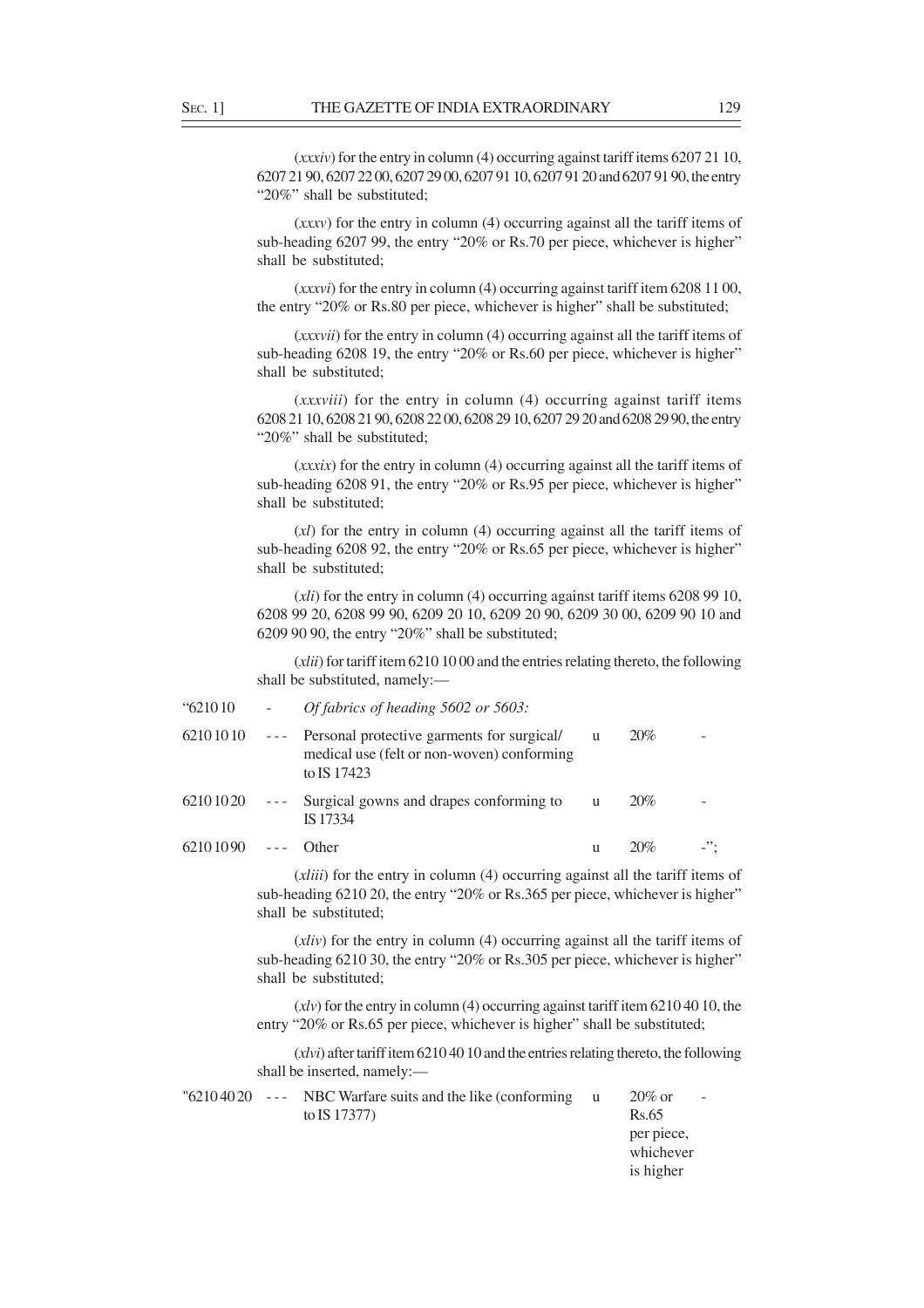(*xxxiv*) for the entry in column (4) occurring against tariff items 6207 21 10, 6207 21 90, 6207 22 00, 6207 29 00, 6207 91 10, 6207 91 20 and 6207 91 90, the entry "20%" shall be substituted;

(*xxxv*) for the entry in column (4) occurring against all the tariff items of sub-heading 6207 99, the entry "20% or Rs.70 per piece, whichever is higher" shall be substituted;

(*xxxvi*) for the entry in column (4) occurring against tariff item 6208 11 00, the entry "20% or Rs.80 per piece, whichever is higher" shall be substituted;

(*xxxvii*) for the entry in column (4) occurring against all the tariff items of sub-heading 6208 19, the entry "20% or Rs.60 per piece, whichever is higher" shall be substituted;

(*xxxviii*) for the entry in column (4) occurring against tariff items 6208 21 10, 6208 21 90, 6208 22 00, 6208 29 10, 6207 29 20 and 6208 29 90, the entry "20%" shall be substituted;

(*xxxix*) for the entry in column (4) occurring against all the tariff items of sub-heading 6208 91, the entry "20% or Rs.95 per piece, whichever is higher" shall be substituted;

(*xl*) for the entry in column (4) occurring against all the tariff items of sub-heading 6208 92, the entry "20% or Rs.65 per piece, whichever is higher" shall be substituted;

(*xli*) for the entry in column (4) occurring against tariff items 6208 99 10, 6208 99 20, 6208 99 90, 6209 20 10, 6209 20 90, 6209 30 00, 6209 90 10 and 6209 90 90, the entry "20%" shall be substituted;

(*xlii*) for tariff item 6210 10 00 and the entries relating thereto, the following shall be substituted, namely:—

| | | | | | |
|---|---|---|---|---|---|
| "6210 10 | - | *Of fabrics of heading 5602 or 5603:* | | | |
| 6210 10 10 | --- | Personal protective garments for surgical/ medical use (felt or non-woven) conforming to IS 17423 | u | 20% | - |
| 6210 10 20 | --- | Surgical gowns and drapes conforming to IS 17334 | u | 20% | - |
| 6210 10 90 | --- | Other | u | 20% | -"; |

(*xliii*) for the entry in column (4) occurring against all the tariff items of sub-heading 6210 20, the entry "20% or Rs.365 per piece, whichever is higher" shall be substituted;

(*xliv*) for the entry in column (4) occurring against all the tariff items of sub-heading 6210 30, the entry "20% or Rs.305 per piece, whichever is higher" shall be substituted;

(*xlv*) for the entry in column (4) occurring against tariff item 6210 40 10, the entry "20% or Rs.65 per piece, whichever is higher" shall be substituted;

(*xlvi*) after tariff item 6210 40 10 and the entries relating thereto, the following shall be inserted, namely:—

| | | | | | |
|---|---|---|---|---|---|
| "6210 40 20 | --- | NBC Warfare suits and the like (conforming to IS 17377) | u | 20% or Rs.65 per piece, whichever is higher | - |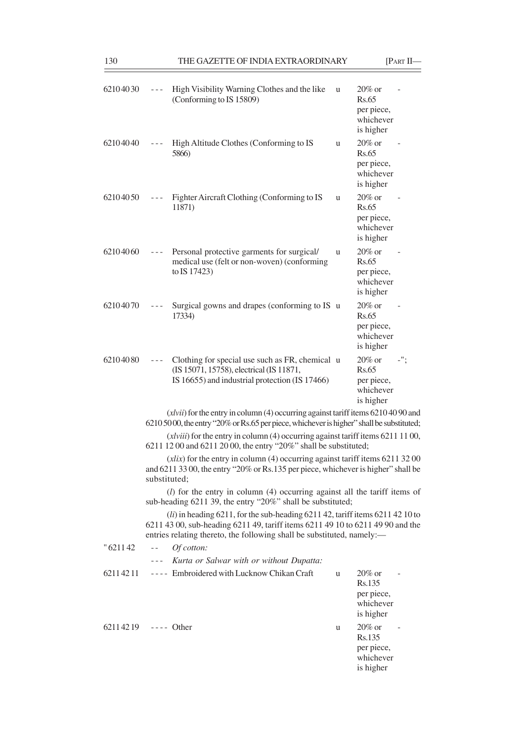| | | | | | |
|---|---|---|---|---|---|
| 6210 40 30 | - - - | High Visibility Warning Clothes and the like (Conforming to IS 15809) | u | 20% or Rs.65 per piece, whichever is higher | - |
| 6210 40 40 | - - - | High Altitude Clothes (Conforming to IS 5866) | u | 20% or Rs.65 per piece, whichever is higher | - |
| 6210 40 50 | - - - | Fighter Aircraft Clothing (Conforming to IS 11871) | u | 20% or Rs.65 per piece, whichever is higher | - |
| 6210 40 60 | - - - | Personal protective garments for surgical/ medical use (felt or non-woven) (conforming to IS 17423) | u | 20% or Rs.65 per piece, whichever is higher | - |
| 6210 40 70 | - - - | Surgical gowns and drapes (conforming to IS 17334) | u | 20% or Rs.65 per piece, whichever is higher | - |
| 6210 40 80 | - - - | Clothing for special use such as FR, chemical (IS 15071, 15758), electrical (IS 11871, IS 16655) and industrial protection (IS 17466) | u | 20% or Rs.65 per piece, whichever is higher | -"; |

(*xlvii*) for the entry in column (4) occurring against tariff items 6210 40 90 and 6210 50 00, the entry "20% or Rs.65 per piece, whichever is higher" shall be substituted;

(*xlviii*) for the entry in column (4) occurring against tariff items 6211 11 00, 6211 12 00 and 6211 20 00, the entry "20%" shall be substituted;

(*xlix*) for the entry in column (4) occurring against tariff items 6211 32 00 and 6211 33 00, the entry "20% or Rs.135 per piece, whichever is higher" shall be substituted;

(*l*) for the entry in column (4) occurring against all the tariff items of sub-heading 6211 39, the entry "20%" shall be substituted;

(*li*) in heading 6211, for the sub-heading 6211 42, tariff items 6211 42 10 to 6211 43 00, sub-heading 6211 49, tariff items 6211 49 10 to 6211 49 90 and the entries relating thereto, the following shall be substituted, namely:—

| | | | | | |
|---|---|---|---|---|---|
| "6211 42 | - - | *Of cotton:* | | | |
| | - - - | *Kurta or Salwar with or without Dupatta:* | | | |
| 6211 42 11 | - - - - | Embroidered with Lucknow Chikan Craft | u | 20% or Rs.135 per piece, whichever is higher | - |
| 6211 42 19 | - - - - | Other | u | 20% or Rs.135 per piece, whichever is higher | - |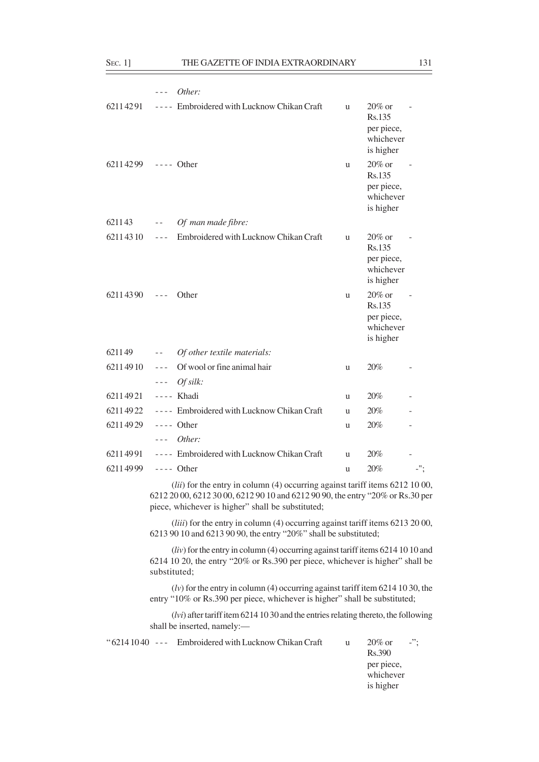| | | | | | |
|---|---|---|---|---|---|
| | - - - | *Other:* | | | |
| 6211 42 91 | - - - - | Embroidered with Lucknow Chikan Craft | u | 20% or Rs.135 per piece, whichever is higher | - |
| 6211 42 99 | - - - - | Other | u | 20% or Rs.135 per piece, whichever is higher | - |
| 6211 43 | - - | *Of man made fibre:* | | | |
| 6211 43 10 | - - - | Embroidered with Lucknow Chikan Craft | u | 20% or Rs.135 per piece, whichever is higher | - |
| 6211 43 90 | - - - | Other | u | 20% or Rs.135 per piece, whichever is higher | - |
| 6211 49 | - - | *Of other textile materials:* | | | |
| 6211 49 10 | - - - | Of wool or fine animal hair | u | 20% | - |
| | - - - | *Of silk:* | | | |
| 6211 49 21 | - - - - | Khadi | u | 20% | - |
| 6211 49 22 | - - - - | Embroidered with Lucknow Chikan Craft | u | 20% | - |
| 6211 49 29 | - - - - | Other | u | 20% | - |
| | - - - | *Other:* | | | |
| 6211 49 91 | - - - - | Embroidered with Lucknow Chikan Craft | u | 20% | - |
| 6211 49 99 | - - - - | Other | u | 20% | -"; |

(*lii*) for the entry in column (4) occurring against tariff items 6212 10 00, 6212 20 00, 6212 30 00, 6212 90 10 and 6212 90 90, the entry "20% or Rs.30 per piece, whichever is higher" shall be substituted;

(*liii*) for the entry in column (4) occurring against tariff items 6213 20 00, 6213 90 10 and 6213 90 90, the entry "20%" shall be substituted;

(*liv*) for the entry in column (4) occurring against tariff items 6214 10 10 and 6214 10 20, the entry "20% or Rs.390 per piece, whichever is higher" shall be substituted;

(*lv*) for the entry in column (4) occurring against tariff item 6214 10 30, the entry "10% or Rs.390 per piece, whichever is higher" shall be substituted;

(*lvi*) after tariff item 6214 10 30 and the entries relating thereto, the following shall be inserted, namely:—

| | | | | | |
|---|---|---|---|---|---|
| "6214 10 40 | - - - | Embroidered with Lucknow Chikan Craft | u | 20% or Rs.390 per piece, whichever is higher | -"; |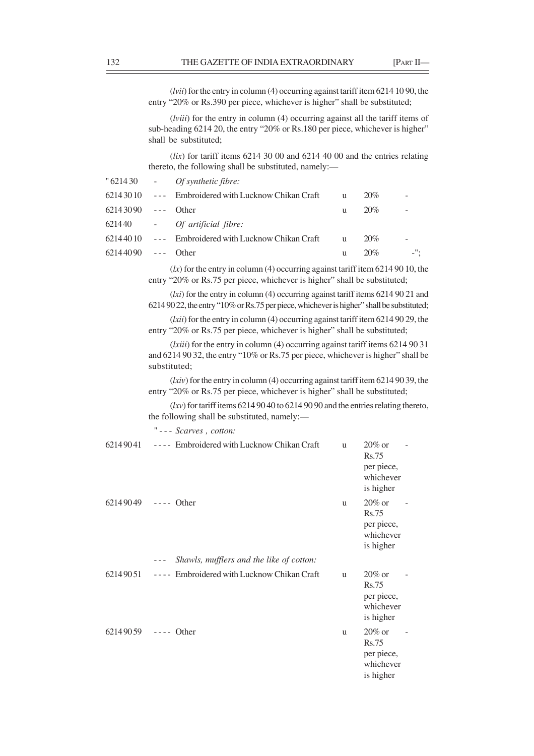(*lvii*) for the entry in column (4) occurring against tariff item 6214 10 90, the entry "20% or Rs.390 per piece, whichever is higher" shall be substituted;

(*lviii*) for the entry in column (4) occurring against all the tariff items of sub-heading 6214 20, the entry "20% or Rs.180 per piece, whichever is higher" shall be substituted;

(*lix*) for tariff items 6214 30 00 and 6214 40 00 and the entries relating thereto, the following shall be substituted, namely:—

| | | | | | |
|---|---|---|---|---|---|
| "6214 30 | - | *Of synthetic fibre:* | | | |
| 6214 30 10 | --- | Embroidered with Lucknow Chikan Craft | u | 20% | - |
| 6214 30 90 | --- | Other | u | 20% | - |
| 6214 40 | - | *Of artificial fibre:* | | | |
| 6214 40 10 | --- | Embroidered with Lucknow Chikan Craft | u | 20% | - |
| 6214 40 90 | --- | Other | u | 20% | -"; |

(*lx*) for the entry in column (4) occurring against tariff item 6214 90 10, the entry "20% or Rs.75 per piece, whichever is higher" shall be substituted;

(*lxi*) for the entry in column (4) occurring against tariff items 6214 90 21 and 6214 90 22, the entry "10% or Rs.75 per piece, whichever is higher" shall be substituted;

(*lxii*) for the entry in column (4) occurring against tariff item 6214 90 29, the entry "20% or Rs.75 per piece, whichever is higher" shall be substituted;

(*lxiii*) for the entry in column (4) occurring against tariff items 6214 90 31 and 6214 90 32, the entry "10% or Rs.75 per piece, whichever is higher" shall be substituted;

(*lxiv*) for the entry in column (4) occurring against tariff item 6214 90 39, the entry "20% or Rs.75 per piece, whichever is higher" shall be substituted;

(*lxv*) for tariff items 6214 90 40 to 6214 90 90 and the entries relating thereto, the following shall be substituted, namely:—

| | | | | | |
|---|---|---|---|---|---|
| " | --- | *Scarves , cotton:* | | | |
| 6214 90 41 | ---- | Embroidered with Lucknow Chikan Craft | u | 20% or Rs.75 per piece, whichever is higher | - |
| 6214 90 49 | ---- | Other | u | 20% or Rs.75 per piece, whichever is higher | - |
| | --- | *Shawls, mufflers and the like of cotton:* | | | |
| 6214 90 51 | ---- | Embroidered with Lucknow Chikan Craft | u | 20% or Rs.75 per piece, whichever is higher | - |
| 6214 90 59 | ---- | Other | u | 20% or Rs.75 per piece, whichever is higher | - |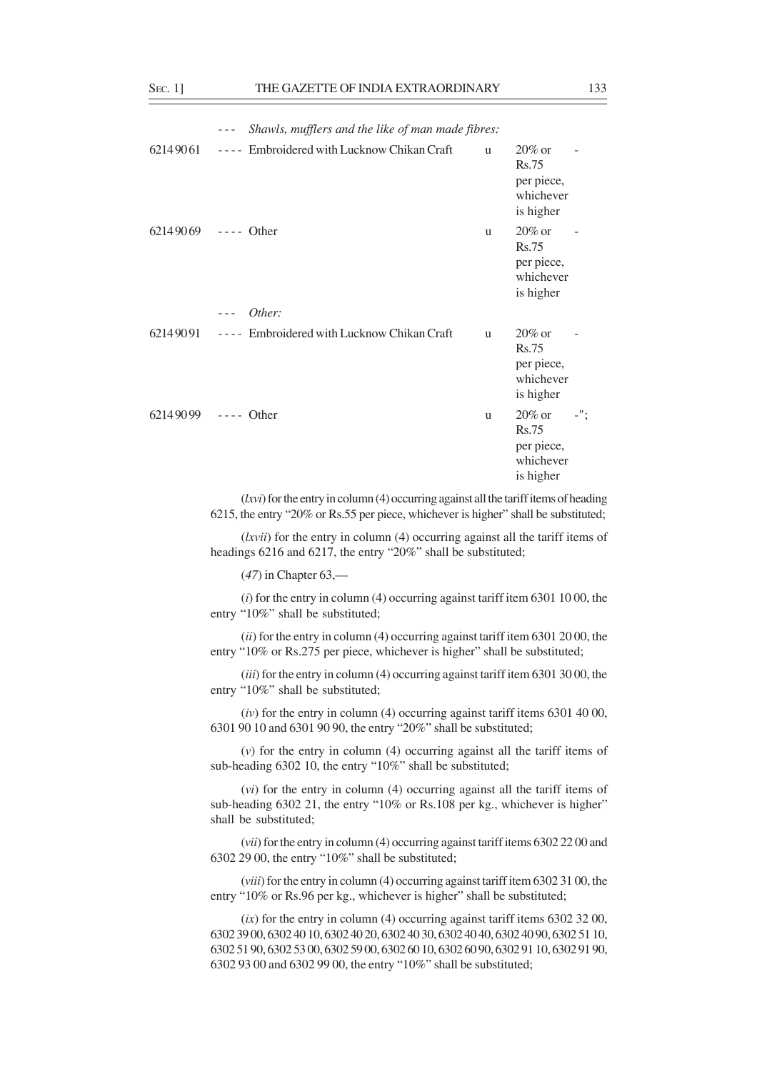| | | | | |
|---|---|---|---|---|
| | --- *Shawls, mufflers and the like of man made fibres:* | | | |
| 6214 90 61 | ---- Embroidered with Lucknow Chikan Craft | u | 20% or Rs.75 per piece, whichever is higher | - |
| 6214 90 69 | ---- Other | u | 20% or Rs.75 per piece, whichever is higher | - |
| | --- *Other:* | | | |
| 6214 90 91 | ---- Embroidered with Lucknow Chikan Craft | u | 20% or Rs.75 per piece, whichever is higher | - |
| 6214 90 99 | ---- Other | u | 20% or Rs.75 per piece, whichever is higher | -"; |

(*lxvi*) for the entry in column (4) occurring against all the tariff items of heading 6215, the entry "20% or Rs.55 per piece, whichever is higher" shall be substituted;

(*lxvii*) for the entry in column (4) occurring against all the tariff items of headings 6216 and 6217, the entry "20%" shall be substituted;

(*47*) in Chapter 63,—

(*i*) for the entry in column (4) occurring against tariff item 6301 10 00, the entry "10%" shall be substituted;

(*ii*) for the entry in column (4) occurring against tariff item 6301 20 00, the entry "10% or Rs.275 per piece, whichever is higher" shall be substituted;

(*iii*) for the entry in column (4) occurring against tariff item 6301 30 00, the entry "10%" shall be substituted;

(*iv*) for the entry in column (4) occurring against tariff items 6301 40 00, 6301 90 10 and 6301 90 90, the entry "20%" shall be substituted;

(*v*) for the entry in column (4) occurring against all the tariff items of sub-heading 6302 10, the entry "10%" shall be substituted;

(*vi*) for the entry in column (4) occurring against all the tariff items of sub-heading 6302 21, the entry "10% or Rs.108 per kg., whichever is higher" shall be substituted;

(*vii*) for the entry in column (4) occurring against tariff items 6302 22 00 and 6302 29 00, the entry "10%" shall be substituted;

(*viii*) for the entry in column (4) occurring against tariff item 6302 31 00, the entry "10% or Rs.96 per kg., whichever is higher" shall be substituted;

(*ix*) for the entry in column (4) occurring against tariff items 6302 32 00, 6302 39 00, 6302 40 10, 6302 40 20, 6302 40 30, 6302 40 40, 6302 40 90, 6302 51 10, 6302 51 90, 6302 53 00, 6302 59 00, 6302 60 10, 6302 60 90, 6302 91 10, 6302 91 90, 6302 93 00 and 6302 99 00, the entry "10%" shall be substituted;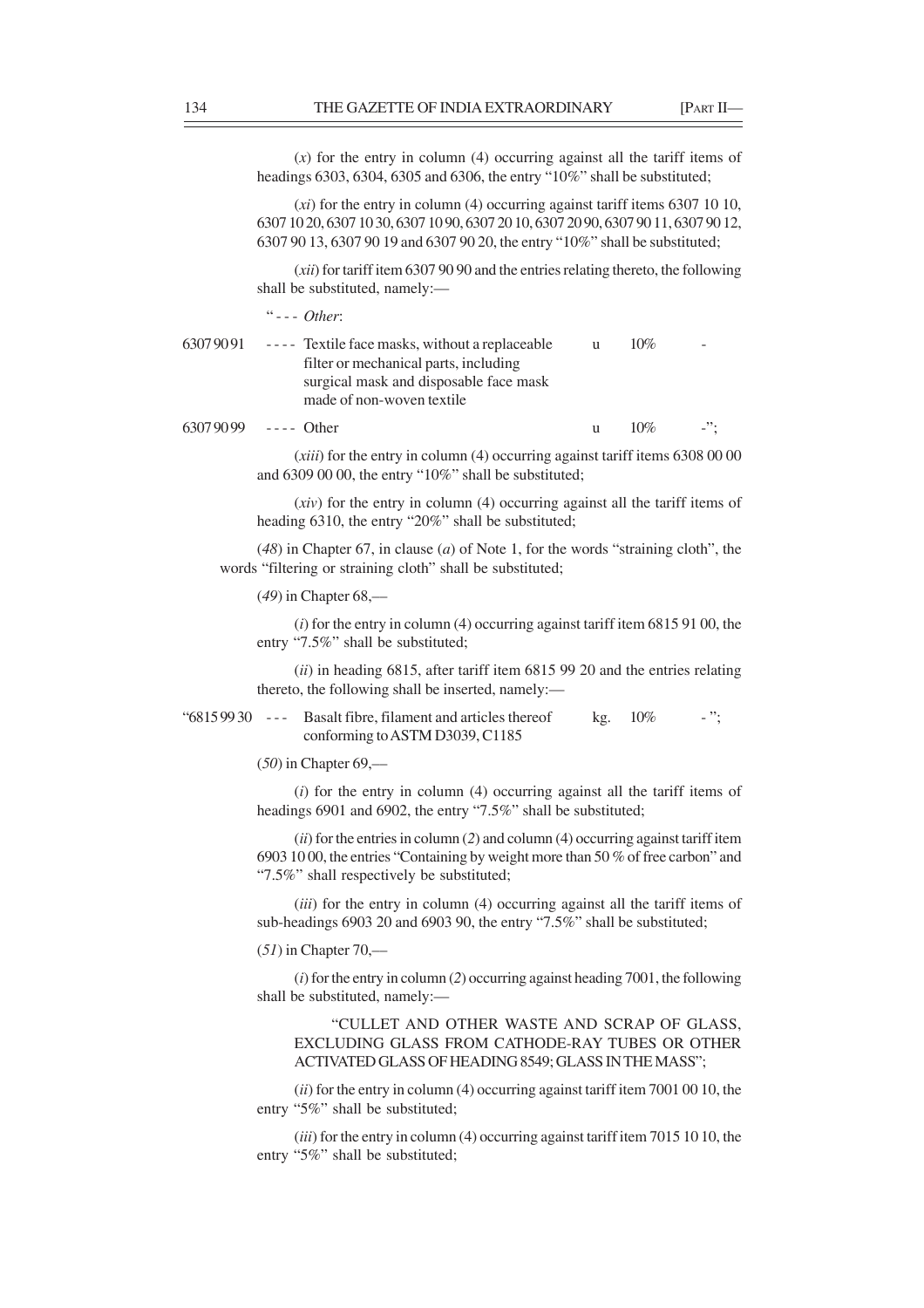(*x*) for the entry in column (4) occurring against all the tariff items of headings 6303, 6304, 6305 and 6306, the entry "10%" shall be substituted;

(*xi*) for the entry in column (4) occurring against tariff items 6307 10 10, 6307 10 20, 6307 10 30, 6307 10 90, 6307 20 10, 6307 20 90, 6307 90 11, 6307 90 12, 6307 90 13, 6307 90 19 and 6307 90 20, the entry "10%" shall be substituted;

(*xii*) for tariff item 6307 90 90 and the entries relating thereto, the following shall be substituted, namely:—

| | "- - - *Other*: | | | |
|---|---|---|---|---|
| 6307 90 91 | - - - - Textile face masks, without a replaceable filter or mechanical parts, including surgical mask and disposable face mask made of non-woven textile | u | 10% | - |
| 6307 90 99 | - - - - Other | u | 10% | -"; |

(*xiii*) for the entry in column (4) occurring against tariff items 6308 00 00 and 6309 00 00, the entry "10%" shall be substituted;

(*xiv*) for the entry in column (4) occurring against all the tariff items of heading 6310, the entry "20%" shall be substituted;

(*48*) in Chapter 67, in clause (*a*) of Note 1, for the words "straining cloth", the words "filtering or straining cloth" shall be substituted;

(*49*) in Chapter 68,—

(*i*) for the entry in column (4) occurring against tariff item 6815 91 00, the entry "7.5%" shall be substituted;

(*ii*) in heading 6815, after tariff item 6815 99 20 and the entries relating thereto, the following shall be inserted, namely:—

| | | | | |
|---|---|---|---|---|
| "6815 99 30 | - - - Basalt fibre, filament and articles thereof conforming to ASTM D3039, C1185 | kg. | 10% | - "; |

(*50*) in Chapter 69,—

(*i*) for the entry in column (4) occurring against all the tariff items of headings 6901 and 6902, the entry "7.5%" shall be substituted;

(*ii*) for the entries in column (*2*) and column (4) occurring against tariff item 6903 10 00, the entries "Containing by weight more than 50 % of free carbon" and "7.5%" shall respectively be substituted;

(*iii*) for the entry in column (4) occurring against all the tariff items of sub-headings 6903 20 and 6903 90, the entry "7.5%" shall be substituted;

(*51*) in Chapter 70,—

(*i*) for the entry in column (*2*) occurring against heading 7001, the following shall be substituted, namely:—

"CULLET AND OTHER WASTE AND SCRAP OF GLASS, EXCLUDING GLASS FROM CATHODE-RAY TUBES OR OTHER ACTIVATED GLASS OF HEADING 8549; GLASS IN THE MASS";

(*ii*) for the entry in column (4) occurring against tariff item 7001 00 10, the entry "5%" shall be substituted;

(*iii*) for the entry in column (4) occurring against tariff item 7015 10 10, the entry "5%" shall be substituted;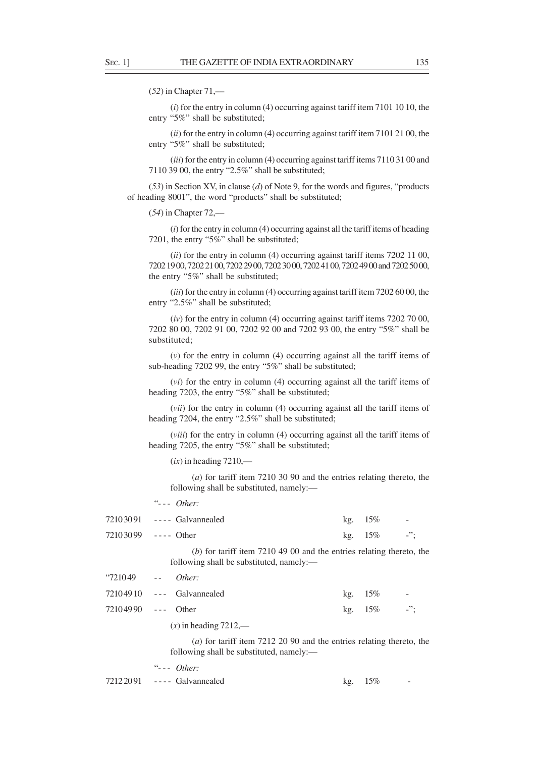(*52*) in Chapter 71,—

(*i*) for the entry in column (4) occurring against tariff item 7101 10 10, the entry "5%" shall be substituted;

(*ii*) for the entry in column (4) occurring against tariff item 7101 21 00, the entry "5%" shall be substituted;

(*iii*) for the entry in column (4) occurring against tariff items 7110 31 00 and 7110 39 00, the entry "2.5%" shall be substituted;

(*53*) in Section XV, in clause (*d*) of Note 9, for the words and figures, "products of heading 8001", the word "products" shall be substituted;

(*54*) in Chapter 72,—

(*i*) for the entry in column (4) occurring against all the tariff items of heading 7201, the entry "5%" shall be substituted;

(*ii*) for the entry in column (4) occurring against tariff items 7202 11 00, 7202 19 00, 7202 21 00, 7202 29 00, 7202 30 00, 7202 41 00, 7202 49 00 and 7202 50 00, the entry "5%" shall be substituted;

(*iii*) for the entry in column (4) occurring against tariff item 7202 60 00, the entry "2.5%" shall be substituted;

(*iv*) for the entry in column (4) occurring against tariff items 7202 70 00, 7202 80 00, 7202 91 00, 7202 92 00 and 7202 93 00, the entry "5%" shall be substituted;

(*v*) for the entry in column (4) occurring against all the tariff items of sub-heading 7202 99, the entry "5%" shall be substituted;

(*vi*) for the entry in column (4) occurring against all the tariff items of heading 7203, the entry "5%" shall be substituted;

(*vii*) for the entry in column (4) occurring against all the tariff items of heading 7204, the entry "2.5%" shall be substituted;

(*viii*) for the entry in column (4) occurring against all the tariff items of heading 7205, the entry "5%" shall be substituted;

(*ix*) in heading 7210,—

(*a*) for tariff item 7210 30 90 and the entries relating thereto, the following shall be substituted, namely:—

| | "- - - *Other:* | | | |
|---|---|---|---|---|
| 7210 30 91 | - - - - Galvannealed | kg. | 15% | - |
| 7210 30 99 | - - - - Other | kg. | 15% | -"; |

(*b*) for tariff item 7210 49 00 and the entries relating thereto, the following shall be substituted, namely:—

| "7210 49 | - - *Other:* | | | |
|---|---|---|---|---|
| 7210 49 10 | - - - Galvannealed | kg. | 15% | - |
| 7210 49 90 | - - - Other | kg. | 15% | -"; |

(*x*) in heading 7212,—

(*a*) for tariff item 7212 20 90 and the entries relating thereto, the following shall be substituted, namely:—

| | "- - - *Other:* | | | |
|---|---|---|---|---|
| 7212 20 91 | - - - - Galvannealed | kg. | 15% | - |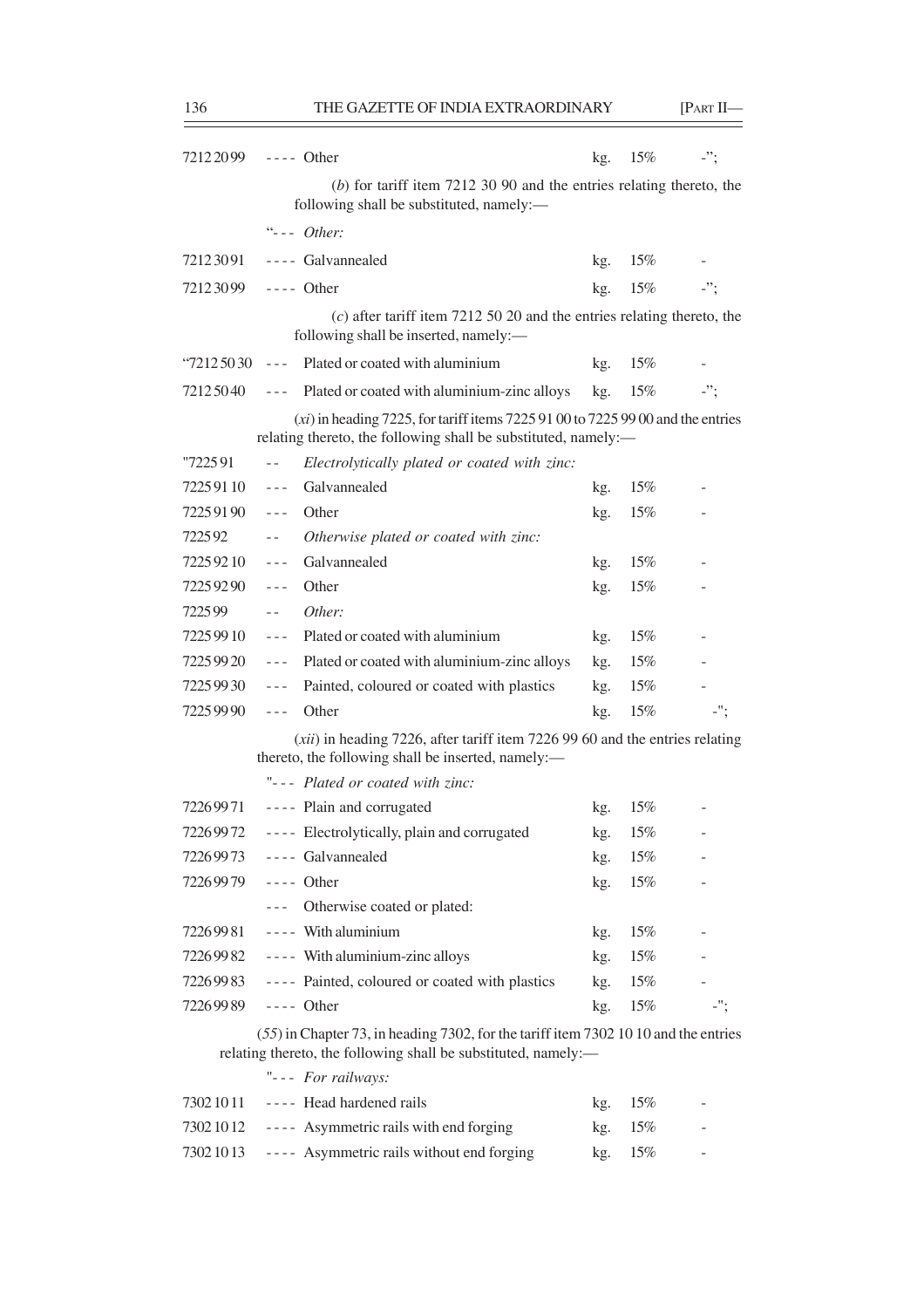| | | | | | |
|---|---|---|---|---|---|
| 7212 20 99 | ---- | Other | kg. | 15% | -"; |

(*b*) for tariff item 7212 30 90 and the entries relating thereto, the following shall be substituted, namely:—

| | | | | | |
|---|---|---|---|---|---|
| | "--- | *Other:* | | | |
| 7212 30 91 | ---- | Galvannealed | kg. | 15% | - |
| 7212 30 99 | ---- | Other | kg. | 15% | -"; |

(*c*) after tariff item 7212 50 20 and the entries relating thereto, the following shall be inserted, namely:—

| | | | | | |
|---|---|---|---|---|---|
| "7212 50 30 | --- | Plated or coated with aluminium | kg. | 15% | - |
| 7212 50 40 | --- | Plated or coated with aluminium-zinc alloys | kg. | 15% | -"; |

(*xi*) in heading 7225, for tariff items 7225 91 00 to 7225 99 00 and the entries relating thereto, the following shall be substituted, namely:—

| | | | | | |
|---|---|---|---|---|---|
| "7225 91 | -- | *Electrolytically plated or coated with zinc:* | | | |
| 7225 91 10 | --- | Galvannealed | kg. | 15% | - |
| 7225 91 90 | --- | Other | kg. | 15% | - |
| 7225 92 | -- | *Otherwise plated or coated with zinc:* | | | |
| 7225 92 10 | --- | Galvannealed | kg. | 15% | - |
| 7225 92 90 | --- | Other | kg. | 15% | - |
| 7225 99 | -- | *Other:* | | | |
| 7225 99 10 | --- | Plated or coated with aluminium | kg. | 15% | - |
| 7225 99 20 | --- | Plated or coated with aluminium-zinc alloys | kg. | 15% | - |
| 7225 99 30 | --- | Painted, coloured or coated with plastics | kg. | 15% | - |
| 7225 99 90 | --- | Other | kg. | 15% | -"; |

(*xii*) in heading 7226, after tariff item 7226 99 60 and the entries relating thereto, the following shall be inserted, namely:—

| | | | | | |
|---|---|---|---|---|---|
| | "--- | *Plated or coated with zinc:* | | | |
| 7226 99 71 | ---- | Plain and corrugated | kg. | 15% | - |
| 7226 99 72 | ---- | Electrolytically, plain and corrugated | kg. | 15% | - |
| 7226 99 73 | ---- | Galvannealed | kg. | 15% | - |
| 7226 99 79 | ---- | Other | kg. | 15% | - |
| | --- | Otherwise coated or plated: | | | |
| 7226 99 81 | ---- | With aluminium | kg. | 15% | - |
| 7226 99 82 | ---- | With aluminium-zinc alloys | kg. | 15% | - |
| 7226 99 83 | ---- | Painted, coloured or coated with plastics | kg. | 15% | - |
| 7226 99 89 | ---- | Other | kg. | 15% | -"; |

(*55*) in Chapter 73, in heading 7302, for the tariff item 7302 10 10 and the entries relating thereto, the following shall be substituted, namely:—

| | | | | | |
|---|---|---|---|---|---|
| | "--- | *For railways:* | | | |
| 7302 10 11 | ---- | Head hardened rails | kg. | 15% | - |
| 7302 10 12 | ---- | Asymmetric rails with end forging | kg. | 15% | - |
| 7302 10 13 | ---- | Asymmetric rails without end forging | kg. | 15% | - |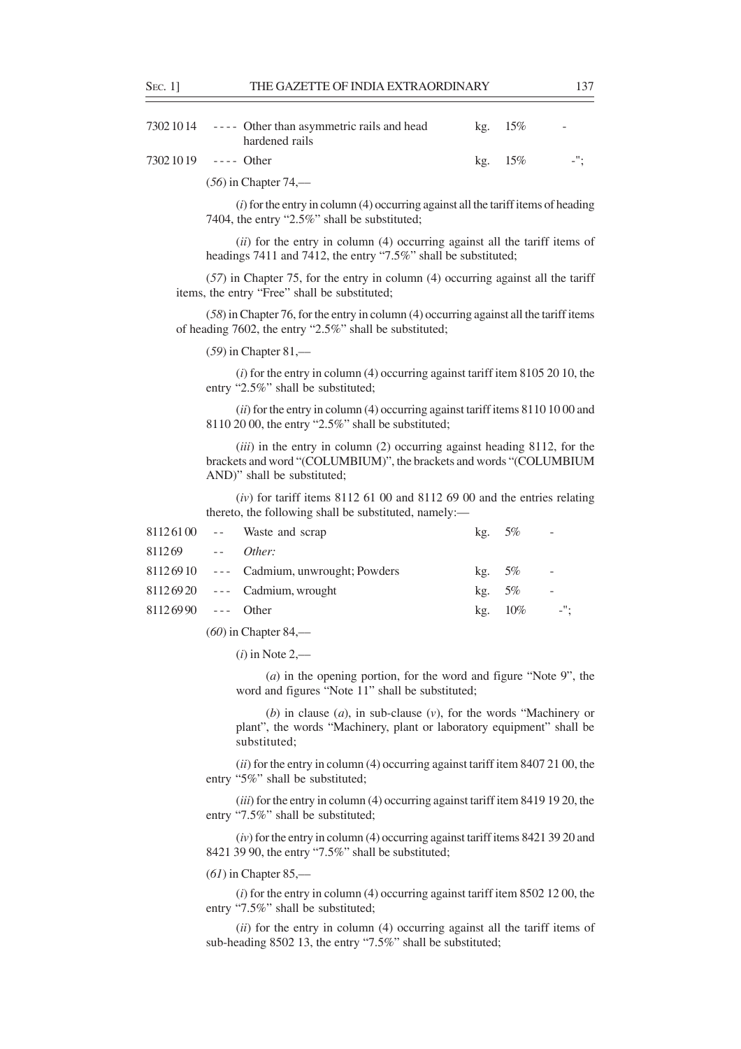| | | | | |
|---|---|---|---|---|
| 7302 10 14 | ---- Other than asymmetric rails and head hardened rails | kg. | 15% | - |
| 7302 10 19 | ---- Other | kg. | 15% | -"; |

(*56*) in Chapter 74,—

(*i*) for the entry in column (4) occurring against all the tariff items of heading 7404, the entry "2.5%" shall be substituted;

(*ii*) for the entry in column (4) occurring against all the tariff items of headings 7411 and 7412, the entry "7.5%" shall be substituted;

(*57*) in Chapter 75, for the entry in column (4) occurring against all the tariff items, the entry "Free" shall be substituted;

(*58*) in Chapter 76, for the entry in column (4) occurring against all the tariff items of heading 7602, the entry "2.5%" shall be substituted;

(*59*) in Chapter 81,—

(*i*) for the entry in column (4) occurring against tariff item 8105 20 10, the entry "2.5%" shall be substituted;

(*ii*) for the entry in column (4) occurring against tariff items 8110 10 00 and 8110 20 00, the entry "2.5%" shall be substituted;

(*iii*) in the entry in column (2) occurring against heading 8112, for the brackets and word "(COLUMBIUM)", the brackets and words "(COLUMBIUM AND)" shall be substituted;

(*iv*) for tariff items 8112 61 00 and 8112 69 00 and the entries relating thereto, the following shall be substituted, namely:—

| | | | | |
|---|---|---|---|---|
| 8112 61 00 | -- Waste and scrap | kg. | 5% | - |
| 8112 69 | -- *Other:* | | | |
| 8112 69 10 | --- Cadmium, unwrought; Powders | kg. | 5% | - |
| 8112 69 20 | --- Cadmium, wrought | kg. | 5% | - |
| 8112 69 90 | --- Other | kg. | 10% | -"; |

(*60*) in Chapter 84,—

(*i*) in Note 2,—

(*a*) in the opening portion, for the word and figure "Note 9", the word and figures "Note 11" shall be substituted;

(*b*) in clause (*a*), in sub-clause (*v*), for the words "Machinery or plant", the words "Machinery, plant or laboratory equipment" shall be substituted;

(*ii*) for the entry in column (4) occurring against tariff item 8407 21 00, the entry "5%" shall be substituted;

(*iii*) for the entry in column (4) occurring against tariff item 8419 19 20, the entry "7.5%" shall be substituted;

(*iv*) for the entry in column (4) occurring against tariff items 8421 39 20 and 8421 39 90, the entry "7.5%" shall be substituted;

(*61*) in Chapter 85,—

(*i*) for the entry in column (4) occurring against tariff item 8502 12 00, the entry "7.5%" shall be substituted;

(*ii*) for the entry in column (4) occurring against all the tariff items of sub-heading 8502 13, the entry "7.5%" shall be substituted;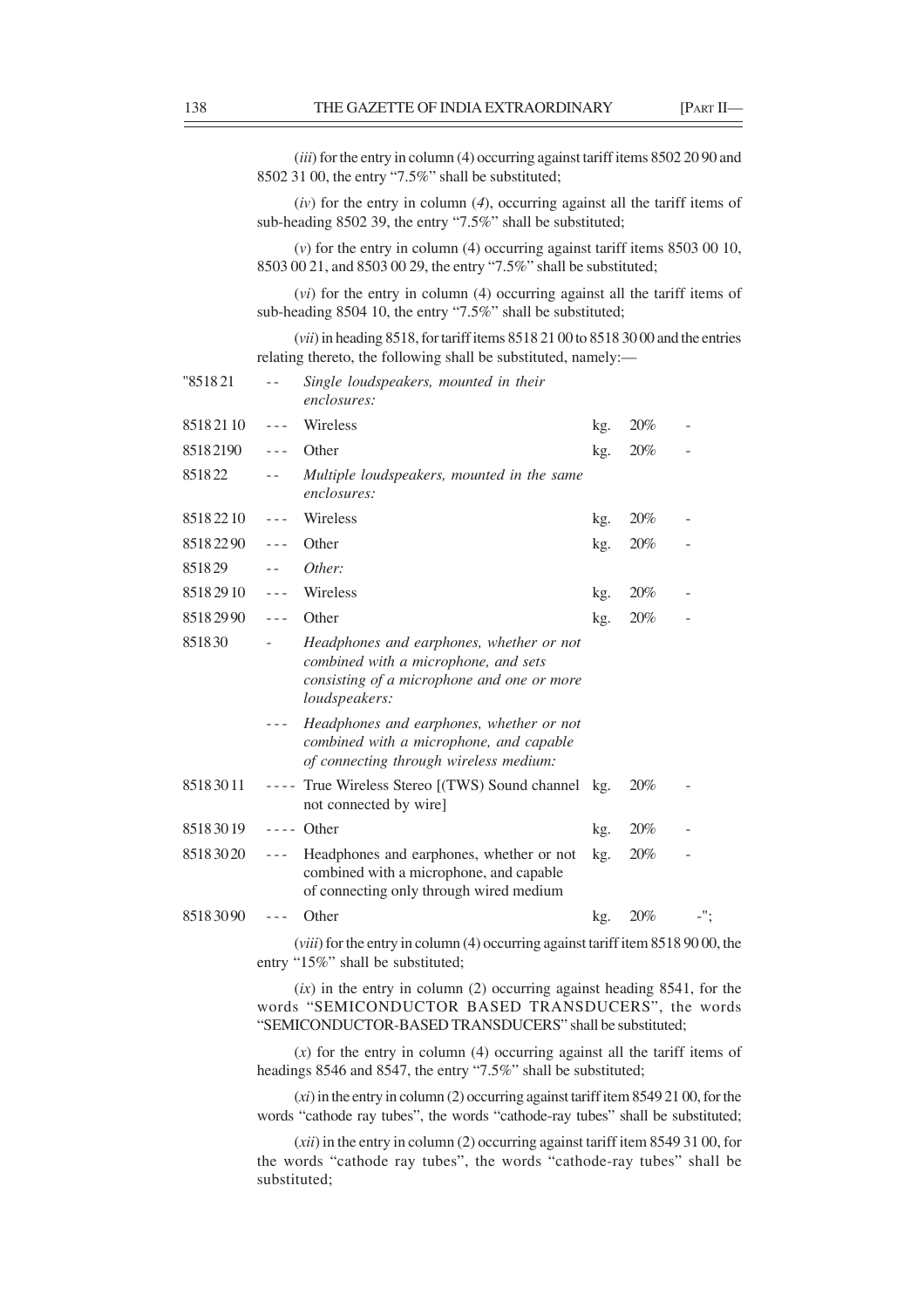(*iii*) for the entry in column (4) occurring against tariff items 8502 20 90 and 8502 31 00, the entry "7.5%" shall be substituted;

(*iv*) for the entry in column (*4*), occurring against all the tariff items of sub-heading 8502 39, the entry "7.5%" shall be substituted;

(*v*) for the entry in column (4) occurring against tariff items 8503 00 10, 8503 00 21, and 8503 00 29, the entry "7.5%" shall be substituted;

(*vi*) for the entry in column (4) occurring against all the tariff items of sub-heading 8504 10, the entry "7.5%" shall be substituted;

(*vii*) in heading 8518, for tariff items 8518 21 00 to 8518 30 00 and the entries relating thereto, the following shall be substituted, namely:—

| | | | | | |
|---|---|---|---|---|---|
| "8518 21 | - - | *Single loudspeakers, mounted in their enclosures:* | | | |
| 8518 21 10 | - - - | Wireless | kg. | 20% | - |
| 8518 2190 | - - - | Other | kg. | 20% | - |
| 8518 22 | - - | *Multiple loudspeakers, mounted in the same enclosures:* | | | |
| 8518 22 10 | - - - | Wireless | kg. | 20% | - |
| 8518 22 90 | - - - | Other | kg. | 20% | - |
| 8518 29 | - - | *Other:* | | | |
| 8518 29 10 | - - - | Wireless | kg. | 20% | - |
| 8518 29 90 | - - - | Other | kg. | 20% | - |
| 8518 30 | - | *Headphones and earphones, whether or not combined with a microphone, and sets consisting of a microphone and one or more loudspeakers:* | | | |
| | - - - | *Headphones and earphones, whether or not combined with a microphone, and capable of connecting through wireless medium:* | | | |
| 8518 30 11 | - - - - | True Wireless Stereo [(TWS) Sound channel not connected by wire] | kg. | 20% | - |
| 8518 30 19 | - - - - | Other | kg. | 20% | - |
| 8518 30 20 | - - - | Headphones and earphones, whether or not combined with a microphone, and capable of connecting only through wired medium | kg. | 20% | - |
| 8518 30 90 | - - - | Other | kg. | 20% | -"; |

(*viii*) for the entry in column (4) occurring against tariff item 8518 90 00, the entry "15%" shall be substituted;

(*ix*) in the entry in column (2) occurring against heading 8541, for the words "SEMICONDUCTOR BASED TRANSDUCERS", the words "SEMICONDUCTOR-BASED TRANSDUCERS" shall be substituted;

(*x*) for the entry in column (4) occurring against all the tariff items of headings 8546 and 8547, the entry "7.5%" shall be substituted;

(*xi*) in the entry in column (2) occurring against tariff item 8549 21 00, for the words "cathode ray tubes", the words "cathode-ray tubes" shall be substituted;

(*xii*) in the entry in column (2) occurring against tariff item 8549 31 00, for the words "cathode ray tubes", the words "cathode-ray tubes" shall be substituted;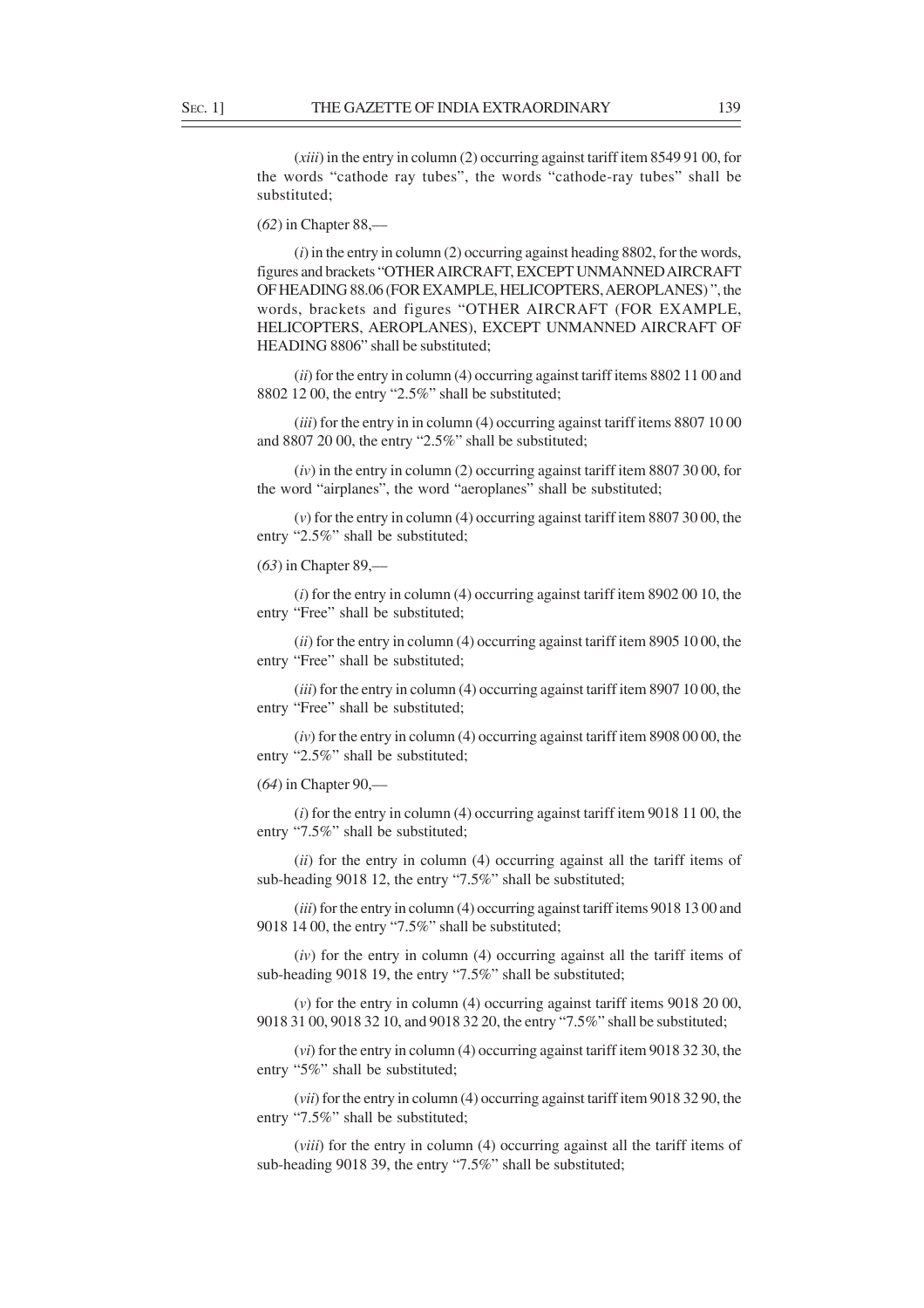(*xiii*) in the entry in column (2) occurring against tariff item 8549 91 00, for the words "cathode ray tubes", the words "cathode-ray tubes" shall be substituted;

(*62*) in Chapter 88,—

(*i*) in the entry in column (2) occurring against heading 8802, for the words, figures and brackets "OTHER AIRCRAFT, EXCEPT UNMANNED AIRCRAFT OF HEADING 88.06 (FOR EXAMPLE, HELICOPTERS, AEROPLANES) ", the words, brackets and figures "OTHER AIRCRAFT (FOR EXAMPLE, HELICOPTERS, AEROPLANES), EXCEPT UNMANNED AIRCRAFT OF HEADING 8806" shall be substituted;

(*ii*) for the entry in column (4) occurring against tariff items 8802 11 00 and 8802 12 00, the entry "2.5%" shall be substituted;

(*iii*) for the entry in in column (4) occurring against tariff items 8807 10 00 and 8807 20 00, the entry "2.5%" shall be substituted;

(*iv*) in the entry in column (2) occurring against tariff item 8807 30 00, for the word "airplanes", the word "aeroplanes" shall be substituted;

(*v*) for the entry in column (4) occurring against tariff item 8807 30 00, the entry "2.5%" shall be substituted;

(*63*) in Chapter 89,—

(*i*) for the entry in column (4) occurring against tariff item 8902 00 10, the entry "Free" shall be substituted;

(*ii*) for the entry in column (4) occurring against tariff item 8905 10 00, the entry "Free" shall be substituted;

(*iii*) for the entry in column (4) occurring against tariff item 8907 10 00, the entry "Free" shall be substituted;

(*iv*) for the entry in column (4) occurring against tariff item 8908 00 00, the entry "2.5%" shall be substituted;

(*64*) in Chapter 90,—

(*i*) for the entry in column (4) occurring against tariff item 9018 11 00, the entry "7.5%" shall be substituted;

(*ii*) for the entry in column (4) occurring against all the tariff items of sub-heading 9018 12, the entry "7.5%" shall be substituted;

(*iii*) for the entry in column (4) occurring against tariff items 9018 13 00 and 9018 14 00, the entry "7.5%" shall be substituted;

(*iv*) for the entry in column (4) occurring against all the tariff items of sub-heading 9018 19, the entry "7.5%" shall be substituted;

(*v*) for the entry in column (4) occurring against tariff items 9018 20 00, 9018 31 00, 9018 32 10, and 9018 32 20, the entry "7.5%" shall be substituted;

(*vi*) for the entry in column (4) occurring against tariff item 9018 32 30, the entry "5%" shall be substituted;

(*vii*) for the entry in column (4) occurring against tariff item 9018 32 90, the entry "7.5%" shall be substituted;

(*viii*) for the entry in column (4) occurring against all the tariff items of sub-heading 9018 39, the entry "7.5%" shall be substituted;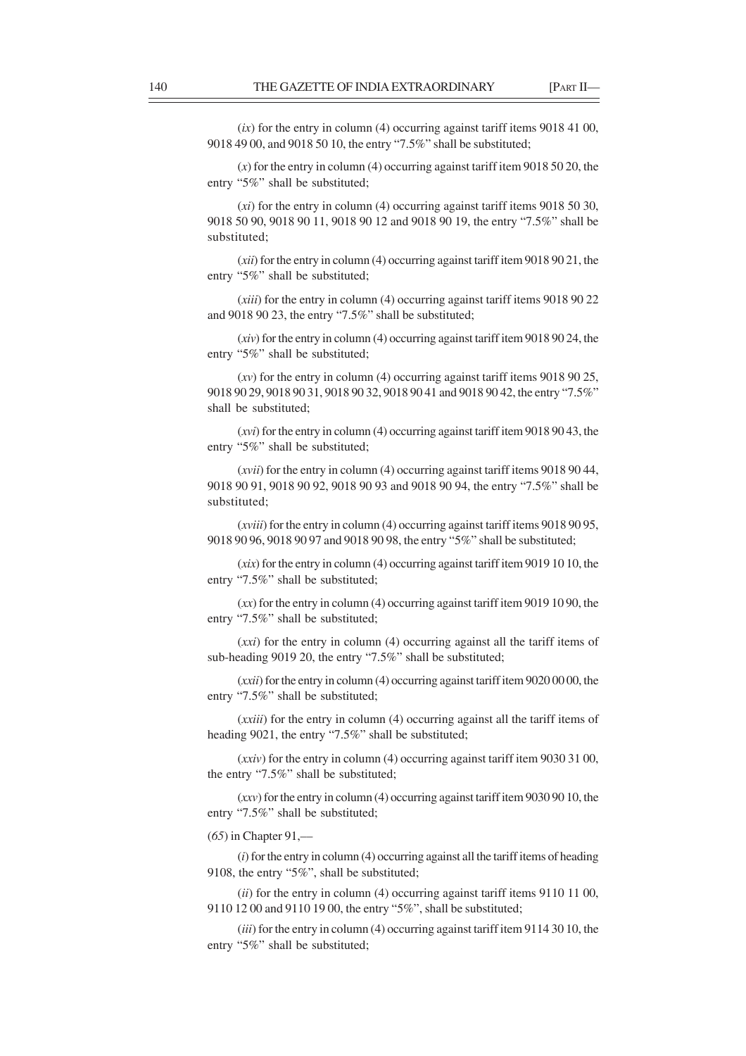(*ix*) for the entry in column (4) occurring against tariff items 9018 41 00, 9018 49 00, and 9018 50 10, the entry "7.5%" shall be substituted;

(*x*) for the entry in column (4) occurring against tariff item 9018 50 20, the entry "5%" shall be substituted;

(*xi*) for the entry in column (4) occurring against tariff items 9018 50 30, 9018 50 90, 9018 90 11, 9018 90 12 and 9018 90 19, the entry "7.5%" shall be substituted;

(*xii*) for the entry in column (4) occurring against tariff item 9018 90 21, the entry "5%" shall be substituted;

(*xiii*) for the entry in column (4) occurring against tariff items 9018 90 22 and 9018 90 23, the entry "7.5%" shall be substituted;

(*xiv*) for the entry in column (4) occurring against tariff item 9018 90 24, the entry "5%" shall be substituted;

(*xv*) for the entry in column (4) occurring against tariff items 9018 90 25, 9018 90 29, 9018 90 31, 9018 90 32, 9018 90 41 and 9018 90 42, the entry "7.5%" shall be substituted;

(*xvi*) for the entry in column (4) occurring against tariff item 9018 90 43, the entry "5%" shall be substituted;

(*xvii*) for the entry in column (4) occurring against tariff items 9018 90 44, 9018 90 91, 9018 90 92, 9018 90 93 and 9018 90 94, the entry "7.5%" shall be substituted;

(*xviii*) for the entry in column (4) occurring against tariff items 9018 90 95, 9018 90 96, 9018 90 97 and 9018 90 98, the entry "5%" shall be substituted;

(*xix*) for the entry in column (4) occurring against tariff item 9019 10 10, the entry "7.5%" shall be substituted;

(*xx*) for the entry in column (4) occurring against tariff item 9019 10 90, the entry "7.5%" shall be substituted;

(*xxi*) for the entry in column (4) occurring against all the tariff items of sub-heading 9019 20, the entry "7.5%" shall be substituted;

(*xxii*) for the entry in column (4) occurring against tariff item 9020 00 00, the entry "7.5%" shall be substituted;

(*xxiii*) for the entry in column (4) occurring against all the tariff items of heading 9021, the entry "7.5%" shall be substituted;

(*xxiv*) for the entry in column (4) occurring against tariff item 9030 31 00, the entry "7.5%" shall be substituted;

(*xxv*) for the entry in column (4) occurring against tariff item 9030 90 10, the entry "7.5%" shall be substituted;

(*65*) in Chapter 91,—

(*i*) for the entry in column (4) occurring against all the tariff items of heading 9108, the entry "5%", shall be substituted;

(*ii*) for the entry in column (4) occurring against tariff items 9110 11 00, 9110 12 00 and 9110 19 00, the entry "5%", shall be substituted;

(*iii*) for the entry in column (4) occurring against tariff item 9114 30 10, the entry "5%" shall be substituted;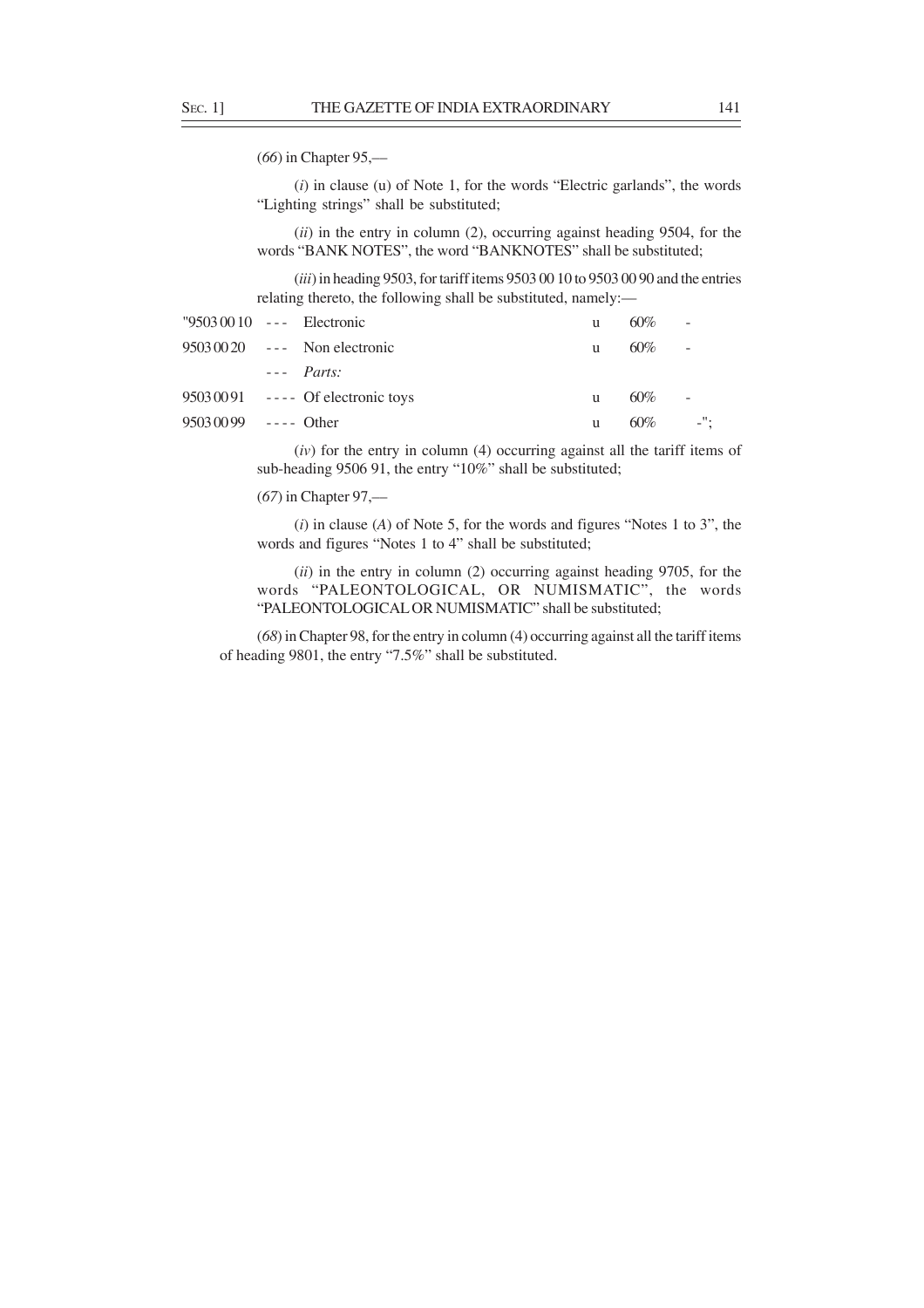(*66*) in Chapter 95,—

(*i*) in clause (u) of Note 1, for the words "Electric garlands", the words "Lighting strings" shall be substituted;

(*ii*) in the entry in column (2), occurring against heading 9504, for the words "BANK NOTES", the word "BANKNOTES" shall be substituted;

(*iii*) in heading 9503, for tariff items 9503 00 10 to 9503 00 90 and the entries relating thereto, the following shall be substituted, namely:—

| | | | | |
|---|---|---|---|---|
| "9503 00 10 | --- Electronic | u | 60% | - |
| 9503 00 20 | --- Non electronic | u | 60% | - |
| | --- *Parts:* | | | |
| 9503 00 91 | ---- Of electronic toys | u | 60% | - |
| 9503 00 99 | ---- Other | u | 60% | -"; |

(*iv*) for the entry in column (4) occurring against all the tariff items of sub-heading 9506 91, the entry "10%" shall be substituted;

(*67*) in Chapter 97,—

(*i*) in clause (*A*) of Note 5, for the words and figures "Notes 1 to 3", the words and figures "Notes 1 to 4" shall be substituted;

(*ii*) in the entry in column (2) occurring against heading 9705, for the words "PALEONTOLOGICAL, OR NUMISMATIC", the words "PALEONTOLOGICAL OR NUMISMATIC" shall be substituted;

(*68*) in Chapter 98, for the entry in column (4) occurring against all the tariff items of heading 9801, the entry "7.5%" shall be substituted.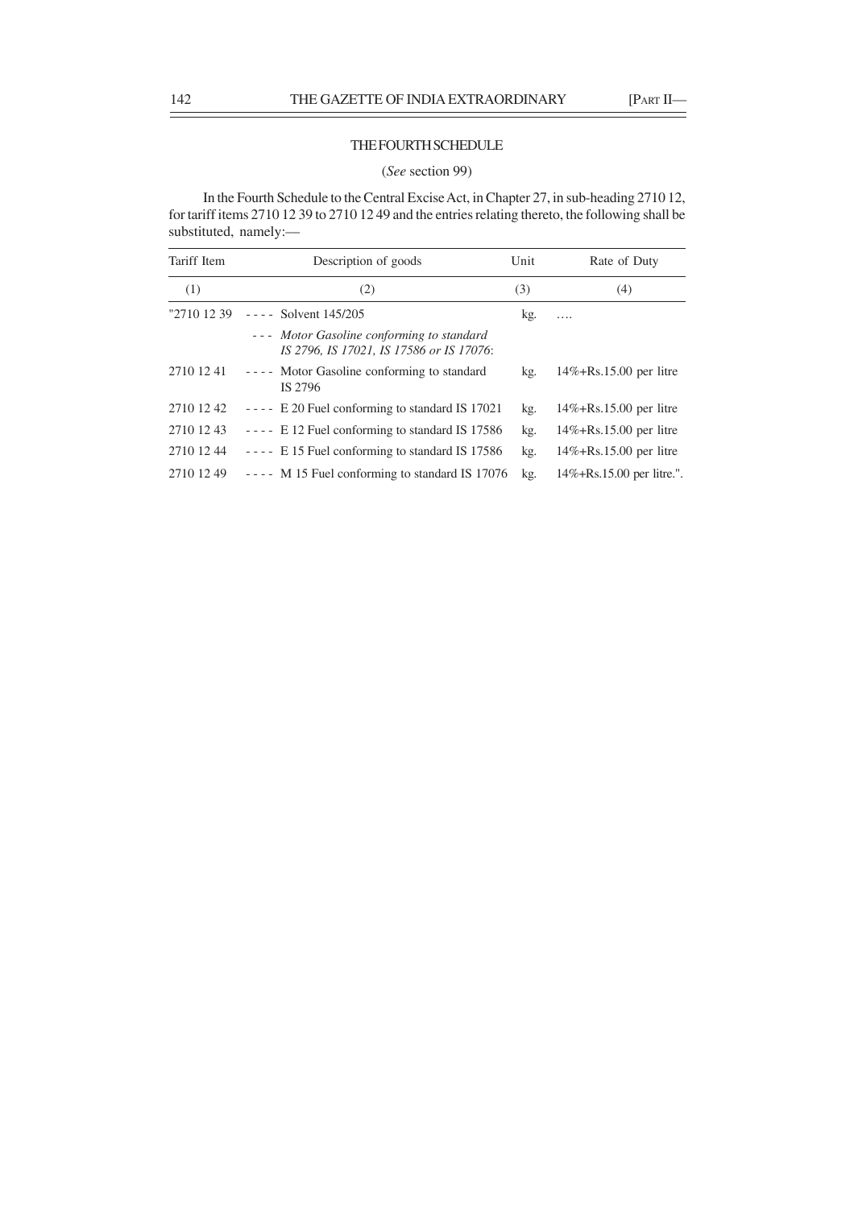## THE FOURTH SCHEDULE

(*See* section 99)

In the Fourth Schedule to the Central Excise Act, in Chapter 27, in sub-heading 2710 12, for tariff items 2710 12 39 to 2710 12 49 and the entries relating thereto, the following shall be substituted, namely:—

| Tariff Item | Description of goods | Unit | Rate of Duty |
|---|---|---|---|
| (1) | (2) | (3) | (4) |
| "2710 12 39 | - - - - Solvent 145/205 | kg. | …. |
| | - - - *Motor Gasoline conforming to standard IS 2796, IS 17021, IS 17586 or IS 17076*: | | |
| 2710 12 41 | - - - - Motor Gasoline conforming to standard IS 2796 | kg. | 14%+Rs.15.00 per litre |
| 2710 12 42 | - - - - E 20 Fuel conforming to standard IS 17021 | kg. | 14%+Rs.15.00 per litre |
| 2710 12 43 | - - - - E 12 Fuel conforming to standard IS 17586 | kg. | 14%+Rs.15.00 per litre |
| 2710 12 44 | - - - - E 15 Fuel conforming to standard IS 17586 | kg. | 14%+Rs.15.00 per litre |
| 2710 12 49 | - - - - M 15 Fuel conforming to standard IS 17076 | kg. | 14%+Rs.15.00 per litre.". |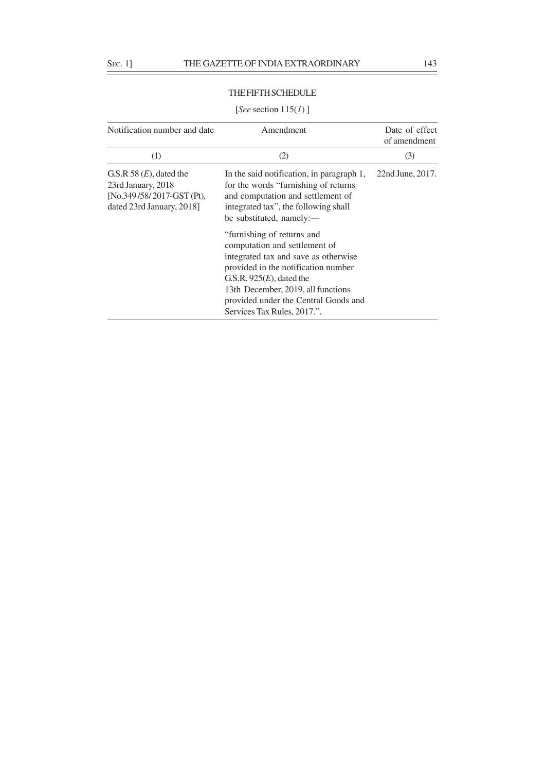## THE FIFTH SCHEDULE

[*See* section 115(*1*) ]

| Notification number and date | Amendment | Date of effect of amendment |
|---|---|---|
| (1) | (2) | (3) |
| G.S.R 58 (*E*), dated the 23rd January, 2018 [No.349/58/2017-GST (Pt), dated 23rd January, 2018] | In the said notification, in paragraph 1, for the words "furnishing of returns and computation and settlement of integrated tax", the following shall be substituted, namely:— "furnishing of returns and computation and settlement of integrated tax and save as otherwise provided in the notification number G.S.R. 925(*E*), dated the 13th December, 2019, all functions provided under the Central Goods and Services Tax Rules, 2017.". | 22nd June, 2017. |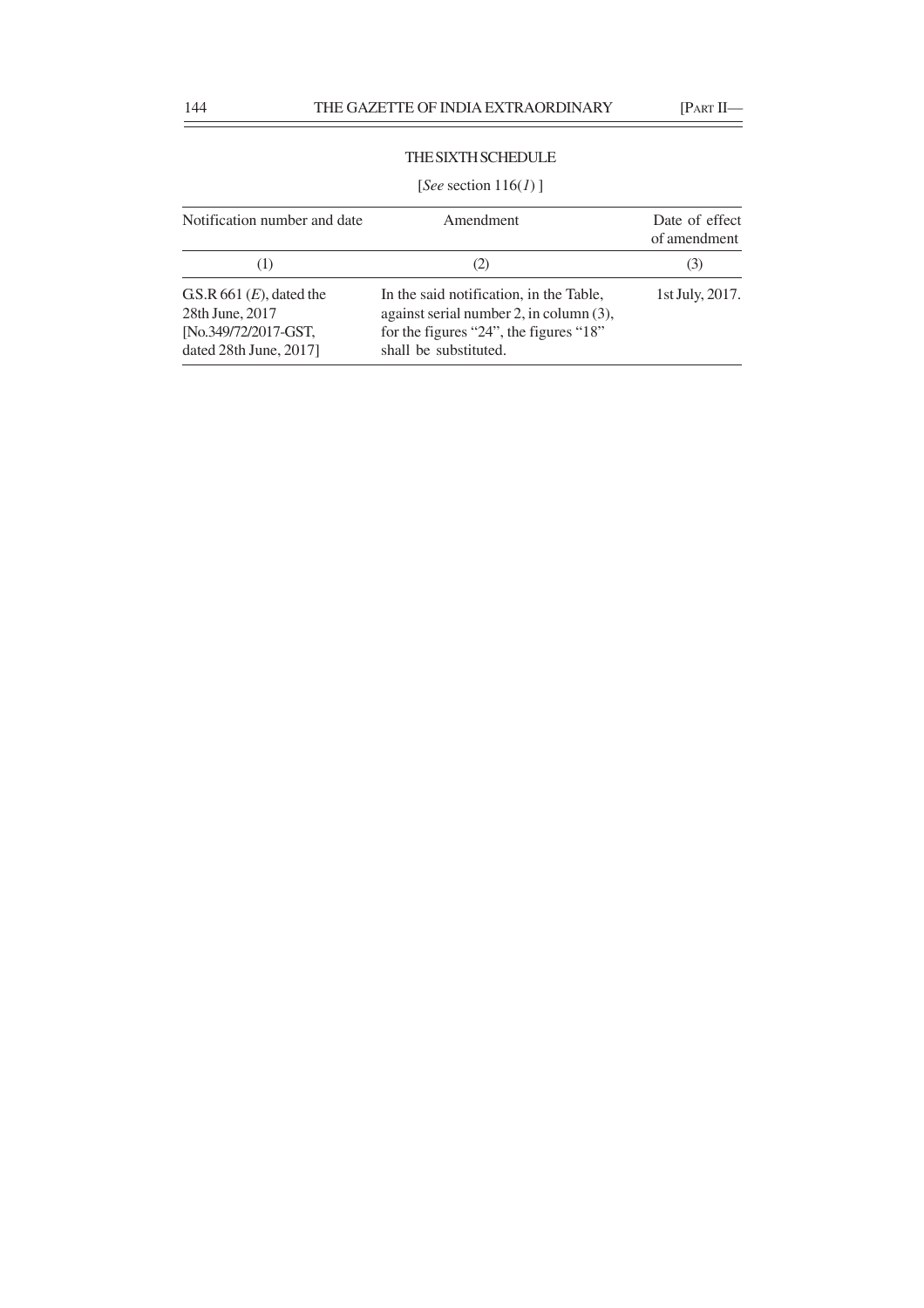## THE SIXTH SCHEDULE

[*See* section 116(*1*) ]

| Notification number and date | Amendment | Date of effect of amendment |
|---|---|---|
| (1) | (2) | (3) |
| G.S.R 661 (*E*), dated the 28th June, 2017 [No.349/72/2017-GST, dated 28th June, 2017] | In the said notification, in the Table, against serial number 2, in column (3), for the figures "24", the figures "18" shall be substituted. | 1st July, 2017. |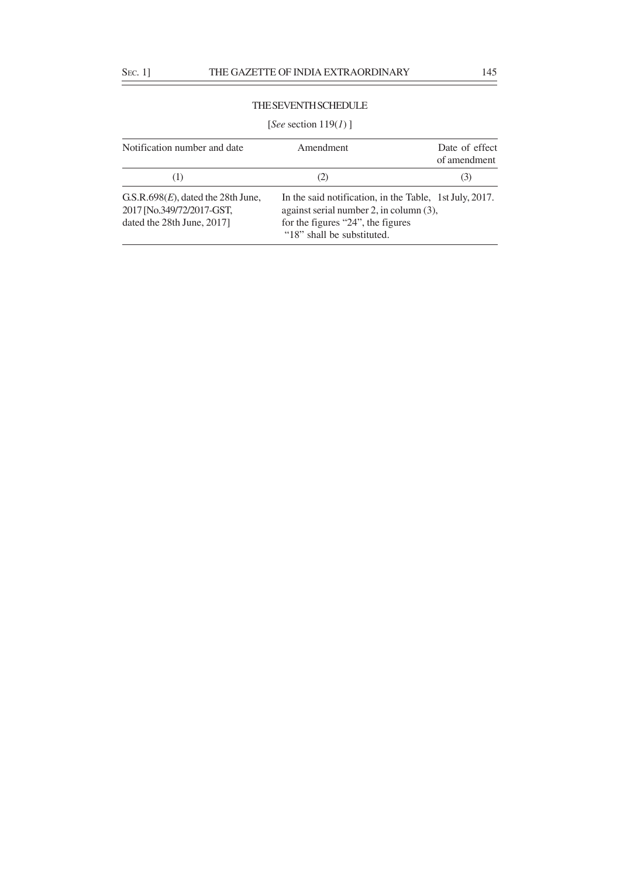## THE SEVENTH SCHEDULE

[*See* section 119(*1*) ]

| Notification number and date | Amendment | Date of effect of amendment |
|---|---|---|
| (1) | (2) | (3) |
| G.S.R.698(*E*), dated the 28th June, 2017 [No.349/72/2017-GST, dated the 28th June, 2017] | In the said notification, in the Table, against serial number 2, in column (3), for the figures "24", the figures "18" shall be substituted. | 1st July, 2017. |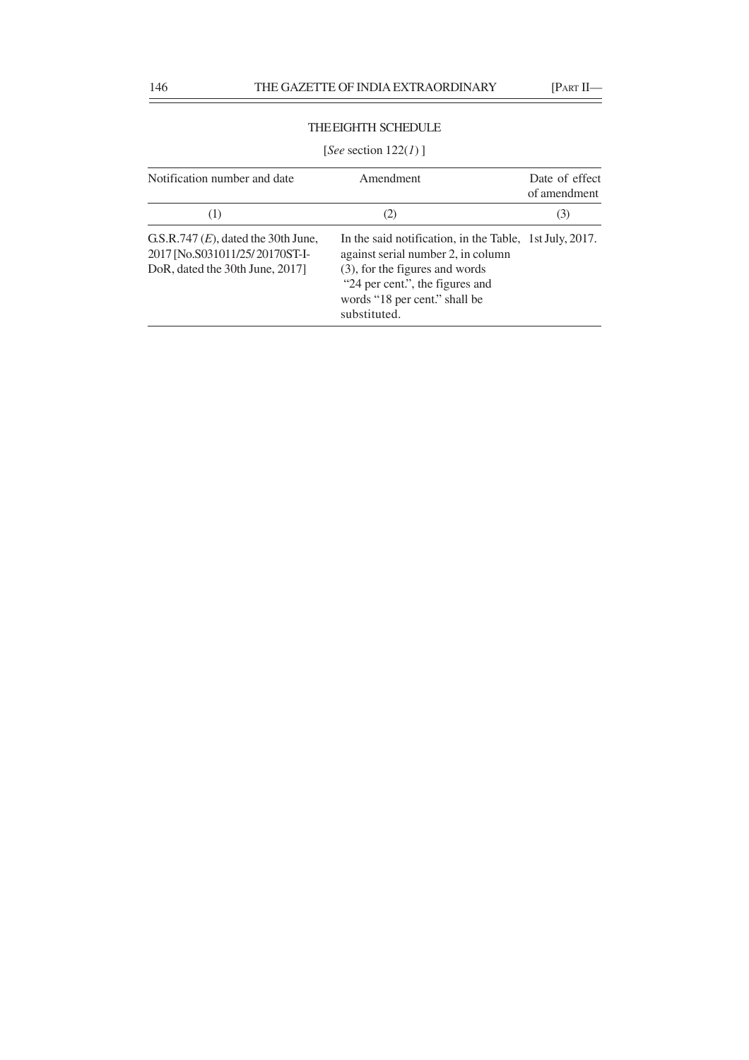## THE EIGHTH SCHEDULE

[*See* section 122(*1*) ]

| Notification number and date | Amendment | Date of effect of amendment |
|---|---|---|
| (1) | (2) | (3) |
| G.S.R.747 (*E*), dated the 30th June, 2017 [No.S031011/25/20170ST-I-DoR, dated the 30th June, 2017] | In the said notification, in the Table, against serial number 2, in column (3), for the figures and words "24 per cent.", the figures and words "18 per cent." shall be substituted. | 1st July, 2017. |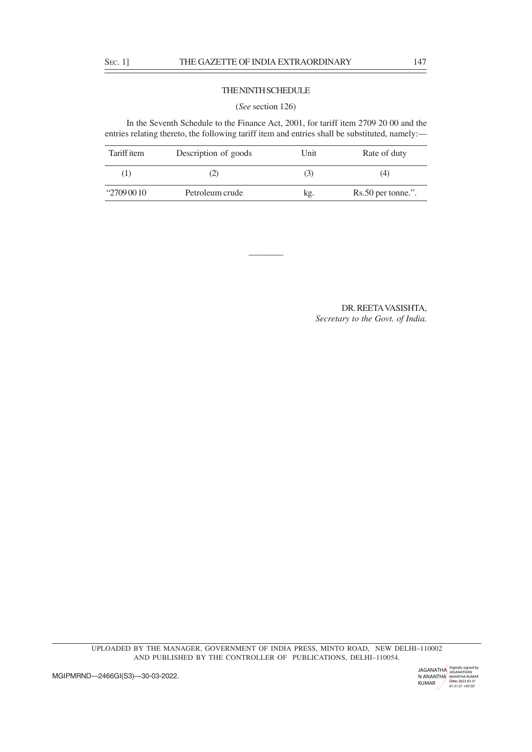## THE NINTH SCHEDULE

(*See* section 126)

In the Seventh Schedule to the Finance Act, 2001, for tariff item 2709 20 00 and the entries relating thereto, the following tariff item and entries shall be substituted, namely:—

| Tariff item | Description of goods | Unit | Rate of duty |
|---|---|---|---|
| (1) | (2) | (3) | (4) |
| "2709 00 10 | Petroleum crude | kg. | Rs.50 per tonne.". |

————

DR. REETA VASISHTA,
*Secretary to the Govt. of India.*

UPLOADED BY THE MANAGER, GOVERNMENT OF INDIA PRESS, MINTO ROAD, NEW DELHI–110002 AND PUBLISHED BY THE CONTROLLER OF PUBLICATIONS, DELHI–110054.

MGIPMRND—2466GI(S3)—30-03-2022.

JAGANATHAN ANANTHA KUMAR Digitally signed by JAGANATHAN ANANTHA KUMAR Date: 2022.03.31 01:31:51 +05'30'